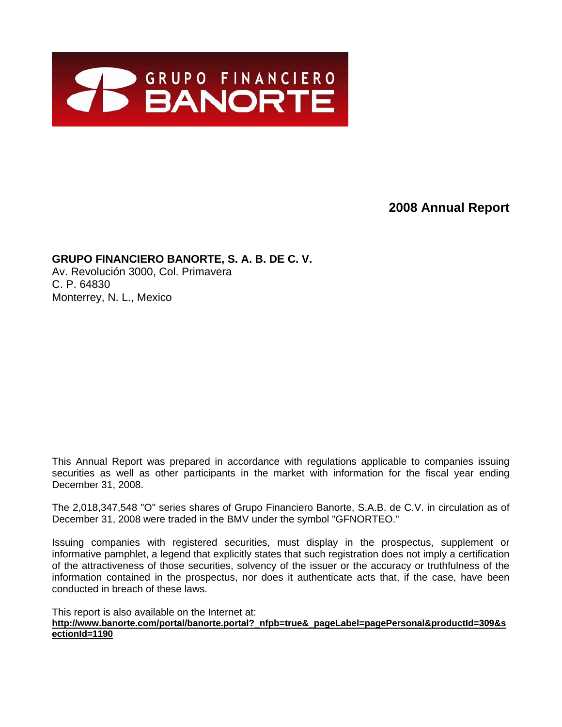GRUPO FINANCIERO
BANORTE

# 2008 Annual Report

**GRUPO FINANCIERO BANORTE, S. A. B. DE C. V.**
Av. Revolución 3000, Col. Primavera
C. P. 64830
Monterrey, N. L., Mexico

This Annual Report was prepared in accordance with regulations applicable to companies issuing securities as well as other participants in the market with information for the fiscal year ending December 31, 2008.

The 2,018,347,548 "O" series shares of Grupo Financiero Banorte, S.A.B. de C.V. in circulation as of December 31, 2008 were traded in the BMV under the symbol "GFNORTEO."

Issuing companies with registered securities, must display in the prospectus, supplement or informative pamphlet, a legend that explicitly states that such registration does not imply a certification of the attractiveness of those securities, solvency of the issuer or the accuracy or truthfulness of the information contained in the prospectus, nor does it authenticate acts that, if the case, have been conducted in breach of these laws.

This report is also available on the Internet at:
**http://www.banorte.com/portal/banorte.portal?_nfpb=true&_pageLabel=pagePersonal&productId=309&sectionId=1190**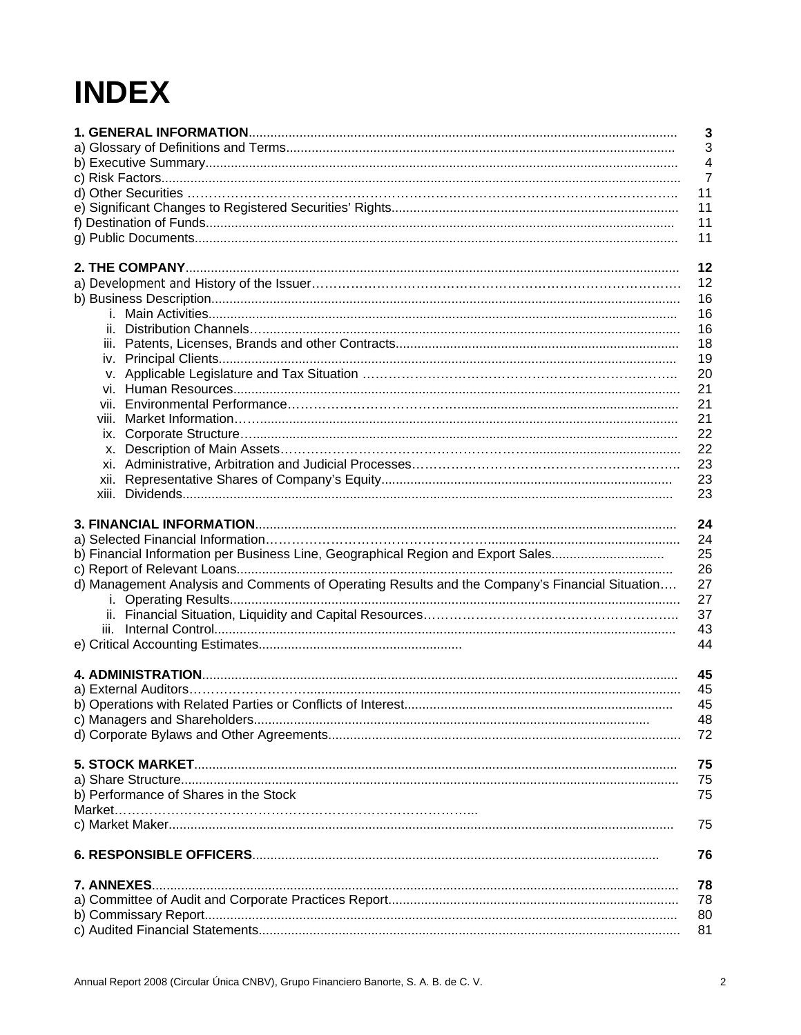# INDEX

| | |
|---|---|
| **1. GENERAL INFORMATION** | **3** |
| a) Glossary of Definitions and Terms | 3 |
| b) Executive Summary | 4 |
| c) Risk Factors | 7 |
| d) Other Securities | 11 |
| e) Significant Changes to Registered Securities' Rights | 11 |
| f) Destination of Funds | 11 |
| g) Public Documents | 11 |
| | |
| **2. THE COMPANY** | **12** |
| a) Development and History of the Issuer | 12 |
| b) Business Description | 16 |
| i. Main Activities | 16 |
| ii. Distribution Channels | 16 |
| iii. Patents, Licenses, Brands and other Contracts | 18 |
| iv. Principal Clients | 19 |
| v. Applicable Legislature and Tax Situation | 20 |
| vi. Human Resources | 21 |
| vii. Environmental Performance | 21 |
| viii. Market Information | 21 |
| ix. Corporate Structure | 22 |
| x. Description of Main Assets | 22 |
| xi. Administrative, Arbitration and Judicial Processes | 23 |
| xii. Representative Shares of Company's Equity | 23 |
| xiii. Dividends | 23 |
| | |
| **3. FINANCIAL INFORMATION** | **24** |
| a) Selected Financial Information | 24 |
| b) Financial Information per Business Line, Geographical Region and Export Sales | 25 |
| c) Report of Relevant Loans | 26 |
| d) Management Analysis and Comments of Operating Results and the Company's Financial Situation | 27 |
| i. Operating Results | 27 |
| ii. Financial Situation, Liquidity and Capital Resources | 37 |
| iii. Internal Control | 43 |
| e) Critical Accounting Estimates | 44 |
| | |
| **4. ADMINISTRATION** | **45** |
| a) External Auditors | 45 |
| b) Operations with Related Parties or Conflicts of Interest | 45 |
| c) Managers and Shareholders | 48 |
| d) Corporate Bylaws and Other Agreements | 72 |
| | |
| **5. STOCK MARKET** | **75** |
| a) Share Structure | 75 |
| b) Performance of Shares in the Stock Market | 75 |
| c) Market Maker | 75 |
| | |
| **6. RESPONSIBLE OFFICERS** | **76** |
| | |
| **7. ANNEXES** | **78** |
| a) Committee of Audit and Corporate Practices Report | 78 |
| b) Commissary Report | 80 |
| c) Audited Financial Statements | 81 |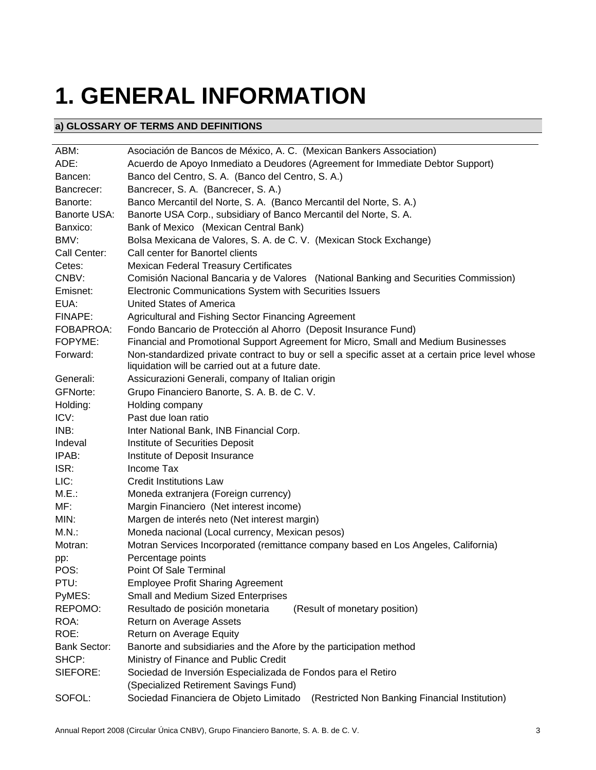# 1. GENERAL INFORMATION

## a) GLOSSARY OF TERMS AND DEFINITIONS

| | |
|---|---|
| ABM: | Asociación de Bancos de México, A. C. (Mexican Bankers Association) |
| ADE: | Acuerdo de Apoyo Inmediato a Deudores (Agreement for Immediate Debtor Support) |
| Bancen: | Banco del Centro, S. A. (Banco del Centro, S. A.) |
| Bancrecer: | Bancrecer, S. A. (Bancrecer, S. A.) |
| Banorte: | Banco Mercantil del Norte, S. A. (Banco Mercantil del Norte, S. A.) |
| Banorte USA: | Banorte USA Corp., subsidiary of Banco Mercantil del Norte, S. A. |
| Banxico: | Bank of Mexico (Mexican Central Bank) |
| BMV: | Bolsa Mexicana de Valores, S. A. de C. V. (Mexican Stock Exchange) |
| Call Center: | Call center for Banortel clients |
| Cetes: | Mexican Federal Treasury Certificates |
| CNBV: | Comisión Nacional Bancaria y de Valores (National Banking and Securities Commission) |
| Emisnet: | Electronic Communications System with Securities Issuers |
| EUA: | United States of America |
| FINAPE: | Agricultural and Fishing Sector Financing Agreement |
| FOBAPROA: | Fondo Bancario de Protección al Ahorro (Deposit Insurance Fund) |
| FOPYME: | Financial and Promotional Support Agreement for Micro, Small and Medium Businesses |
| Forward: | Non-standardized private contract to buy or sell a specific asset at a certain price level whose liquidation will be carried out at a future date. |
| Generali: | Assicurazioni Generali, company of Italian origin |
| GFNorte: | Grupo Financiero Banorte, S. A. B. de C. V. |
| Holding: | Holding company |
| ICV: | Past due loan ratio |
| INB: | Inter National Bank, INB Financial Corp. |
| Indeval | Institute of Securities Deposit |
| IPAB: | Institute of Deposit Insurance |
| ISR: | Income Tax |
| LIC: | Credit Institutions Law |
| M.E.: | Moneda extranjera (Foreign currency) |
| MF: | Margin Financiero (Net interest income) |
| MIN: | Margen de interés neto (Net interest margin) |
| M.N.: | Moneda nacional (Local currency, Mexican pesos) |
| Motran: | Motran Services Incorporated (remittance company based en Los Angeles, California) |
| pp: | Percentage points |
| POS: | Point Of Sale Terminal |
| PTU: | Employee Profit Sharing Agreement |
| PyMES: | Small and Medium Sized Enterprises |
| REPOMO: | Resultado de posición monetaria (Result of monetary position) |
| ROA: | Return on Average Assets |
| ROE: | Return on Average Equity |
| Bank Sector: | Banorte and subsidiaries and the Afore by the participation method |
| SHCP: | Ministry of Finance and Public Credit |
| SIEFORE: | Sociedad de Inversión Especializada de Fondos para el Retiro (Specialized Retirement Savings Fund) |
| SOFOL: | Sociedad Financiera de Objeto Limitado (Restricted Non Banking Financial Institution) |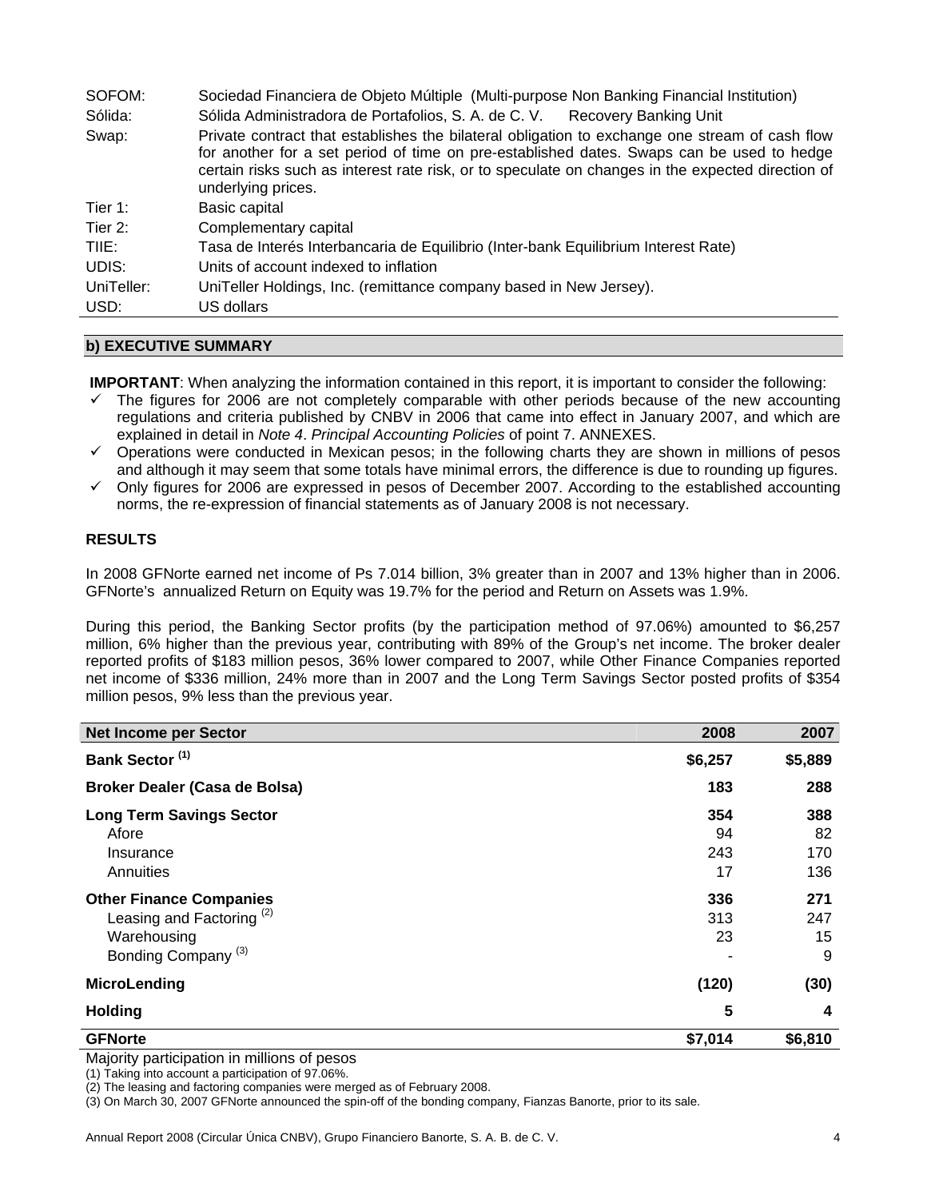| | |
|---|---|
| SOFOM: | Sociedad Financiera de Objeto Múltiple (Multi-purpose Non Banking Financial Institution) |
| Sólida: | Sólida Administradora de Portafolios, S. A. de C. V. Recovery Banking Unit |
| Swap: | Private contract that establishes the bilateral obligation to exchange one stream of cash flow for another for a set period of time on pre-established dates. Swaps can be used to hedge certain risks such as interest rate risk, or to speculate on changes in the expected direction of underlying prices. |
| Tier 1: | Basic capital |
| Tier 2: | Complementary capital |
| TIIE: | Tasa de Interés Interbancaria de Equilibrio (Inter-bank Equilibrium Interest Rate) |
| UDIS: | Units of account indexed to inflation |
| UniTeller: | UniTeller Holdings, Inc. (remittance company based in New Jersey). |
| USD: | US dollars |

## b) EXECUTIVE SUMMARY

**IMPORTANT**: When analyzing the information contained in this report, it is important to consider the following:

- ✓ The figures for 2006 are not completely comparable with other periods because of the new accounting regulations and criteria published by CNBV in 2006 that came into effect in January 2007, and which are explained in detail in *Note 4*. *Principal Accounting Policies* of point 7. ANNEXES.
- ✓ Operations were conducted in Mexican pesos; in the following charts they are shown in millions of pesos and although it may seem that some totals have minimal errors, the difference is due to rounding up figures.
- ✓ Only figures for 2006 are expressed in pesos of December 2007. According to the established accounting norms, the re-expression of financial statements as of January 2008 is not necessary.

### RESULTS

In 2008 GFNorte earned net income of Ps 7.014 billion, 3% greater than in 2007 and 13% higher than in 2006. GFNorte's annualized Return on Equity was 19.7% for the period and Return on Assets was 1.9%.

During this period, the Banking Sector profits (by the participation method of 97.06%) amounted to $6,257 million, 6% higher than the previous year, contributing with 89% of the Group's net income. The broker dealer reported profits of $183 million pesos, 36% lower compared to 2007, while Other Finance Companies reported net income of $336 million, 24% more than in 2007 and the Long Term Savings Sector posted profits of $354 million pesos, 9% less than the previous year.

| Net Income per Sector | 2008 | 2007 |
|---|---|---|
| **Bank Sector (1)** | **$6,257** | **$5,889** |
| **Broker Dealer (Casa de Bolsa)** | **183** | **288** |
| **Long Term Savings Sector** | **354** | **388** |
| Afore | 94 | 82 |
| Insurance | 243 | 170 |
| Annuities | 17 | 136 |
| **Other Finance Companies** | **336** | **271** |
| Leasing and Factoring (2) | 313 | 247 |
| Warehousing | 23 | 15 |
| Bonding Company (3) | - | 9 |
| **MicroLending** | **(120)** | **(30)** |
| **Holding** | **5** | **4** |
| **GFNorte** | **$7,014** | **$6,810** |

Majority participation in millions of pesos

(1) Taking into account a participation of 97.06%.

(2) The leasing and factoring companies were merged as of February 2008.

(3) On March 30, 2007 GFNorte announced the spin-off of the bonding company, Fianzas Banorte, prior to its sale.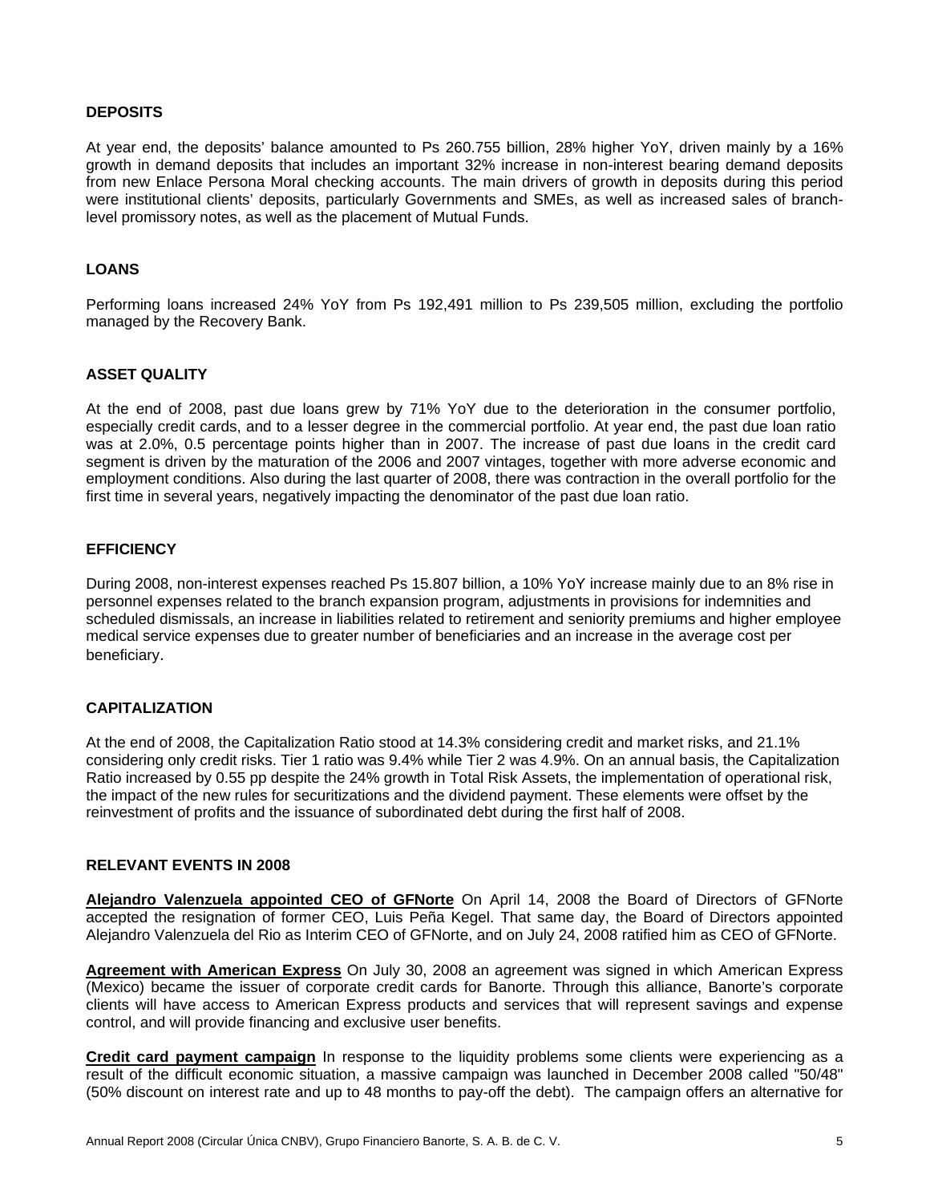## DEPOSITS

At year end, the deposits' balance amounted to Ps 260.755 billion, 28% higher YoY, driven mainly by a 16% growth in demand deposits that includes an important 32% increase in non-interest bearing demand deposits from new Enlace Persona Moral checking accounts. The main drivers of growth in deposits during this period were institutional clients' deposits, particularly Governments and SMEs, as well as increased sales of branch-level promissory notes, as well as the placement of Mutual Funds.

## LOANS

Performing loans increased 24% YoY from Ps 192,491 million to Ps 239,505 million, excluding the portfolio managed by the Recovery Bank.

## ASSET QUALITY

At the end of 2008, past due loans grew by 71% YoY due to the deterioration in the consumer portfolio, especially credit cards, and to a lesser degree in the commercial portfolio. At year end, the past due loan ratio was at 2.0%, 0.5 percentage points higher than in 2007. The increase of past due loans in the credit card segment is driven by the maturation of the 2006 and 2007 vintages, together with more adverse economic and employment conditions. Also during the last quarter of 2008, there was contraction in the overall portfolio for the first time in several years, negatively impacting the denominator of the past due loan ratio.

## EFFICIENCY

During 2008, non-interest expenses reached Ps 15.807 billion, a 10% YoY increase mainly due to an 8% rise in personnel expenses related to the branch expansion program, adjustments in provisions for indemnities and scheduled dismissals, an increase in liabilities related to retirement and seniority premiums and higher employee medical service expenses due to greater number of beneficiaries and an increase in the average cost per beneficiary.

## CAPITALIZATION

At the end of 2008, the Capitalization Ratio stood at 14.3% considering credit and market risks, and 21.1% considering only credit risks. Tier 1 ratio was 9.4% while Tier 2 was 4.9%. On an annual basis, the Capitalization Ratio increased by 0.55 pp despite the 24% growth in Total Risk Assets, the implementation of operational risk, the impact of the new rules for securitizations and the dividend payment. These elements were offset by the reinvestment of profits and the issuance of subordinated debt during the first half of 2008.

## RELEVANT EVENTS IN 2008

**Alejandro Valenzuela appointed CEO of GFNorte** On April 14, 2008 the Board of Directors of GFNorte accepted the resignation of former CEO, Luis Peña Kegel. That same day, the Board of Directors appointed Alejandro Valenzuela del Rio as Interim CEO of GFNorte, and on July 24, 2008 ratified him as CEO of GFNorte.

**Agreement with American Express** On July 30, 2008 an agreement was signed in which American Express (Mexico) became the issuer of corporate credit cards for Banorte. Through this alliance, Banorte's corporate clients will have access to American Express products and services that will represent savings and expense control, and will provide financing and exclusive user benefits.

**Credit card payment campaign** In response to the liquidity problems some clients were experiencing as a result of the difficult economic situation, a massive campaign was launched in December 2008 called "50/48" (50% discount on interest rate and up to 48 months to pay-off the debt). The campaign offers an alternative for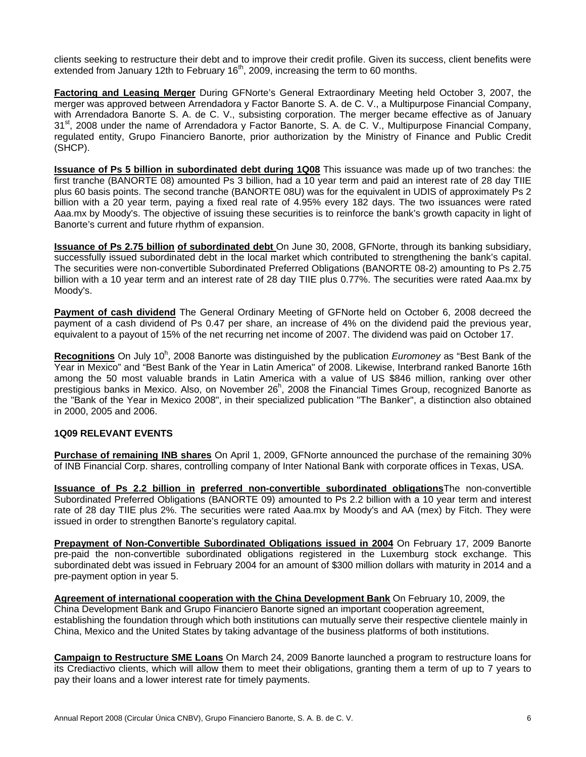clients seeking to restructure their debt and to improve their credit profile. Given its success, client benefits were extended from January 12th to February 16th, 2009, increasing the term to 60 months.

**Factoring and Leasing Merger** During GFNorte's General Extraordinary Meeting held October 3, 2007, the merger was approved between Arrendadora y Factor Banorte S. A. de C. V., a Multipurpose Financial Company, with Arrendadora Banorte S. A. de C. V., subsisting corporation. The merger became effective as of January 31st, 2008 under the name of Arrendadora y Factor Banorte, S. A. de C. V., Multipurpose Financial Company, regulated entity, Grupo Financiero Banorte, prior authorization by the Ministry of Finance and Public Credit (SHCP).

**Issuance of Ps 5 billion in subordinated debt during 1Q08** This issuance was made up of two tranches: the first tranche (BANORTE 08) amounted Ps 3 billion, had a 10 year term and paid an interest rate of 28 day TIIE plus 60 basis points. The second tranche (BANORTE 08U) was for the equivalent in UDIS of approximately Ps 2 billion with a 20 year term, paying a fixed real rate of 4.95% every 182 days. The two issuances were rated Aaa.mx by Moody's. The objective of issuing these securities is to reinforce the bank's growth capacity in light of Banorte's current and future rhythm of expansion.

**Issuance of Ps 2.75 billion of subordinated debt** On June 30, 2008, GFNorte, through its banking subsidiary, successfully issued subordinated debt in the local market which contributed to strengthening the bank's capital. The securities were non-convertible Subordinated Preferred Obligations (BANORTE 08-2) amounting to Ps 2.75 billion with a 10 year term and an interest rate of 28 day TIIE plus 0.77%. The securities were rated Aaa.mx by Moody's.

**Payment of cash dividend** The General Ordinary Meeting of GFNorte held on October 6, 2008 decreed the payment of a cash dividend of Ps 0.47 per share, an increase of 4% on the dividend paid the previous year, equivalent to a payout of 15% of the net recurring net income of 2007. The dividend was paid on October 17.

**Recognitions** On July 10h, 2008 Banorte was distinguished by the publication *Euromoney* as "Best Bank of the Year in Mexico" and "Best Bank of the Year in Latin America" of 2008. Likewise, Interbrand ranked Banorte 16th among the 50 most valuable brands in Latin America with a value of US $846 million, ranking over other prestigious banks in Mexico. Also, on November 26h, 2008 the Financial Times Group, recognized Banorte as the "Bank of the Year in Mexico 2008", in their specialized publication "The Banker", a distinction also obtained in 2000, 2005 and 2006.

**1Q09 RELEVANT EVENTS**

**Purchase of remaining INB shares** On April 1, 2009, GFNorte announced the purchase of the remaining 30% of INB Financial Corp. shares, controlling company of Inter National Bank with corporate offices in Texas, USA.

**Issuance of Ps 2.2 billion in preferred non-convertible subordinated obligations** The non-convertible Subordinated Preferred Obligations (BANORTE 09) amounted to Ps 2.2 billion with a 10 year term and interest rate of 28 day TIIE plus 2%. The securities were rated Aaa.mx by Moody's and AA (mex) by Fitch. They were issued in order to strengthen Banorte's regulatory capital.

**Prepayment of Non-Convertible Subordinated Obligations issued in 2004** On February 17, 2009 Banorte pre-paid the non-convertible subordinated obligations registered in the Luxemburg stock exchange. This subordinated debt was issued in February 2004 for an amount of $300 million dollars with maturity in 2014 and a pre-payment option in year 5.

**Agreement of international cooperation with the China Development Bank** On February 10, 2009, the China Development Bank and Grupo Financiero Banorte signed an important cooperation agreement, establishing the foundation through which both institutions can mutually serve their respective clientele mainly in China, Mexico and the United States by taking advantage of the business platforms of both institutions.

**Campaign to Restructure SME Loans** On March 24, 2009 Banorte launched a program to restructure loans for its Crediactivo clients, which will allow them to meet their obligations, granting them a term of up to 7 years to pay their loans and a lower interest rate for timely payments.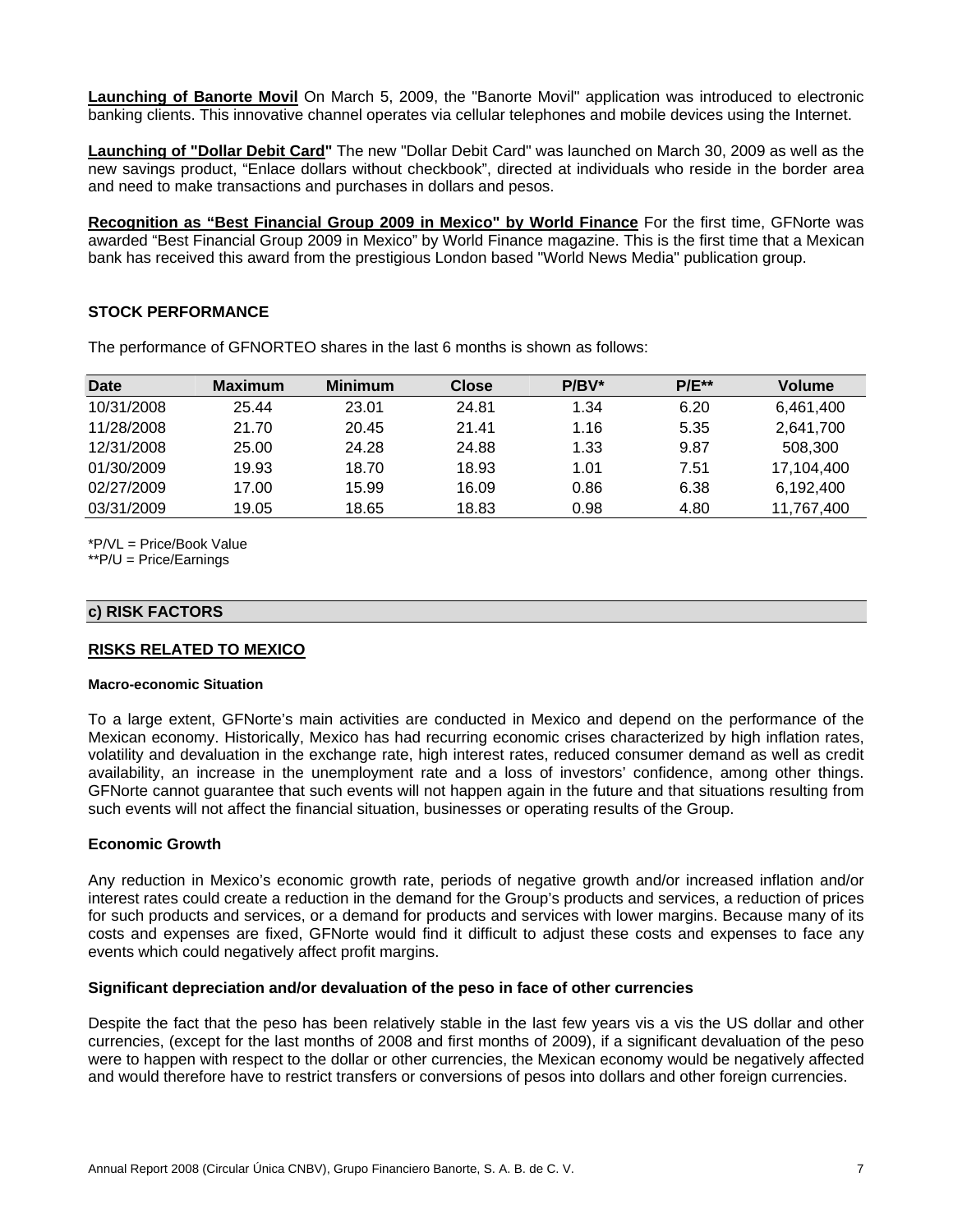**Launching of Banorte Movil** On March 5, 2009, the "Banorte Movil" application was introduced to electronic banking clients. This innovative channel operates via cellular telephones and mobile devices using the Internet.

**Launching of "Dollar Debit Card"** The new "Dollar Debit Card" was launched on March 30, 2009 as well as the new savings product, "Enlace dollars without checkbook", directed at individuals who reside in the border area and need to make transactions and purchases in dollars and pesos.

**Recognition as "Best Financial Group 2009 in Mexico" by World Finance** For the first time, GFNorte was awarded "Best Financial Group 2009 in Mexico" by World Finance magazine. This is the first time that a Mexican bank has received this award from the prestigious London based "World News Media" publication group.

## STOCK PERFORMANCE

The performance of GFNORTEO shares in the last 6 months is shown as follows:

| Date | Maximum | Minimum | Close | P/BV* | P/E** | Volume |
|---|---|---|---|---|---|---|
| 10/31/2008 | 25.44 | 23.01 | 24.81 | 1.34 | 6.20 | 6,461,400 |
| 11/28/2008 | 21.70 | 20.45 | 21.41 | 1.16 | 5.35 | 2,641,700 |
| 12/31/2008 | 25.00 | 24.28 | 24.88 | 1.33 | 9.87 | 508,300 |
| 01/30/2009 | 19.93 | 18.70 | 18.93 | 1.01 | 7.51 | 17,104,400 |
| 02/27/2009 | 17.00 | 15.99 | 16.09 | 0.86 | 6.38 | 6,192,400 |
| 03/31/2009 | 19.05 | 18.65 | 18.83 | 0.98 | 4.80 | 11,767,400 |

*P/VL = Price/Book Value
**P/U = Price/Earnings

## c) RISK FACTORS

### RISKS RELATED TO MEXICO

#### Macro-economic Situation

To a large extent, GFNorte's main activities are conducted in Mexico and depend on the performance of the Mexican economy. Historically, Mexico has had recurring economic crises characterized by high inflation rates, volatility and devaluation in the exchange rate, high interest rates, reduced consumer demand as well as credit availability, an increase in the unemployment rate and a loss of investors' confidence, among other things. GFNorte cannot guarantee that such events will not happen again in the future and that situations resulting from such events will not affect the financial situation, businesses or operating results of the Group.

#### Economic Growth

Any reduction in Mexico's economic growth rate, periods of negative growth and/or increased inflation and/or interest rates could create a reduction in the demand for the Group's products and services, a reduction of prices for such products and services, or a demand for products and services with lower margins. Because many of its costs and expenses are fixed, GFNorte would find it difficult to adjust these costs and expenses to face any events which could negatively affect profit margins.

#### Significant depreciation and/or devaluation of the peso in face of other currencies

Despite the fact that the peso has been relatively stable in the last few years vis a vis the US dollar and other currencies, (except for the last months of 2008 and first months of 2009), if a significant devaluation of the peso were to happen with respect to the dollar or other currencies, the Mexican economy would be negatively affected and would therefore have to restrict transfers or conversions of pesos into dollars and other foreign currencies.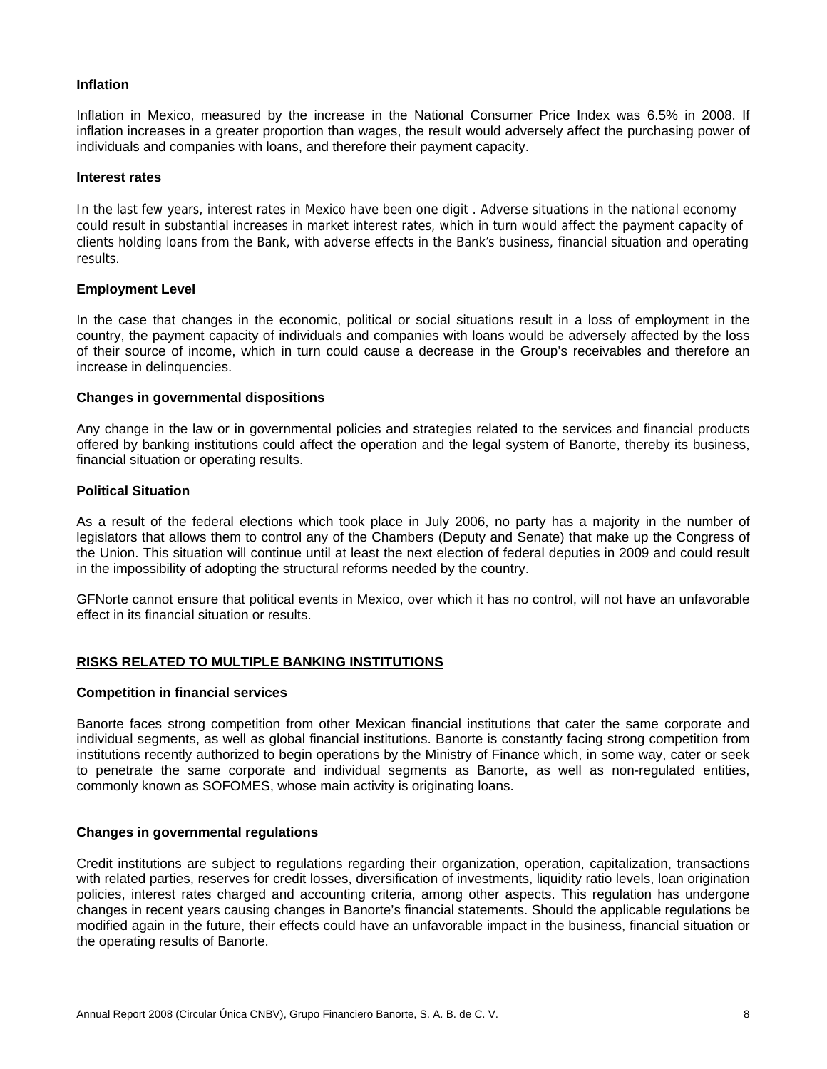**Inflation**

Inflation in Mexico, measured by the increase in the National Consumer Price Index was 6.5% in 2008. If inflation increases in a greater proportion than wages, the result would adversely affect the purchasing power of individuals and companies with loans, and therefore their payment capacity.

**Interest rates**

In the last few years, interest rates in Mexico have been one digit . Adverse situations in the national economy could result in substantial increases in market interest rates, which in turn would affect the payment capacity of clients holding loans from the Bank, with adverse effects in the Bank's business, financial situation and operating results.

**Employment Level**

In the case that changes in the economic, political or social situations result in a loss of employment in the country, the payment capacity of individuals and companies with loans would be adversely affected by the loss of their source of income, which in turn could cause a decrease in the Group's receivables and therefore an increase in delinquencies.

**Changes in governmental dispositions**

Any change in the law or in governmental policies and strategies related to the services and financial products offered by banking institutions could affect the operation and the legal system of Banorte, thereby its business, financial situation or operating results.

**Political Situation**

As a result of the federal elections which took place in July 2006, no party has a majority in the number of legislators that allows them to control any of the Chambers (Deputy and Senate) that make up the Congress of the Union. This situation will continue until at least the next election of federal deputies in 2009 and could result in the impossibility of adopting the structural reforms needed by the country.

GFNorte cannot ensure that political events in Mexico, over which it has no control, will not have an unfavorable effect in its financial situation or results.

## RISKS RELATED TO MULTIPLE BANKING INSTITUTIONS

**Competition in financial services**

Banorte faces strong competition from other Mexican financial institutions that cater the same corporate and individual segments, as well as global financial institutions. Banorte is constantly facing strong competition from institutions recently authorized to begin operations by the Ministry of Finance which, in some way, cater or seek to penetrate the same corporate and individual segments as Banorte, as well as non-regulated entities, commonly known as SOFOMES, whose main activity is originating loans.

**Changes in governmental regulations**

Credit institutions are subject to regulations regarding their organization, operation, capitalization, transactions with related parties, reserves for credit losses, diversification of investments, liquidity ratio levels, loan origination policies, interest rates charged and accounting criteria, among other aspects. This regulation has undergone changes in recent years causing changes in Banorte's financial statements. Should the applicable regulations be modified again in the future, their effects could have an unfavorable impact in the business, financial situation or the operating results of Banorte.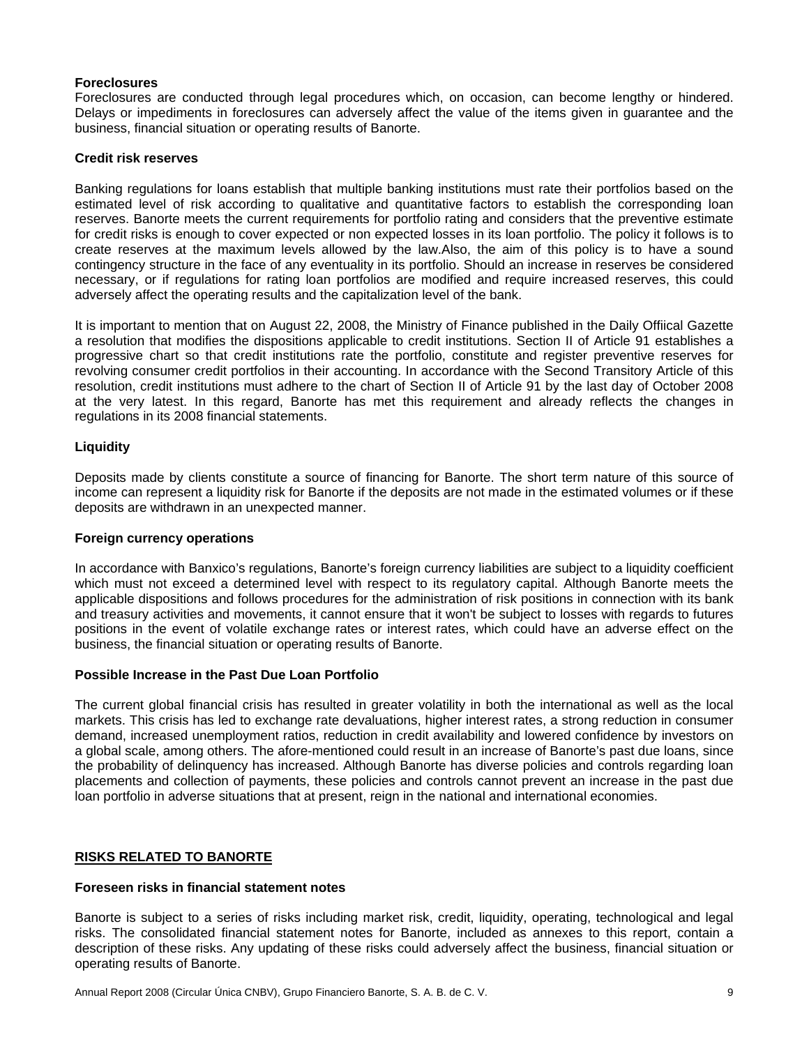**Foreclosures**

Foreclosures are conducted through legal procedures which, on occasion, can become lengthy or hindered. Delays or impediments in foreclosures can adversely affect the value of the items given in guarantee and the business, financial situation or operating results of Banorte.

**Credit risk reserves**

Banking regulations for loans establish that multiple banking institutions must rate their portfolios based on the estimated level of risk according to qualitative and quantitative factors to establish the corresponding loan reserves. Banorte meets the current requirements for portfolio rating and considers that the preventive estimate for credit risks is enough to cover expected or non expected losses in its loan portfolio. The policy it follows is to create reserves at the maximum levels allowed by the law.Also, the aim of this policy is to have a sound contingency structure in the face of any eventuality in its portfolio. Should an increase in reserves be considered necessary, or if regulations for rating loan portfolios are modified and require increased reserves, this could adversely affect the operating results and the capitalization level of the bank.

It is important to mention that on August 22, 2008, the Ministry of Finance published in the Daily Offiical Gazette a resolution that modifies the dispositions applicable to credit institutions. Section II of Article 91 establishes a progressive chart so that credit institutions rate the portfolio, constitute and register preventive reserves for revolving consumer credit portfolios in their accounting. In accordance with the Second Transitory Article of this resolution, credit institutions must adhere to the chart of Section II of Article 91 by the last day of October 2008 at the very latest. In this regard, Banorte has met this requirement and already reflects the changes in regulations in its 2008 financial statements.

**Liquidity**

Deposits made by clients constitute a source of financing for Banorte. The short term nature of this source of income can represent a liquidity risk for Banorte if the deposits are not made in the estimated volumes or if these deposits are withdrawn in an unexpected manner.

**Foreign currency operations**

In accordance with Banxico's regulations, Banorte's foreign currency liabilities are subject to a liquidity coefficient which must not exceed a determined level with respect to its regulatory capital. Although Banorte meets the applicable dispositions and follows procedures for the administration of risk positions in connection with its bank and treasury activities and movements, it cannot ensure that it won't be subject to losses with regards to futures positions in the event of volatile exchange rates or interest rates, which could have an adverse effect on the business, the financial situation or operating results of Banorte.

**Possible Increase in the Past Due Loan Portfolio**

The current global financial crisis has resulted in greater volatility in both the international as well as the local markets. This crisis has led to exchange rate devaluations, higher interest rates, a strong reduction in consumer demand, increased unemployment ratios, reduction in credit availability and lowered confidence by investors on a global scale, among others. The afore-mentioned could result in an increase of Banorte's past due loans, since the probability of delinquency has increased. Although Banorte has diverse policies and controls regarding loan placements and collection of payments, these policies and controls cannot prevent an increase in the past due loan portfolio in adverse situations that at present, reign in the national and international economies.

## RISKS RELATED TO BANORTE

**Foreseen risks in financial statement notes**

Banorte is subject to a series of risks including market risk, credit, liquidity, operating, technological and legal risks. The consolidated financial statement notes for Banorte, included as annexes to this report, contain a description of these risks. Any updating of these risks could adversely affect the business, financial situation or operating results of Banorte.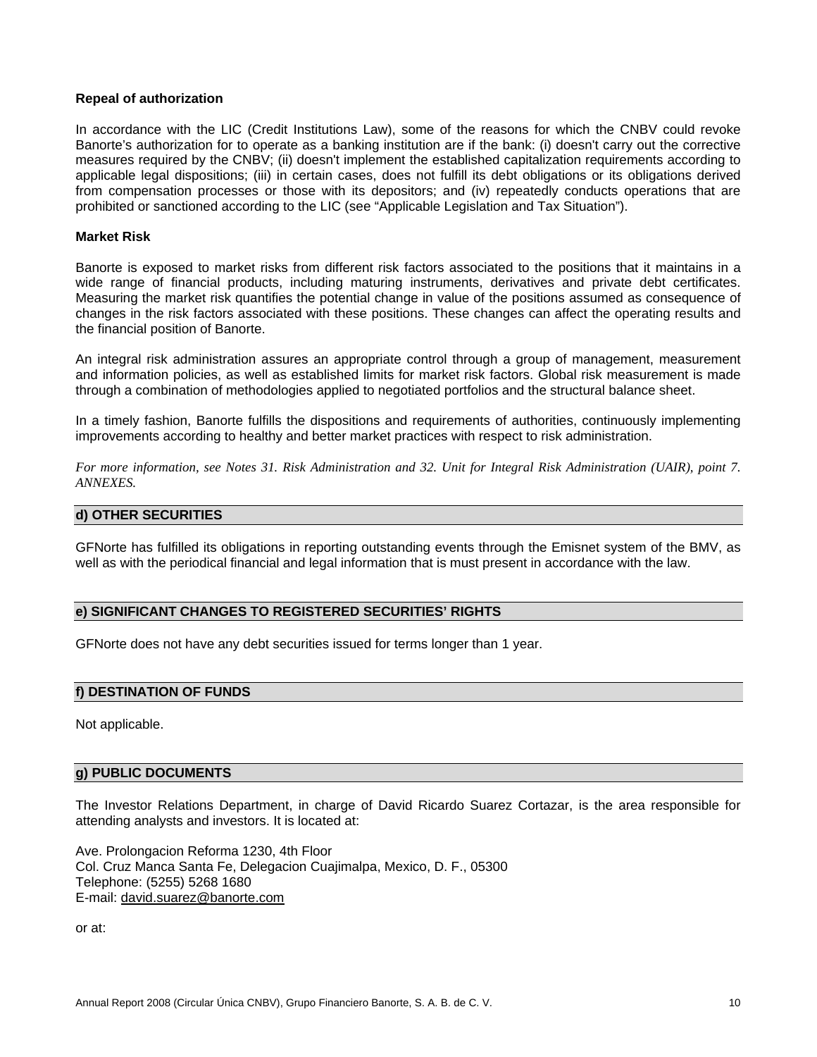**Repeal of authorization**

In accordance with the LIC (Credit Institutions Law), some of the reasons for which the CNBV could revoke Banorte's authorization for to operate as a banking institution are if the bank: (i) doesn't carry out the corrective measures required by the CNBV; (ii) doesn't implement the established capitalization requirements according to applicable legal dispositions; (iii) in certain cases, does not fulfill its debt obligations or its obligations derived from compensation processes or those with its depositors; and (iv) repeatedly conducts operations that are prohibited or sanctioned according to the LIC (see "Applicable Legislation and Tax Situation").

**Market Risk**

Banorte is exposed to market risks from different risk factors associated to the positions that it maintains in a wide range of financial products, including maturing instruments, derivatives and private debt certificates. Measuring the market risk quantifies the potential change in value of the positions assumed as consequence of changes in the risk factors associated with these positions. These changes can affect the operating results and the financial position of Banorte.

An integral risk administration assures an appropriate control through a group of management, measurement and information policies, as well as established limits for market risk factors. Global risk measurement is made through a combination of methodologies applied to negotiated portfolios and the structural balance sheet.

In a timely fashion, Banorte fulfills the dispositions and requirements of authorities, continuously implementing improvements according to healthy and better market practices with respect to risk administration.

*For more information, see Notes 31. Risk Administration and 32. Unit for Integral Risk Administration (UAIR), point 7. ANNEXES.*

## d) OTHER SECURITIES

GFNorte has fulfilled its obligations in reporting outstanding events through the Emisnet system of the BMV, as well as with the periodical financial and legal information that is must present in accordance with the law.

## e) SIGNIFICANT CHANGES TO REGISTERED SECURITIES' RIGHTS

GFNorte does not have any debt securities issued for terms longer than 1 year.

## f) DESTINATION OF FUNDS

Not applicable.

## g) PUBLIC DOCUMENTS

The Investor Relations Department, in charge of David Ricardo Suarez Cortazar, is the area responsible for attending analysts and investors. It is located at:

Ave. Prolongacion Reforma 1230, 4th Floor
Col. Cruz Manca Santa Fe, Delegacion Cuajimalpa, Mexico, D. F., 05300
Telephone: (5255) 5268 1680
E-mail: david.suarez@banorte.com

or at: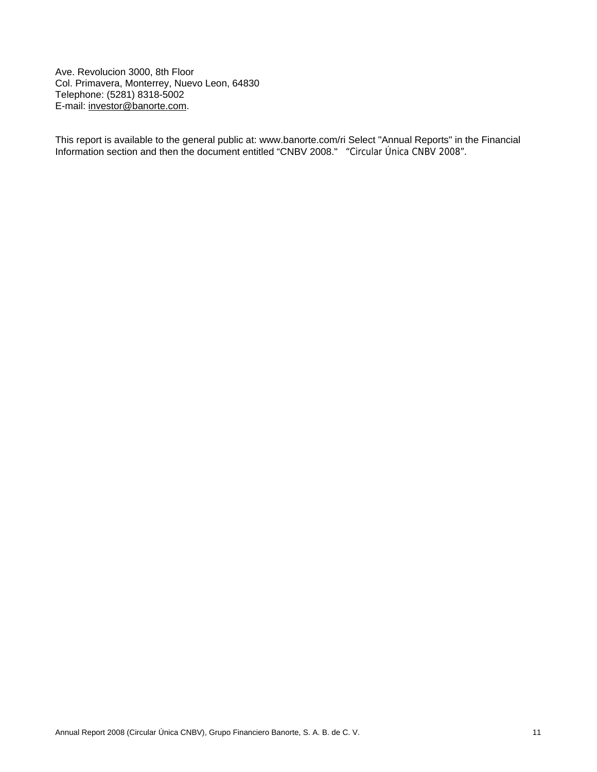Ave. Revolucion 3000, 8th Floor
Col. Primavera, Monterrey, Nuevo Leon, 64830
Telephone: (5281) 8318-5002
E-mail: investor@banorte.com.

This report is available to the general public at: www.banorte.com/ri Select "Annual Reports" in the Financial Information section and then the document entitled “CNBV 2008." “Circular Única CNBV 2008”.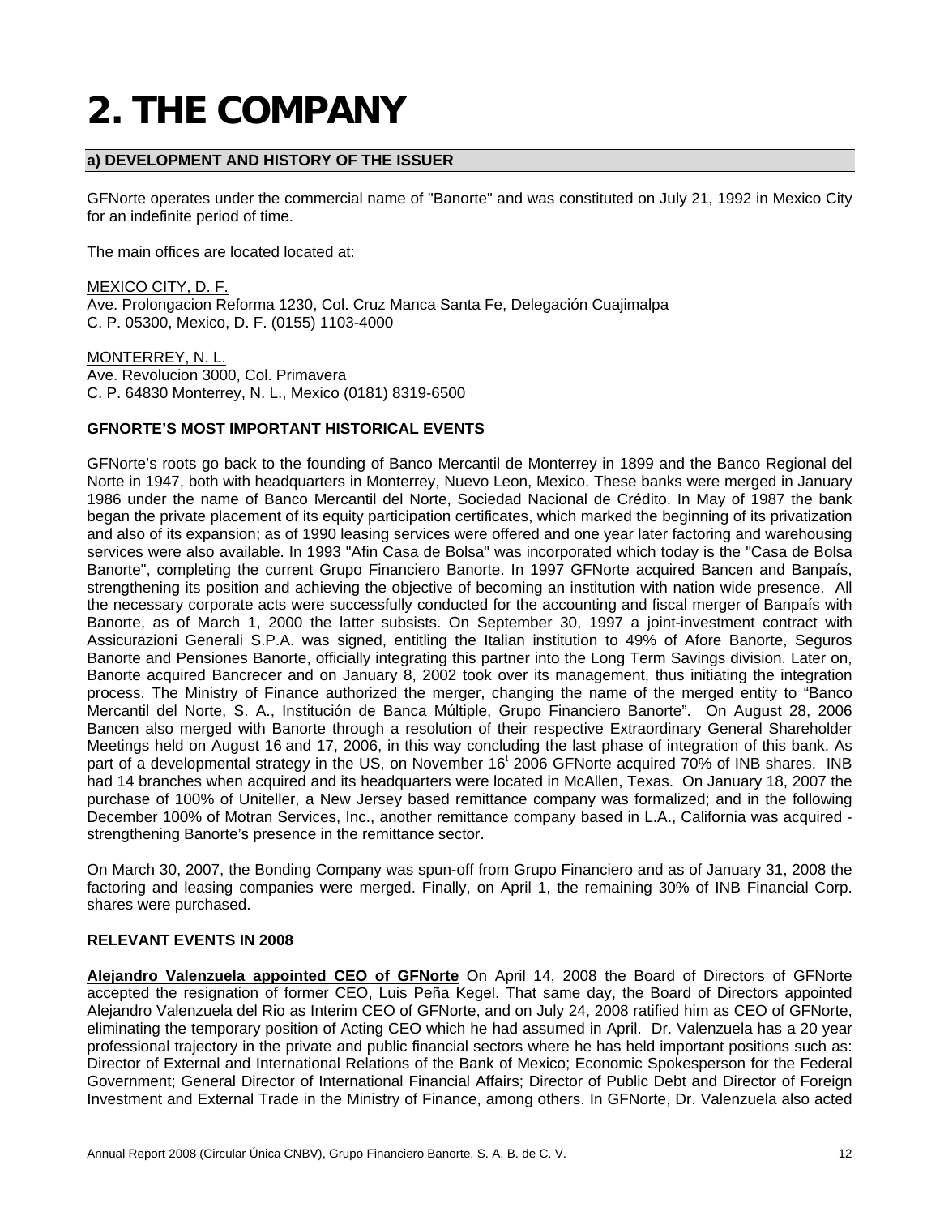# 2. THE COMPANY

## a) DEVELOPMENT AND HISTORY OF THE ISSUER

GFNorte operates under the commercial name of "Banorte" and was constituted on July 21, 1992 in Mexico City for an indefinite period of time.

The main offices are located located at:

MEXICO CITY, D. F.
Ave. Prolongacion Reforma 1230, Col. Cruz Manca Santa Fe, Delegación Cuajimalpa
C. P. 05300, Mexico, D. F. (0155) 1103-4000

MONTERREY, N. L.
Ave. Revolucion 3000, Col. Primavera
C. P. 64830 Monterrey, N. L., Mexico (0181) 8319-6500

### GFNORTE'S MOST IMPORTANT HISTORICAL EVENTS

GFNorte's roots go back to the founding of Banco Mercantil de Monterrey in 1899 and the Banco Regional del Norte in 1947, both with headquarters in Monterrey, Nuevo Leon, Mexico. These banks were merged in January 1986 under the name of Banco Mercantil del Norte, Sociedad Nacional de Crédito. In May of 1987 the bank began the private placement of its equity participation certificates, which marked the beginning of its privatization and also of its expansion; as of 1990 leasing services were offered and one year later factoring and warehousing services were also available. In 1993 "Afin Casa de Bolsa" was incorporated which today is the "Casa de Bolsa Banorte", completing the current Grupo Financiero Banorte. In 1997 GFNorte acquired Bancen and Banpaís, strengthening its position and achieving the objective of becoming an institution with nation wide presence. All the necessary corporate acts were successfully conducted for the accounting and fiscal merger of Banpaís with Banorte, as of March 1, 2000 the latter subsists. On September 30, 1997 a joint-investment contract with Assicurazioni Generali S.P.A. was signed, entitling the Italian institution to 49% of Afore Banorte, Seguros Banorte and Pensiones Banorte, officially integrating this partner into the Long Term Savings division. Later on, Banorte acquired Bancrecer and on January 8, 2002 took over its management, thus initiating the integration process. The Ministry of Finance authorized the merger, changing the name of the merged entity to "Banco Mercantil del Norte, S. A., Institución de Banca Múltiple, Grupo Financiero Banorte". On August 28, 2006 Bancen also merged with Banorte through a resolution of their respective Extraordinary General Shareholder Meetings held on August 16 and 17, 2006, in this way concluding the last phase of integration of this bank. As part of a developmental strategy in the US, on November 16[t] 2006 GFNorte acquired 70% of INB shares. INB had 14 branches when acquired and its headquarters were located in McAllen, Texas. On January 18, 2007 the purchase of 100% of Uniteller, a New Jersey based remittance company was formalized; and in the following December 100% of Motran Services, Inc., another remittance company based in L.A., California was acquired - strengthening Banorte's presence in the remittance sector.

On March 30, 2007, the Bonding Company was spun-off from Grupo Financiero and as of January 31, 2008 the factoring and leasing companies were merged. Finally, on April 1, the remaining 30% of INB Financial Corp. shares were purchased.

### RELEVANT EVENTS IN 2008

**Alejandro Valenzuela appointed CEO of GFNorte** On April 14, 2008 the Board of Directors of GFNorte accepted the resignation of former CEO, Luis Peña Kegel. That same day, the Board of Directors appointed Alejandro Valenzuela del Rio as Interim CEO of GFNorte, and on July 24, 2008 ratified him as CEO of GFNorte, eliminating the temporary position of Acting CEO which he had assumed in April. Dr. Valenzuela has a 20 year professional trajectory in the private and public financial sectors where he has held important positions such as: Director of External and International Relations of the Bank of Mexico; Economic Spokesperson for the Federal Government; General Director of International Financial Affairs; Director of Public Debt and Director of Foreign Investment and External Trade in the Ministry of Finance, among others. In GFNorte, Dr. Valenzuela also acted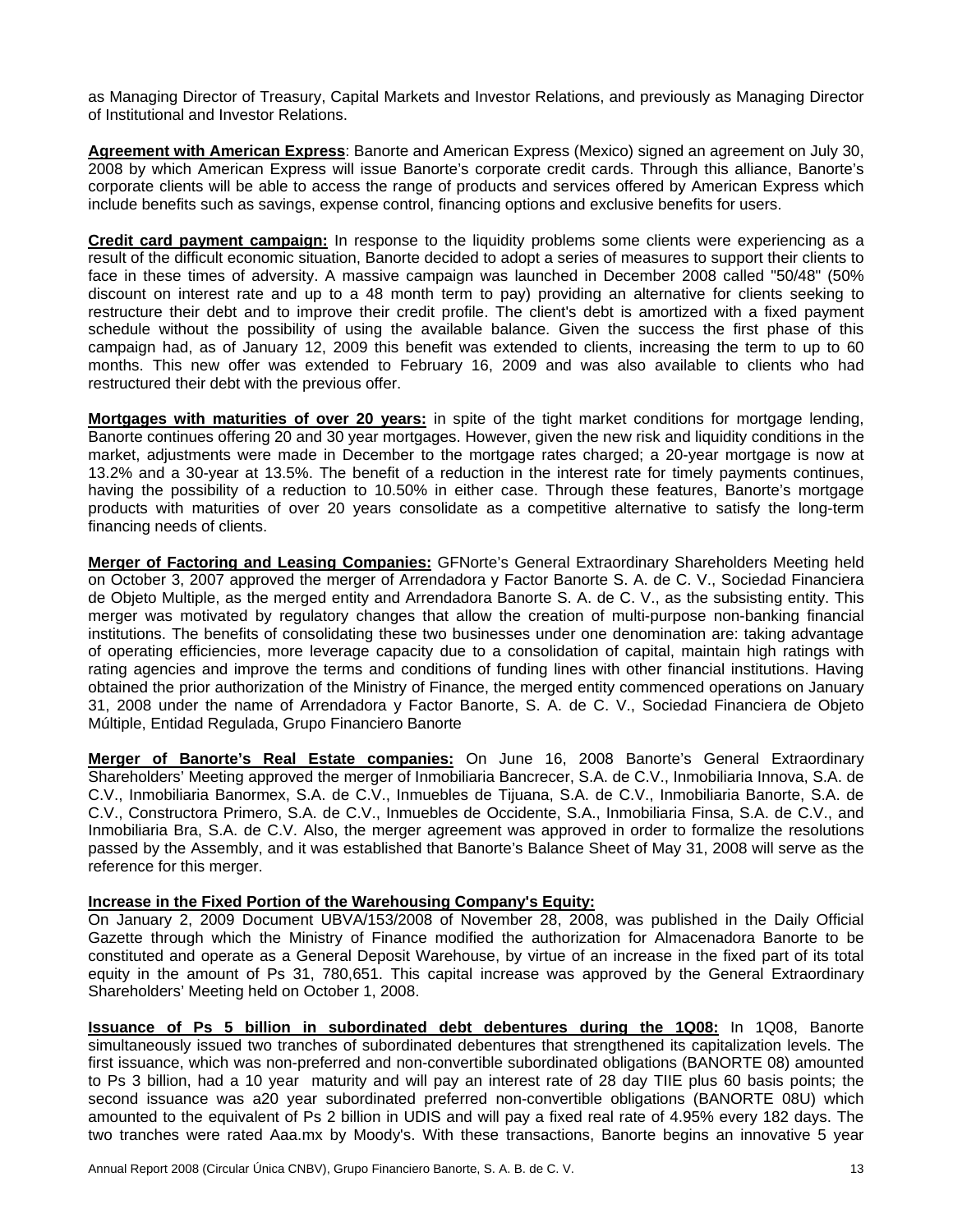as Managing Director of Treasury, Capital Markets and Investor Relations, and previously as Managing Director of Institutional and Investor Relations.

**Agreement with American Express**: Banorte and American Express (Mexico) signed an agreement on July 30, 2008 by which American Express will issue Banorte's corporate credit cards. Through this alliance, Banorte's corporate clients will be able to access the range of products and services offered by American Express which include benefits such as savings, expense control, financing options and exclusive benefits for users.

**Credit card payment campaign:** In response to the liquidity problems some clients were experiencing as a result of the difficult economic situation, Banorte decided to adopt a series of measures to support their clients to face in these times of adversity. A massive campaign was launched in December 2008 called "50/48" (50% discount on interest rate and up to a 48 month term to pay) providing an alternative for clients seeking to restructure their debt and to improve their credit profile. The client's debt is amortized with a fixed payment schedule without the possibility of using the available balance. Given the success the first phase of this campaign had, as of January 12, 2009 this benefit was extended to clients, increasing the term to up to 60 months. This new offer was extended to February 16, 2009 and was also available to clients who had restructured their debt with the previous offer.

**Mortgages with maturities of over 20 years:** in spite of the tight market conditions for mortgage lending, Banorte continues offering 20 and 30 year mortgages. However, given the new risk and liquidity conditions in the market, adjustments were made in December to the mortgage rates charged; a 20-year mortgage is now at 13.2% and a 30-year at 13.5%. The benefit of a reduction in the interest rate for timely payments continues, having the possibility of a reduction to 10.50% in either case. Through these features, Banorte's mortgage products with maturities of over 20 years consolidate as a competitive alternative to satisfy the long-term financing needs of clients.

**Merger of Factoring and Leasing Companies:** GFNorte's General Extraordinary Shareholders Meeting held on October 3, 2007 approved the merger of Arrendadora y Factor Banorte S. A. de C. V., Sociedad Financiera de Objeto Multiple, as the merged entity and Arrendadora Banorte S. A. de C. V., as the subsisting entity. This merger was motivated by regulatory changes that allow the creation of multi-purpose non-banking financial institutions. The benefits of consolidating these two businesses under one denomination are: taking advantage of operating efficiencies, more leverage capacity due to a consolidation of capital, maintain high ratings with rating agencies and improve the terms and conditions of funding lines with other financial institutions. Having obtained the prior authorization of the Ministry of Finance, the merged entity commenced operations on January 31, 2008 under the name of Arrendadora y Factor Banorte, S. A. de C. V., Sociedad Financiera de Objeto Múltiple, Entidad Regulada, Grupo Financiero Banorte

**Merger of Banorte's Real Estate companies:** On June 16, 2008 Banorte's General Extraordinary Shareholders' Meeting approved the merger of Inmobiliaria Bancrecer, S.A. de C.V., Inmobiliaria Innova, S.A. de C.V., Inmobiliaria Banormex, S.A. de C.V., Inmuebles de Tijuana, S.A. de C.V., Inmobiliaria Banorte, S.A. de C.V., Constructora Primero, S.A. de C.V., Inmuebles de Occidente, S.A., Inmobiliaria Finsa, S.A. de C.V., and Inmobiliaria Bra, S.A. de C.V. Also, the merger agreement was approved in order to formalize the resolutions passed by the Assembly, and it was established that Banorte's Balance Sheet of May 31, 2008 will serve as the reference for this merger.

**Increase in the Fixed Portion of the Warehousing Company's Equity:**

On January 2, 2009 Document UBVA/153/2008 of November 28, 2008, was published in the Daily Official Gazette through which the Ministry of Finance modified the authorization for Almacenadora Banorte to be constituted and operate as a General Deposit Warehouse, by virtue of an increase in the fixed part of its total equity in the amount of Ps 31, 780,651. This capital increase was approved by the General Extraordinary Shareholders' Meeting held on October 1, 2008.

**Issuance of Ps 5 billion in subordinated debt debentures during the 1Q08:** In 1Q08, Banorte simultaneously issued two tranches of subordinated debentures that strengthened its capitalization levels. The first issuance, which was non-preferred and non-convertible subordinated obligations (BANORTE 08) amounted to Ps 3 billion, had a 10 year maturity and will pay an interest rate of 28 day TIIE plus 60 basis points; the second issuance was a20 year subordinated preferred non-convertible obligations (BANORTE 08U) which amounted to the equivalent of Ps 2 billion in UDIS and will pay a fixed real rate of 4.95% every 182 days. The two tranches were rated Aaa.mx by Moody's. With these transactions, Banorte begins an innovative 5 year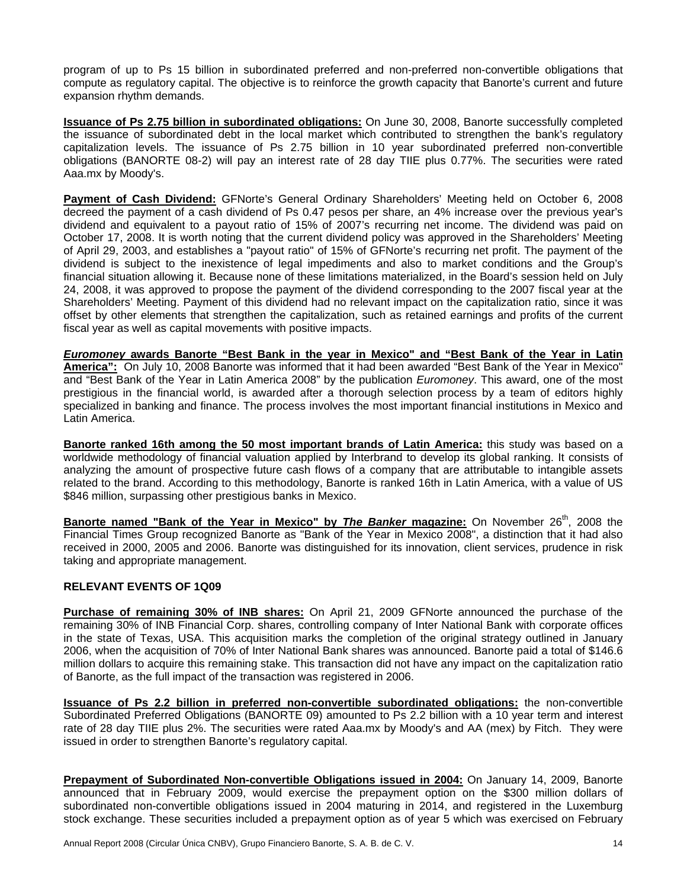program of up to Ps 15 billion in subordinated preferred and non-preferred non-convertible obligations that compute as regulatory capital. The objective is to reinforce the growth capacity that Banorte's current and future expansion rhythm demands.

**Issuance of Ps 2.75 billion in subordinated obligations:** On June 30, 2008, Banorte successfully completed the issuance of subordinated debt in the local market which contributed to strengthen the bank's regulatory capitalization levels. The issuance of Ps 2.75 billion in 10 year subordinated preferred non-convertible obligations (BANORTE 08-2) will pay an interest rate of 28 day TIIE plus 0.77%. The securities were rated Aaa.mx by Moody's.

**Payment of Cash Dividend:** GFNorte's General Ordinary Shareholders' Meeting held on October 6, 2008 decreed the payment of a cash dividend of Ps 0.47 pesos per share, an 4% increase over the previous year's dividend and equivalent to a payout ratio of 15% of 2007's recurring net income. The dividend was paid on October 17, 2008. It is worth noting that the current dividend policy was approved in the Shareholders' Meeting of April 29, 2003, and establishes a "payout ratio" of 15% of GFNorte's recurring net profit. The payment of the dividend is subject to the inexistence of legal impediments and also to market conditions and the Group's financial situation allowing it. Because none of these limitations materialized, in the Board's session held on July 24, 2008, it was approved to propose the payment of the dividend corresponding to the 2007 fiscal year at the Shareholders' Meeting. Payment of this dividend had no relevant impact on the capitalization ratio, since it was offset by other elements that strengthen the capitalization, such as retained earnings and profits of the current fiscal year as well as capital movements with positive impacts.

***Euromoney* awards Banorte "Best Bank in the year in Mexico" and "Best Bank of the Year in Latin America":** On July 10, 2008 Banorte was informed that it had been awarded "Best Bank of the Year in Mexico" and "Best Bank of the Year in Latin America 2008" by the publication *Euromoney*. This award, one of the most prestigious in the financial world, is awarded after a thorough selection process by a team of editors highly specialized in banking and finance. The process involves the most important financial institutions in Mexico and Latin America.

**Banorte ranked 16th among the 50 most important brands of Latin America:** this study was based on a worldwide methodology of financial valuation applied by Interbrand to develop its global ranking. It consists of analyzing the amount of prospective future cash flows of a company that are attributable to intangible assets related to the brand. According to this methodology, Banorte is ranked 16th in Latin America, with a value of US $846 million, surpassing other prestigious banks in Mexico.

**Banorte named "Bank of the Year in Mexico" by *The Banker* magazine:** On November 26th, 2008 the Financial Times Group recognized Banorte as "Bank of the Year in Mexico 2008", a distinction that it had also received in 2000, 2005 and 2006. Banorte was distinguished for its innovation, client services, prudence in risk taking and appropriate management.

## RELEVANT EVENTS OF 1Q09

**Purchase of remaining 30% of INB shares:** On April 21, 2009 GFNorte announced the purchase of the remaining 30% of INB Financial Corp. shares, controlling company of Inter National Bank with corporate offices in the state of Texas, USA. This acquisition marks the completion of the original strategy outlined in January 2006, when the acquisition of 70% of Inter National Bank shares was announced. Banorte paid a total of $146.6 million dollars to acquire this remaining stake. This transaction did not have any impact on the capitalization ratio of Banorte, as the full impact of the transaction was registered in 2006.

**Issuance of Ps 2.2 billion in preferred non-convertible subordinated obligations:** the non-convertible Subordinated Preferred Obligations (BANORTE 09) amounted to Ps 2.2 billion with a 10 year term and interest rate of 28 day TIIE plus 2%. The securities were rated Aaa.mx by Moody's and AA (mex) by Fitch. They were issued in order to strengthen Banorte's regulatory capital.

**Prepayment of Subordinated Non-convertible Obligations issued in 2004:** On January 14, 2009, Banorte announced that in February 2009, would exercise the prepayment option on the $300 million dollars of subordinated non-convertible obligations issued in 2004 maturing in 2014, and registered in the Luxemburg stock exchange. These securities included a prepayment option as of year 5 which was exercised on February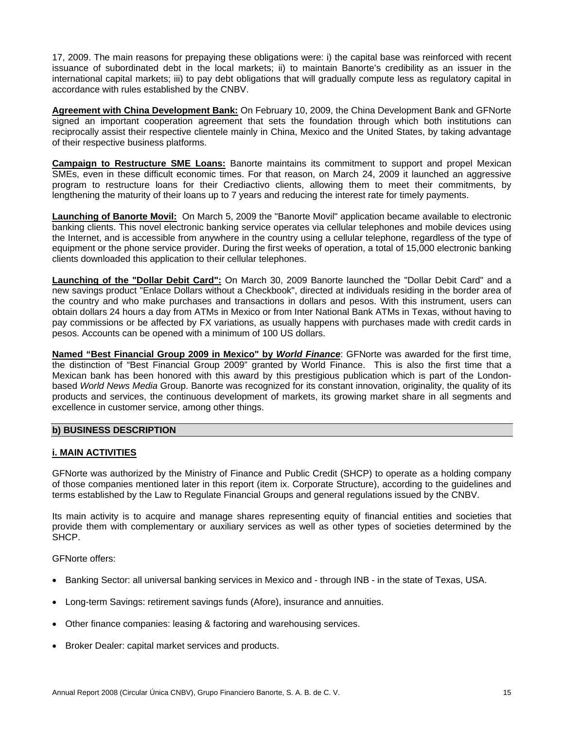17, 2009. The main reasons for prepaying these obligations were: i) the capital base was reinforced with recent issuance of subordinated debt in the local markets; ii) to maintain Banorte's credibility as an issuer in the international capital markets; iii) to pay debt obligations that will gradually compute less as regulatory capital in accordance with rules established by the CNBV.

**Agreement with China Development Bank:** On February 10, 2009, the China Development Bank and GFNorte signed an important cooperation agreement that sets the foundation through which both institutions can reciprocally assist their respective clientele mainly in China, Mexico and the United States, by taking advantage of their respective business platforms.

**Campaign to Restructure SME Loans:** Banorte maintains its commitment to support and propel Mexican SMEs, even in these difficult economic times. For that reason, on March 24, 2009 it launched an aggressive program to restructure loans for their Crediactivo clients, allowing them to meet their commitments, by lengthening the maturity of their loans up to 7 years and reducing the interest rate for timely payments.

**Launching of Banorte Movil:** On March 5, 2009 the "Banorte Movil" application became available to electronic banking clients. This novel electronic banking service operates via cellular telephones and mobile devices using the Internet, and is accessible from anywhere in the country using a cellular telephone, regardless of the type of equipment or the phone service provider. During the first weeks of operation, a total of 15,000 electronic banking clients downloaded this application to their cellular telephones.

**Launching of the "Dollar Debit Card":** On March 30, 2009 Banorte launched the "Dollar Debit Card" and a new savings product "Enlace Dollars without a Checkbook", directed at individuals residing in the border area of the country and who make purchases and transactions in dollars and pesos. With this instrument, users can obtain dollars 24 hours a day from ATMs in Mexico or from Inter National Bank ATMs in Texas, without having to pay commissions or be affected by FX variations, as usually happens with purchases made with credit cards in pesos. Accounts can be opened with a minimum of 100 US dollars.

**Named "Best Financial Group 2009 in Mexico" by *World Finance***: GFNorte was awarded for the first time, the distinction of "Best Financial Group 2009" granted by World Finance. This is also the first time that a Mexican bank has been honored with this award by this prestigious publication which is part of the London-based *World News Media* Group. Banorte was recognized for its constant innovation, originality, the quality of its products and services, the continuous development of markets, its growing market share in all segments and excellence in customer service, among other things.

## b) BUSINESS DESCRIPTION

### i. MAIN ACTIVITIES

GFNorte was authorized by the Ministry of Finance and Public Credit (SHCP) to operate as a holding company of those companies mentioned later in this report (item ix. Corporate Structure), according to the guidelines and terms established by the Law to Regulate Financial Groups and general regulations issued by the CNBV.

Its main activity is to acquire and manage shares representing equity of financial entities and societies that provide them with complementary or auxiliary services as well as other types of societies determined by the SHCP.

GFNorte offers:

- Banking Sector: all universal banking services in Mexico and - through INB - in the state of Texas, USA.
- Long-term Savings: retirement savings funds (Afore), insurance and annuities.
- Other finance companies: leasing & factoring and warehousing services.
- Broker Dealer: capital market services and products.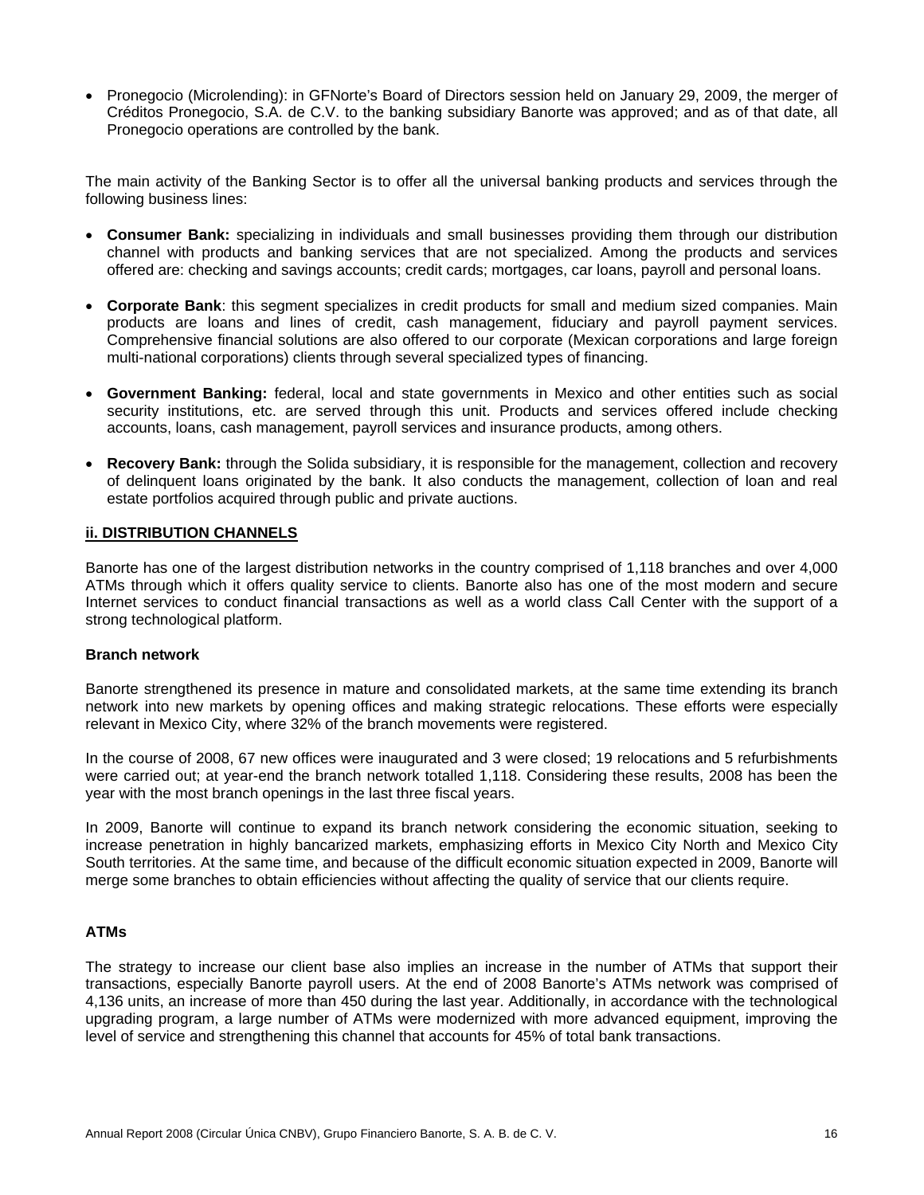- Pronegocio (Microlending): in GFNorte's Board of Directors session held on January 29, 2009, the merger of Créditos Pronegocio, S.A. de C.V. to the banking subsidiary Banorte was approved; and as of that date, all Pronegocio operations are controlled by the bank.

The main activity of the Banking Sector is to offer all the universal banking products and services through the following business lines:

- **Consumer Bank:** specializing in individuals and small businesses providing them through our distribution channel with products and banking services that are not specialized. Among the products and services offered are: checking and savings accounts; credit cards; mortgages, car loans, payroll and personal loans.
- **Corporate Bank**: this segment specializes in credit products for small and medium sized companies. Main products are loans and lines of credit, cash management, fiduciary and payroll payment services. Comprehensive financial solutions are also offered to our corporate (Mexican corporations and large foreign multi-national corporations) clients through several specialized types of financing.
- **Government Banking:** federal, local and state governments in Mexico and other entities such as social security institutions, etc. are served through this unit. Products and services offered include checking accounts, loans, cash management, payroll services and insurance products, among others.
- **Recovery Bank:** through the Solida subsidiary, it is responsible for the management, collection and recovery of delinquent loans originated by the bank. It also conducts the management, collection of loan and real estate portfolios acquired through public and private auctions.

## ii. DISTRIBUTION CHANNELS

Banorte has one of the largest distribution networks in the country comprised of 1,118 branches and over 4,000 ATMs through which it offers quality service to clients. Banorte also has one of the most modern and secure Internet services to conduct financial transactions as well as a world class Call Center with the support of a strong technological platform.

### Branch network

Banorte strengthened its presence in mature and consolidated markets, at the same time extending its branch network into new markets by opening offices and making strategic relocations. These efforts were especially relevant in Mexico City, where 32% of the branch movements were registered.

In the course of 2008, 67 new offices were inaugurated and 3 were closed; 19 relocations and 5 refurbishments were carried out; at year-end the branch network totalled 1,118. Considering these results, 2008 has been the year with the most branch openings in the last three fiscal years.

In 2009, Banorte will continue to expand its branch network considering the economic situation, seeking to increase penetration in highly bancarized markets, emphasizing efforts in Mexico City North and Mexico City South territories. At the same time, and because of the difficult economic situation expected in 2009, Banorte will merge some branches to obtain efficiencies without affecting the quality of service that our clients require.

### ATMs

The strategy to increase our client base also implies an increase in the number of ATMs that support their transactions, especially Banorte payroll users. At the end of 2008 Banorte's ATMs network was comprised of 4,136 units, an increase of more than 450 during the last year. Additionally, in accordance with the technological upgrading program, a large number of ATMs were modernized with more advanced equipment, improving the level of service and strengthening this channel that accounts for 45% of total bank transactions.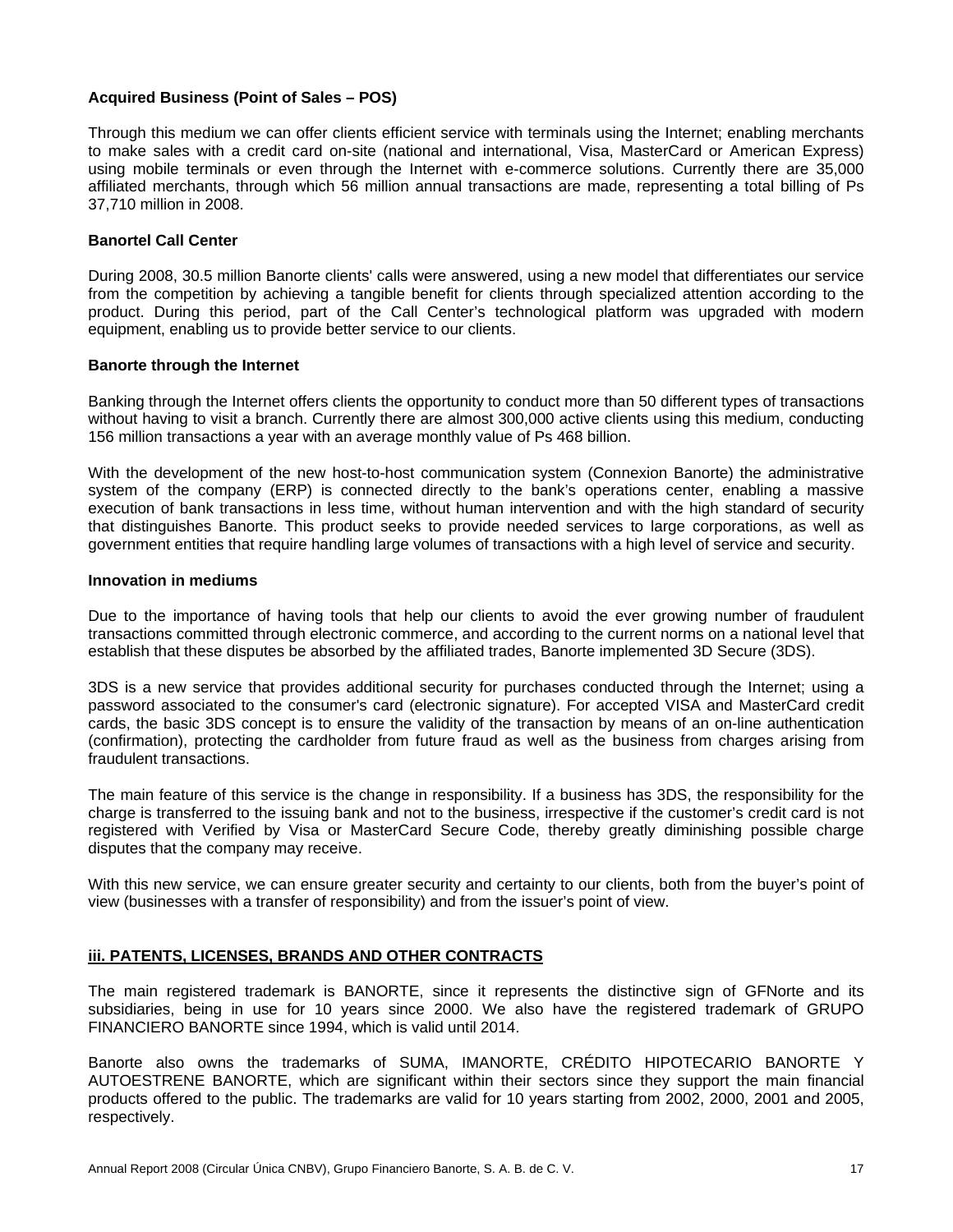**Acquired Business (Point of Sales – POS)**

Through this medium we can offer clients efficient service with terminals using the Internet; enabling merchants to make sales with a credit card on-site (national and international, Visa, MasterCard or American Express) using mobile terminals or even through the Internet with e-commerce solutions. Currently there are 35,000 affiliated merchants, through which 56 million annual transactions are made, representing a total billing of Ps 37,710 million in 2008.

**Banortel Call Center**

During 2008, 30.5 million Banorte clients' calls were answered, using a new model that differentiates our service from the competition by achieving a tangible benefit for clients through specialized attention according to the product. During this period, part of the Call Center's technological platform was upgraded with modern equipment, enabling us to provide better service to our clients.

**Banorte through the Internet**

Banking through the Internet offers clients the opportunity to conduct more than 50 different types of transactions without having to visit a branch. Currently there are almost 300,000 active clients using this medium, conducting 156 million transactions a year with an average monthly value of Ps 468 billion.

With the development of the new host-to-host communication system (Connexion Banorte) the administrative system of the company (ERP) is connected directly to the bank's operations center, enabling a massive execution of bank transactions in less time, without human intervention and with the high standard of security that distinguishes Banorte. This product seeks to provide needed services to large corporations, as well as government entities that require handling large volumes of transactions with a high level of service and security.

**Innovation in mediums**

Due to the importance of having tools that help our clients to avoid the ever growing number of fraudulent transactions committed through electronic commerce, and according to the current norms on a national level that establish that these disputes be absorbed by the affiliated trades, Banorte implemented 3D Secure (3DS).

3DS is a new service that provides additional security for purchases conducted through the Internet; using a password associated to the consumer's card (electronic signature). For accepted VISA and MasterCard credit cards, the basic 3DS concept is to ensure the validity of the transaction by means of an on-line authentication (confirmation), protecting the cardholder from future fraud as well as the business from charges arising from fraudulent transactions.

The main feature of this service is the change in responsibility. If a business has 3DS, the responsibility for the charge is transferred to the issuing bank and not to the business, irrespective if the customer's credit card is not registered with Verified by Visa or MasterCard Secure Code, thereby greatly diminishing possible charge disputes that the company may receive.

With this new service, we can ensure greater security and certainty to our clients, both from the buyer's point of view (businesses with a transfer of responsibility) and from the issuer's point of view.

## iii. PATENTS, LICENSES, BRANDS AND OTHER CONTRACTS

The main registered trademark is BANORTE, since it represents the distinctive sign of GFNorte and its subsidiaries, being in use for 10 years since 2000. We also have the registered trademark of GRUPO FINANCIERO BANORTE since 1994, which is valid until 2014.

Banorte also owns the trademarks of SUMA, IMANORTE, CRÉDITO HIPOTECARIO BANORTE Y AUTOESTRENE BANORTE, which are significant within their sectors since they support the main financial products offered to the public. The trademarks are valid for 10 years starting from 2002, 2000, 2001 and 2005, respectively.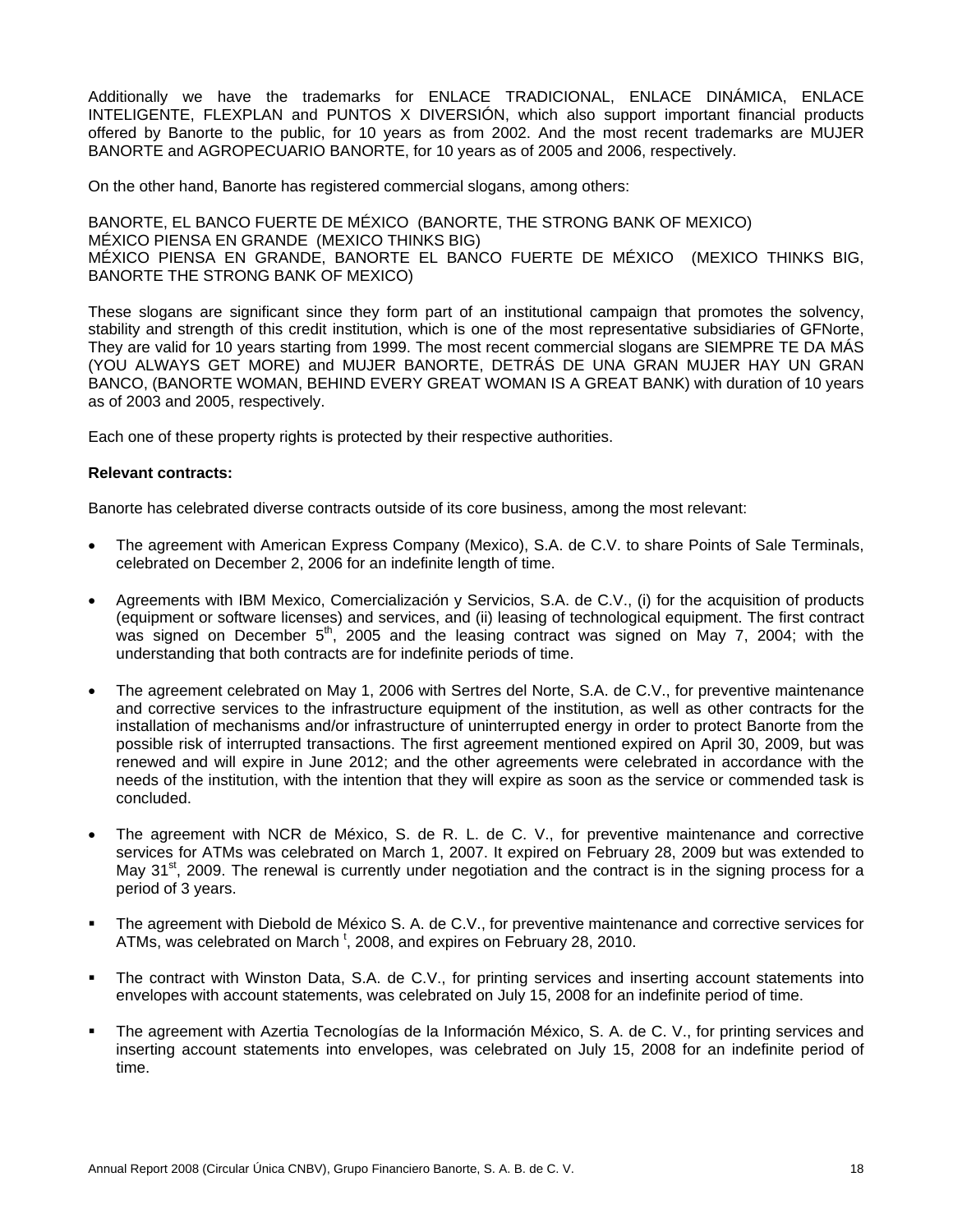Additionally we have the trademarks for ENLACE TRADICIONAL, ENLACE DINÁMICA, ENLACE INTELIGENTE, FLEXPLAN and PUNTOS X DIVERSIÓN, which also support important financial products offered by Banorte to the public, for 10 years as from 2002. And the most recent trademarks are MUJER BANORTE and AGROPECUARIO BANORTE, for 10 years as of 2005 and 2006, respectively.

On the other hand, Banorte has registered commercial slogans, among others:

BANORTE, EL BANCO FUERTE DE MÉXICO (BANORTE, THE STRONG BANK OF MEXICO)
MÉXICO PIENSA EN GRANDE (MEXICO THINKS BIG)
MÉXICO PIENSA EN GRANDE, BANORTE EL BANCO FUERTE DE MÉXICO (MEXICO THINKS BIG, BANORTE THE STRONG BANK OF MEXICO)

These slogans are significant since they form part of an institutional campaign that promotes the solvency, stability and strength of this credit institution, which is one of the most representative subsidiaries of GFNorte, They are valid for 10 years starting from 1999. The most recent commercial slogans are SIEMPRE TE DA MÁS (YOU ALWAYS GET MORE) and MUJER BANORTE, DETRÁS DE UNA GRAN MUJER HAY UN GRAN BANCO, (BANORTE WOMAN, BEHIND EVERY GREAT WOMAN IS A GREAT BANK) with duration of 10 years as of 2003 and 2005, respectively.

Each one of these property rights is protected by their respective authorities.

**Relevant contracts:**

Banorte has celebrated diverse contracts outside of its core business, among the most relevant:

- The agreement with American Express Company (Mexico), S.A. de C.V. to share Points of Sale Terminals, celebrated on December 2, 2006 for an indefinite length of time.
- Agreements with IBM Mexico, Comercialización y Servicios, S.A. de C.V., (i) for the acquisition of products (equipment or software licenses) and services, and (ii) leasing of technological equipment. The first contract was signed on December 5th, 2005 and the leasing contract was signed on May 7, 2004; with the understanding that both contracts are for indefinite periods of time.
- The agreement celebrated on May 1, 2006 with Sertres del Norte, S.A. de C.V., for preventive maintenance and corrective services to the infrastructure equipment of the institution, as well as other contracts for the installation of mechanisms and/or infrastructure of uninterrupted energy in order to protect Banorte from the possible risk of interrupted transactions. The first agreement mentioned expired on April 30, 2009, but was renewed and will expire in June 2012; and the other agreements were celebrated in accordance with the needs of the institution, with the intention that they will expire as soon as the service or commended task is concluded.
- The agreement with NCR de México, S. de R. L. de C. V., for preventive maintenance and corrective services for ATMs was celebrated on March 1, 2007. It expired on February 28, 2009 but was extended to May 31st, 2009. The renewal is currently under negotiation and the contract is in the signing process for a period of 3 years.
- The agreement with Diebold de México S. A. de C.V., for preventive maintenance and corrective services for ATMs, was celebrated on March t, 2008, and expires on February 28, 2010.
- The contract with Winston Data, S.A. de C.V., for printing services and inserting account statements into envelopes with account statements, was celebrated on July 15, 2008 for an indefinite period of time.
- The agreement with Azertia Tecnologías de la Información México, S. A. de C. V., for printing services and inserting account statements into envelopes, was celebrated on July 15, 2008 for an indefinite period of time.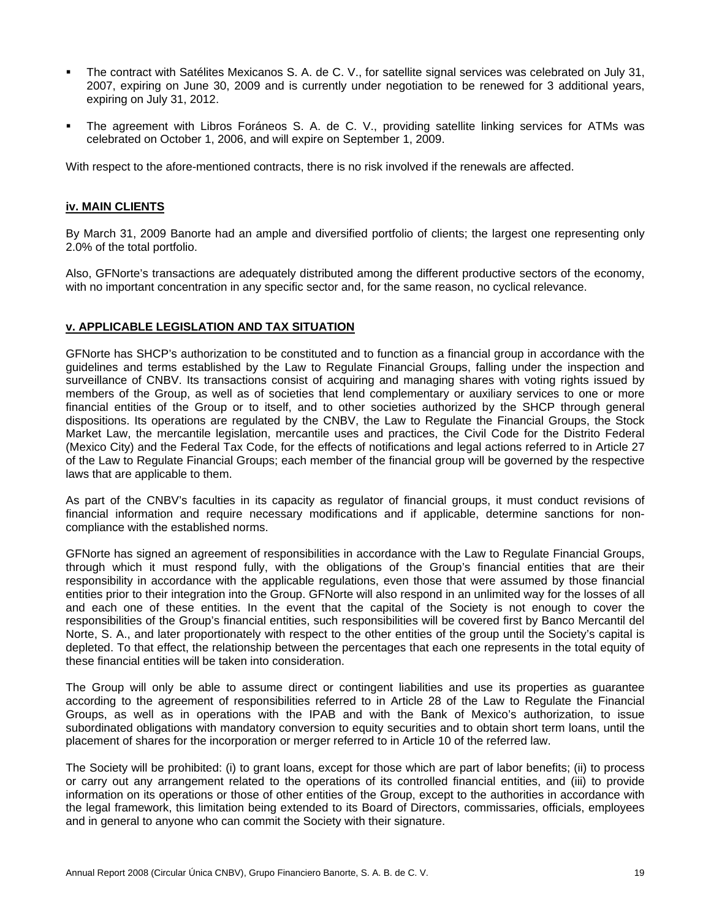- The contract with Satélites Mexicanos S. A. de C. V., for satellite signal services was celebrated on July 31, 2007, expiring on June 30, 2009 and is currently under negotiation to be renewed for 3 additional years, expiring on July 31, 2012.

- The agreement with Libros Foráneos S. A. de C. V., providing satellite linking services for ATMs was celebrated on October 1, 2006, and will expire on September 1, 2009.

With respect to the afore-mentioned contracts, there is no risk involved if the renewals are affected.

## iv. MAIN CLIENTS

By March 31, 2009 Banorte had an ample and diversified portfolio of clients; the largest one representing only 2.0% of the total portfolio.

Also, GFNorte's transactions are adequately distributed among the different productive sectors of the economy, with no important concentration in any specific sector and, for the same reason, no cyclical relevance.

## v. APPLICABLE LEGISLATION AND TAX SITUATION

GFNorte has SHCP's authorization to be constituted and to function as a financial group in accordance with the guidelines and terms established by the Law to Regulate Financial Groups, falling under the inspection and surveillance of CNBV. Its transactions consist of acquiring and managing shares with voting rights issued by members of the Group, as well as of societies that lend complementary or auxiliary services to one or more financial entities of the Group or to itself, and to other societies authorized by the SHCP through general dispositions. Its operations are regulated by the CNBV, the Law to Regulate the Financial Groups, the Stock Market Law, the mercantile legislation, mercantile uses and practices, the Civil Code for the Distrito Federal (Mexico City) and the Federal Tax Code, for the effects of notifications and legal actions referred to in Article 27 of the Law to Regulate Financial Groups; each member of the financial group will be governed by the respective laws that are applicable to them.

As part of the CNBV's faculties in its capacity as regulator of financial groups, it must conduct revisions of financial information and require necessary modifications and if applicable, determine sanctions for non-compliance with the established norms.

GFNorte has signed an agreement of responsibilities in accordance with the Law to Regulate Financial Groups, through which it must respond fully, with the obligations of the Group's financial entities that are their responsibility in accordance with the applicable regulations, even those that were assumed by those financial entities prior to their integration into the Group. GFNorte will also respond in an unlimited way for the losses of all and each one of these entities. In the event that the capital of the Society is not enough to cover the responsibilities of the Group's financial entities, such responsibilities will be covered first by Banco Mercantil del Norte, S. A., and later proportionately with respect to the other entities of the group until the Society's capital is depleted. To that effect, the relationship between the percentages that each one represents in the total equity of these financial entities will be taken into consideration.

The Group will only be able to assume direct or contingent liabilities and use its properties as guarantee according to the agreement of responsibilities referred to in Article 28 of the Law to Regulate the Financial Groups, as well as in operations with the IPAB and with the Bank of Mexico's authorization, to issue subordinated obligations with mandatory conversion to equity securities and to obtain short term loans, until the placement of shares for the incorporation or merger referred to in Article 10 of the referred law.

The Society will be prohibited: (i) to grant loans, except for those which are part of labor benefits; (ii) to process or carry out any arrangement related to the operations of its controlled financial entities, and (iii) to provide information on its operations or those of other entities of the Group, except to the authorities in accordance with the legal framework, this limitation being extended to its Board of Directors, commissaries, officials, employees and in general to anyone who can commit the Society with their signature.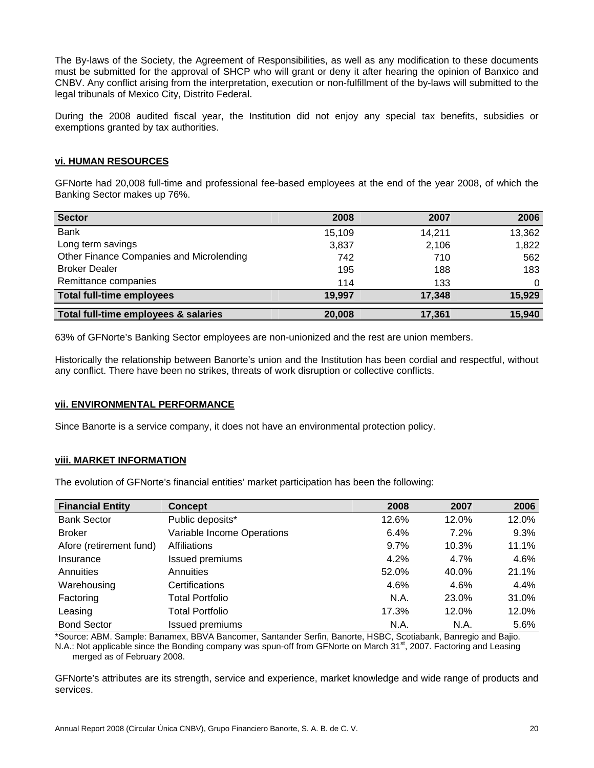The By-laws of the Society, the Agreement of Responsibilities, as well as any modification to these documents must be submitted for the approval of SHCP who will grant or deny it after hearing the opinion of Banxico and CNBV. Any conflict arising from the interpretation, execution or non-fulfillment of the by-laws will submitted to the legal tribunals of Mexico City, Distrito Federal.

During the 2008 audited fiscal year, the Institution did not enjoy any special tax benefits, subsidies or exemptions granted by tax authorities.

## vi. HUMAN RESOURCES

GFNorte had 20,008 full-time and professional fee-based employees at the end of the year 2008, of which the Banking Sector makes up 76%.

| Sector | 2008 | 2007 | 2006 |
|---|---|---|---|
| Bank | 15,109 | 14,211 | 13,362 |
| Long term savings | 3,837 | 2,106 | 1,822 |
| Other Finance Companies and Microlending | 742 | 710 | 562 |
| Broker Dealer | 195 | 188 | 183 |
| Remittance companies | 114 | 133 | 0 |
| **Total full-time employees** | **19,997** | **17,348** | **15,929** |
| **Total full-time employees & salaries** | **20,008** | **17,361** | **15,940** |

63% of GFNorte's Banking Sector employees are non-unionized and the rest are union members.

Historically the relationship between Banorte's union and the Institution has been cordial and respectful, without any conflict. There have been no strikes, threats of work disruption or collective conflicts.

## vii. ENVIRONMENTAL PERFORMANCE

Since Banorte is a service company, it does not have an environmental protection policy.

## viii. MARKET INFORMATION

The evolution of GFNorte's financial entities' market participation has been the following:

| Financial Entity | Concept | 2008 | 2007 | 2006 |
|---|---|---|---|---|
| Bank Sector | Public deposits* | 12.6% | 12.0% | 12.0% |
| Broker | Variable Income Operations | 6.4% | 7.2% | 9.3% |
| Afore (retirement fund) | Affiliations | 9.7% | 10.3% | 11.1% |
| Insurance | Issued premiums | 4.2% | 4.7% | 4.6% |
| Annuities | Annuities | 52.0% | 40.0% | 21.1% |
| Warehousing | Certifications | 4.6% | 4.6% | 4.4% |
| Factoring | Total Portfolio | N.A. | 23.0% | 31.0% |
| Leasing | Total Portfolio | 17.3% | 12.0% | 12.0% |
| Bond Sector | Issued premiums | N.A. | N.A. | 5.6% |

*Source: ABM. Sample: Banamex, BBVA Bancomer, Santander Serfin, Banorte, HSBC, Scotiabank, Banregio and Bajio.
N.A.: Not applicable since the Bonding company was spun-off from GFNorte on March 31st, 2007. Factoring and Leasing merged as of February 2008.

GFNorte's attributes are its strength, service and experience, market knowledge and wide range of products and services.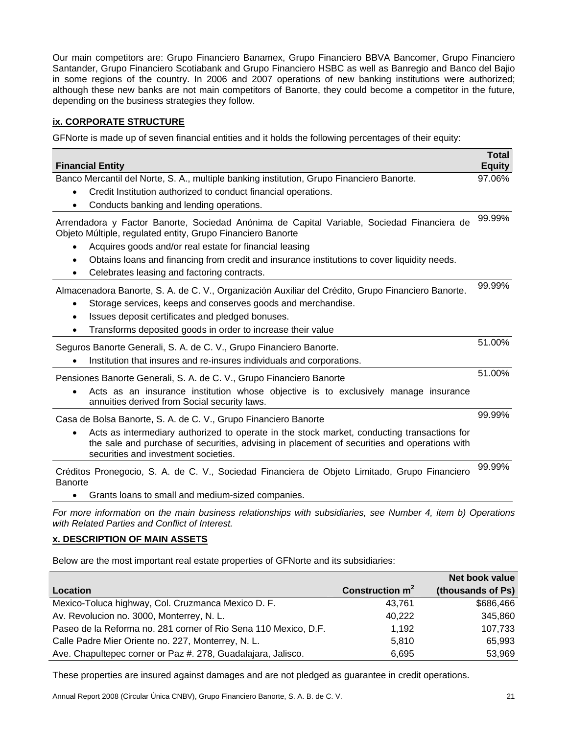Our main competitors are: Grupo Financiero Banamex, Grupo Financiero BBVA Bancomer, Grupo Financiero Santander, Grupo Financiero Scotiabank and Grupo Financiero HSBC as well as Banregio and Banco del Bajio in some regions of the country. In 2006 and 2007 operations of new banking institutions were authorized; although these new banks are not main competitors of Banorte, they could become a competitor in the future, depending on the business strategies they follow.

## ix. CORPORATE STRUCTURE

GFNorte is made up of seven financial entities and it holds the following percentages of their equity:

| Financial Entity | Total Equity |
|---|---|
| Banco Mercantil del Norte, S. A., multiple banking institution, Grupo Financiero Banorte.<br>• Credit Institution authorized to conduct financial operations.<br>• Conducts banking and lending operations. | 97.06% |
| Arrendadora y Factor Banorte, Sociedad Anónima de Capital Variable, Sociedad Financiera de Objeto Múltiple, regulated entity, Grupo Financiero Banorte<br>• Acquires goods and/or real estate for financial leasing<br>• Obtains loans and financing from credit and insurance institutions to cover liquidity needs.<br>• Celebrates leasing and factoring contracts. | 99.99% |
| Almacenadora Banorte, S. A. de C. V., Organización Auxiliar del Crédito, Grupo Financiero Banorte.<br>• Storage services, keeps and conserves goods and merchandise.<br>• Issues deposit certificates and pledged bonuses.<br>• Transforms deposited goods in order to increase their value | 99.99% |
| Seguros Banorte Generali, S. A. de C. V., Grupo Financiero Banorte.<br>• Institution that insures and re-insures individuals and corporations. | 51.00% |
| Pensiones Banorte Generali, S. A. de C. V., Grupo Financiero Banorte<br>• Acts as an insurance institution whose objective is to exclusively manage insurance annuities derived from Social security laws. | 51.00% |
| Casa de Bolsa Banorte, S. A. de C. V., Grupo Financiero Banorte<br>• Acts as intermediary authorized to operate in the stock market, conducting transactions for the sale and purchase of securities, advising in placement of securities and operations with securities and investment societies. | 99.99% |
| Créditos Pronegocio, S. A. de C. V., Sociedad Financiera de Objeto Limitado, Grupo Financiero Banorte<br>• Grants loans to small and medium-sized companies. | 99.99% |

*For more information on the main business relationships with subsidiaries, see Number 4, item b) Operations with Related Parties and Conflict of Interest.*

## x. DESCRIPTION OF MAIN ASSETS

Below are the most important real estate properties of GFNorte and its subsidiaries:

| Location | Construction $m^2$ | Net book value (thousands of Ps) |
|---|---|---|
| Mexico-Toluca highway, Col. Cruzmanca Mexico D. F. | 43,761 | $686,466 |
| Av. Revolucion no. 3000, Monterrey, N. L. | 40,222 | 345,860 |
| Paseo de la Reforma no. 281 corner of Rio Sena 110 Mexico, D.F. | 1,192 | 107,733 |
| Calle Padre Mier Oriente no. 227, Monterrey, N. L. | 5,810 | 65,993 |
| Ave. Chapultepec corner or Paz #. 278, Guadalajara, Jalisco. | 6,695 | 53,969 |

These properties are insured against damages and are not pledged as guarantee in credit operations.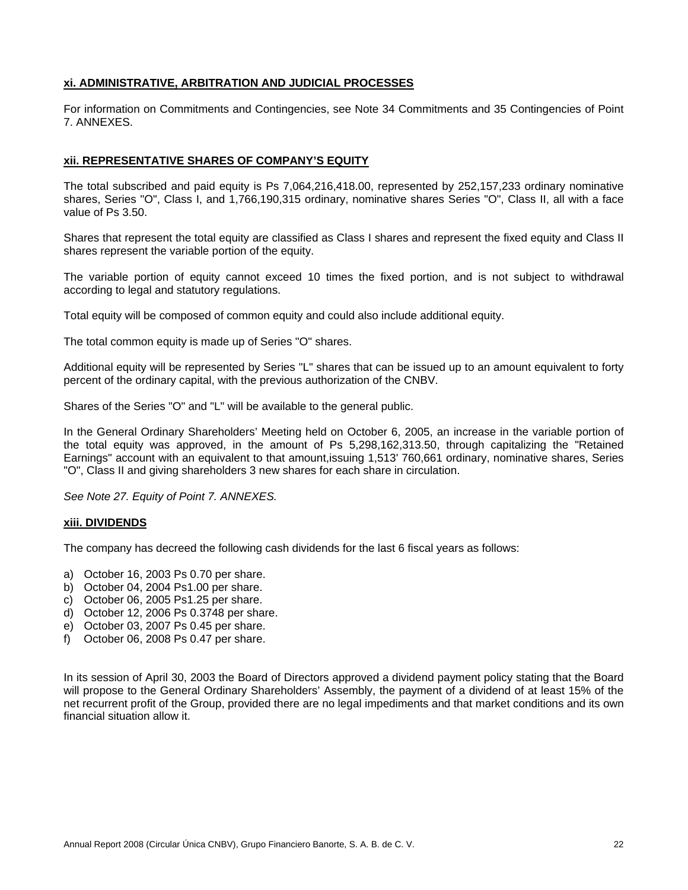### xi. ADMINISTRATIVE, ARBITRATION AND JUDICIAL PROCESSES

For information on Commitments and Contingencies, see Note 34 Commitments and 35 Contingencies of Point 7. ANNEXES.

### xii. REPRESENTATIVE SHARES OF COMPANY'S EQUITY

The total subscribed and paid equity is Ps 7,064,216,418.00, represented by 252,157,233 ordinary nominative shares, Series "O", Class I, and 1,766,190,315 ordinary, nominative shares Series "O", Class II, all with a face value of Ps 3.50.

Shares that represent the total equity are classified as Class I shares and represent the fixed equity and Class II shares represent the variable portion of the equity.

The variable portion of equity cannot exceed 10 times the fixed portion, and is not subject to withdrawal according to legal and statutory regulations.

Total equity will be composed of common equity and could also include additional equity.

The total common equity is made up of Series "O" shares.

Additional equity will be represented by Series "L" shares that can be issued up to an amount equivalent to forty percent of the ordinary capital, with the previous authorization of the CNBV.

Shares of the Series "O" and "L" will be available to the general public.

In the General Ordinary Shareholders' Meeting held on October 6, 2005, an increase in the variable portion of the total equity was approved, in the amount of Ps 5,298,162,313.50, through capitalizing the "Retained Earnings" account with an equivalent to that amount,issuing 1,513' 760,661 ordinary, nominative shares, Series "O", Class II and giving shareholders 3 new shares for each share in circulation.

*See Note 27. Equity of Point 7. ANNEXES.*

### xiii. DIVIDENDS

The company has decreed the following cash dividends for the last 6 fiscal years as follows:

a) October 16, 2003 Ps 0.70 per share.
b) October 04, 2004 Ps1.00 per share.
c) October 06, 2005 Ps1.25 per share.
d) October 12, 2006 Ps 0.3748 per share.
e) October 03, 2007 Ps 0.45 per share.
f) October 06, 2008 Ps 0.47 per share.

In its session of April 30, 2003 the Board of Directors approved a dividend payment policy stating that the Board will propose to the General Ordinary Shareholders' Assembly, the payment of a dividend of at least 15% of the net recurrent profit of the Group, provided there are no legal impediments and that market conditions and its own financial situation allow it.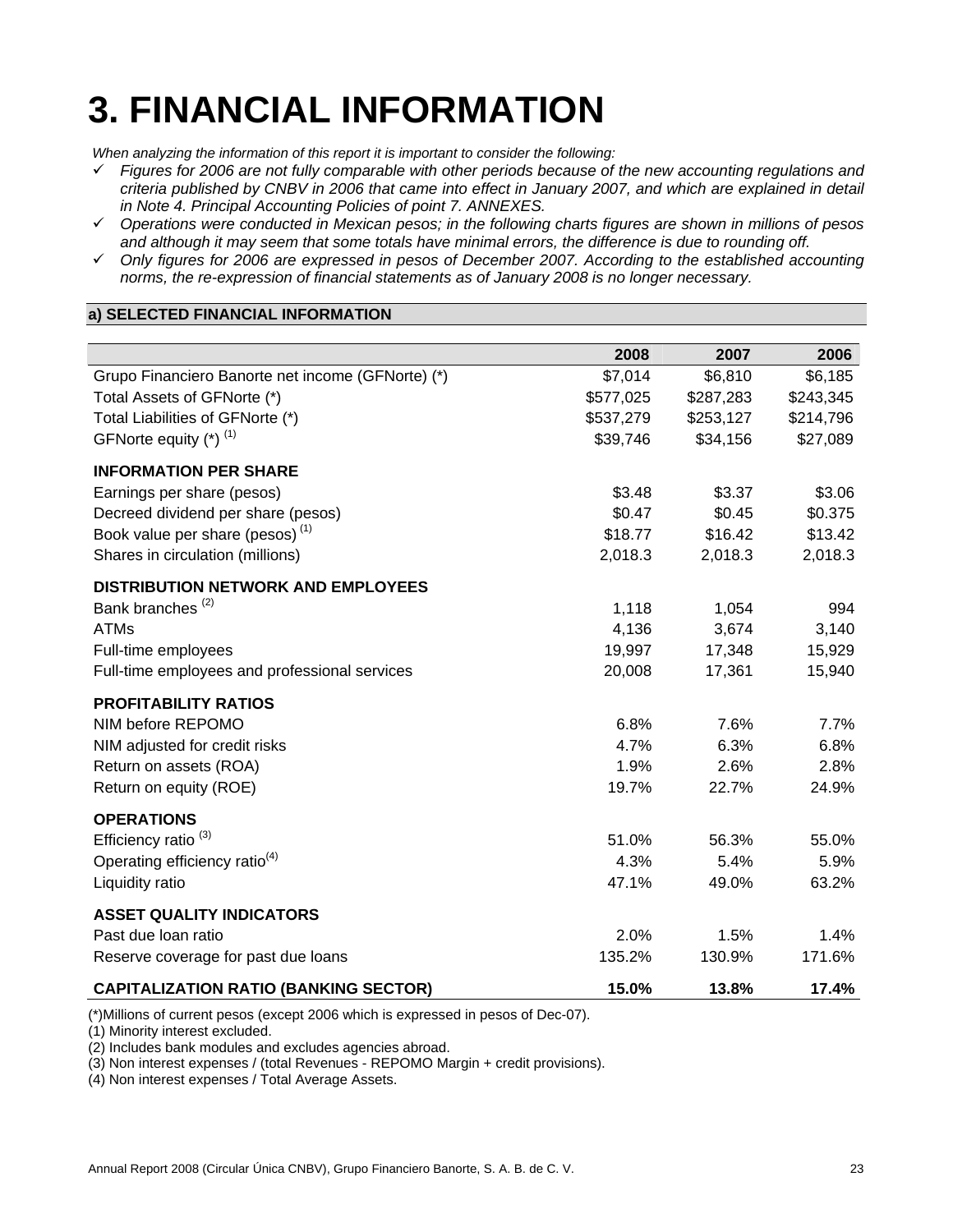# 3. FINANCIAL INFORMATION

*When analyzing the information of this report it is important to consider the following:*

- ✓ *Figures for 2006 are not fully comparable with other periods because of the new accounting regulations and criteria published by CNBV in 2006 that came into effect in January 2007, and which are explained in detail in Note 4. Principal Accounting Policies of point 7. ANNEXES.*
- ✓ *Operations were conducted in Mexican pesos; in the following charts figures are shown in millions of pesos and although it may seem that some totals have minimal errors, the difference is due to rounding off.*
- ✓ *Only figures for 2006 are expressed in pesos of December 2007. According to the established accounting norms, the re-expression of financial statements as of January 2008 is no longer necessary.*

## a) SELECTED FINANCIAL INFORMATION

| | 2008 | 2007 | 2006 |
|---|---|---|---|
| Grupo Financiero Banorte net income (GFNorte) (*) | $7,014 | $6,810 | $6,185 |
| Total Assets of GFNorte (*) | $577,025 | $287,283 | $243,345 |
| Total Liabilities of GFNorte (*) | $537,279 | $253,127 | $214,796 |
| GFNorte equity (*) (1) | $39,746 | $34,156 | $27,089 |
| **INFORMATION PER SHARE** | | | |
| Earnings per share (pesos) | $3.48 | $3.37 | $3.06 |
| Decreed dividend per share (pesos) | $0.47 | $0.45 | $0.375 |
| Book value per share (pesos) (1) | $18.77 | $16.42 | $13.42 |
| Shares in circulation (millions) | 2,018.3 | 2,018.3 | 2,018.3 |
| **DISTRIBUTION NETWORK AND EMPLOYEES** | | | |
| Bank branches (2) | 1,118 | 1,054 | 994 |
| ATMs | 4,136 | 3,674 | 3,140 |
| Full-time employees | 19,997 | 17,348 | 15,929 |
| Full-time employees and professional services | 20,008 | 17,361 | 15,940 |
| **PROFITABILITY RATIOS** | | | |
| NIM before REPOMO | 6.8% | 7.6% | 7.7% |
| NIM adjusted for credit risks | 4.7% | 6.3% | 6.8% |
| Return on assets (ROA) | 1.9% | 2.6% | 2.8% |
| Return on equity (ROE) | 19.7% | 22.7% | 24.9% |
| **OPERATIONS** | | | |
| Efficiency ratio (3) | 51.0% | 56.3% | 55.0% |
| Operating efficiency ratio(4) | 4.3% | 5.4% | 5.9% |
| Liquidity ratio | 47.1% | 49.0% | 63.2% |
| **ASSET QUALITY INDICATORS** | | | |
| Past due loan ratio | 2.0% | 1.5% | 1.4% |
| Reserve coverage for past due loans | 135.2% | 130.9% | 171.6% |
| **CAPITALIZATION RATIO (BANKING SECTOR)** | **15.0%** | **13.8%** | **17.4%** |

(*)Millions of current pesos (except 2006 which is expressed in pesos of Dec-07).

(1) Minority interest excluded.

(2) Includes bank modules and excludes agencies abroad.

(3) Non interest expenses / (total Revenues - REPOMO Margin + credit provisions).

(4) Non interest expenses / Total Average Assets.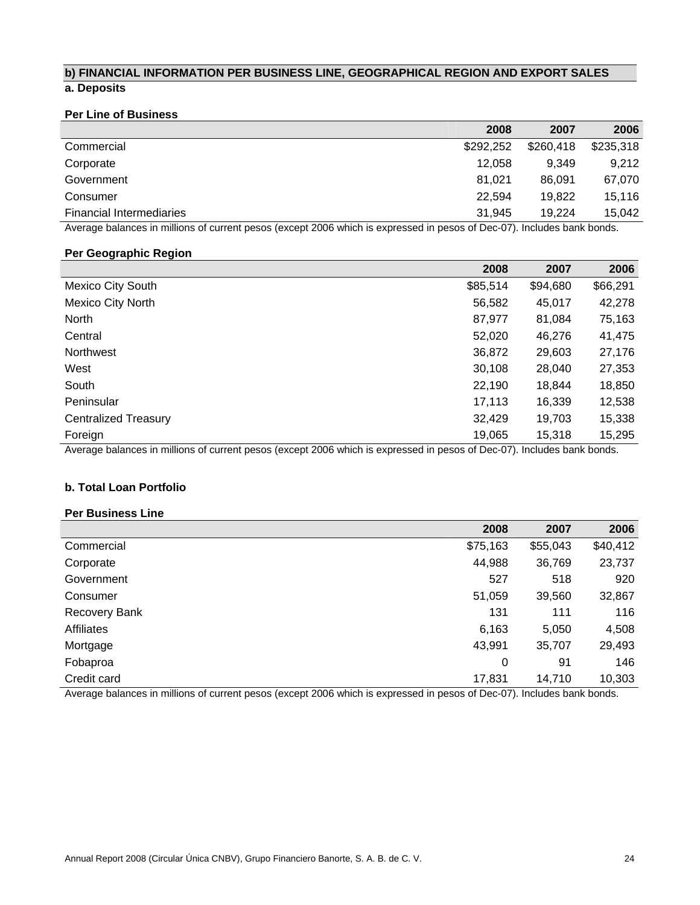## b) FINANCIAL INFORMATION PER BUSINESS LINE, GEOGRAPHICAL REGION AND EXPORT SALES

### a. Deposits

**Per Line of Business**

| | 2008 | 2007 | 2006 |
|---|---|---|---|
| Commercial | $292,252 | $260,418 | $235,318 |
| Corporate | 12,058 | 9,349 | 9,212 |
| Government | 81,021 | 86,091 | 67,070 |
| Consumer | 22,594 | 19,822 | 15,116 |
| Financial Intermediaries | 31,945 | 19,224 | 15,042 |

Average balances in millions of current pesos (except 2006 which is expressed in pesos of Dec-07). Includes bank bonds.

**Per Geographic Region**

| | 2008 | 2007 | 2006 |
|---|---|---|---|
| Mexico City South | $85,514 | $94,680 | $66,291 |
| Mexico City North | 56,582 | 45,017 | 42,278 |
| North | 87,977 | 81,084 | 75,163 |
| Central | 52,020 | 46,276 | 41,475 |
| Northwest | 36,872 | 29,603 | 27,176 |
| West | 30,108 | 28,040 | 27,353 |
| South | 22,190 | 18,844 | 18,850 |
| Peninsular | 17,113 | 16,339 | 12,538 |
| Centralized Treasury | 32,429 | 19,703 | 15,338 |
| Foreign | 19,065 | 15,318 | 15,295 |

Average balances in millions of current pesos (except 2006 which is expressed in pesos of Dec-07). Includes bank bonds.

### b. Total Loan Portfolio

**Per Business Line**

| | 2008 | 2007 | 2006 |
|---|---|---|---|
| Commercial | $75,163 | $55,043 | $40,412 |
| Corporate | 44,988 | 36,769 | 23,737 |
| Government | 527 | 518 | 920 |
| Consumer | 51,059 | 39,560 | 32,867 |
| Recovery Bank | 131 | 111 | 116 |
| Affiliates | 6,163 | 5,050 | 4,508 |
| Mortgage | 43,991 | 35,707 | 29,493 |
| Fobaproa | 0 | 91 | 146 |
| Credit card | 17,831 | 14,710 | 10,303 |

Average balances in millions of current pesos (except 2006 which is expressed in pesos of Dec-07). Includes bank bonds.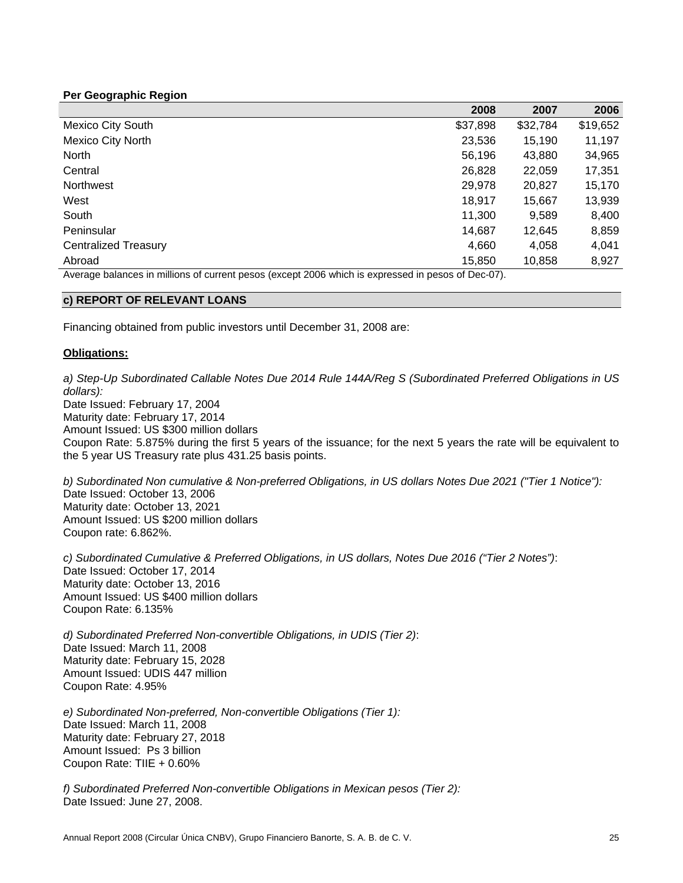**Per Geographic Region**

| | 2008 | 2007 | 2006 |
|---|---|---|---|
| Mexico City South | $37,898 | $32,784 | $19,652 |
| Mexico City North | 23,536 | 15,190 | 11,197 |
| North | 56,196 | 43,880 | 34,965 |
| Central | 26,828 | 22,059 | 17,351 |
| Northwest | 29,978 | 20,827 | 15,170 |
| West | 18,917 | 15,667 | 13,939 |
| South | 11,300 | 9,589 | 8,400 |
| Peninsular | 14,687 | 12,645 | 8,859 |
| Centralized Treasury | 4,660 | 4,058 | 4,041 |
| Abroad | 15,850 | 10,858 | 8,927 |

Average balances in millions of current pesos (except 2006 which is expressed in pesos of Dec-07).

## c) REPORT OF RELEVANT LOANS

Financing obtained from public investors until December 31, 2008 are:

**Obligations:**

*a) Step-Up Subordinated Callable Notes Due 2014 Rule 144A/Reg S (Subordinated Preferred Obligations in US dollars):*
Date Issued: February 17, 2004
Maturity date: February 17, 2014
Amount Issued: US $300 million dollars
Coupon Rate: 5.875% during the first 5 years of the issuance; for the next 5 years the rate will be equivalent to the 5 year US Treasury rate plus 431.25 basis points.

*b) Subordinated Non cumulative & Non-preferred Obligations, in US dollars Notes Due 2021 ("Tier 1 Notice"):*
Date Issued: October 13, 2006
Maturity date: October 13, 2021
Amount Issued: US $200 million dollars
Coupon rate: 6.862%.

*c) Subordinated Cumulative & Preferred Obligations, in US dollars, Notes Due 2016 ("Tier 2 Notes")*:
Date Issued: October 17, 2014
Maturity date: October 13, 2016
Amount Issued: US $400 million dollars
Coupon Rate: 6.135%

*d) Subordinated Preferred Non-convertible Obligations, in UDIS (Tier 2)*:
Date Issued: March 11, 2008
Maturity date: February 15, 2028
Amount Issued: UDIS 447 million
Coupon Rate: 4.95%

*e) Subordinated Non-preferred, Non-convertible Obligations (Tier 1):*
Date Issued: March 11, 2008
Maturity date: February 27, 2018
Amount Issued: Ps 3 billion
Coupon Rate: TIIE + 0.60%

*f) Subordinated Preferred Non-convertible Obligations in Mexican pesos (Tier 2):*
Date Issued: June 27, 2008.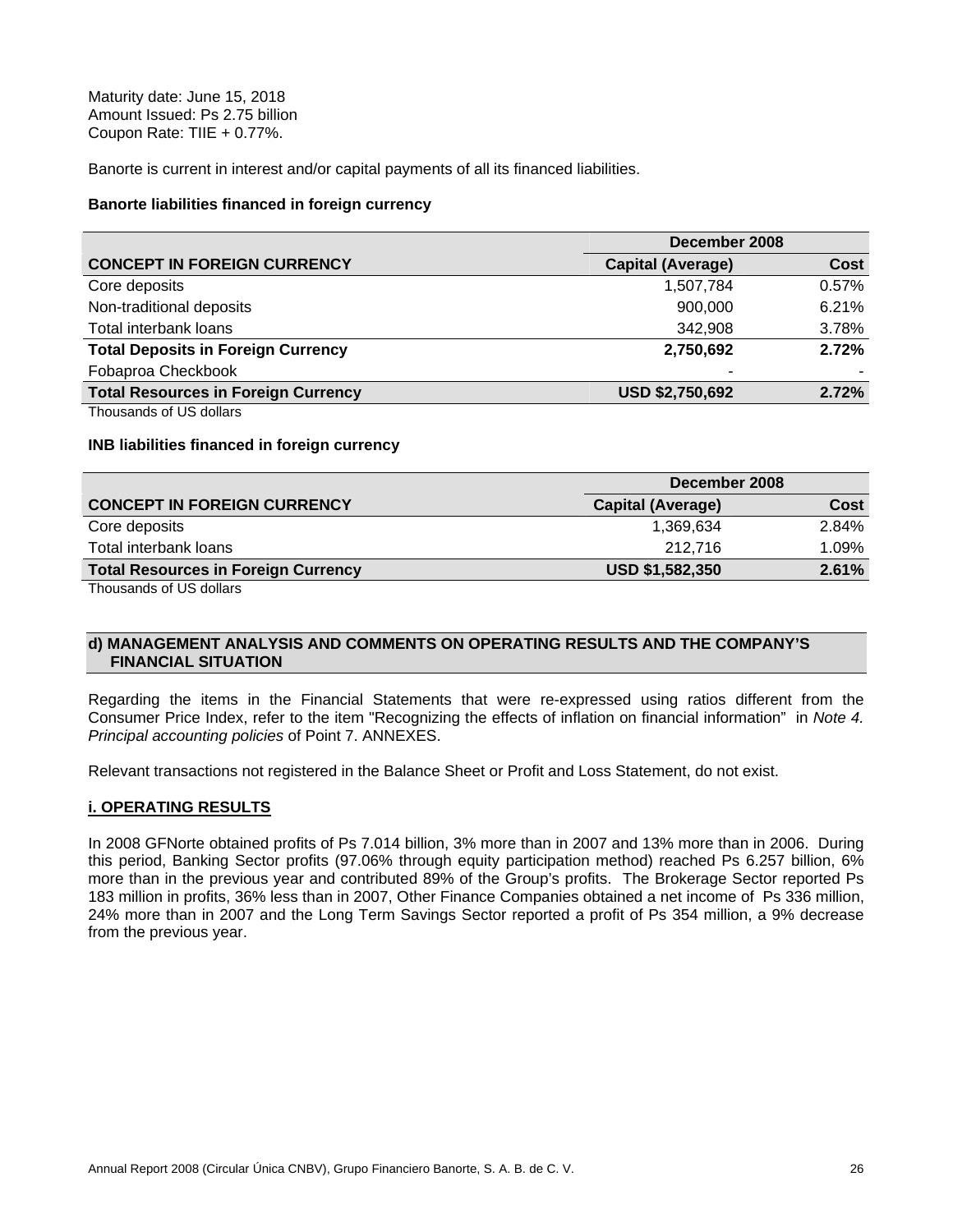Maturity date: June 15, 2018
Amount Issued: Ps 2.75 billion
Coupon Rate: TIIE + 0.77%.

Banorte is current in interest and/or capital payments of all its financed liabilities.

**Banorte liabilities financed in foreign currency**

| | December 2008 | |
|---|---|---|
| **CONCEPT IN FOREIGN CURRENCY** | **Capital (Average)** | **Cost** |
| Core deposits | 1,507,784 | 0.57% |
| Non-traditional deposits | 900,000 | 6.21% |
| Total interbank loans | 342,908 | 3.78% |
| **Total Deposits in Foreign Currency** | **2,750,692** | **2.72%** |
| Fobaproa Checkbook | - | - |
| **Total Resources in Foreign Currency** | **USD $2,750,692** | **2.72%** |

Thousands of US dollars

**INB liabilities financed in foreign currency**

| | December 2008 | |
|---|---|---|
| **CONCEPT IN FOREIGN CURRENCY** | **Capital (Average)** | **Cost** |
| Core deposits | 1,369,634 | 2.84% |
| Total interbank loans | 212,716 | 1.09% |
| **Total Resources in Foreign Currency** | **USD $1,582,350** | **2.61%** |

Thousands of US dollars

## d) MANAGEMENT ANALYSIS AND COMMENTS ON OPERATING RESULTS AND THE COMPANY'S FINANCIAL SITUATION

Regarding the items in the Financial Statements that were re-expressed using ratios different from the Consumer Price Index, refer to the item "Recognizing the effects of inflation on financial information" in *Note 4. Principal accounting policies* of Point 7. ANNEXES.

Relevant transactions not registered in the Balance Sheet or Profit and Loss Statement, do not exist.

### i. OPERATING RESULTS

In 2008 GFNorte obtained profits of Ps 7.014 billion, 3% more than in 2007 and 13% more than in 2006. During this period, Banking Sector profits (97.06% through equity participation method) reached Ps 6.257 billion, 6% more than in the previous year and contributed 89% of the Group's profits. The Brokerage Sector reported Ps 183 million in profits, 36% less than in 2007, Other Finance Companies obtained a net income of Ps 336 million, 24% more than in 2007 and the Long Term Savings Sector reported a profit of Ps 354 million, a 9% decrease from the previous year.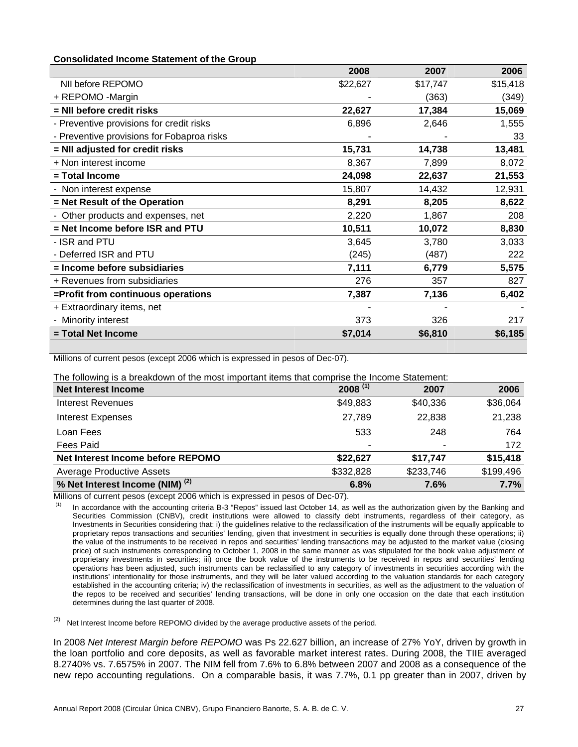**Consolidated Income Statement of the Group**

| | 2008 | 2007 | 2006 |
|---|---|---|---|
| NII before REPOMO | $22,627 | $17,747 | $15,418 |
| + REPOMO -Margin | - | (363) | (349) |
| **= NII before credit risks** | **22,627** | **17,384** | **15,069** |
| - Preventive provisions for credit risks | 6,896 | 2,646 | 1,555 |
| - Preventive provisions for Fobaproa risks | - | - | 33 |
| **= NII adjusted for credit risks** | **15,731** | **14,738** | **13,481** |
| + Non interest income | 8,367 | 7,899 | 8,072 |
| **= Total Income** | **24,098** | **22,637** | **21,553** |
| - Non interest expense | 15,807 | 14,432 | 12,931 |
| **= Net Result of the Operation** | **8,291** | **8,205** | **8,622** |
| - Other products and expenses, net | 2,220 | 1,867 | 208 |
| **= Net Income before ISR and PTU** | **10,511** | **10,072** | **8,830** |
| - ISR and PTU | 3,645 | 3,780 | 3,033 |
| - Deferred ISR and PTU | (245) | (487) | 222 |
| **= Income before subsidiaries** | **7,111** | **6,779** | **5,575** |
| + Revenues from subsidiaries | 276 | 357 | 827 |
| **=Profit from continuous operations** | **7,387** | **7,136** | **6,402** |
| + Extraordinary items, net | - | - | - |
| - Minority interest | 373 | 326 | 217 |
| **= Total Net Income** | **$7,014** | **$6,810** | **$6,185** |

Millions of current pesos (except 2006 which is expressed in pesos of Dec-07).

The following is a breakdown of the most important items that comprise the Income Statement:

| **Net Interest Income** | **2008 (1)** | **2007** | **2006** |
|---|---|---|---|
| Interest Revenues | $49,883 | $40,336 | $36,064 |
| Interest Expenses | 27,789 | 22,838 | 21,238 |
| Loan Fees | 533 | 248 | 764 |
| Fees Paid | - | - | 172 |
| **Net Interest Income before REPOMO** | **$22,627** | **$17,747** | **$15,418** |
| Average Productive Assets | $332,828 | $233,746 | $199,496 |
| **% Net Interest Income (NIM) (2)** | **6.8%** | **7.6%** | **7.7%** |

Millions of current pesos (except 2006 which is expressed in pesos of Dec-07).

(1) In accordance with the accounting criteria B-3 "Repos" issued last October 14, as well as the authorization given by the Banking and Securities Commission (CNBV), credit institutions were allowed to classify debt instruments, regardless of their category, as Investments in Securities considering that: i) the guidelines relative to the reclassification of the instruments will be equally applicable to proprietary repos transactions and securities' lending, given that investment in securities is equally done through these operations; ii) the value of the instruments to be received in repos and securities' lending transactions may be adjusted to the market value (closing price) of such instruments corresponding to October 1, 2008 in the same manner as was stipulated for the book value adjustment of proprietary investments in securities; iii) once the book value of the instruments to be received in repos and securities' lending operations has been adjusted, such instruments can be reclassified to any category of investments in securities according with the institutions' intentionality for those instruments, and they will be later valued according to the valuation standards for each category established in the accounting criteria; iv) the reclassification of investments in securities, as well as the adjustment to the valuation of the repos to be received and securities' lending transactions, will be done in only one occasion on the date that each institution determines during the last quarter of 2008.

(2) Net Interest Income before REPOMO divided by the average productive assets of the period.

In 2008 *Net Interest Margin before REPOMO* was Ps 22.627 billion, an increase of 27% YoY, driven by growth in the loan portfolio and core deposits, as well as favorable market interest rates. During 2008, the TIIE averaged 8.2740% vs. 7.6575% in 2007. The NIM fell from 7.6% to 6.8% between 2007 and 2008 as a consequence of the new repo accounting regulations. On a comparable basis, it was 7.7%, 0.1 pp greater than in 2007, driven by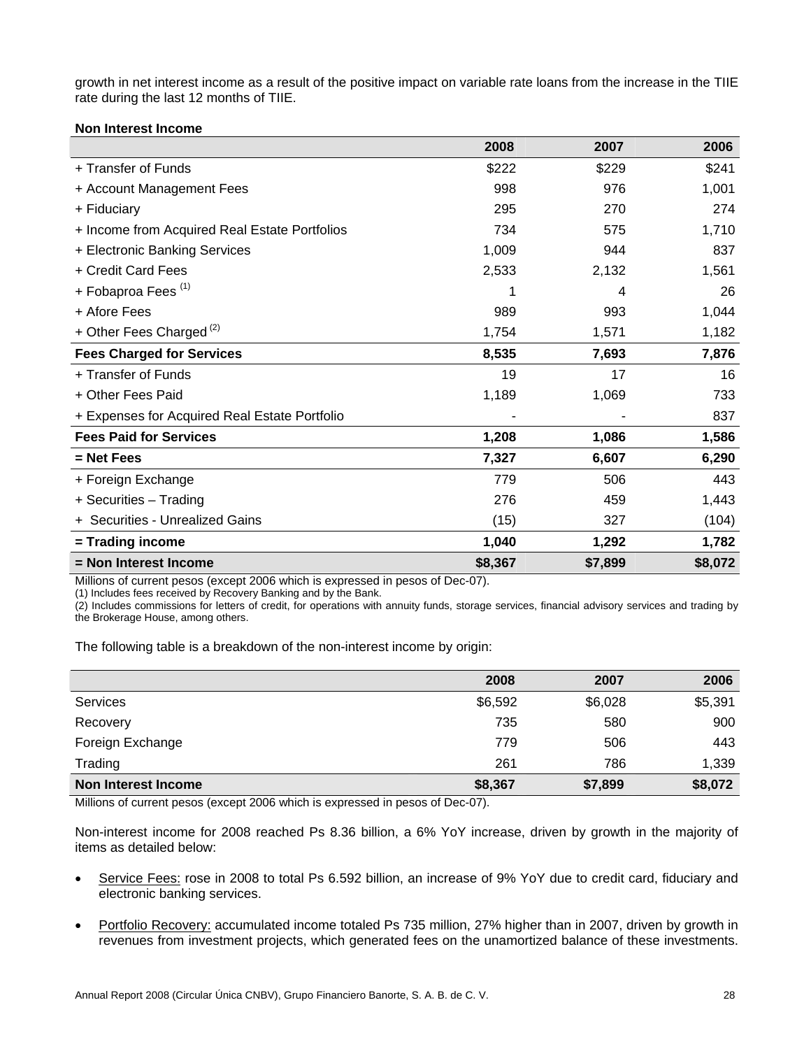growth in net interest income as a result of the positive impact on variable rate loans from the increase in the TIIE rate during the last 12 months of TIIE.

**Non Interest Income**

| | 2008 | 2007 | 2006 |
|---|---|---|---|
| + Transfer of Funds | $222 | $229 | $241 |
| + Account Management Fees | 998 | 976 | 1,001 |
| + Fiduciary | 295 | 270 | 274 |
| + Income from Acquired Real Estate Portfolios | 734 | 575 | 1,710 |
| + Electronic Banking Services | 1,009 | 944 | 837 |
| + Credit Card Fees | 2,533 | 2,132 | 1,561 |
| + Fobaproa Fees [(1)] | 1 | 4 | 26 |
| + Afore Fees | 989 | 993 | 1,044 |
| + Other Fees Charged [(2)] | 1,754 | 1,571 | 1,182 |
| **Fees Charged for Services** | **8,535** | **7,693** | **7,876** |
| + Transfer of Funds | 19 | 17 | 16 |
| + Other Fees Paid | 1,189 | 1,069 | 733 |
| + Expenses for Acquired Real Estate Portfolio | - | - | 837 |
| **Fees Paid for Services** | **1,208** | **1,086** | **1,586** |
| **= Net Fees** | **7,327** | **6,607** | **6,290** |
| + Foreign Exchange | 779 | 506 | 443 |
| + Securities – Trading | 276 | 459 | 1,443 |
| + Securities - Unrealized Gains | (15) | 327 | (104) |
| **= Trading income** | **1,040** | **1,292** | **1,782** |
| **= Non Interest Income** | **$8,367** | **$7,899** | **$8,072** |

Millions of current pesos (except 2006 which is expressed in pesos of Dec-07).
(1) Includes fees received by Recovery Banking and by the Bank.
(2) Includes commissions for letters of credit, for operations with annuity funds, storage services, financial advisory services and trading by the Brokerage House, among others.

The following table is a breakdown of the non-interest income by origin:

| | 2008 | 2007 | 2006 |
|---|---|---|---|
| Services | $6,592 | $6,028 | $5,391 |
| Recovery | 735 | 580 | 900 |
| Foreign Exchange | 779 | 506 | 443 |
| Trading | 261 | 786 | 1,339 |
| **Non Interest Income** | **$8,367** | **$7,899** | **$8,072** |

Millions of current pesos (except 2006 which is expressed in pesos of Dec-07).

Non-interest income for 2008 reached Ps 8.36 billion, a 6% YoY increase, driven by growth in the majority of items as detailed below:

- Service Fees: rose in 2008 to total Ps 6.592 billion, an increase of 9% YoY due to credit card, fiduciary and electronic banking services.
- Portfolio Recovery: accumulated income totaled Ps 735 million, 27% higher than in 2007, driven by growth in revenues from investment projects, which generated fees on the unamortized balance of these investments.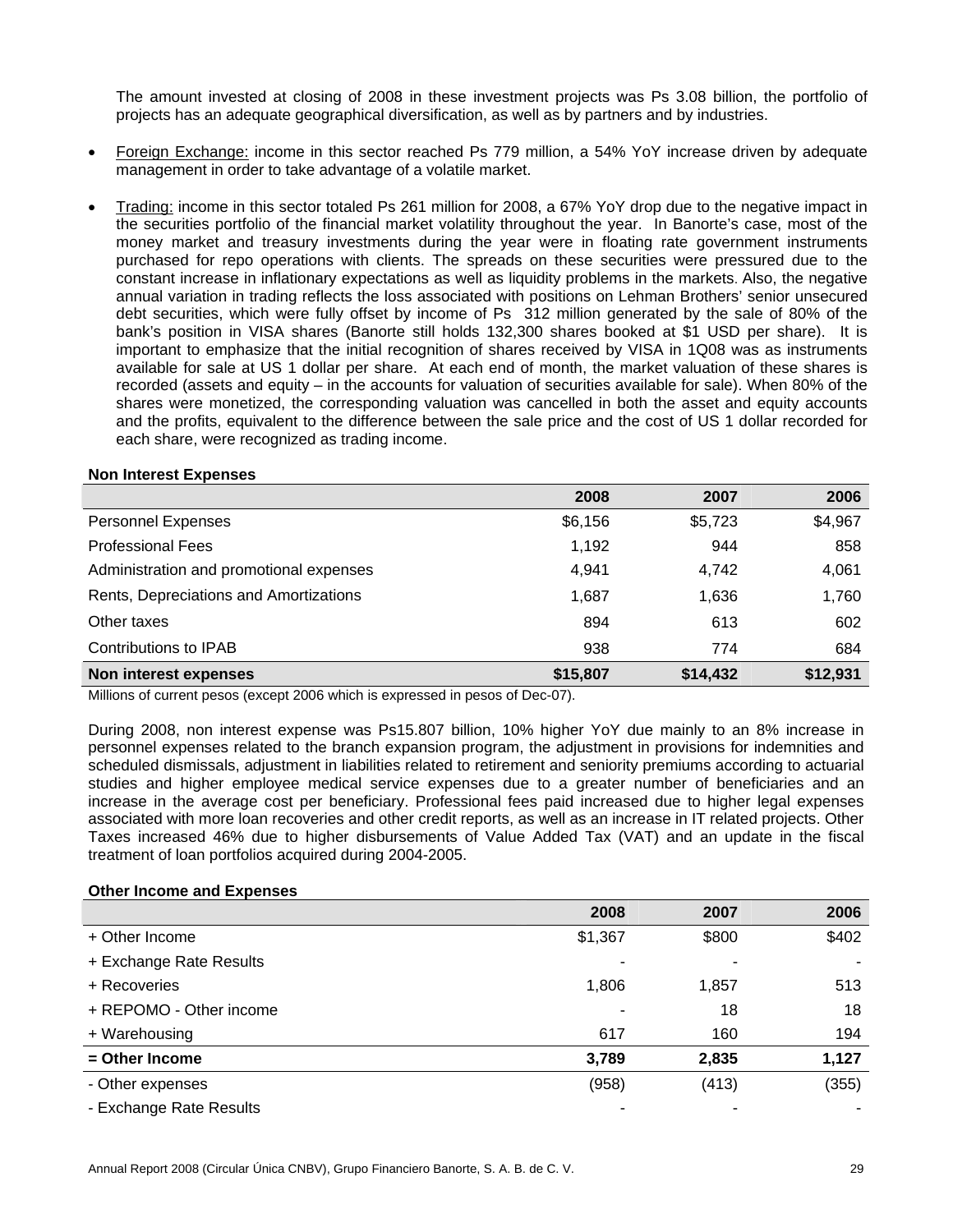The amount invested at closing of 2008 in these investment projects was Ps 3.08 billion, the portfolio of projects has an adequate geographical diversification, as well as by partners and by industries.

- Foreign Exchange: income in this sector reached Ps 779 million, a 54% YoY increase driven by adequate management in order to take advantage of a volatile market.
- Trading: income in this sector totaled Ps 261 million for 2008, a 67% YoY drop due to the negative impact in the securities portfolio of the financial market volatility throughout the year. In Banorte's case, most of the money market and treasury investments during the year were in floating rate government instruments purchased for repo operations with clients. The spreads on these securities were pressured due to the constant increase in inflationary expectations as well as liquidity problems in the markets. Also, the negative annual variation in trading reflects the loss associated with positions on Lehman Brothers' senior unsecured debt securities, which were fully offset by income of Ps 312 million generated by the sale of 80% of the bank's position in VISA shares (Banorte still holds 132,300 shares booked at $1 USD per share). It is important to emphasize that the initial recognition of shares received by VISA in 1Q08 was as instruments available for sale at US 1 dollar per share. At each end of month, the market valuation of these shares is recorded (assets and equity – in the accounts for valuation of securities available for sale). When 80% of the shares were monetized, the corresponding valuation was cancelled in both the asset and equity accounts and the profits, equivalent to the difference between the sale price and the cost of US 1 dollar recorded for each share, were recognized as trading income.

**Non Interest Expenses**

| | 2008 | 2007 | 2006 |
|---|---|---|---|
| Personnel Expenses | $6,156 | $5,723 | $4,967 |
| Professional Fees | 1,192 | 944 | 858 |
| Administration and promotional expenses | 4,941 | 4,742 | 4,061 |
| Rents, Depreciations and Amortizations | 1,687 | 1,636 | 1,760 |
| Other taxes | 894 | 613 | 602 |
| Contributions to IPAB | 938 | 774 | 684 |
| **Non interest expenses** | **$15,807** | **$14,432** | **$12,931** |

Millions of current pesos (except 2006 which is expressed in pesos of Dec-07).

During 2008, non interest expense was Ps15.807 billion, 10% higher YoY due mainly to an 8% increase in personnel expenses related to the branch expansion program, the adjustment in provisions for indemnities and scheduled dismissals, adjustment in liabilities related to retirement and seniority premiums according to actuarial studies and higher employee medical service expenses due to a greater number of beneficiaries and an increase in the average cost per beneficiary. Professional fees paid increased due to higher legal expenses associated with more loan recoveries and other credit reports, as well as an increase in IT related projects. Other Taxes increased 46% due to higher disbursements of Value Added Tax (VAT) and an update in the fiscal treatment of loan portfolios acquired during 2004-2005.

**Other Income and Expenses**

| | 2008 | 2007 | 2006 |
|---|---|---|---|
| + Other Income | $1,367 | $800 | $402 |
| + Exchange Rate Results | - | - | - |
| + Recoveries | 1,806 | 1,857 | 513 |
| + REPOMO - Other income | - | 18 | 18 |
| + Warehousing | 617 | 160 | 194 |
| **= Other Income** | **3,789** | **2,835** | **1,127** |
| - Other expenses | (958) | (413) | (355) |
| - Exchange Rate Results | - | - | - |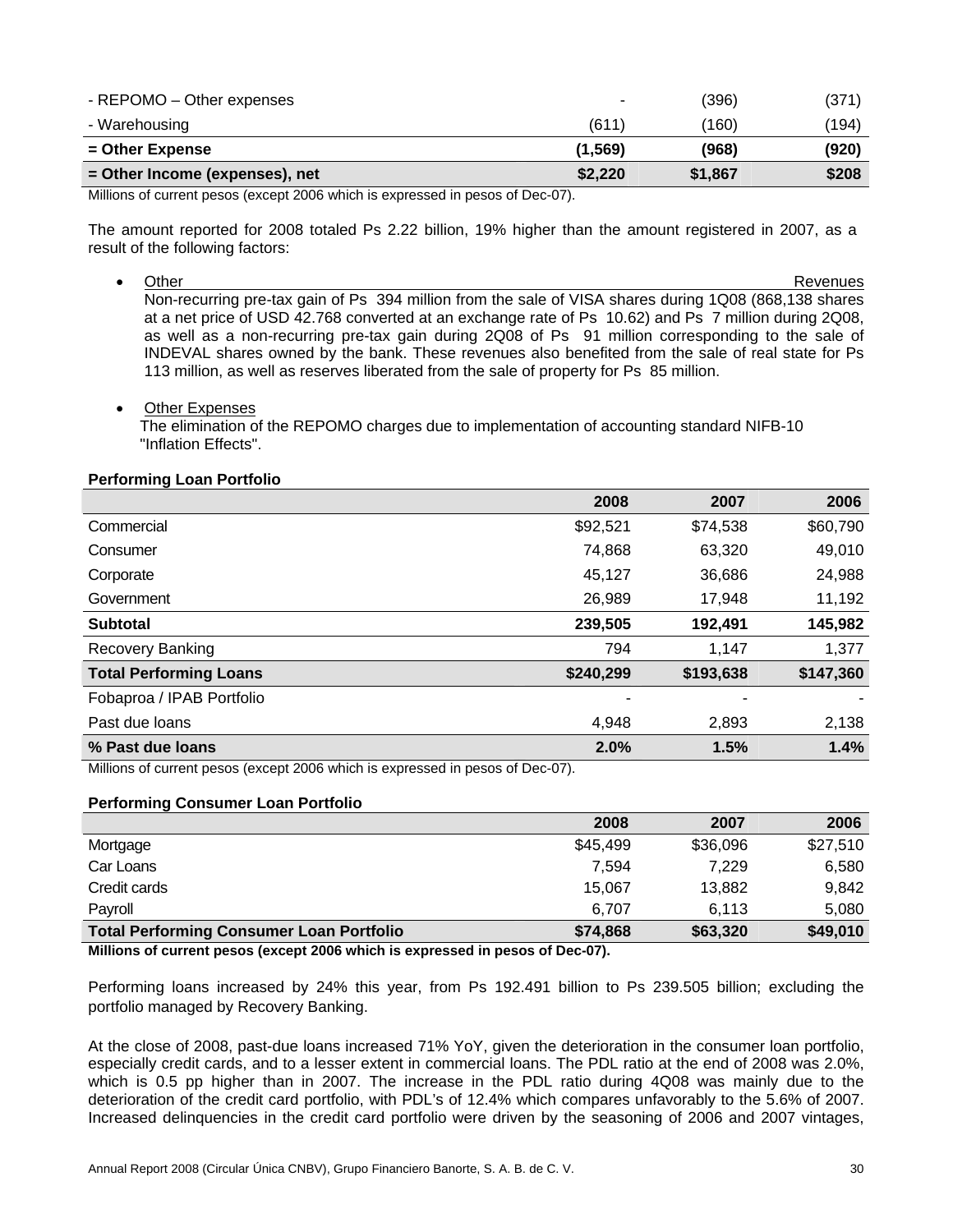| | | | |
|---|---|---|---|
| - REPOMO – Other expenses | - | (396) | (371) |
| - Warehousing | (611) | (160) | (194) |
| **= Other Expense** | **(1,569)** | **(968)** | **(920)** |
| **= Other Income (expenses), net** | **$2,220** | **$1,867** | **$208** |

Millions of current pesos (except 2006 which is expressed in pesos of Dec-07).

The amount reported for 2008 totaled Ps 2.22 billion, 19% higher than the amount registered in 2007, as a result of the following factors:

- Other Revenues
  Non-recurring pre-tax gain of Ps 394 million from the sale of VISA shares during 1Q08 (868,138 shares at a net price of USD 42.768 converted at an exchange rate of Ps 10.62) and Ps 7 million during 2Q08, as well as a non-recurring pre-tax gain during 2Q08 of Ps 91 million corresponding to the sale of INDEVAL shares owned by the bank. These revenues also benefited from the sale of real state for Ps 113 million, as well as reserves liberated from the sale of property for Ps 85 million.

- Other Expenses
  The elimination of the REPOMO charges due to implementation of accounting standard NIFB-10 "Inflation Effects".

**Performing Loan Portfolio**

| | 2008 | 2007 | 2006 |
|---|---|---|---|
| Commercial | $92,521 | $74,538 | $60,790 |
| Consumer | 74,868 | 63,320 | 49,010 |
| Corporate | 45,127 | 36,686 | 24,988 |
| Government | 26,989 | 17,948 | 11,192 |
| **Subtotal** | **239,505** | **192,491** | **145,982** |
| Recovery Banking | 794 | 1,147 | 1,377 |
| **Total Performing Loans** | **$240,299** | **$193,638** | **$147,360** |
| Fobaproa / IPAB Portfolio | - | - | - |
| Past due loans | 4,948 | 2,893 | 2,138 |
| **% Past due loans** | **2.0%** | **1.5%** | **1.4%** |

Millions of current pesos (except 2006 which is expressed in pesos of Dec-07).

**Performing Consumer Loan Portfolio**

| | 2008 | 2007 | 2006 |
|---|---|---|---|
| Mortgage | $45,499 | $36,096 | $27,510 |
| Car Loans | 7,594 | 7,229 | 6,580 |
| Credit cards | 15,067 | 13,882 | 9,842 |
| Payroll | 6,707 | 6,113 | 5,080 |
| **Total Performing Consumer Loan Portfolio** | **$74,868** | **$63,320** | **$49,010** |

**Millions of current pesos (except 2006 which is expressed in pesos of Dec-07).**

Performing loans increased by 24% this year, from Ps 192.491 billion to Ps 239.505 billion; excluding the portfolio managed by Recovery Banking.

At the close of 2008, past-due loans increased 71% YoY, given the deterioration in the consumer loan portfolio, especially credit cards, and to a lesser extent in commercial loans. The PDL ratio at the end of 2008 was 2.0%, which is 0.5 pp higher than in 2007. The increase in the PDL ratio during 4Q08 was mainly due to the deterioration of the credit card portfolio, with PDL's of 12.4% which compares unfavorably to the 5.6% of 2007. Increased delinquencies in the credit card portfolio were driven by the seasoning of 2006 and 2007 vintages,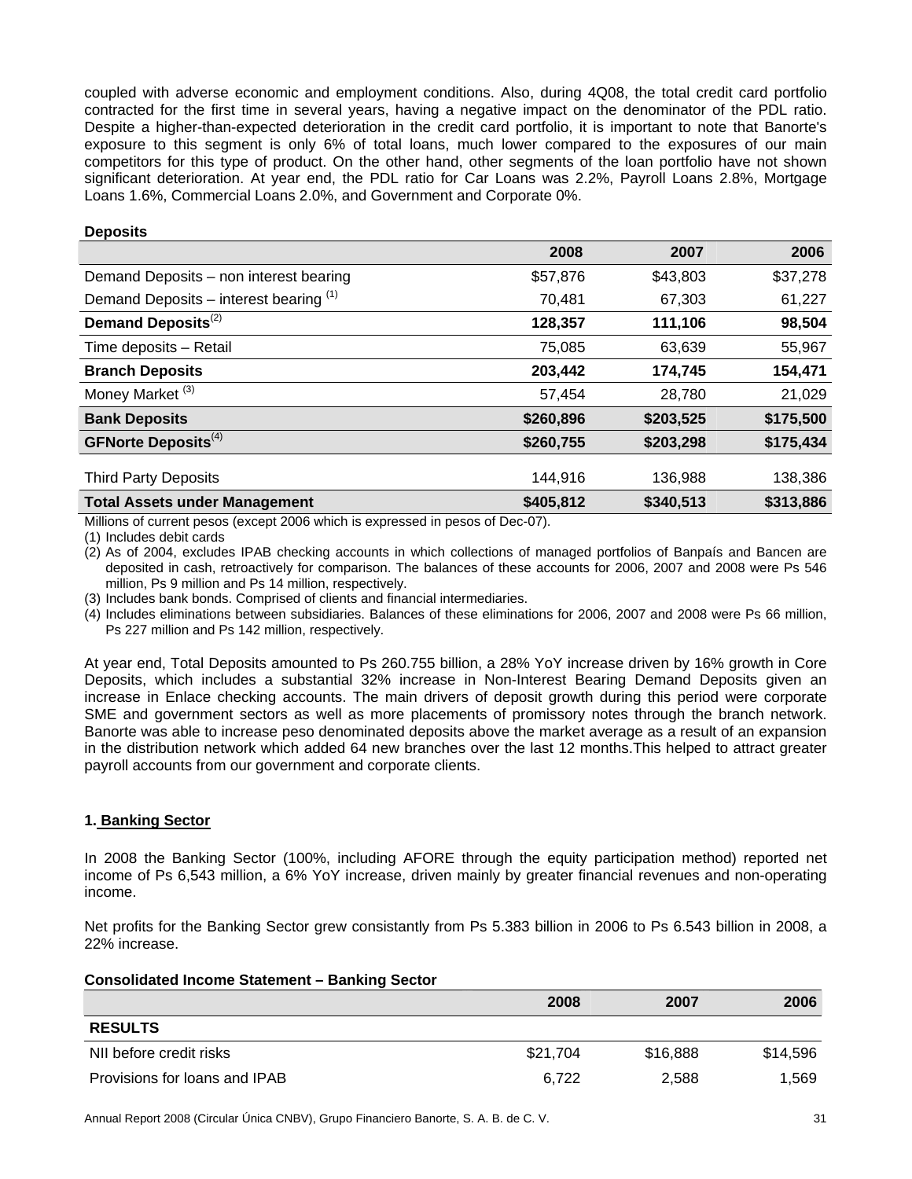coupled with adverse economic and employment conditions. Also, during 4Q08, the total credit card portfolio contracted for the first time in several years, having a negative impact on the denominator of the PDL ratio. Despite a higher-than-expected deterioration in the credit card portfolio, it is important to note that Banorte's exposure to this segment is only 6% of total loans, much lower compared to the exposures of our main competitors for this type of product. On the other hand, other segments of the loan portfolio have not shown significant deterioration. At year end, the PDL ratio for Car Loans was 2.2%, Payroll Loans 2.8%, Mortgage Loans 1.6%, Commercial Loans 2.0%, and Government and Corporate 0%.

**Deposits**

| | 2008 | 2007 | 2006 |
|---|---|---|---|
| Demand Deposits – non interest bearing | $57,876 | $43,803 | $37,278 |
| Demand Deposits – interest bearing [1] | 70,481 | 67,303 | 61,227 |
| **Demand Deposits[2]** | **128,357** | **111,106** | **98,504** |
| Time deposits – Retail | 75,085 | 63,639 | 55,967 |
| **Branch Deposits** | **203,442** | **174,745** | **154,471** |
| Money Market [3] | 57,454 | 28,780 | 21,029 |
| **Bank Deposits** | **$260,896** | **$203,525** | **$175,500** |
| **GFNorte Deposits[4]** | **$260,755** | **$203,298** | **$175,434** |
| Third Party Deposits | 144,916 | 136,988 | 138,386 |
| **Total Assets under Management** | **$405,812** | **$340,513** | **$313,886** |

Millions of current pesos (except 2006 which is expressed in pesos of Dec-07).

(1) Includes debit cards

(2) As of 2004, excludes IPAB checking accounts in which collections of managed portfolios of Banpaís and Bancen are deposited in cash, retroactively for comparison. The balances of these accounts for 2006, 2007 and 2008 were Ps 546 million, Ps 9 million and Ps 14 million, respectively.

(3) Includes bank bonds. Comprised of clients and financial intermediaries.

(4) Includes eliminations between subsidiaries. Balances of these eliminations for 2006, 2007 and 2008 were Ps 66 million, Ps 227 million and Ps 142 million, respectively.

At year end, Total Deposits amounted to Ps 260.755 billion, a 28% YoY increase driven by 16% growth in Core Deposits, which includes a substantial 32% increase in Non-Interest Bearing Demand Deposits given an increase in Enlace checking accounts. The main drivers of deposit growth during this period were corporate SME and government sectors as well as more placements of promissory notes through the branch network. Banorte was able to increase peso denominated deposits above the market average as a result of an expansion in the distribution network which added 64 new branches over the last 12 months.This helped to attract greater payroll accounts from our government and corporate clients.

## 1. Banking Sector

In 2008 the Banking Sector (100%, including AFORE through the equity participation method) reported net income of Ps 6,543 million, a 6% YoY increase, driven mainly by greater financial revenues and non-operating income.

Net profits for the Banking Sector grew consistantly from Ps 5.383 billion in 2006 to Ps 6.543 billion in 2008, a 22% increase.

**Consolidated Income Statement – Banking Sector**

| | 2008 | 2007 | 2006 |
|---|---|---|---|
| **RESULTS** | | | |
| NII before credit risks | $21,704 | $16,888 | $14,596 |
| Provisions for loans and IPAB | 6,722 | 2,588 | 1,569 |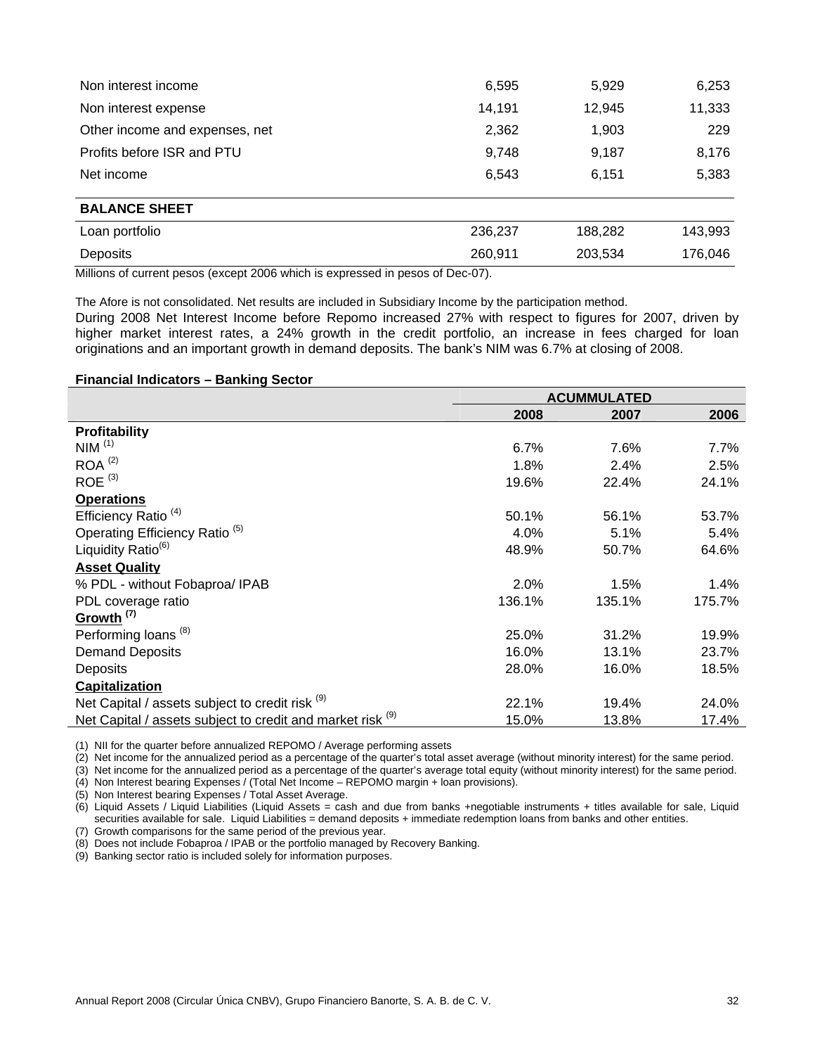| | | | |
|---|---|---|---|
| Non interest income | 6,595 | 5,929 | 6,253 |
| Non interest expense | 14,191 | 12,945 | 11,333 |
| Other income and expenses, net | 2,362 | 1,903 | 229 |
| Profits before ISR and PTU | 9,748 | 9,187 | 8,176 |
| Net income | 6,543 | 6,151 | 5,383 |
| **BALANCE SHEET** | | | |
| Loan portfolio | 236,237 | 188,282 | 143,993 |
| Deposits | 260,911 | 203,534 | 176,046 |

Millions of current pesos (except 2006 which is expressed in pesos of Dec-07).

The Afore is not consolidated. Net results are included in Subsidiary Income by the participation method.

During 2008 Net Interest Income before Repomo increased 27% with respect to figures for 2007, driven by higher market interest rates, a 24% growth in the credit portfolio, an increase in fees charged for loan originations and an important growth in demand deposits. The bank's NIM was 6.7% at closing of 2008.

**Financial Indicators – Banking Sector**

| | **ACUMMULATED** | | |
|---|---|---|---|
| | **2008** | **2007** | **2006** |
| **Profitability** | | | |
| NIM (1) | 6.7% | 7.6% | 7.7% |
| ROA (2) | 1.8% | 2.4% | 2.5% |
| ROE (3) | 19.6% | 22.4% | 24.1% |
| **Operations** | | | |
| Efficiency Ratio (4) | 50.1% | 56.1% | 53.7% |
| Operating Efficiency Ratio (5) | 4.0% | 5.1% | 5.4% |
| Liquidity Ratio(6) | 48.9% | 50.7% | 64.6% |
| **Asset Quality** | | | |
| % PDL - without Fobaproa/ IPAB | 2.0% | 1.5% | 1.4% |
| PDL coverage ratio | 136.1% | 135.1% | 175.7% |
| **Growth (7)** | | | |
| Performing loans (8) | 25.0% | 31.2% | 19.9% |
| Demand Deposits | 16.0% | 13.1% | 23.7% |
| Deposits | 28.0% | 16.0% | 18.5% |
| **Capitalization** | | | |
| Net Capital / assets subject to credit risk (9) | 22.1% | 19.4% | 24.0% |
| Net Capital / assets subject to credit and market risk (9) | 15.0% | 13.8% | 17.4% |

(1) NII for the quarter before annualized REPOMO / Average performing assets
(2) Net income for the annualized period as a percentage of the quarter's total asset average (without minority interest) for the same period.
(3) Net income for the annualized period as a percentage of the quarter's average total equity (without minority interest) for the same period.
(4) Non Interest bearing Expenses / (Total Net Income – REPOMO margin + loan provisions).
(5) Non Interest bearing Expenses / Total Asset Average.
(6) Liquid Assets / Liquid Liabilities (Liquid Assets = cash and due from banks +negotiable instruments + titles available for sale, Liquid securities available for sale. Liquid Liabilities = demand deposits + immediate redemption loans from banks and other entities.
(7) Growth comparisons for the same period of the previous year.
(8) Does not include Fobaproa / IPAB or the portfolio managed by Recovery Banking.
(9) Banking sector ratio is included solely for information purposes.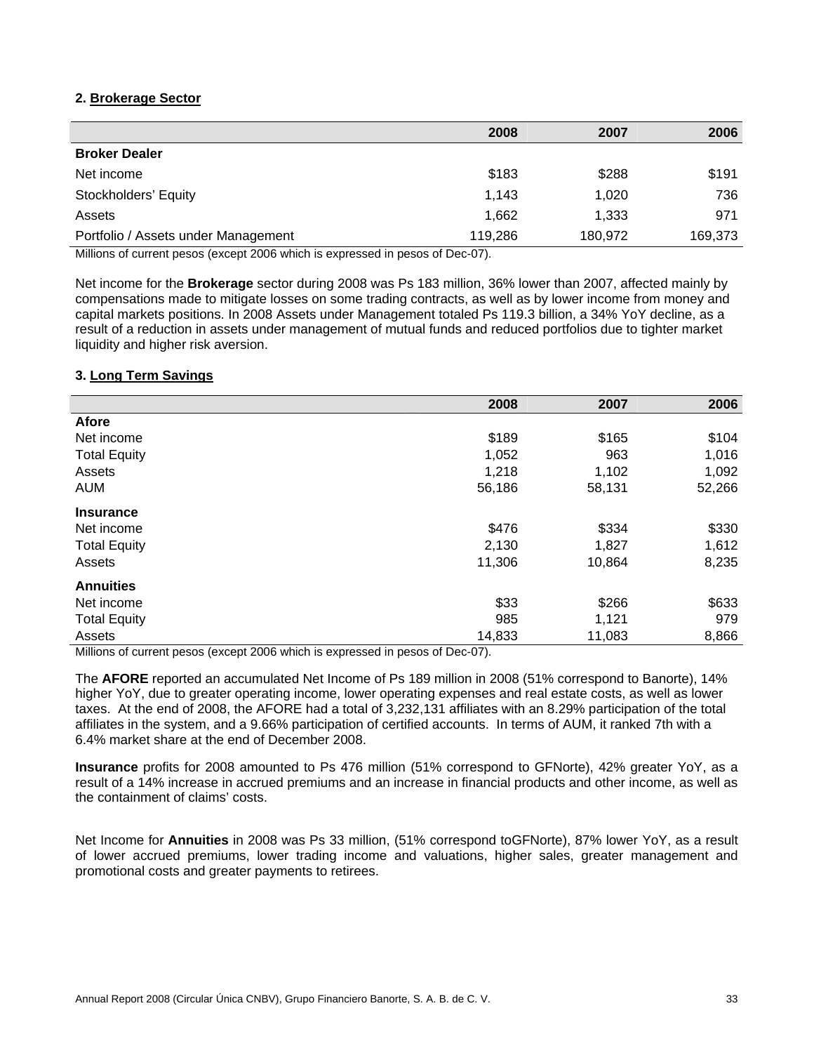## 2. Brokerage Sector

| | 2008 | 2007 | 2006 |
|---|---|---|---|
| **Broker Dealer** | | | |
| Net income | $183 | $288 | $191 |
| Stockholders' Equity | 1,143 | 1,020 | 736 |
| Assets | 1,662 | 1,333 | 971 |
| Portfolio / Assets under Management | 119,286 | 180,972 | 169,373 |

Millions of current pesos (except 2006 which is expressed in pesos of Dec-07).

Net income for the **Brokerage** sector during 2008 was Ps 183 million, 36% lower than 2007, affected mainly by compensations made to mitigate losses on some trading contracts, as well as by lower income from money and capital markets positions. In 2008 Assets under Management totaled Ps 119.3 billion, a 34% YoY decline, as a result of a reduction in assets under management of mutual funds and reduced portfolios due to tighter market liquidity and higher risk aversion.

## 3. Long Term Savings

| | 2008 | 2007 | 2006 |
|---|---|---|---|
| **Afore** | | | |
| Net income | $189 | $165 | $104 |
| Total Equity | 1,052 | 963 | 1,016 |
| Assets | 1,218 | 1,102 | 1,092 |
| AUM | 56,186 | 58,131 | 52,266 |
| **Insurance** | | | |
| Net income | $476 | $334 | $330 |
| Total Equity | 2,130 | 1,827 | 1,612 |
| Assets | 11,306 | 10,864 | 8,235 |
| **Annuities** | | | |
| Net income | $33 | $266 | $633 |
| Total Equity | 985 | 1,121 | 979 |
| Assets | 14,833 | 11,083 | 8,866 |

Millions of current pesos (except 2006 which is expressed in pesos of Dec-07).

The **AFORE** reported an accumulated Net Income of Ps 189 million in 2008 (51% correspond to Banorte), 14% higher YoY, due to greater operating income, lower operating expenses and real estate costs, as well as lower taxes. At the end of 2008, the AFORE had a total of 3,232,131 affiliates with an 8.29% participation of the total affiliates in the system, and a 9.66% participation of certified accounts. In terms of AUM, it ranked 7th with a 6.4% market share at the end of December 2008.

**Insurance** profits for 2008 amounted to Ps 476 million (51% correspond to GFNorte), 42% greater YoY, as a result of a 14% increase in accrued premiums and an increase in financial products and other income, as well as the containment of claims' costs.

Net Income for **Annuities** in 2008 was Ps 33 million, (51% correspond toGFNorte), 87% lower YoY, as a result of lower accrued premiums, lower trading income and valuations, higher sales, greater management and promotional costs and greater payments to retirees.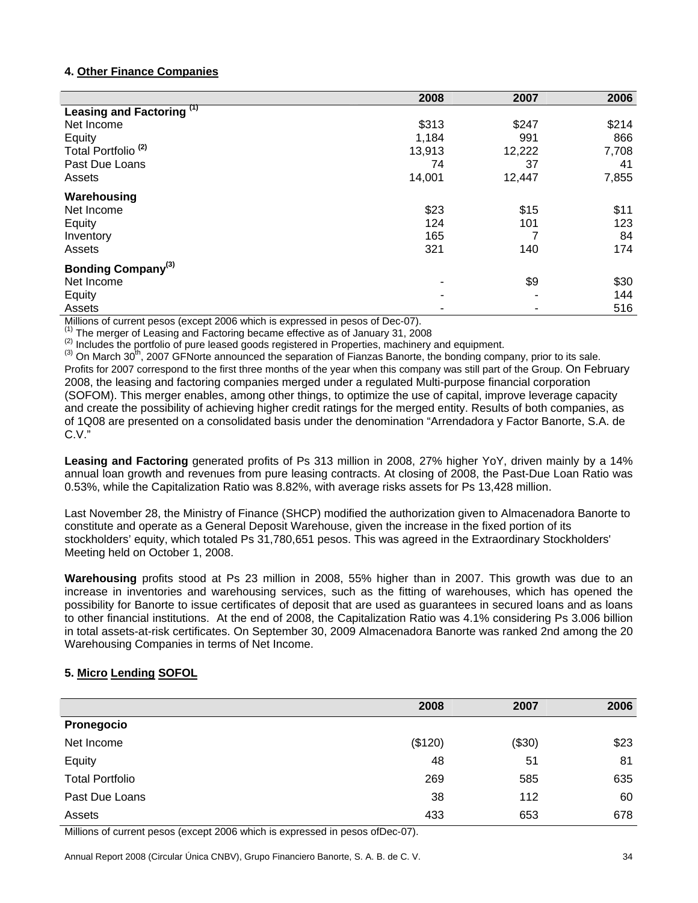**4. Other Finance Companies**

| | 2008 | 2007 | 2006 |
|---|---|---|---|
| **Leasing and Factoring** [(1)] | | | |
| Net Income | $313 | $247 | $214 |
| Equity | 1,184 | 991 | 866 |
| Total Portfolio [(2)] | 13,913 | 12,222 | 7,708 |
| Past Due Loans | 74 | 37 | 41 |
| Assets | 14,001 | 12,447 | 7,855 |
| **Warehousing** | | | |
| Net Income | $23 | $15 | $11 |
| Equity | 124 | 101 | 123 |
| Inventory | 165 | 7 | 84 |
| Assets | 321 | 140 | 174 |
| **Bonding Company**[(3)] | | | |
| Net Income | - | $9 | $30 |
| Equity | - | - | 144 |
| Assets | - | - | 516 |

Millions of current pesos (except 2006 which is expressed in pesos of Dec-07).
[(1)] The merger of Leasing and Factoring became effective as of January 31, 2008
[(2)] Includes the portfolio of pure leased goods registered in Properties, machinery and equipment.
[(3)] On March 30th, 2007 GFNorte announced the separation of Fianzas Banorte, the bonding company, prior to its sale. Profits for 2007 correspond to the first three months of the year when this company was still part of the Group. On February 2008, the leasing and factoring companies merged under a regulated Multi-purpose financial corporation (SOFOM). This merger enables, among other things, to optimize the use of capital, improve leverage capacity and create the possibility of achieving higher credit ratings for the merged entity. Results of both companies, as of 1Q08 are presented on a consolidated basis under the denomination "Arrendadora y Factor Banorte, S.A. de C.V."

**Leasing and Factoring** generated profits of Ps 313 million in 2008, 27% higher YoY, driven mainly by a 14% annual loan growth and revenues from pure leasing contracts. At closing of 2008, the Past-Due Loan Ratio was 0.53%, while the Capitalization Ratio was 8.82%, with average risks assets for Ps 13,428 million.

Last November 28, the Ministry of Finance (SHCP) modified the authorization given to Almacenadora Banorte to constitute and operate as a General Deposit Warehouse, given the increase in the fixed portion of its stockholders' equity, which totaled Ps 31,780,651 pesos. This was agreed in the Extraordinary Stockholders' Meeting held on October 1, 2008.

**Warehousing** profits stood at Ps 23 million in 2008, 55% higher than in 2007. This growth was due to an increase in inventories and warehousing services, such as the fitting of warehouses, which has opened the possibility for Banorte to issue certificates of deposit that are used as guarantees in secured loans and as loans to other financial institutions. At the end of 2008, the Capitalization Ratio was 4.1% considering Ps 3.006 billion in total assets-at-risk certificates. On September 30, 2009 Almacenadora Banorte was ranked 2nd among the 20 Warehousing Companies in terms of Net Income.

**5. Micro Lending SOFOL**

| | 2008 | 2007 | 2006 |
|---|---|---|---|
| **Pronegocio** | | | |
| Net Income | ($120) | ($30) | $23 |
| Equity | 48 | 51 | 81 |
| Total Portfolio | 269 | 585 | 635 |
| Past Due Loans | 38 | 112 | 60 |
| Assets | 433 | 653 | 678 |

Millions of current pesos (except 2006 which is expressed in pesos ofDec-07).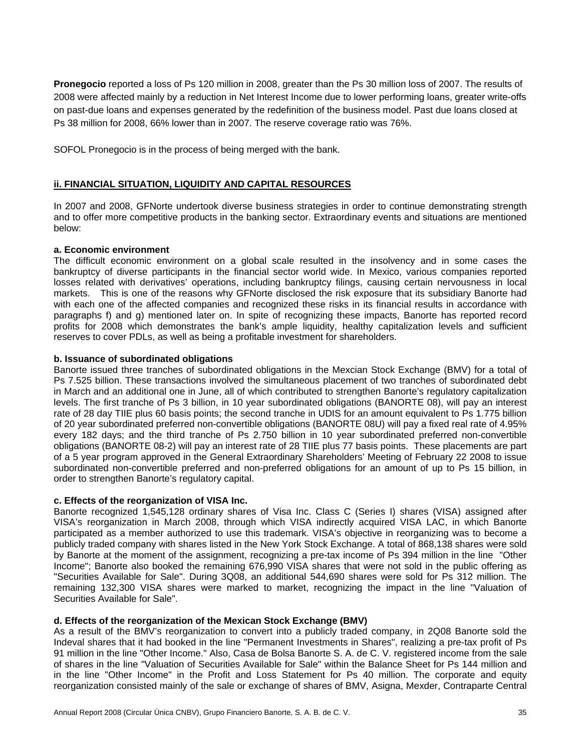**Pronegocio** reported a loss of Ps 120 million in 2008, greater than the Ps 30 million loss of 2007. The results of 2008 were affected mainly by a reduction in Net Interest Income due to lower performing loans, greater write-offs on past-due loans and expenses generated by the redefinition of the business model. Past due loans closed at Ps 38 million for 2008, 66% lower than in 2007. The reserve coverage ratio was 76%.

SOFOL Pronegocio is in the process of being merged with the bank.

## ii. FINANCIAL SITUATION, LIQUIDITY AND CAPITAL RESOURCES

In 2007 and 2008, GFNorte undertook diverse business strategies in order to continue demonstrating strength and to offer more competitive products in the banking sector. Extraordinary events and situations are mentioned below:

**a. Economic environment**

The difficult economic environment on a global scale resulted in the insolvency and in some cases the bankruptcy of diverse participants in the financial sector world wide. In Mexico, various companies reported losses related with derivatives' operations, including bankruptcy filings, causing certain nervousness in local markets. This is one of the reasons why GFNorte disclosed the risk exposure that its subsidiary Banorte had with each one of the affected companies and recognized these risks in its financial results in accordance with paragraphs f) and g) mentioned later on. In spite of recognizing these impacts, Banorte has reported record profits for 2008 which demonstrates the bank's ample liquidity, healthy capitalization levels and sufficient reserves to cover PDLs, as well as being a profitable investment for shareholders.

**b. Issuance of subordinated obligations**

Banorte issued three tranches of subordinated obligations in the Mexcian Stock Exchange (BMV) for a total of Ps 7.525 billion. These transactions involved the simultaneous placement of two tranches of subordinated debt in March and an additional one in June, all of which contributed to strengthen Banorte's regulatory capitalization levels. The first tranche of Ps 3 billion, in 10 year subordinated obligations (BANORTE 08), will pay an interest rate of 28 day TIIE plus 60 basis points; the second tranche in UDIS for an amount equivalent to Ps 1.775 billion of 20 year subordinated preferred non-convertible obligations (BANORTE 08U) will pay a fixed real rate of 4.95% every 182 days; and the third tranche of Ps 2.750 billion in 10 year subordinated preferred non-convertible obligations (BANORTE 08-2) will pay an interest rate of 28 TIIE plus 77 basis points. These placements are part of a 5 year program approved in the General Extraordinary Shareholders' Meeting of February 22 2008 to issue subordinated non-convertible preferred and non-preferred obligations for an amount of up to Ps 15 billion, in order to strengthen Banorte's regulatory capital.

**c. Effects of the reorganization of VISA Inc.**

Banorte recognized 1,545,128 ordinary shares of Visa Inc. Class C (Series I) shares (VISA) assigned after VISA's reorganization in March 2008, through which VISA indirectly acquired VISA LAC, in which Banorte participated as a member authorized to use this trademark. VISA's objective in reorganizing was to become a publicly traded company with shares listed in the New York Stock Exchange. A total of 868,138 shares were sold by Banorte at the moment of the assignment, recognizing a pre-tax income of Ps 394 million in the line "Other Income"; Banorte also booked the remaining 676,990 VISA shares that were not sold in the public offering as "Securities Available for Sale". During 3Q08, an additional 544,690 shares were sold for Ps 312 million. The remaining 132,300 VISA shares were marked to market, recognizing the impact in the line "Valuation of Securities Available for Sale".

**d. Effects of the reorganization of the Mexican Stock Exchange (BMV)**

As a result of the BMV's reorganization to convert into a publicly traded company, in 2Q08 Banorte sold the Indeval shares that it had booked in the line "Permanent Investments in Shares", realizing a pre-tax profit of Ps 91 million in the line "Other Income." Also, Casa de Bolsa Banorte S. A. de C. V. registered income from the sale of shares in the line "Valuation of Securities Available for Sale" within the Balance Sheet for Ps 144 million and in the line "Other Income" in the Profit and Loss Statement for Ps 40 million. The corporate and equity reorganization consisted mainly of the sale or exchange of shares of BMV, Asigna, Mexder, Contraparte Central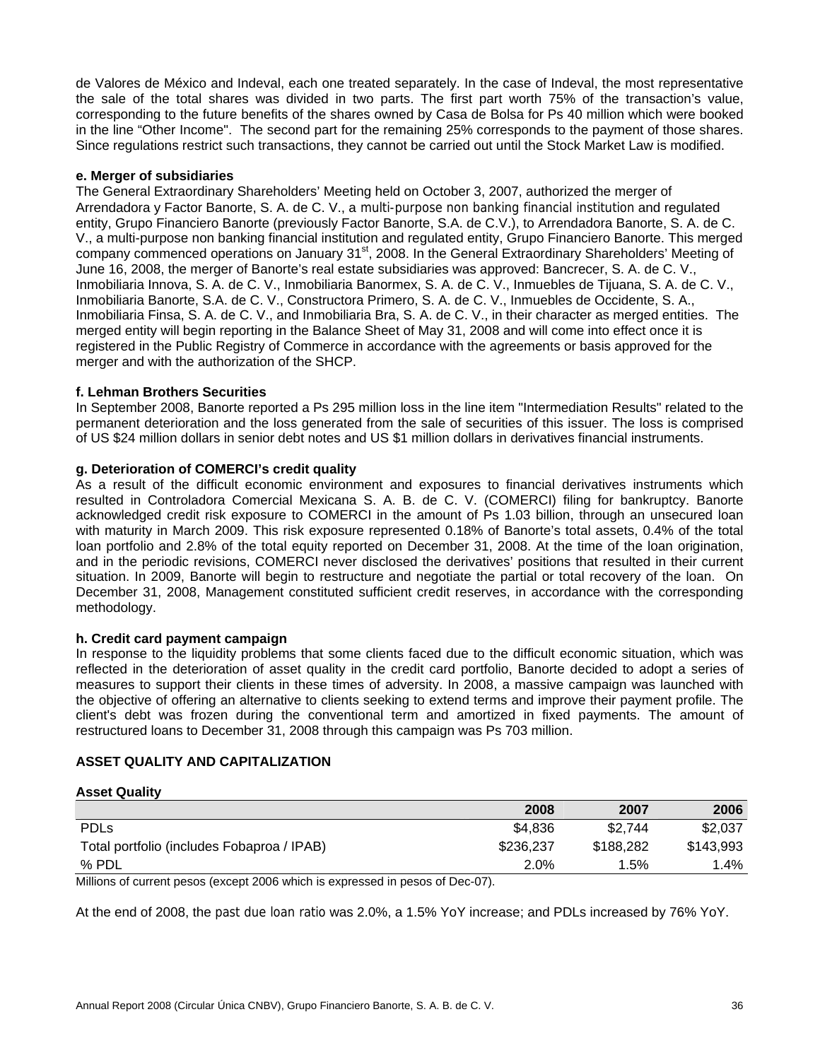de Valores de México and Indeval, each one treated separately. In the case of Indeval, the most representative the sale of the total shares was divided in two parts. The first part worth 75% of the transaction's value, corresponding to the future benefits of the shares owned by Casa de Bolsa for Ps 40 million which were booked in the line "Other Income". The second part for the remaining 25% corresponds to the payment of those shares. Since regulations restrict such transactions, they cannot be carried out until the Stock Market Law is modified.

**e. Merger of subsidiaries**

The General Extraordinary Shareholders' Meeting held on October 3, 2007, authorized the merger of Arrendadora y Factor Banorte, S. A. de C. V., a multi-purpose non banking financial institution and regulated entity, Grupo Financiero Banorte (previously Factor Banorte, S.A. de C.V.), to Arrendadora Banorte, S. A. de C. V., a multi-purpose non banking financial institution and regulated entity, Grupo Financiero Banorte. This merged company commenced operations on January 31st, 2008. In the General Extraordinary Shareholders' Meeting of June 16, 2008, the merger of Banorte's real estate subsidiaries was approved: Bancrecer, S. A. de C. V., Inmobiliaria Innova, S. A. de C. V., Inmobiliaria Banormex, S. A. de C. V., Inmuebles de Tijuana, S. A. de C. V., Inmobiliaria Banorte, S.A. de C. V., Constructora Primero, S. A. de C. V., Inmuebles de Occidente, S. A., Inmobiliaria Finsa, S. A. de C. V., and Inmobiliaria Bra, S. A. de C. V., in their character as merged entities. The merged entity will begin reporting in the Balance Sheet of May 31, 2008 and will come into effect once it is registered in the Public Registry of Commerce in accordance with the agreements or basis approved for the merger and with the authorization of the SHCP.

**f. Lehman Brothers Securities**

In September 2008, Banorte reported a Ps 295 million loss in the line item "Intermediation Results" related to the permanent deterioration and the loss generated from the sale of securities of this issuer. The loss is comprised of US $24 million dollars in senior debt notes and US $1 million dollars in derivatives financial instruments.

**g. Deterioration of COMERCI's credit quality**

As a result of the difficult economic environment and exposures to financial derivatives instruments which resulted in Controladora Comercial Mexicana S. A. B. de C. V. (COMERCI) filing for bankruptcy. Banorte acknowledged credit risk exposure to COMERCI in the amount of Ps 1.03 billion, through an unsecured loan with maturity in March 2009. This risk exposure represented 0.18% of Banorte's total assets, 0.4% of the total loan portfolio and 2.8% of the total equity reported on December 31, 2008. At the time of the loan origination, and in the periodic revisions, COMERCI never disclosed the derivatives' positions that resulted in their current situation. In 2009, Banorte will begin to restructure and negotiate the partial or total recovery of the loan. On December 31, 2008, Management constituted sufficient credit reserves, in accordance with the corresponding methodology.

**h. Credit card payment campaign**

In response to the liquidity problems that some clients faced due to the difficult economic situation, which was reflected in the deterioration of asset quality in the credit card portfolio, Banorte decided to adopt a series of measures to support their clients in these times of adversity. In 2008, a massive campaign was launched with the objective of offering an alternative to clients seeking to extend terms and improve their payment profile. The client's debt was frozen during the conventional term and amortized in fixed payments. The amount of restructured loans to December 31, 2008 through this campaign was Ps 703 million.

## ASSET QUALITY AND CAPITALIZATION

**Asset Quality**

| | 2008 | 2007 | 2006 |
|---|---|---|---|
| PDLs | $4,836 | $2,744 | $2,037 |
| Total portfolio (includes Fobaproa / IPAB) | $236,237 | $188,282 | $143,993 |
| % PDL | 2.0% | 1.5% | 1.4% |

Millions of current pesos (except 2006 which is expressed in pesos of Dec-07).

At the end of 2008, the past due loan ratio was 2.0%, a 1.5% YoY increase; and PDLs increased by 76% YoY.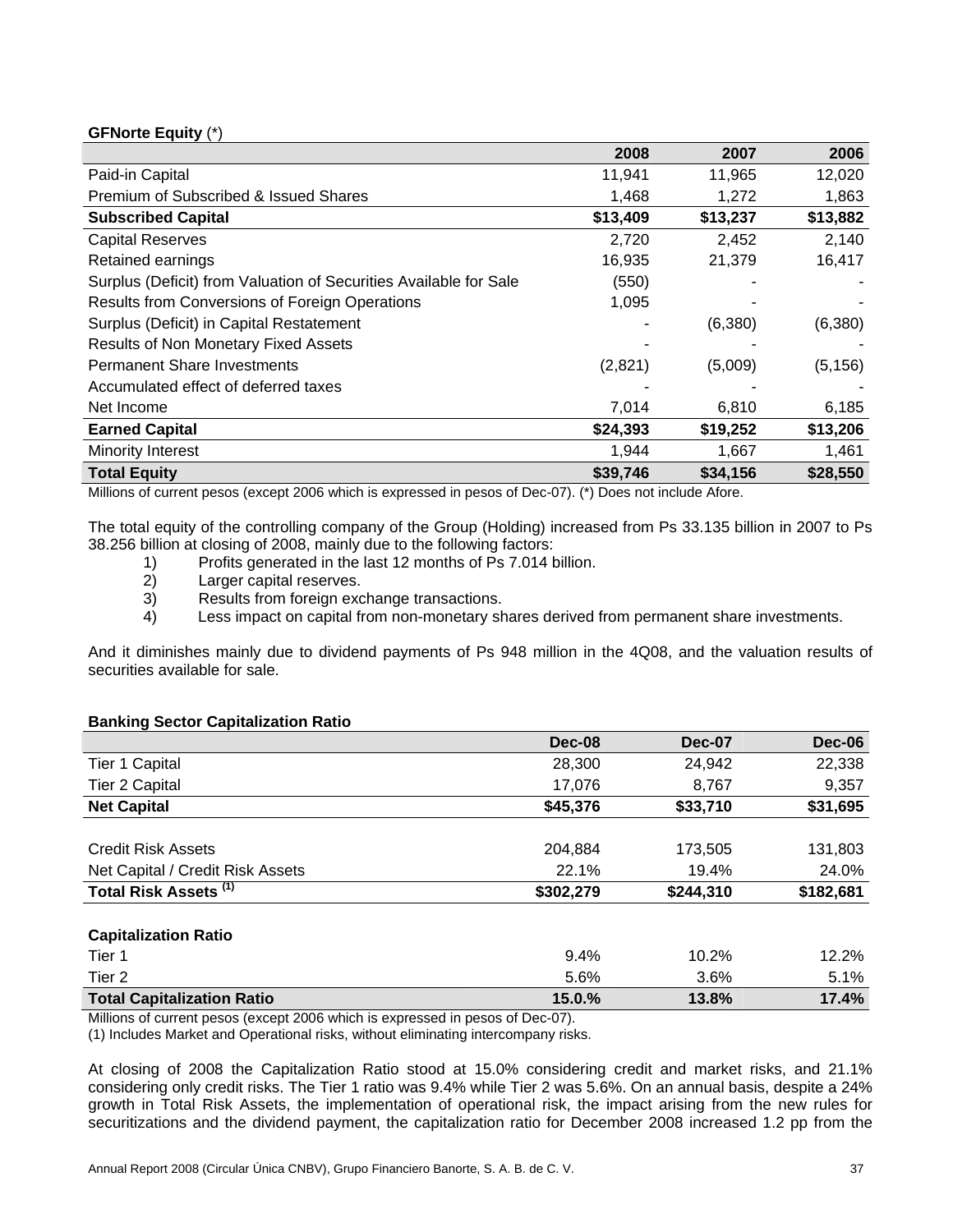**GFNorte Equity** (*)

| | 2008 | 2007 | 2006 |
|---|---|---|---|
| Paid-in Capital | 11,941 | 11,965 | 12,020 |
| Premium of Subscribed & Issued Shares | 1,468 | 1,272 | 1,863 |
| **Subscribed Capital** | **$13,409** | **$13,237** | **$13,882** |
| Capital Reserves | 2,720 | 2,452 | 2,140 |
| Retained earnings | 16,935 | 21,379 | 16,417 |
| Surplus (Deficit) from Valuation of Securities Available for Sale | (550) | - | - |
| Results from Conversions of Foreign Operations | 1,095 | - | - |
| Surplus (Deficit) in Capital Restatement | - | (6,380) | (6,380) |
| Results of Non Monetary Fixed Assets | - | - | - |
| Permanent Share Investments | (2,821) | (5,009) | (5,156) |
| Accumulated effect of deferred taxes | - | - | - |
| Net Income | 7,014 | 6,810 | 6,185 |
| **Earned Capital** | **$24,393** | **$19,252** | **$13,206** |
| Minority Interest | 1,944 | 1,667 | 1,461 |
| **Total Equity** | **$39,746** | **$34,156** | **$28,550** |

Millions of current pesos (except 2006 which is expressed in pesos of Dec-07). (*) Does not include Afore.

The total equity of the controlling company of the Group (Holding) increased from Ps 33.135 billion in 2007 to Ps 38.256 billion at closing of 2008, mainly due to the following factors:

1) Profits generated in the last 12 months of Ps 7.014 billion.
2) Larger capital reserves.
3) Results from foreign exchange transactions.
4) Less impact on capital from non-monetary shares derived from permanent share investments.

And it diminishes mainly due to dividend payments of Ps 948 million in the 4Q08, and the valuation results of securities available for sale.

**Banking Sector Capitalization Ratio**

| | Dec-08 | Dec-07 | Dec-06 |
|---|---|---|---|
| Tier 1 Capital | 28,300 | 24,942 | 22,338 |
| Tier 2 Capital | 17,076 | 8,767 | 9,357 |
| **Net Capital** | **$45,376** | **$33,710** | **$31,695** |
| | | | |
| Credit Risk Assets | 204,884 | 173,505 | 131,803 |
| Net Capital / Credit Risk Assets | 22.1% | 19.4% | 24.0% |
| **Total Risk Assets (1)** | **$302,279** | **$244,310** | **$182,681** |
| | | | |
| **Capitalization Ratio** | | | |
| Tier 1 | 9.4% | 10.2% | 12.2% |
| Tier 2 | 5.6% | 3.6% | 5.1% |
| **Total Capitalization Ratio** | **15.0.%** | **13.8%** | **17.4%** |

Millions of current pesos (except 2006 which is expressed in pesos of Dec-07).

(1) Includes Market and Operational risks, without eliminating intercompany risks.

At closing of 2008 the Capitalization Ratio stood at 15.0% considering credit and market risks, and 21.1% considering only credit risks. The Tier 1 ratio was 9.4% while Tier 2 was 5.6%. On an annual basis, despite a 24% growth in Total Risk Assets, the implementation of operational risk, the impact arising from the new rules for securitizations and the dividend payment, the capitalization ratio for December 2008 increased 1.2 pp from the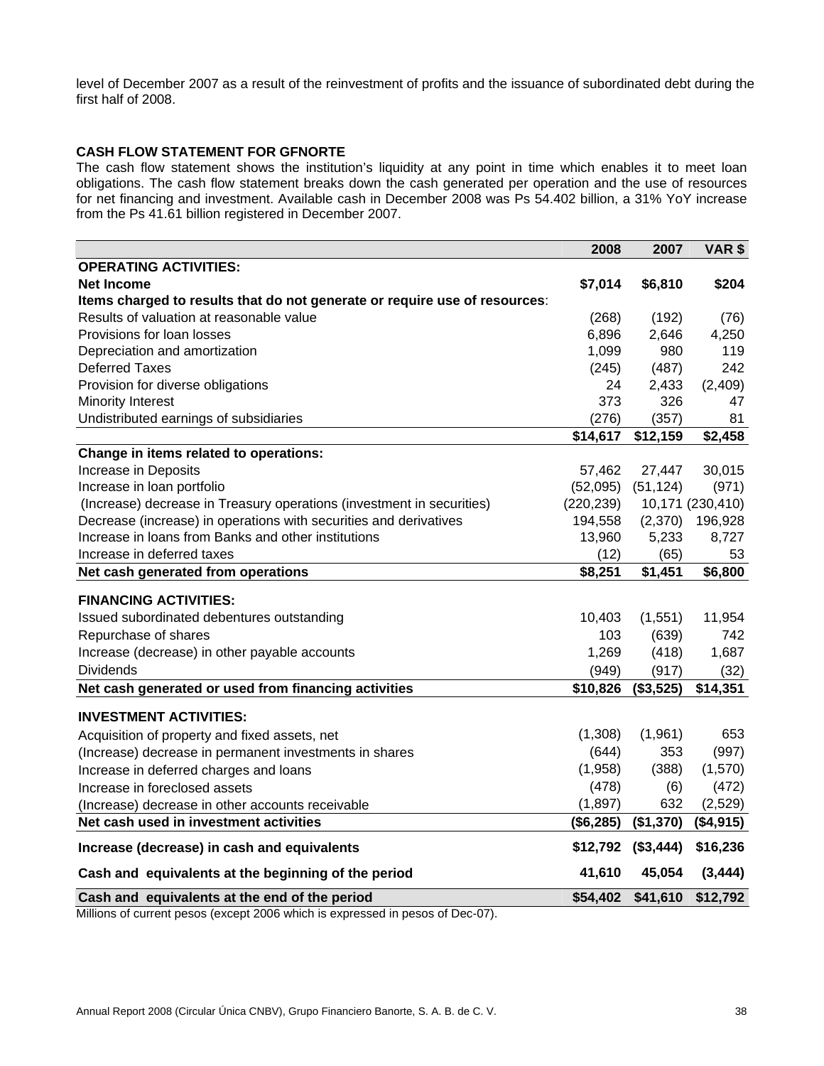level of December 2007 as a result of the reinvestment of profits and the issuance of subordinated debt during the first half of 2008.

**CASH FLOW STATEMENT FOR GFNORTE**

The cash flow statement shows the institution's liquidity at any point in time which enables it to meet loan obligations. The cash flow statement breaks down the cash generated per operation and the use of resources for net financing and investment. Available cash in December 2008 was Ps 54.402 billion, a 31% YoY increase from the Ps 41.61 billion registered in December 2007.

| | 2008 | 2007 | VAR $ |
|---|---|---|---|
| **OPERATING ACTIVITIES:** | | | |
| **Net Income** | **$7,014** | **$6,810** | **$204** |
| **Items charged to results that do not generate or require use of resources**: | | | |
| Results of valuation at reasonable value | (268) | (192) | (76) |
| Provisions for loan losses | 6,896 | 2,646 | 4,250 |
| Depreciation and amortization | 1,099 | 980 | 119 |
| Deferred Taxes | (245) | (487) | 242 |
| Provision for diverse obligations | 24 | 2,433 | (2,409) |
| Minority Interest | 373 | 326 | 47 |
| Undistributed earnings of subsidiaries | (276) | (357) | 81 |
| | **$14,617** | **$12,159** | **$2,458** |
| **Change in items related to operations:** | | | |
| Increase in Deposits | 57,462 | 27,447 | 30,015 |
| Increase in loan portfolio | (52,095) | (51,124) | (971) |
| (Increase) decrease in Treasury operations (investment in securities) | (220,239) | 10,171 | (230,410) |
| Decrease (increase) in operations with securities and derivatives | 194,558 | (2,370) | 196,928 |
| Increase in loans from Banks and other institutions | 13,960 | 5,233 | 8,727 |
| Increase in deferred taxes | (12) | (65) | 53 |
| **Net cash generated from operations** | **$8,251** | **$1,451** | **$6,800** |
| **FINANCING ACTIVITIES:** | | | |
| Issued subordinated debentures outstanding | 10,403 | (1,551) | 11,954 |
| Repurchase of shares | 103 | (639) | 742 |
| Increase (decrease) in other payable accounts | 1,269 | (418) | 1,687 |
| Dividends | (949) | (917) | (32) |
| **Net cash generated or used from financing activities** | **$10,826** | **($3,525)** | **$14,351** |
| **INVESTMENT ACTIVITIES:** | | | |
| Acquisition of property and fixed assets, net | (1,308) | (1,961) | 653 |
| (Increase) decrease in permanent investments in shares | (644) | 353 | (997) |
| Increase in deferred charges and loans | (1,958) | (388) | (1,570) |
| Increase in foreclosed assets | (478) | (6) | (472) |
| (Increase) decrease in other accounts receivable | (1,897) | 632 | (2,529) |
| **Net cash used in investment activities** | **($6,285)** | **($1,370)** | **($4,915)** |
| **Increase (decrease) in cash and equivalents** | **$12,792** | **($3,444)** | **$16,236** |
| **Cash and equivalents at the beginning of the period** | **41,610** | **45,054** | **(3,444)** |
| **Cash and equivalents at the end of the period** | **$54,402** | **$41,610** | **$12,792** |

Millions of current pesos (except 2006 which is expressed in pesos of Dec-07).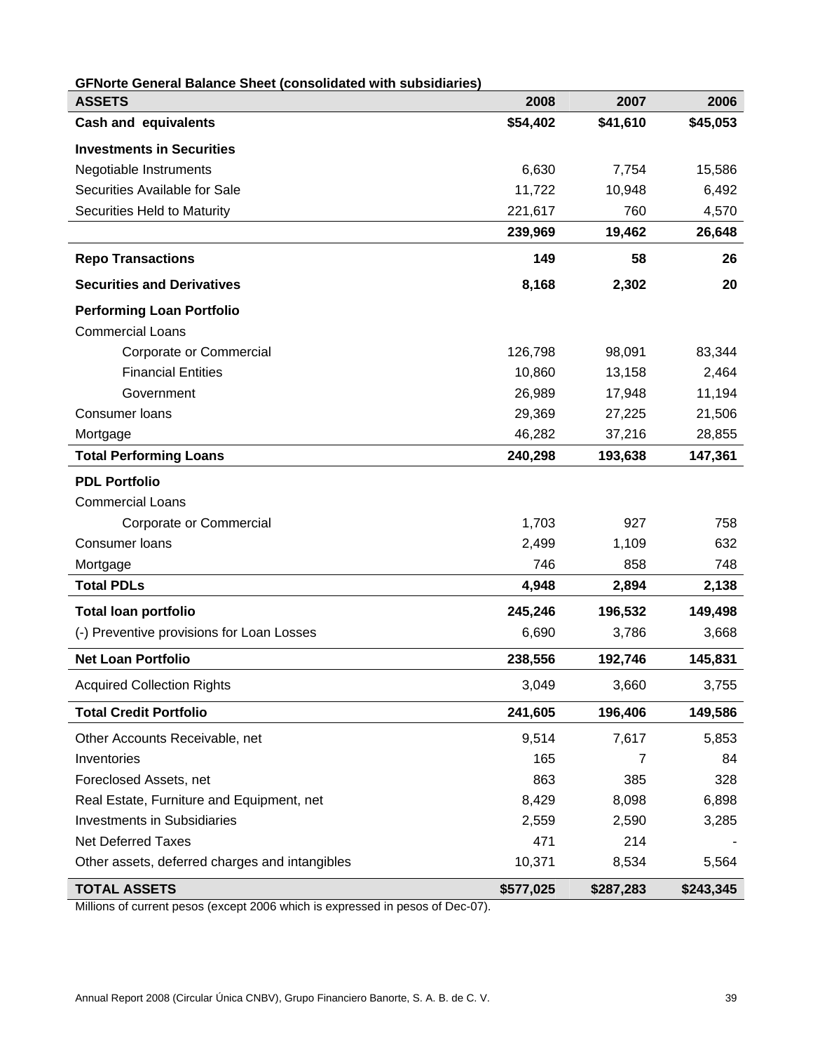**GFNorte General Balance Sheet (consolidated with subsidiaries)**

| ASSETS | 2008 | 2007 | 2006 |
|---|---|---|---|
| **Cash and equivalents** | **$54,402** | **$41,610** | **$45,053** |
| **Investments in Securities** | | | |
| Negotiable Instruments | 6,630 | 7,754 | 15,586 |
| Securities Available for Sale | 11,722 | 10,948 | 6,492 |
| Securities Held to Maturity | 221,617 | 760 | 4,570 |
| | **239,969** | **19,462** | **26,648** |
| **Repo Transactions** | **149** | **58** | **26** |
| **Securities and Derivatives** | **8,168** | **2,302** | **20** |
| **Performing Loan Portfolio** | | | |
| Commercial Loans | | | |
| Corporate or Commercial | 126,798 | 98,091 | 83,344 |
| Financial Entities | 10,860 | 13,158 | 2,464 |
| Government | 26,989 | 17,948 | 11,194 |
| Consumer loans | 29,369 | 27,225 | 21,506 |
| Mortgage | 46,282 | 37,216 | 28,855 |
| **Total Performing Loans** | **240,298** | **193,638** | **147,361** |
| **PDL Portfolio** | | | |
| Commercial Loans | | | |
| Corporate or Commercial | 1,703 | 927 | 758 |
| Consumer loans | 2,499 | 1,109 | 632 |
| Mortgage | 746 | 858 | 748 |
| **Total PDLs** | **4,948** | **2,894** | **2,138** |
| **Total loan portfolio** | **245,246** | **196,532** | **149,498** |
| (-) Preventive provisions for Loan Losses | 6,690 | 3,786 | 3,668 |
| **Net Loan Portfolio** | **238,556** | **192,746** | **145,831** |
| Acquired Collection Rights | 3,049 | 3,660 | 3,755 |
| **Total Credit Portfolio** | **241,605** | **196,406** | **149,586** |
| Other Accounts Receivable, net | 9,514 | 7,617 | 5,853 |
| Inventories | 165 | 7 | 84 |
| Foreclosed Assets, net | 863 | 385 | 328 |
| Real Estate, Furniture and Equipment, net | 8,429 | 8,098 | 6,898 |
| Investments in Subsidiaries | 2,559 | 2,590 | 3,285 |
| Net Deferred Taxes | 471 | 214 | - |
| Other assets, deferred charges and intangibles | 10,371 | 8,534 | 5,564 |
| **TOTAL ASSETS** | **$577,025** | **$287,283** | **$243,345** |

Millions of current pesos (except 2006 which is expressed in pesos of Dec-07).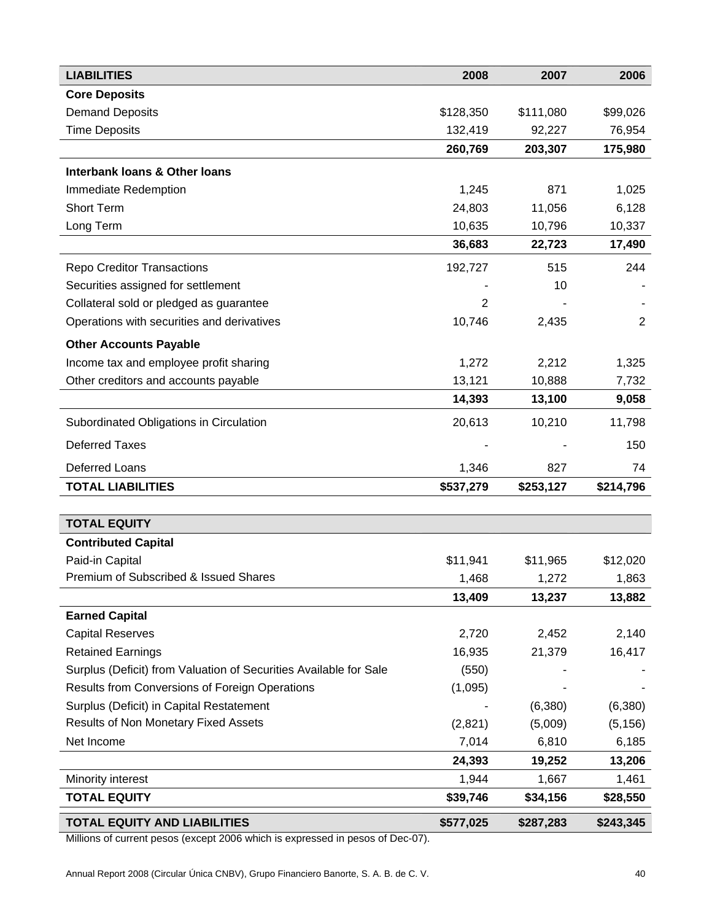| LIABILITIES | 2008 | 2007 | 2006 |
|---|---|---|---|
| **Core Deposits** | | | |
| Demand Deposits | $128,350 | $111,080 | $99,026 |
| Time Deposits | 132,419 | 92,227 | 76,954 |
| | **260,769** | **203,307** | **175,980** |
| **Interbank loans & Other loans** | | | |
| Immediate Redemption | 1,245 | 871 | 1,025 |
| Short Term | 24,803 | 11,056 | 6,128 |
| Long Term | 10,635 | 10,796 | 10,337 |
| | **36,683** | **22,723** | **17,490** |
| Repo Creditor Transactions | 192,727 | 515 | 244 |
| Securities assigned for settlement | - | 10 | - |
| Collateral sold or pledged as guarantee | 2 | - | - |
| Operations with securities and derivatives | 10,746 | 2,435 | 2 |
| **Other Accounts Payable** | | | |
| Income tax and employee profit sharing | 1,272 | 2,212 | 1,325 |
| Other creditors and accounts payable | 13,121 | 10,888 | 7,732 |
| | **14,393** | **13,100** | **9,058** |
| Subordinated Obligations in Circulation | 20,613 | 10,210 | 11,798 |
| Deferred Taxes | - | - | 150 |
| Deferred Loans | 1,346 | 827 | 74 |
| **TOTAL LIABILITIES** | **$537,279** | **$253,127** | **$214,796** |

| TOTAL EQUITY | | | |
|---|---|---|---|
| **Contributed Capital** | | | |
| Paid-in Capital | $11,941 | $11,965 | $12,020 |
| Premium of Subscribed & Issued Shares | 1,468 | 1,272 | 1,863 |
| | **13,409** | **13,237** | **13,882** |
| **Earned Capital** | | | |
| Capital Reserves | 2,720 | 2,452 | 2,140 |
| Retained Earnings | 16,935 | 21,379 | 16,417 |
| Surplus (Deficit) from Valuation of Securities Available for Sale | (550) | - | - |
| Results from Conversions of Foreign Operations | (1,095) | - | - |
| Surplus (Deficit) in Capital Restatement | - | (6,380) | (6,380) |
| Results of Non Monetary Fixed Assets | (2,821) | (5,009) | (5,156) |
| Net Income | 7,014 | 6,810 | 6,185 |
| | **24,393** | **19,252** | **13,206** |
| Minority interest | 1,944 | 1,667 | 1,461 |
| **TOTAL EQUITY** | **$39,746** | **$34,156** | **$28,550** |
| **TOTAL EQUITY AND LIABILITIES** | **$577,025** | **$287,283** | **$243,345** |

Millions of current pesos (except 2006 which is expressed in pesos of Dec-07).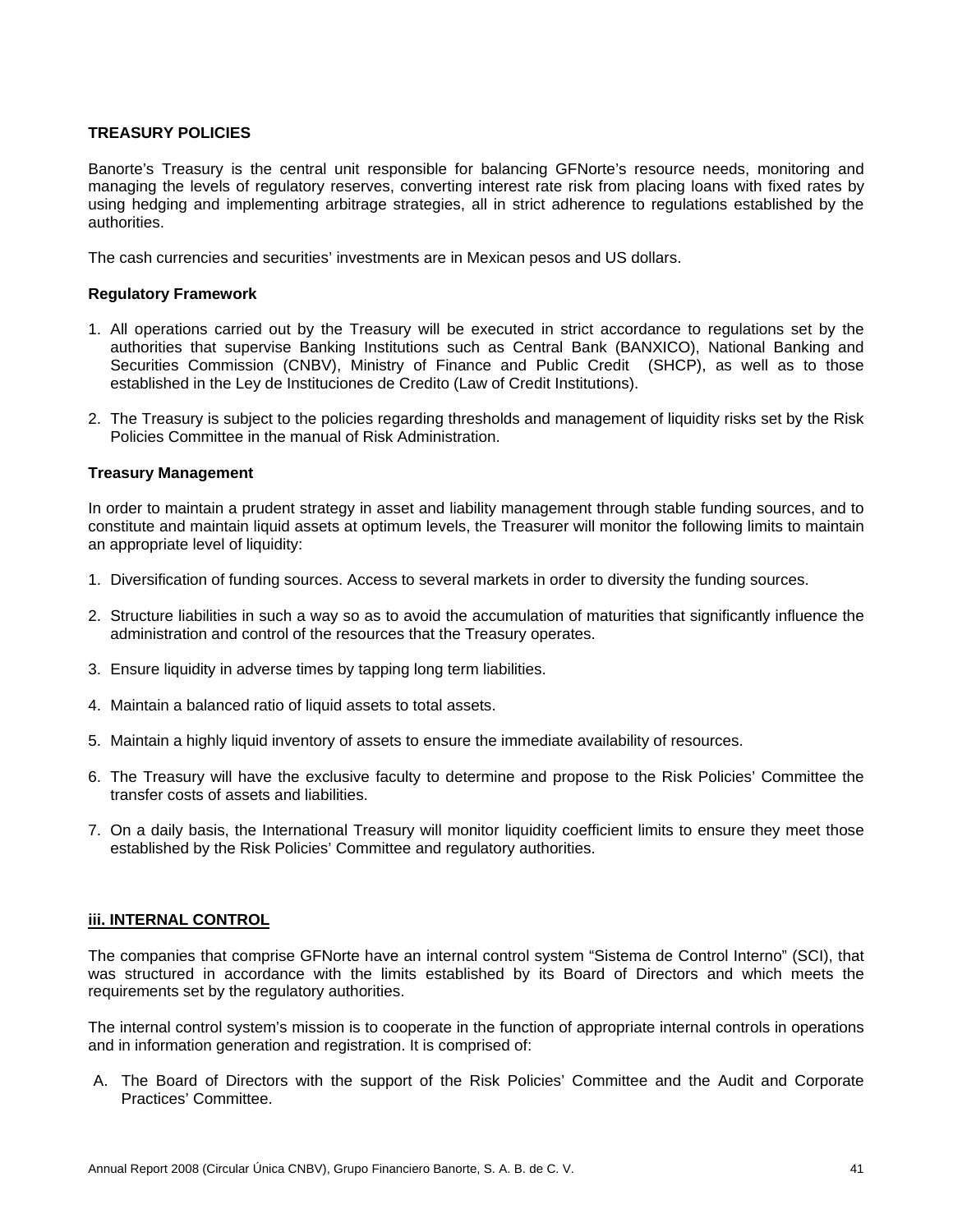## TREASURY POLICIES

Banorte's Treasury is the central unit responsible for balancing GFNorte's resource needs, monitoring and managing the levels of regulatory reserves, converting interest rate risk from placing loans with fixed rates by using hedging and implementing arbitrage strategies, all in strict adherence to regulations established by the authorities.

The cash currencies and securities' investments are in Mexican pesos and US dollars.

### Regulatory Framework

1. All operations carried out by the Treasury will be executed in strict accordance to regulations set by the authorities that supervise Banking Institutions such as Central Bank (BANXICO), National Banking and Securities Commission (CNBV), Ministry of Finance and Public Credit (SHCP), as well as to those established in the Ley de Instituciones de Credito (Law of Credit Institutions).

2. The Treasury is subject to the policies regarding thresholds and management of liquidity risks set by the Risk Policies Committee in the manual of Risk Administration.

### Treasury Management

In order to maintain a prudent strategy in asset and liability management through stable funding sources, and to constitute and maintain liquid assets at optimum levels, the Treasurer will monitor the following limits to maintain an appropriate level of liquidity:

1. Diversification of funding sources. Access to several markets in order to diversity the funding sources.

2. Structure liabilities in such a way so as to avoid the accumulation of maturities that significantly influence the administration and control of the resources that the Treasury operates.

3. Ensure liquidity in adverse times by tapping long term liabilities.

4. Maintain a balanced ratio of liquid assets to total assets.

5. Maintain a highly liquid inventory of assets to ensure the immediate availability of resources.

6. The Treasury will have the exclusive faculty to determine and propose to the Risk Policies' Committee the transfer costs of assets and liabilities.

7. On a daily basis, the International Treasury will monitor liquidity coefficient limits to ensure they meet those established by the Risk Policies' Committee and regulatory authorities.

## iii. INTERNAL CONTROL

The companies that comprise GFNorte have an internal control system "Sistema de Control Interno" (SCI), that was structured in accordance with the limits established by its Board of Directors and which meets the requirements set by the regulatory authorities.

The internal control system's mission is to cooperate in the function of appropriate internal controls in operations and in information generation and registration. It is comprised of:

A. The Board of Directors with the support of the Risk Policies' Committee and the Audit and Corporate Practices' Committee.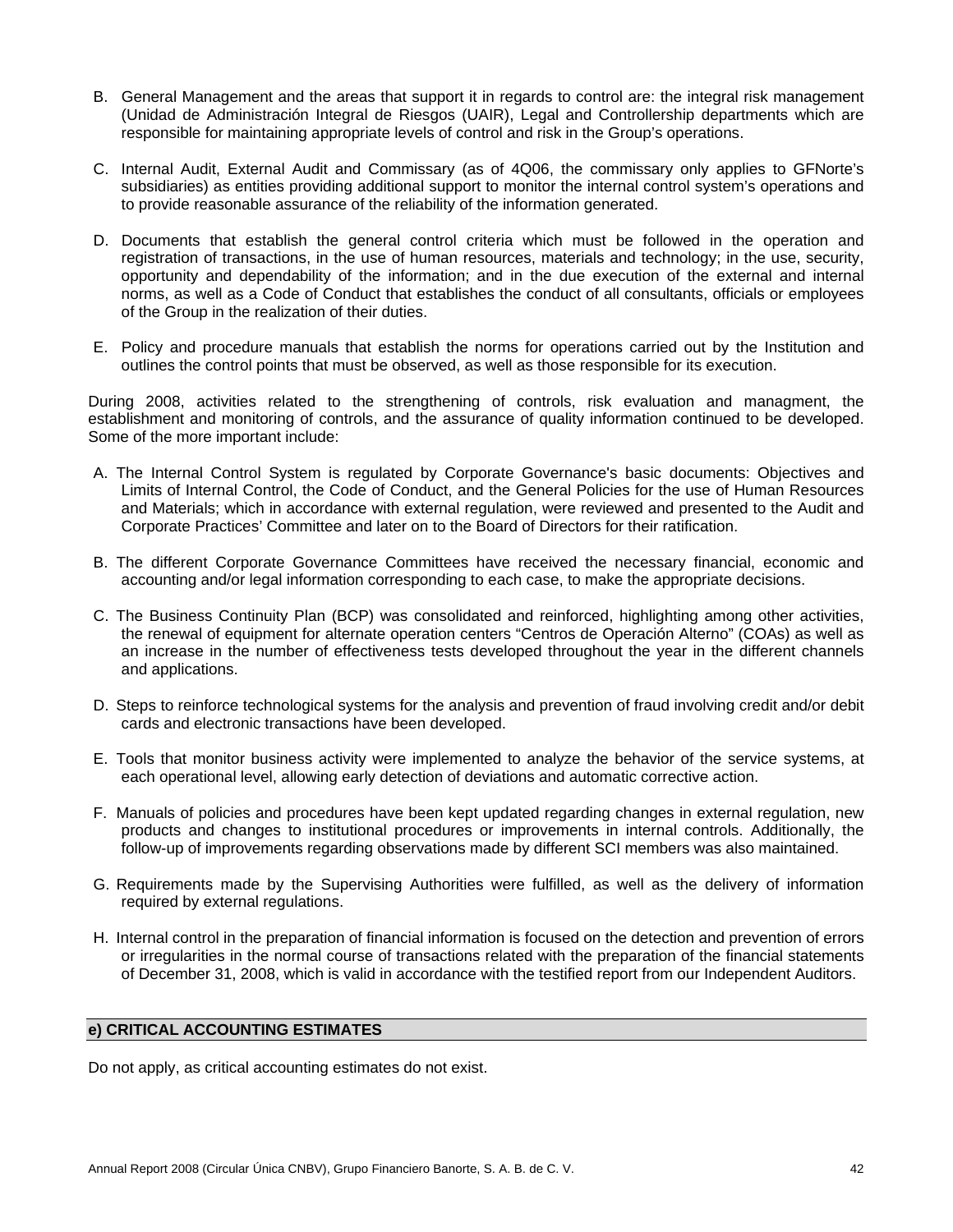B. General Management and the areas that support it in regards to control are: the integral risk management (Unidad de Administración Integral de Riesgos (UAIR), Legal and Controllership departments which are responsible for maintaining appropriate levels of control and risk in the Group's operations.

C. Internal Audit, External Audit and Commissary (as of 4Q06, the commissary only applies to GFNorte's subsidiaries) as entities providing additional support to monitor the internal control system's operations and to provide reasonable assurance of the reliability of the information generated.

D. Documents that establish the general control criteria which must be followed in the operation and registration of transactions, in the use of human resources, materials and technology; in the use, security, opportunity and dependability of the information; and in the due execution of the external and internal norms, as well as a Code of Conduct that establishes the conduct of all consultants, officials or employees of the Group in the realization of their duties.

E. Policy and procedure manuals that establish the norms for operations carried out by the Institution and outlines the control points that must be observed, as well as those responsible for its execution.

During 2008, activities related to the strengthening of controls, risk evaluation and managment, the establishment and monitoring of controls, and the assurance of quality information continued to be developed. Some of the more important include:

A. The Internal Control System is regulated by Corporate Governance's basic documents: Objectives and Limits of Internal Control, the Code of Conduct, and the General Policies for the use of Human Resources and Materials; which in accordance with external regulation, were reviewed and presented to the Audit and Corporate Practices' Committee and later on to the Board of Directors for their ratification.

B. The different Corporate Governance Committees have received the necessary financial, economic and accounting and/or legal information corresponding to each case, to make the appropriate decisions.

C. The Business Continuity Plan (BCP) was consolidated and reinforced, highlighting among other activities, the renewal of equipment for alternate operation centers "Centros de Operación Alterno" (COAs) as well as an increase in the number of effectiveness tests developed throughout the year in the different channels and applications.

D. Steps to reinforce technological systems for the analysis and prevention of fraud involving credit and/or debit cards and electronic transactions have been developed.

E. Tools that monitor business activity were implemented to analyze the behavior of the service systems, at each operational level, allowing early detection of deviations and automatic corrective action.

F. Manuals of policies and procedures have been kept updated regarding changes in external regulation, new products and changes to institutional procedures or improvements in internal controls. Additionally, the follow-up of improvements regarding observations made by different SCI members was also maintained.

G. Requirements made by the Supervising Authorities were fulfilled, as well as the delivery of information required by external regulations.

H. Internal control in the preparation of financial information is focused on the detection and prevention of errors or irregularities in the normal course of transactions related with the preparation of the financial statements of December 31, 2008, which is valid in accordance with the testified report from our Independent Auditors.

## e) CRITICAL ACCOUNTING ESTIMATES

Do not apply, as critical accounting estimates do not exist.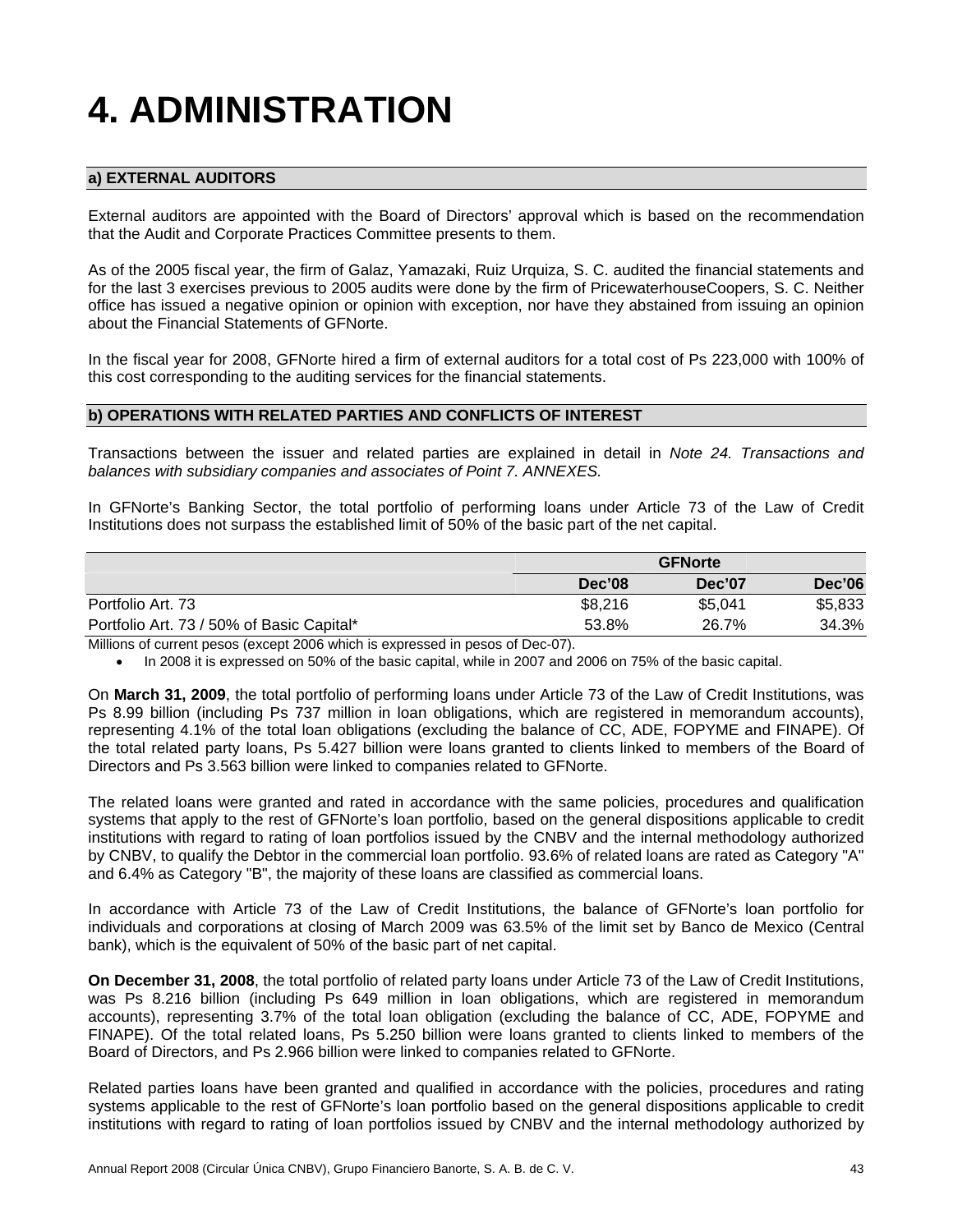# 4. ADMINISTRATION

## a) EXTERNAL AUDITORS

External auditors are appointed with the Board of Directors' approval which is based on the recommendation that the Audit and Corporate Practices Committee presents to them.

As of the 2005 fiscal year, the firm of Galaz, Yamazaki, Ruiz Urquiza, S. C. audited the financial statements and for the last 3 exercises previous to 2005 audits were done by the firm of PricewaterhouseCoopers, S. C. Neither office has issued a negative opinion or opinion with exception, nor have they abstained from issuing an opinion about the Financial Statements of GFNorte.

In the fiscal year for 2008, GFNorte hired a firm of external auditors for a total cost of Ps 223,000 with 100% of this cost corresponding to the auditing services for the financial statements.

## b) OPERATIONS WITH RELATED PARTIES AND CONFLICTS OF INTEREST

Transactions between the issuer and related parties are explained in detail in *Note 24. Transactions and balances with subsidiary companies and associates of Point 7. ANNEXES.*

In GFNorte's Banking Sector, the total portfolio of performing loans under Article 73 of the Law of Credit Institutions does not surpass the established limit of 50% of the basic part of the net capital.

| | GFNorte | | |
|---|---|---|---|
| | **Dec'08** | **Dec'07** | **Dec'06** |
| Portfolio Art. 73 | $8,216 | $5,041 | $5,833 |
| Portfolio Art. 73 / 50% of Basic Capital* | 53.8% | 26.7% | 34.3% |

Millions of current pesos (except 2006 which is expressed in pesos of Dec-07).

- In 2008 it is expressed on 50% of the basic capital, while in 2007 and 2006 on 75% of the basic capital.

On **March 31, 2009**, the total portfolio of performing loans under Article 73 of the Law of Credit Institutions, was Ps 8.99 billion (including Ps 737 million in loan obligations, which are registered in memorandum accounts), representing 4.1% of the total loan obligations (excluding the balance of CC, ADE, FOPYME and FINAPE). Of the total related party loans, Ps 5.427 billion were loans granted to clients linked to members of the Board of Directors and Ps 3.563 billion were linked to companies related to GFNorte.

The related loans were granted and rated in accordance with the same policies, procedures and qualification systems that apply to the rest of GFNorte's loan portfolio, based on the general dispositions applicable to credit institutions with regard to rating of loan portfolios issued by the CNBV and the internal methodology authorized by CNBV, to qualify the Debtor in the commercial loan portfolio. 93.6% of related loans are rated as Category "A" and 6.4% as Category "B", the majority of these loans are classified as commercial loans.

In accordance with Article 73 of the Law of Credit Institutions, the balance of GFNorte's loan portfolio for individuals and corporations at closing of March 2009 was 63.5% of the limit set by Banco de Mexico (Central bank), which is the equivalent of 50% of the basic part of net capital.

**On December 31, 2008**, the total portfolio of related party loans under Article 73 of the Law of Credit Institutions, was Ps 8.216 billion (including Ps 649 million in loan obligations, which are registered in memorandum accounts), representing 3.7% of the total loan obligation (excluding the balance of CC, ADE, FOPYME and FINAPE). Of the total related loans, Ps 5.250 billion were loans granted to clients linked to members of the Board of Directors, and Ps 2.966 billion were linked to companies related to GFNorte.

Related parties loans have been granted and qualified in accordance with the policies, procedures and rating systems applicable to the rest of GFNorte's loan portfolio based on the general dispositions applicable to credit institutions with regard to rating of loan portfolios issued by CNBV and the internal methodology authorized by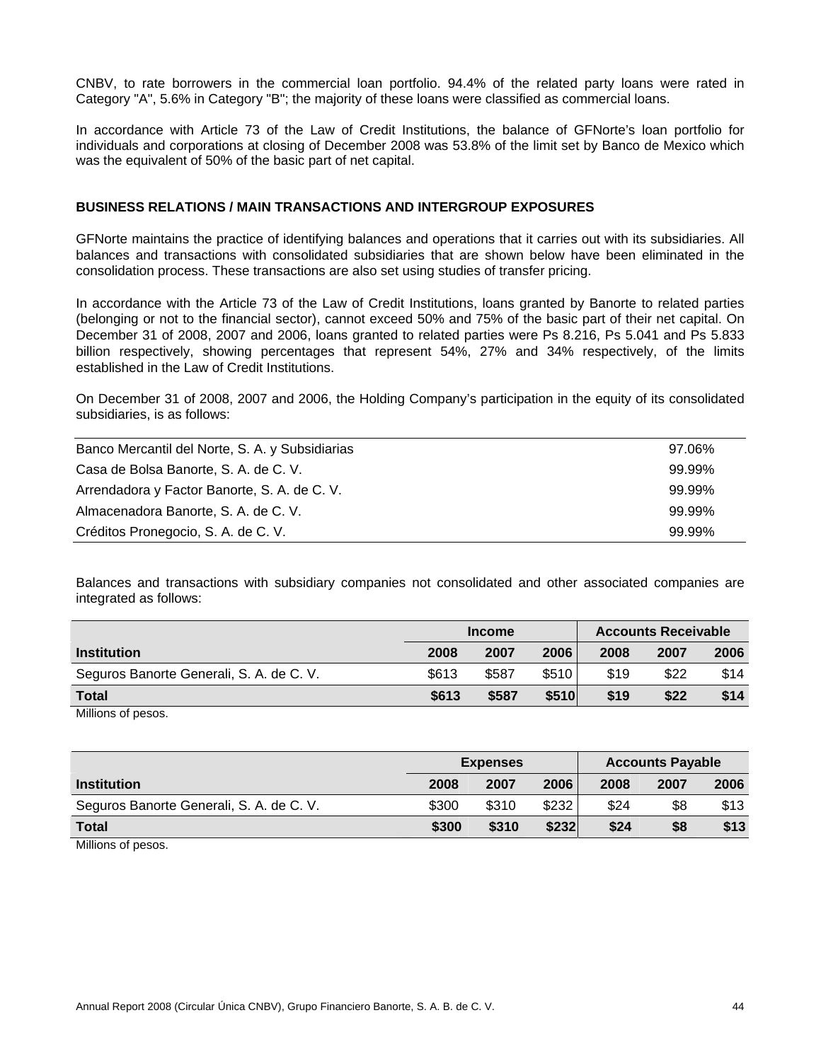CNBV, to rate borrowers in the commercial loan portfolio. 94.4% of the related party loans were rated in Category "A", 5.6% in Category "B"; the majority of these loans were classified as commercial loans.

In accordance with Article 73 of the Law of Credit Institutions, the balance of GFNorte's loan portfolio for individuals and corporations at closing of December 2008 was 53.8% of the limit set by Banco de Mexico which was the equivalent of 50% of the basic part of net capital.

**BUSINESS RELATIONS / MAIN TRANSACTIONS AND INTERGROUP EXPOSURES**

GFNorte maintains the practice of identifying balances and operations that it carries out with its subsidiaries. All balances and transactions with consolidated subsidiaries that are shown below have been eliminated in the consolidation process. These transactions are also set using studies of transfer pricing.

In accordance with the Article 73 of the Law of Credit Institutions, loans granted by Banorte to related parties (belonging or not to the financial sector), cannot exceed 50% and 75% of the basic part of their net capital. On December 31 of 2008, 2007 and 2006, loans granted to related parties were Ps 8.216, Ps 5.041 and Ps 5.833 billion respectively, showing percentages that represent 54%, 27% and 34% respectively, of the limits established in the Law of Credit Institutions.

On December 31 of 2008, 2007 and 2006, the Holding Company's participation in the equity of its consolidated subsidiaries, is as follows:

| | |
|---|---|
| Banco Mercantil del Norte, S. A. y Subsidiarias | 97.06% |
| Casa de Bolsa Banorte, S. A. de C. V. | 99.99% |
| Arrendadora y Factor Banorte, S. A. de C. V. | 99.99% |
| Almacenadora Banorte, S. A. de C. V. | 99.99% |
| Créditos Pronegocio, S. A. de C. V. | 99.99% |

Balances and transactions with subsidiary companies not consolidated and other associated companies are integrated as follows:

| | Income | | | Accounts Receivable | | |
|---|---|---|---|---|---|---|
| **Institution** | **2008** | **2007** | **2006** | **2008** | **2007** | **2006** |
| Seguros Banorte Generali, S. A. de C. V. | $613 | $587 | $510 | $19 | $22 | $14 |
| **Total** | **$613** | **$587** | **$510** | **$19** | **$22** | **$14** |

Millions of pesos.

| | Expenses | | | Accounts Payable | | |
|---|---|---|---|---|---|---|
| **Institution** | **2008** | **2007** | **2006** | **2008** | **2007** | **2006** |
| Seguros Banorte Generali, S. A. de C. V. | $300 | $310 | $232 | $24 | $8 | $13 |
| **Total** | **$300** | **$310** | **$232** | **$24** | **$8** | **$13** |

Millions of pesos.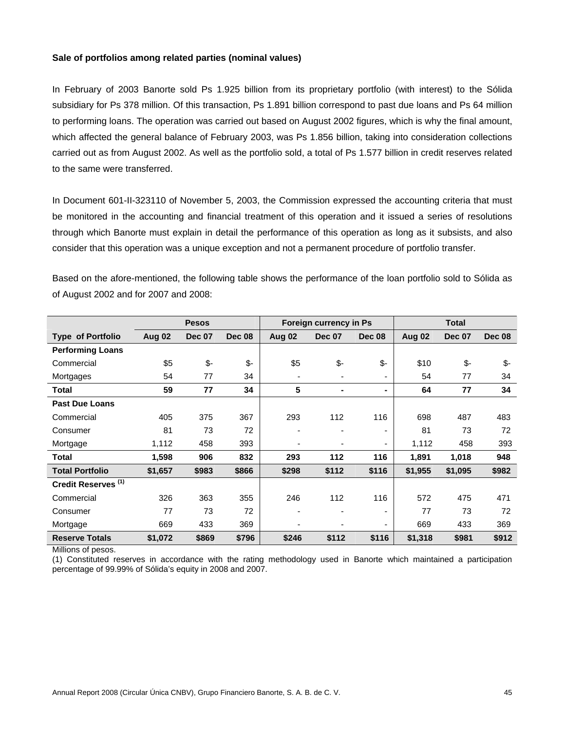**Sale of portfolios among related parties (nominal values)**

In February of 2003 Banorte sold Ps 1.925 billion from its proprietary portfolio (with interest) to the Sólida subsidiary for Ps 378 million. Of this transaction, Ps 1.891 billion correspond to past due loans and Ps 64 million to performing loans. The operation was carried out based on August 2002 figures, which is why the final amount, which affected the general balance of February 2003, was Ps 1.856 billion, taking into consideration collections carried out as from August 2002. As well as the portfolio sold, a total of Ps 1.577 billion in credit reserves related to the same were transferred.

In Document 601-II-323110 of November 5, 2003, the Commission expressed the accounting criteria that must be monitored in the accounting and financial treatment of this operation and it issued a series of resolutions through which Banorte must explain in detail the performance of this operation as long as it subsists, and also consider that this operation was a unique exception and not a permanent procedure of portfolio transfer.

Based on the afore-mentioned, the following table shows the performance of the loan portfolio sold to Sólida as of August 2002 and for 2007 and 2008:

| | Pesos | | | Foreign currency in Ps | | | Total | | |
|---|---|---|---|---|---|---|---|---|---|
| **Type of Portfolio** | **Aug 02** | **Dec 07** | **Dec 08** | **Aug 02** | **Dec 07** | **Dec 08** | **Aug 02** | **Dec 07** | **Dec 08** |
| **Performing Loans** | | | | | | | | | |
| Commercial | $5 | $- | $- | $5 | $- | $- | $10 | $- | $- |
| Mortgages | 54 | 77 | 34 | - | - | - | 54 | 77 | 34 |
| **Total** | **59** | **77** | **34** | **5** | **-** | **-** | **64** | **77** | **34** |
| **Past Due Loans** | | | | | | | | | |
| Commercial | 405 | 375 | 367 | 293 | 112 | 116 | 698 | 487 | 483 |
| Consumer | 81 | 73 | 72 | - | - | - | 81 | 73 | 72 |
| Mortgage | 1,112 | 458 | 393 | - | - | - | 1,112 | 458 | 393 |
| **Total** | **1,598** | **906** | **832** | **293** | **112** | **116** | **1,891** | **1,018** | **948** |
| **Total Portfolio** | **$1,657** | **$983** | **$866** | **$298** | **$112** | **$116** | **$1,955** | **$1,095** | **$982** |
| **Credit Reserves (1)** | | | | | | | | | |
| Commercial | 326 | 363 | 355 | 246 | 112 | 116 | 572 | 475 | 471 |
| Consumer | 77 | 73 | 72 | - | - | - | 77 | 73 | 72 |
| Mortgage | 669 | 433 | 369 | - | - | - | 669 | 433 | 369 |
| **Reserve Totals** | **$1,072** | **$869** | **$796** | **$246** | **$112** | **$116** | **$1,318** | **$981** | **$912** |

Millions of pesos.

(1) Constituted reserves in accordance with the rating methodology used in Banorte which maintained a participation percentage of 99.99% of Sólida's equity in 2008 and 2007.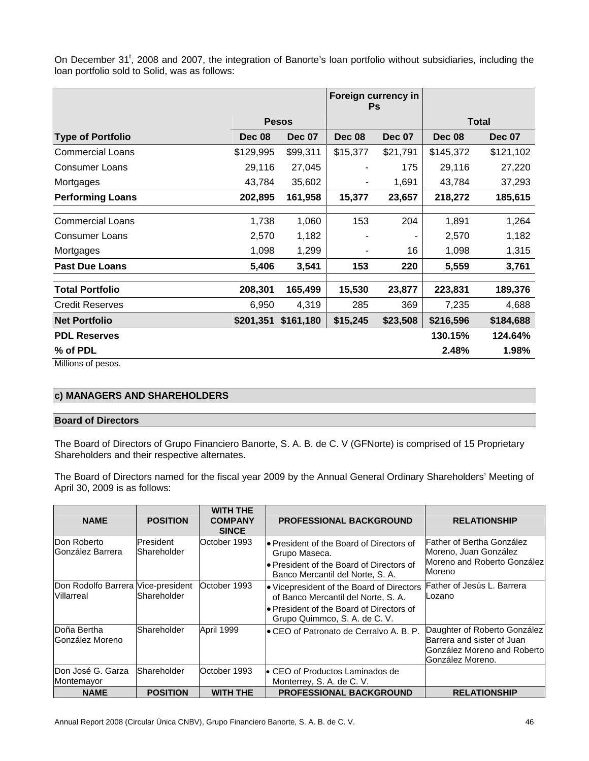On December 31[t], 2008 and 2007, the integration of Banorte's loan portfolio without subsidiaries, including the loan portfolio sold to Solid, was as follows:

| | Pesos | | Foreign currency in Ps | | Total | |
|---|---|---|---|---|---|---|
| **Type of Portfolio** | **Dec 08** | **Dec 07** | **Dec 08** | **Dec 07** | **Dec 08** | **Dec 07** |
| Commercial Loans | $129,995 | $99,311 | $15,377 | $21,791 | $145,372 | $121,102 |
| Consumer Loans | 29,116 | 27,045 | - | 175 | 29,116 | 27,220 |
| Mortgages | 43,784 | 35,602 | - | 1,691 | 43,784 | 37,293 |
| **Performing Loans** | **202,895** | **161,958** | **15,377** | **23,657** | **218,272** | **185,615** |
| Commercial Loans | 1,738 | 1,060 | 153 | 204 | 1,891 | 1,264 |
| Consumer Loans | 2,570 | 1,182 | - | - | 2,570 | 1,182 |
| Mortgages | 1,098 | 1,299 | - | 16 | 1,098 | 1,315 |
| **Past Due Loans** | **5,406** | **3,541** | **153** | **220** | **5,559** | **3,761** |
| **Total Portfolio** | **208,301** | **165,499** | **15,530** | **23,877** | **223,831** | **189,376** |
| Credit Reserves | 6,950 | 4,319 | 285 | 369 | 7,235 | 4,688 |
| **Net Portfolio** | **$201,351** | **$161,180** | **$15,245** | **$23,508** | **$216,596** | **$184,688** |
| **PDL Reserves** | | | | | **130.15%** | **124.64%** |
| **% of PDL** | | | | | **2.48%** | **1.98%** |

Millions of pesos.

## c) MANAGERS AND SHAREHOLDERS

### Board of Directors

The Board of Directors of Grupo Financiero Banorte, S. A. B. de C. V (GFNorte) is comprised of 15 Proprietary Shareholders and their respective alternates.

The Board of Directors named for the fiscal year 2009 by the Annual General Ordinary Shareholders' Meeting of April 30, 2009 is as follows:

| NAME | POSITION | WITH THE COMPANY SINCE | PROFESSIONAL BACKGROUND | RELATIONSHIP |
|---|---|---|---|---|
| Don Roberto González Barrera | President Shareholder | October 1993 | • President of the Board of Directors of Grupo Maseca.<br>• President of the Board of Directors of Banco Mercantil del Norte, S. A. | Father of Bertha González Moreno, Juan González Moreno and Roberto González Moreno |
| Don Rodolfo Barrera Villarreal | Vice-president Shareholder | October 1993 | • Vicepresident of the Board of Directors of Banco Mercantil del Norte, S. A.<br>• President of the Board of Directors of Grupo Quimmco, S. A. de C. V. | Father of Jesús L. Barrera Lozano |
| Doña Bertha González Moreno | Shareholder | April 1999 | • CEO of Patronato de Cerralvo A. B. P. | Daughter of Roberto González Barrera and sister of Juan González Moreno and Roberto González Moreno. |
| Don José G. Garza Montemayor | Shareholder | October 1993 | • CEO of Productos Laminados de Monterrey, S. A. de C. V. | |
| **NAME** | **POSITION** | **WITH THE** | **PROFESSIONAL BACKGROUND** | **RELATIONSHIP** |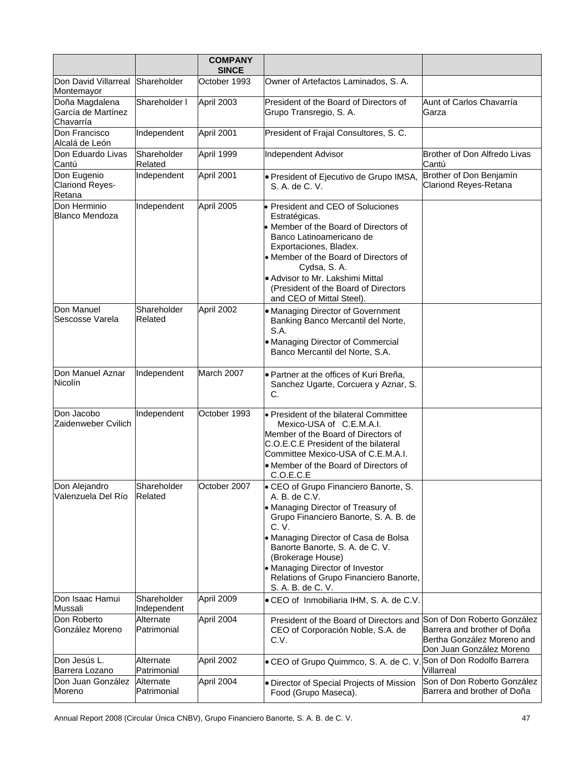| | | COMPANY SINCE | | |
|---|---|---|---|---|
| Don David Villarreal Montemayor | Shareholder | October 1993 | Owner of Artefactos Laminados, S. A. | |
| Doña Magdalena García de Martínez Chavarría | Shareholder I | April 2003 | President of the Board of Directors of Grupo Transregio, S. A. | Aunt of Carlos Chavarría Garza |
| Don Francisco Alcalá de León | Independent | April 2001 | President of Frajal Consultores, S. C. | |
| Don Eduardo Livas Cantú | Shareholder Related | April 1999 | Independent Advisor | Brother of Don Alfredo Livas Cantú |
| Don Eugenio Clariond Reyes-Retana | Independent | April 2001 | • President of Ejecutivo de Grupo IMSA, S. A. de C. V. | Brother of Don Benjamín Clariond Reyes-Retana |
| Don Herminio Blanco Mendoza | Independent | April 2005 | • President and CEO of Soluciones Estratégicas.<br>• Member of the Board of Directors of Banco Latinoamericano de Exportaciones, Bladex.<br>• Member of the Board of Directors of Cydsa, S. A.<br>• Advisor to Mr. Lakshimi Mittal (President of the Board of Directors and CEO of Mittal Steel). | |
| Don Manuel Sescosse Varela | Shareholder Related | April 2002 | • Managing Director of Government Banking Banco Mercantil del Norte, S.A.<br>• Managing Director of Commercial Banco Mercantil del Norte, S.A. | |
| Don Manuel Aznar Nicolín | Independent | March 2007 | • Partner at the offices of Kuri Breña, Sanchez Ugarte, Corcuera y Aznar, S. C. | |
| Don Jacobo Zaidenweber Cvilich | Independent | October 1993 | • President of the bilateral Committee Mexico-USA of C.E.M.A.I.<br>Member of the Board of Directors of C.O.E.C.E President of the bilateral Committee Mexico-USA of C.E.M.A.I.<br>• Member of the Board of Directors of C.O.E.C.E | |
| Don Alejandro Valenzuela Del Río | Shareholder Related | October 2007 | • CEO of Grupo Financiero Banorte, S. A. B. de C.V.<br>• Managing Director of Treasury of Grupo Financiero Banorte, S. A. B. de C. V.<br>• Managing Director of Casa de Bolsa Banorte Banorte, S. A. de C. V. (Brokerage House)<br>• Managing Director of Investor Relations of Grupo Financiero Banorte, S. A. B. de C. V. | |
| Don Isaac Hamui Mussali | Shareholder Independent | April 2009 | • CEO of Inmobiliaria IHM, S. A. de C.V. | |
| Don Roberto González Moreno | Alternate Patrimonial | April 2004 | President of the Board of Directors and CEO of Corporación Noble, S.A. de C.V. | Son of Don Roberto González Barrera and brother of Doña Bertha González Moreno and Don Juan González Moreno |
| Don Jesús L. Barrera Lozano | Alternate Patrimonial | April 2002 | • CEO of Grupo Quimmco, S. A. de C. V. | Son of Don Rodolfo Barrera Villarreal |
| Don Juan González Moreno | Alternate Patrimonial | April 2004 | • Director of Special Projects of Mission Food (Grupo Maseca). | Son of Don Roberto González Barrera and brother of Doña |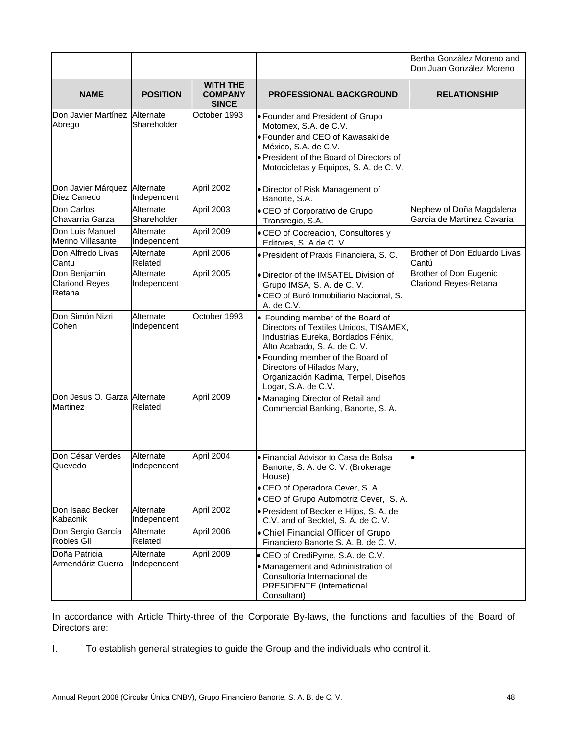| | | | | Bertha González Moreno and Don Juan González Moreno |
|---|---|---|---|---|
| **NAME** | **POSITION** | **WITH THE COMPANY SINCE** | **PROFESSIONAL BACKGROUND** | **RELATIONSHIP** |
| Don Javier Martínez Abrego | Alternate Shareholder | October 1993 | • Founder and President of Grupo Motomex, S.A. de C.V.<br>• Founder and CEO of Kawasaki de México, S.A. de C.V.<br>• President of the Board of Directors of Motocicletas y Equipos, S. A. de C. V. | |
| Don Javier Márquez Diez Canedo | Alternate Independent | April 2002 | • Director of Risk Management of Banorte, S.A. | |
| Don Carlos Chavarría Garza | Alternate Shareholder | April 2003 | • CEO of Corporativo de Grupo Transregio, S.A. | Nephew of Doña Magdalena García de Martínez Cavaría |
| Don Luis Manuel Merino Villasante | Alternate Independent | April 2009 | • CEO of Cocreacion, Consultores y Editores, S. A de C. V | |
| Don Alfredo Livas Cantu | Alternate Related | April 2006 | • President of Praxis Financiera, S. C. | Brother of Don Eduardo Livas Cantú |
| Don Benjamín Clariond Reyes Retana | Alternate Independent | April 2005 | • Director of the IMSATEL Division of Grupo IMSA, S. A. de C. V.<br>• CEO of Buró Inmobiliario Nacional, S. A. de C.V. | Brother of Don Eugenio Clariond Reyes-Retana |
| Don Simón Nizri Cohen | Alternate Independent | October 1993 | • Founding member of the Board of Directors of Textiles Unidos, TISAMEX, Industrias Eureka, Bordados Fénix, Alto Acabado, S. A. de C. V.<br>• Founding member of the Board of Directors of Hilados Mary, Organización Kadima, Terpel, Diseños Logar, S.A. de C.V. | |
| Don Jesus O. Garza Martinez | Alternate Related | April 2009 | • Managing Director of Retail and Commercial Banking, Banorte, S. A. | |
| Don César Verdes Quevedo | Alternate Independent | April 2004 | • Financial Advisor to Casa de Bolsa Banorte, S. A. de C. V. (Brokerage House)<br>• CEO of Operadora Cever, S. A.<br>• CEO of Grupo Automotriz Cever, S. A. | • |
| Don Isaac Becker Kabacnik | Alternate Independent | April 2002 | • President of Becker e Hijos, S. A. de C.V. and of Becktel, S. A. de C. V. | |
| Don Sergio García Robles Gil | Alternate Related | April 2006 | • Chief Financial Officer of Grupo Financiero Banorte S. A. B. de C. V. | |
| Doña Patricia Armendáriz Guerra | Alternate Independent | April 2009 | • CEO of CrediPyme, S.A. de C.V.<br>• Management and Administration of Consultoría Internacional de PRESIDENTE (International Consultant) | |

In accordance with Article Thirty-three of the Corporate By-laws, the functions and faculties of the Board of Directors are:

I. To establish general strategies to guide the Group and the individuals who control it.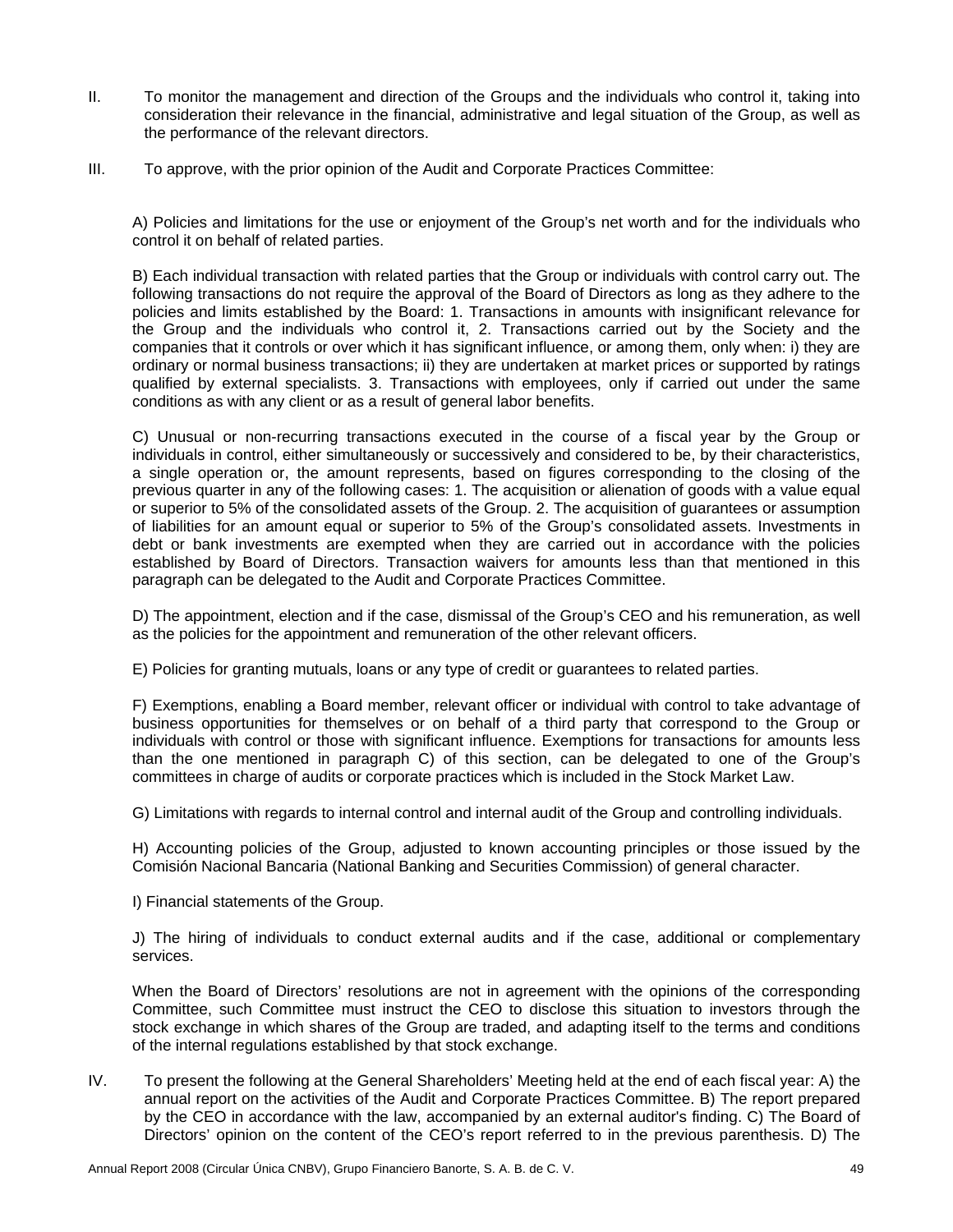II. To monitor the management and direction of the Groups and the individuals who control it, taking into consideration their relevance in the financial, administrative and legal situation of the Group, as well as the performance of the relevant directors.

III. To approve, with the prior opinion of the Audit and Corporate Practices Committee:

A) Policies and limitations for the use or enjoyment of the Group's net worth and for the individuals who control it on behalf of related parties.

B) Each individual transaction with related parties that the Group or individuals with control carry out. The following transactions do not require the approval of the Board of Directors as long as they adhere to the policies and limits established by the Board: 1. Transactions in amounts with insignificant relevance for the Group and the individuals who control it, 2. Transactions carried out by the Society and the companies that it controls or over which it has significant influence, or among them, only when: i) they are ordinary or normal business transactions; ii) they are undertaken at market prices or supported by ratings qualified by external specialists. 3. Transactions with employees, only if carried out under the same conditions as with any client or as a result of general labor benefits.

C) Unusual or non-recurring transactions executed in the course of a fiscal year by the Group or individuals in control, either simultaneously or successively and considered to be, by their characteristics, a single operation or, the amount represents, based on figures corresponding to the closing of the previous quarter in any of the following cases: 1. The acquisition or alienation of goods with a value equal or superior to 5% of the consolidated assets of the Group. 2. The acquisition of guarantees or assumption of liabilities for an amount equal or superior to 5% of the Group's consolidated assets. Investments in debt or bank investments are exempted when they are carried out in accordance with the policies established by Board of Directors. Transaction waivers for amounts less than that mentioned in this paragraph can be delegated to the Audit and Corporate Practices Committee.

D) The appointment, election and if the case, dismissal of the Group's CEO and his remuneration, as well as the policies for the appointment and remuneration of the other relevant officers.

E) Policies for granting mutuals, loans or any type of credit or guarantees to related parties.

F) Exemptions, enabling a Board member, relevant officer or individual with control to take advantage of business opportunities for themselves or on behalf of a third party that correspond to the Group or individuals with control or those with significant influence. Exemptions for transactions for amounts less than the one mentioned in paragraph C) of this section, can be delegated to one of the Group's committees in charge of audits or corporate practices which is included in the Stock Market Law.

G) Limitations with regards to internal control and internal audit of the Group and controlling individuals.

H) Accounting policies of the Group, adjusted to known accounting principles or those issued by the Comisión Nacional Bancaria (National Banking and Securities Commission) of general character.

I) Financial statements of the Group.

J) The hiring of individuals to conduct external audits and if the case, additional or complementary services.

When the Board of Directors' resolutions are not in agreement with the opinions of the corresponding Committee, such Committee must instruct the CEO to disclose this situation to investors through the stock exchange in which shares of the Group are traded, and adapting itself to the terms and conditions of the internal regulations established by that stock exchange.

IV. To present the following at the General Shareholders' Meeting held at the end of each fiscal year: A) the annual report on the activities of the Audit and Corporate Practices Committee. B) The report prepared by the CEO in accordance with the law, accompanied by an external auditor's finding. C) The Board of Directors' opinion on the content of the CEO's report referred to in the previous parenthesis. D) The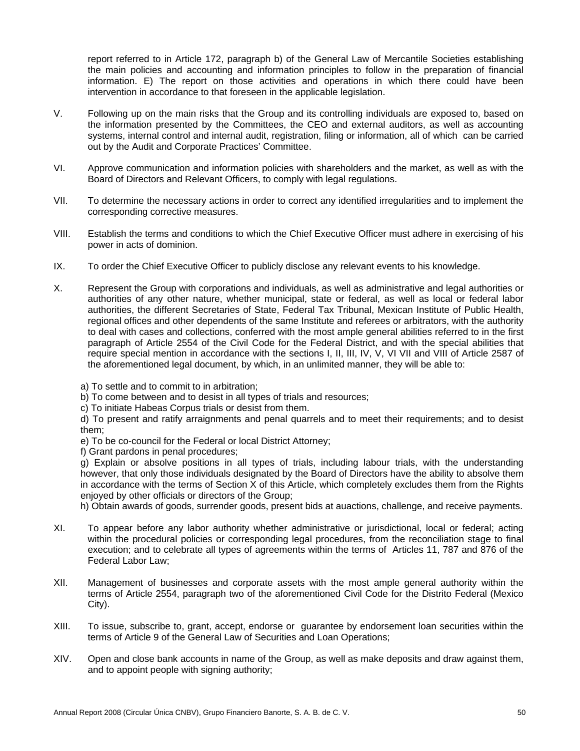report referred to in Article 172, paragraph b) of the General Law of Mercantile Societies establishing the main policies and accounting and information principles to follow in the preparation of financial information. E) The report on those activities and operations in which there could have been intervention in accordance to that foreseen in the applicable legislation.

V. Following up on the main risks that the Group and its controlling individuals are exposed to, based on the information presented by the Committees, the CEO and external auditors, as well as accounting systems, internal control and internal audit, registration, filing or information, all of which can be carried out by the Audit and Corporate Practices' Committee.

VI. Approve communication and information policies with shareholders and the market, as well as with the Board of Directors and Relevant Officers, to comply with legal regulations.

VII. To determine the necessary actions in order to correct any identified irregularities and to implement the corresponding corrective measures.

VIII. Establish the terms and conditions to which the Chief Executive Officer must adhere in exercising of his power in acts of dominion.

IX. To order the Chief Executive Officer to publicly disclose any relevant events to his knowledge.

X. Represent the Group with corporations and individuals, as well as administrative and legal authorities or authorities of any other nature, whether municipal, state or federal, as well as local or federal labor authorities, the different Secretaries of State, Federal Tax Tribunal, Mexican Institute of Public Health, regional offices and other dependents of the same Institute and referees or arbitrators, with the authority to deal with cases and collections, conferred with the most ample general abilities referred to in the first paragraph of Article 2554 of the Civil Code for the Federal District, and with the special abilities that require special mention in accordance with the sections I, II, III, IV, V, VI VII and VIII of Article 2587 of the aforementioned legal document, by which, in an unlimited manner, they will be able to:

a) To settle and to commit to in arbitration;
b) To come between and to desist in all types of trials and resources;
c) To initiate Habeas Corpus trials or desist from them.
d) To present and ratify arraignments and penal quarrels and to meet their requirements; and to desist them;
e) To be co-council for the Federal or local District Attorney;
f) Grant pardons in penal procedures;
g) Explain or absolve positions in all types of trials, including labour trials, with the understanding however, that only those individuals designated by the Board of Directors have the ability to absolve them in accordance with the terms of Section X of this Article, which completely excludes them from the Rights enjoyed by other officials or directors of the Group;
h) Obtain awards of goods, surrender goods, present bids at auactions, challenge, and receive payments.

XI. To appear before any labor authority whether administrative or jurisdictional, local or federal; acting within the procedural policies or corresponding legal procedures, from the reconciliation stage to final execution; and to celebrate all types of agreements within the terms of Articles 11, 787 and 876 of the Federal Labor Law;

XII. Management of businesses and corporate assets with the most ample general authority within the terms of Article 2554, paragraph two of the aforementioned Civil Code for the Distrito Federal (Mexico City).

XIII. To issue, subscribe to, grant, accept, endorse or guarantee by endorsement loan securities within the terms of Article 9 of the General Law of Securities and Loan Operations;

XIV. Open and close bank accounts in name of the Group, as well as make deposits and draw against them, and to appoint people with signing authority;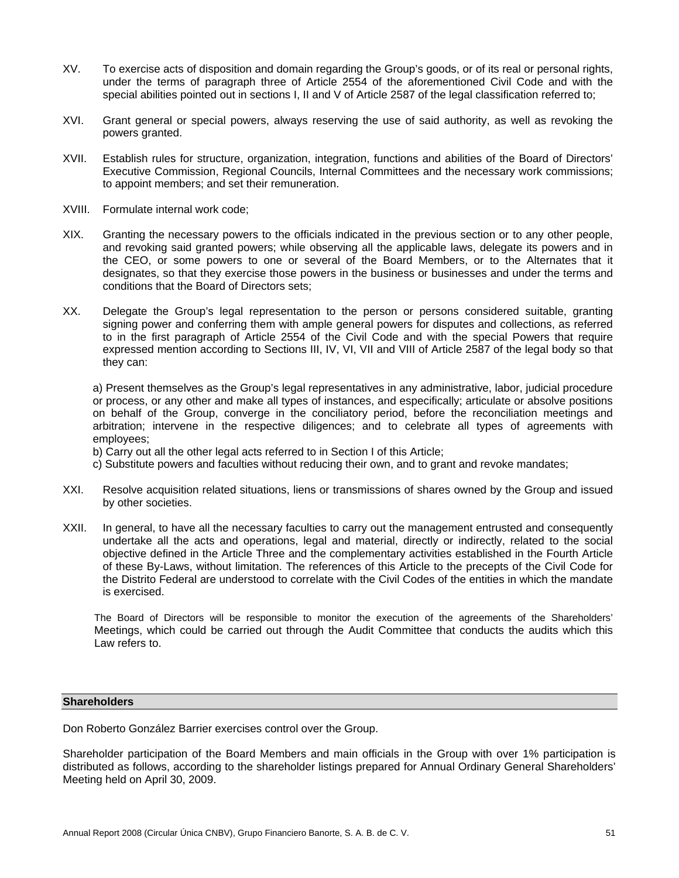XV. To exercise acts of disposition and domain regarding the Group's goods, or of its real or personal rights, under the terms of paragraph three of Article 2554 of the aforementioned Civil Code and with the special abilities pointed out in sections I, II and V of Article 2587 of the legal classification referred to;

XVI. Grant general or special powers, always reserving the use of said authority, as well as revoking the powers granted.

XVII. Establish rules for structure, organization, integration, functions and abilities of the Board of Directors' Executive Commission, Regional Councils, Internal Committees and the necessary work commissions; to appoint members; and set their remuneration.

XVIII. Formulate internal work code;

XIX. Granting the necessary powers to the officials indicated in the previous section or to any other people, and revoking said granted powers; while observing all the applicable laws, delegate its powers and in the CEO, or some powers to one or several of the Board Members, or to the Alternates that it designates, so that they exercise those powers in the business or businesses and under the terms and conditions that the Board of Directors sets;

XX. Delegate the Group's legal representation to the person or persons considered suitable, granting signing power and conferring them with ample general powers for disputes and collections, as referred to in the first paragraph of Article 2554 of the Civil Code and with the special Powers that require expressed mention according to Sections III, IV, VI, VII and VIII of Article 2587 of the legal body so that they can:

a) Present themselves as the Group's legal representatives in any administrative, labor, judicial procedure or process, or any other and make all types of instances, and especifically; articulate or absolve positions on behalf of the Group, converge in the conciliatory period, before the reconciliation meetings and arbitration; intervene in the respective diligences; and to celebrate all types of agreements with employees;
b) Carry out all the other legal acts referred to in Section I of this Article;
c) Substitute powers and faculties without reducing their own, and to grant and revoke mandates;

XXI. Resolve acquisition related situations, liens or transmissions of shares owned by the Group and issued by other societies.

XXII. In general, to have all the necessary faculties to carry out the management entrusted and consequently undertake all the acts and operations, legal and material, directly or indirectly, related to the social objective defined in the Article Three and the complementary activities established in the Fourth Article of these By-Laws, without limitation. The references of this Article to the precepts of the Civil Code for the Distrito Federal are understood to correlate with the Civil Codes of the entities in which the mandate is exercised.

The Board of Directors will be responsible to monitor the execution of the agreements of the Shareholders' Meetings, which could be carried out through the Audit Committee that conducts the audits which this Law refers to.

## Shareholders

Don Roberto González Barrier exercises control over the Group.

Shareholder participation of the Board Members and main officials in the Group with over 1% participation is distributed as follows, according to the shareholder listings prepared for Annual Ordinary General Shareholders' Meeting held on April 30, 2009.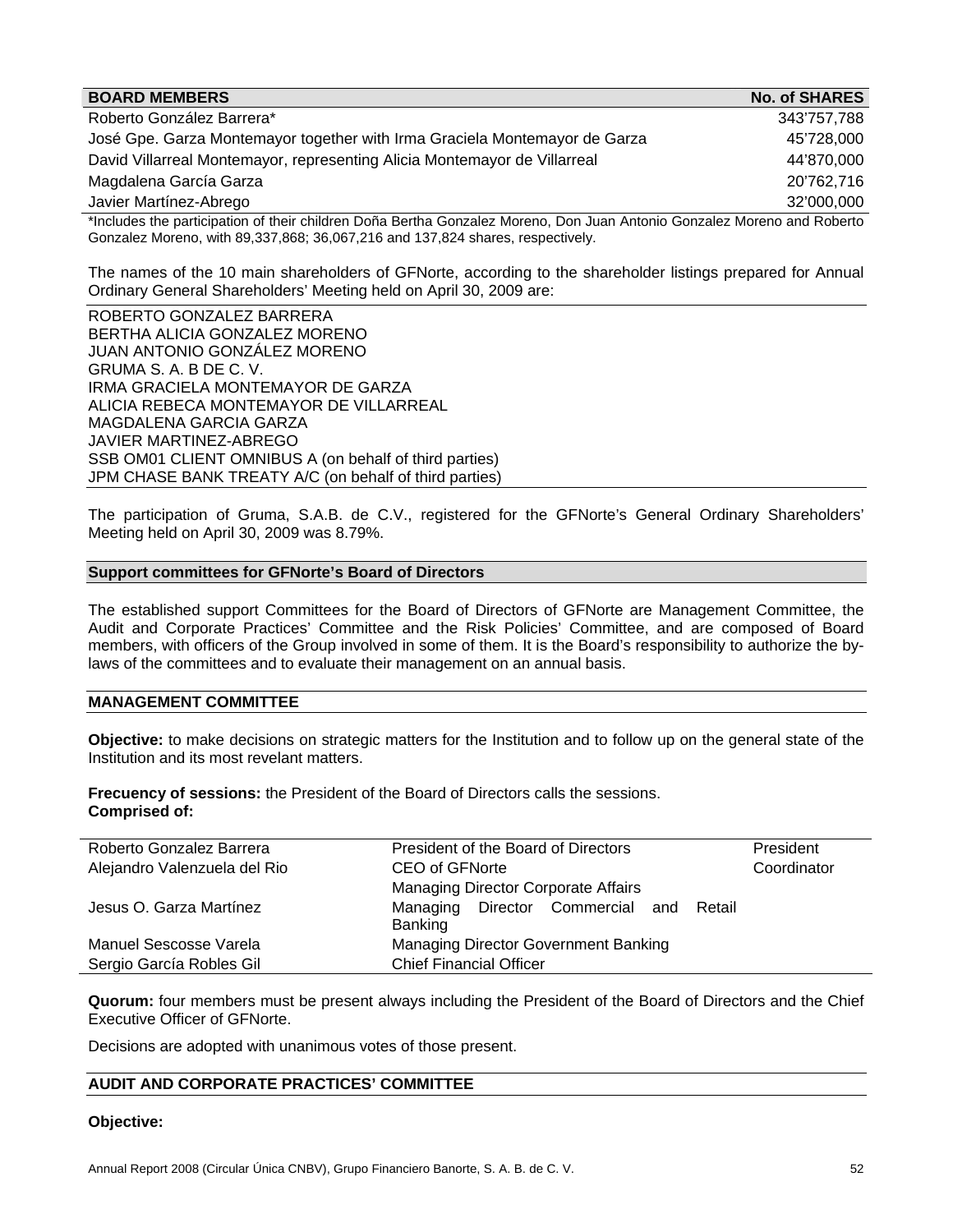| BOARD MEMBERS | No. of SHARES |
|---|---|
| Roberto González Barrera* | 343'757,788 |
| José Gpe. Garza Montemayor together with Irma Graciela Montemayor de Garza | 45'728,000 |
| David Villarreal Montemayor, representing Alicia Montemayor de Villarreal | 44'870,000 |
| Magdalena García Garza | 20'762,716 |
| Javier Martínez-Abrego | 32'000,000 |

*Includes the participation of their children Doña Bertha Gonzalez Moreno, Don Juan Antonio Gonzalez Moreno and Roberto Gonzalez Moreno, with 89,337,868; 36,067,216 and 137,824 shares, respectively.

The names of the 10 main shareholders of GFNorte, according to the shareholder listings prepared for Annual Ordinary General Shareholders' Meeting held on April 30, 2009 are:

ROBERTO GONZALEZ BARRERA
BERTHA ALICIA GONZALEZ MORENO
JUAN ANTONIO GONZÁLEZ MORENO
GRUMA S. A. B DE C. V.
IRMA GRACIELA MONTEMAYOR DE GARZA
ALICIA REBECA MONTEMAYOR DE VILLARREAL
MAGDALENA GARCIA GARZA
JAVIER MARTINEZ-ABREGO
SSB OM01 CLIENT OMNIBUS A (on behalf of third parties)
JPM CHASE BANK TREATY A/C (on behalf of third parties)

The participation of Gruma, S.A.B. de C.V., registered for the GFNorte's General Ordinary Shareholders' Meeting held on April 30, 2009 was 8.79%.

## Support committees for GFNorte's Board of Directors

The established support Committees for the Board of Directors of GFNorte are Management Committee, the Audit and Corporate Practices' Committee and the Risk Policies' Committee, and are composed of Board members, with officers of the Group involved in some of them. It is the Board's responsibility to authorize the by-laws of the committees and to evaluate their management on an annual basis.

## MANAGEMENT COMMITTEE

**Objective:** to make decisions on strategic matters for the Institution and to follow up on the general state of the Institution and its most revelant matters.

**Frecuency of sessions:** the President of the Board of Directors calls the sessions.
**Comprised of:**

| | | |
|---|---|---|
| Roberto Gonzalez Barrera | President of the Board of Directors | President |
| Alejandro Valenzuela del Rio | CEO of GFNorte | Coordinator |
| | Managing Director Corporate Affairs | |
| Jesus O. Garza Martínez | Managing Director Commercial and Retail Banking | |
| Manuel Sescosse Varela | Managing Director Government Banking | |
| Sergio García Robles Gil | Chief Financial Officer | |

**Quorum:** four members must be present always including the President of the Board of Directors and the Chief Executive Officer of GFNorte.

Decisions are adopted with unanimous votes of those present.

## AUDIT AND CORPORATE PRACTICES' COMMITTEE

**Objective:**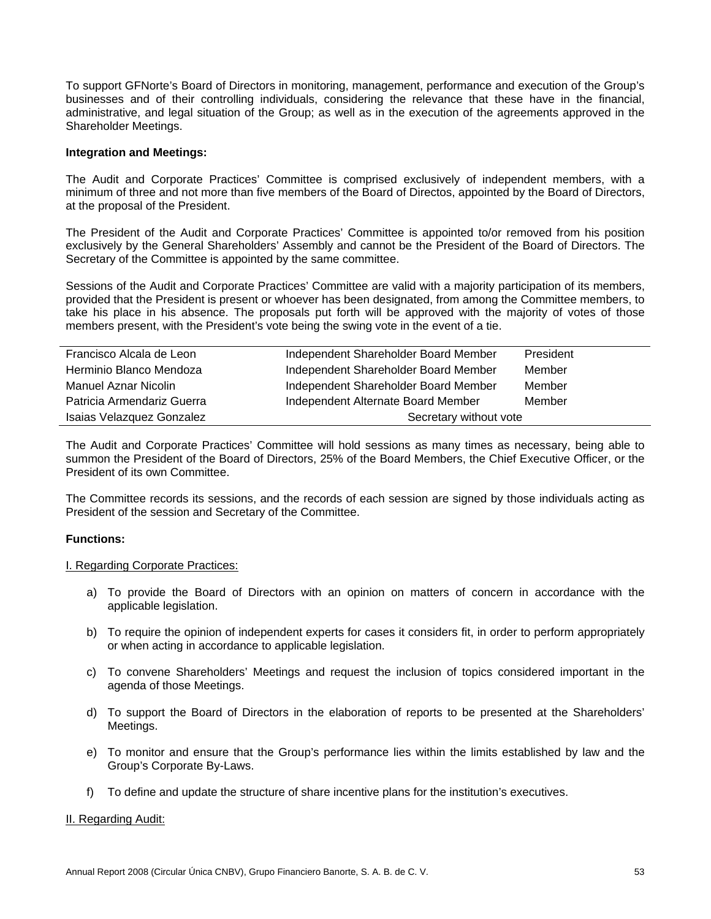To support GFNorte's Board of Directors in monitoring, management, performance and execution of the Group's businesses and of their controlling individuals, considering the relevance that these have in the financial, administrative, and legal situation of the Group; as well as in the execution of the agreements approved in the Shareholder Meetings.

**Integration and Meetings:**

The Audit and Corporate Practices' Committee is comprised exclusively of independent members, with a minimum of three and not more than five members of the Board of Directos, appointed by the Board of Directors, at the proposal of the President.

The President of the Audit and Corporate Practices' Committee is appointed to/or removed from his position exclusively by the General Shareholders' Assembly and cannot be the President of the Board of Directors. The Secretary of the Committee is appointed by the same committee.

Sessions of the Audit and Corporate Practices' Committee are valid with a majority participation of its members, provided that the President is present or whoever has been designated, from among the Committee members, to take his place in his absence. The proposals put forth will be approved with the majority of votes of those members present, with the President's vote being the swing vote in the event of a tie.

| | | |
|---|---|---|
| Francisco Alcala de Leon | Independent Shareholder Board Member | President |
| Herminio Blanco Mendoza | Independent Shareholder Board Member | Member |
| Manuel Aznar Nicolin | Independent Shareholder Board Member | Member |
| Patricia Armendariz Guerra | Independent Alternate Board Member | Member |
| Isaias Velazquez Gonzalez | Secretary without vote | |

The Audit and Corporate Practices' Committee will hold sessions as many times as necessary, being able to summon the President of the Board of Directors, 25% of the Board Members, the Chief Executive Officer, or the President of its own Committee.

The Committee records its sessions, and the records of each session are signed by those individuals acting as President of the session and Secretary of the Committee.

**Functions:**

I. Regarding Corporate Practices:

a) To provide the Board of Directors with an opinion on matters of concern in accordance with the applicable legislation.

b) To require the opinion of independent experts for cases it considers fit, in order to perform appropriately or when acting in accordance to applicable legislation.

c) To convene Shareholders' Meetings and request the inclusion of topics considered important in the agenda of those Meetings.

d) To support the Board of Directors in the elaboration of reports to be presented at the Shareholders' Meetings.

e) To monitor and ensure that the Group's performance lies within the limits established by law and the Group's Corporate By-Laws.

f) To define and update the structure of share incentive plans for the institution's executives.

II. Regarding Audit: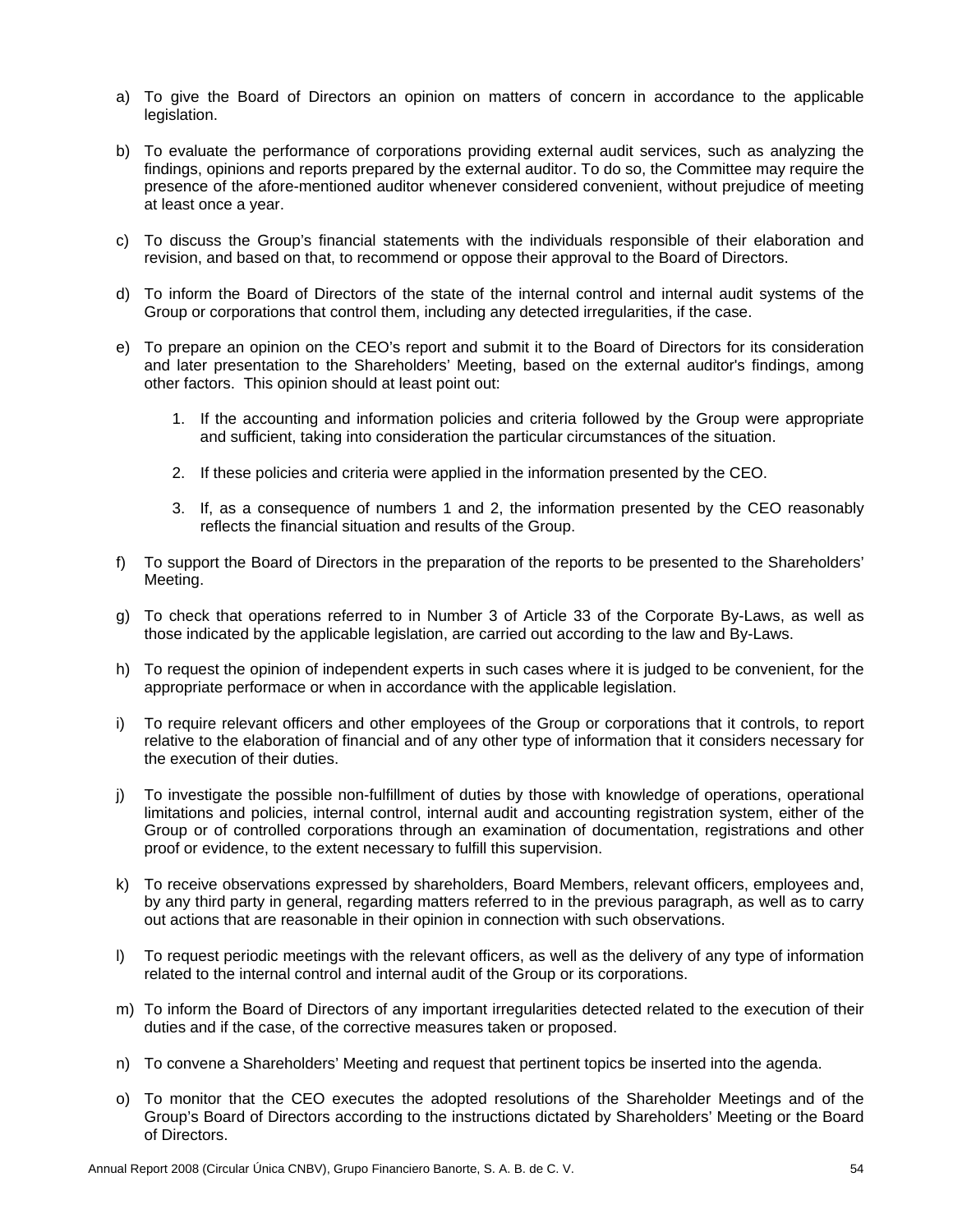a) To give the Board of Directors an opinion on matters of concern in accordance to the applicable legislation.

b) To evaluate the performance of corporations providing external audit services, such as analyzing the findings, opinions and reports prepared by the external auditor. To do so, the Committee may require the presence of the afore-mentioned auditor whenever considered convenient, without prejudice of meeting at least once a year.

c) To discuss the Group's financial statements with the individuals responsible of their elaboration and revision, and based on that, to recommend or oppose their approval to the Board of Directors.

d) To inform the Board of Directors of the state of the internal control and internal audit systems of the Group or corporations that control them, including any detected irregularities, if the case.

e) To prepare an opinion on the CEO's report and submit it to the Board of Directors for its consideration and later presentation to the Shareholders' Meeting, based on the external auditor's findings, among other factors. This opinion should at least point out:

    1. If the accounting and information policies and criteria followed by the Group were appropriate and sufficient, taking into consideration the particular circumstances of the situation.

    2. If these policies and criteria were applied in the information presented by the CEO.

    3. If, as a consequence of numbers 1 and 2, the information presented by the CEO reasonably reflects the financial situation and results of the Group.

f) To support the Board of Directors in the preparation of the reports to be presented to the Shareholders' Meeting.

g) To check that operations referred to in Number 3 of Article 33 of the Corporate By-Laws, as well as those indicated by the applicable legislation, are carried out according to the law and By-Laws.

h) To request the opinion of independent experts in such cases where it is judged to be convenient, for the appropriate performace or when in accordance with the applicable legislation.

i) To require relevant officers and other employees of the Group or corporations that it controls, to report relative to the elaboration of financial and of any other type of information that it considers necessary for the execution of their duties.

j) To investigate the possible non-fulfillment of duties by those with knowledge of operations, operational limitations and policies, internal control, internal audit and accounting registration system, either of the Group or of controlled corporations through an examination of documentation, registrations and other proof or evidence, to the extent necessary to fulfill this supervision.

k) To receive observations expressed by shareholders, Board Members, relevant officers, employees and, by any third party in general, regarding matters referred to in the previous paragraph, as well as to carry out actions that are reasonable in their opinion in connection with such observations.

l) To request periodic meetings with the relevant officers, as well as the delivery of any type of information related to the internal control and internal audit of the Group or its corporations.

m) To inform the Board of Directors of any important irregularities detected related to the execution of their duties and if the case, of the corrective measures taken or proposed.

n) To convene a Shareholders' Meeting and request that pertinent topics be inserted into the agenda.

o) To monitor that the CEO executes the adopted resolutions of the Shareholder Meetings and of the Group's Board of Directors according to the instructions dictated by Shareholders' Meeting or the Board of Directors.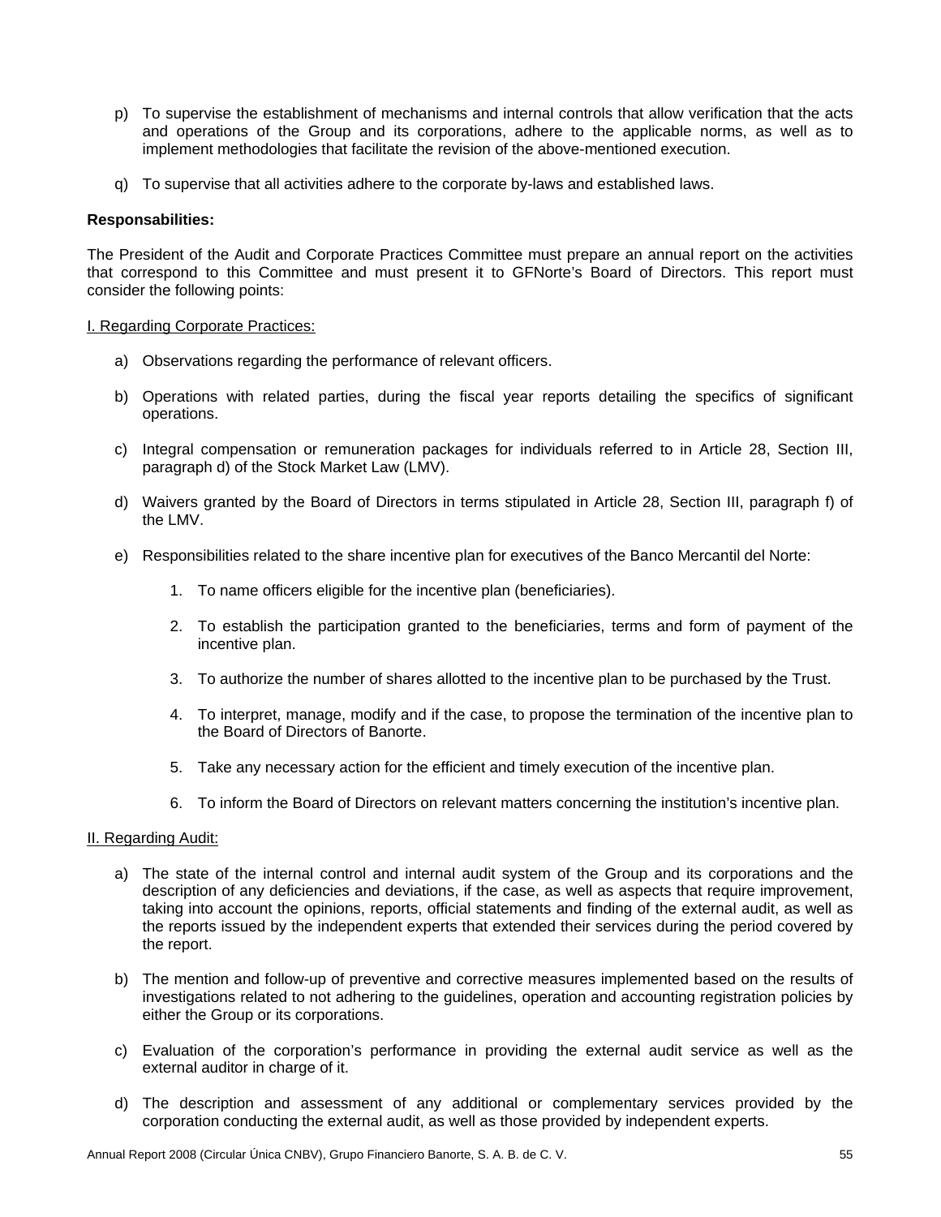p) To supervise the establishment of mechanisms and internal controls that allow verification that the acts and operations of the Group and its corporations, adhere to the applicable norms, as well as to implement methodologies that facilitate the revision of the above-mentioned execution.

q) To supervise that all activities adhere to the corporate by-laws and established laws.

**Responsabilities:**

The President of the Audit and Corporate Practices Committee must prepare an annual report on the activities that correspond to this Committee and must present it to GFNorte's Board of Directors. This report must consider the following points:

I. Regarding Corporate Practices:

a) Observations regarding the performance of relevant officers.

b) Operations with related parties, during the fiscal year reports detailing the specifics of significant operations.

c) Integral compensation or remuneration packages for individuals referred to in Article 28, Section III, paragraph d) of the Stock Market Law (LMV).

d) Waivers granted by the Board of Directors in terms stipulated in Article 28, Section III, paragraph f) of the LMV.

e) Responsibilities related to the share incentive plan for executives of the Banco Mercantil del Norte:

   1. To name officers eligible for the incentive plan (beneficiaries).

   2. To establish the participation granted to the beneficiaries, terms and form of payment of the incentive plan.

   3. To authorize the number of shares allotted to the incentive plan to be purchased by the Trust.

   4. To interpret, manage, modify and if the case, to propose the termination of the incentive plan to the Board of Directors of Banorte.

   5. Take any necessary action for the efficient and timely execution of the incentive plan.

   6. To inform the Board of Directors on relevant matters concerning the institution's incentive plan.

II. Regarding Audit:

a) The state of the internal control and internal audit system of the Group and its corporations and the description of any deficiencies and deviations, if the case, as well as aspects that require improvement, taking into account the opinions, reports, official statements and finding of the external audit, as well as the reports issued by the independent experts that extended their services during the period covered by the report.

b) The mention and follow-up of preventive and corrective measures implemented based on the results of investigations related to not adhering to the guidelines, operation and accounting registration policies by either the Group or its corporations.

c) Evaluation of the corporation's performance in providing the external audit service as well as the external auditor in charge of it.

d) The description and assessment of any additional or complementary services provided by the corporation conducting the external audit, as well as those provided by independent experts.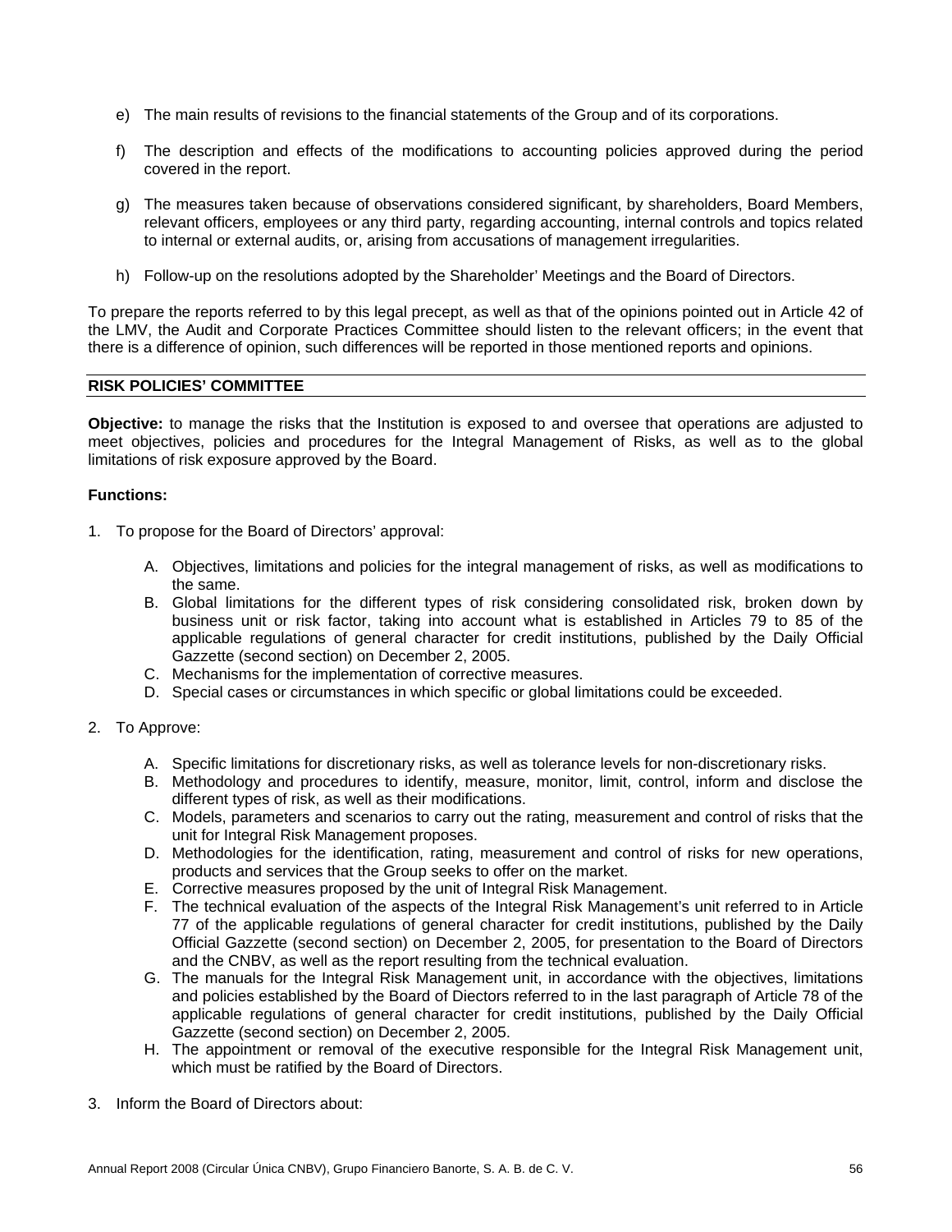e) The main results of revisions to the financial statements of the Group and of its corporations.

f) The description and effects of the modifications to accounting policies approved during the period covered in the report.

g) The measures taken because of observations considered significant, by shareholders, Board Members, relevant officers, employees or any third party, regarding accounting, internal controls and topics related to internal or external audits, or, arising from accusations of management irregularities.

h) Follow-up on the resolutions adopted by the Shareholder' Meetings and the Board of Directors.

To prepare the reports referred to by this legal precept, as well as that of the opinions pointed out in Article 42 of the LMV, the Audit and Corporate Practices Committee should listen to the relevant officers; in the event that there is a difference of opinion, such differences will be reported in those mentioned reports and opinions.

## RISK POLICIES' COMMITTEE

**Objective:** to manage the risks that the Institution is exposed to and oversee that operations are adjusted to meet objectives, policies and procedures for the Integral Management of Risks, as well as to the global limitations of risk exposure approved by the Board.

**Functions:**

1. To propose for the Board of Directors' approval:

   A. Objectives, limitations and policies for the integral management of risks, as well as modifications to the same.
   B. Global limitations for the different types of risk considering consolidated risk, broken down by business unit or risk factor, taking into account what is established in Articles 79 to 85 of the applicable regulations of general character for credit institutions, published by the Daily Official Gazzette (second section) on December 2, 2005.
   C. Mechanisms for the implementation of corrective measures.
   D. Special cases or circumstances in which specific or global limitations could be exceeded.

2. To Approve:

   A. Specific limitations for discretionary risks, as well as tolerance levels for non-discretionary risks.
   B. Methodology and procedures to identify, measure, monitor, limit, control, inform and disclose the different types of risk, as well as their modifications.
   C. Models, parameters and scenarios to carry out the rating, measurement and control of risks that the unit for Integral Risk Management proposes.
   D. Methodologies for the identification, rating, measurement and control of risks for new operations, products and services that the Group seeks to offer on the market.
   E. Corrective measures proposed by the unit of Integral Risk Management.
   F. The technical evaluation of the aspects of the Integral Risk Management's unit referred to in Article 77 of the applicable regulations of general character for credit institutions, published by the Daily Official Gazzette (second section) on December 2, 2005, for presentation to the Board of Directors and the CNBV, as well as the report resulting from the technical evaluation.
   G. The manuals for the Integral Risk Management unit, in accordance with the objectives, limitations and policies established by the Board of Diectors referred to in the last paragraph of Article 78 of the applicable regulations of general character for credit institutions, published by the Daily Official Gazzette (second section) on December 2, 2005.
   H. The appointment or removal of the executive responsible for the Integral Risk Management unit, which must be ratified by the Board of Directors.

3. Inform the Board of Directors about: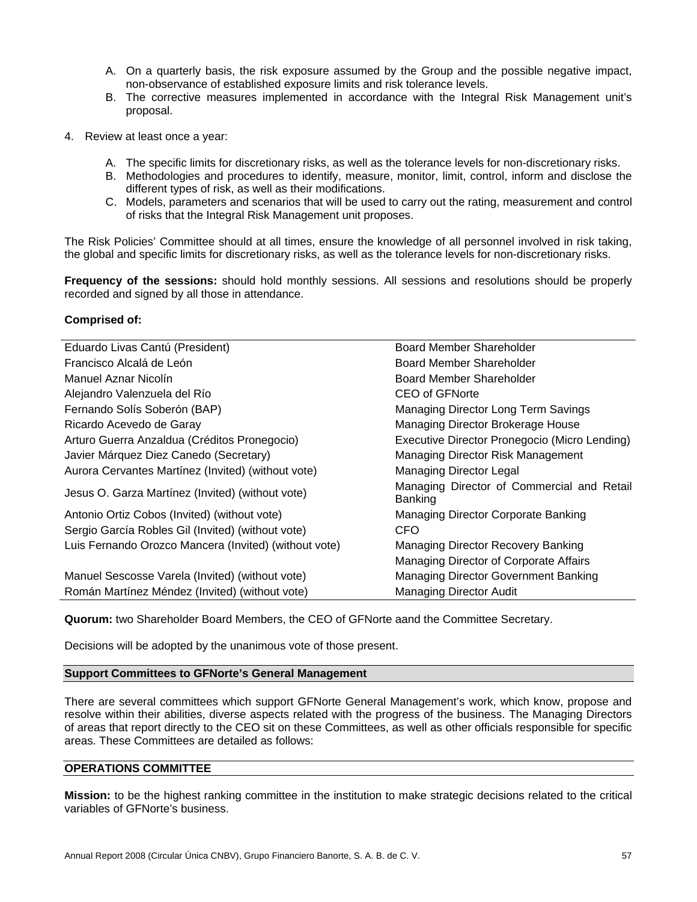A. On a quarterly basis, the risk exposure assumed by the Group and the possible negative impact, non-observance of established exposure limits and risk tolerance levels.
B. The corrective measures implemented in accordance with the Integral Risk Management unit's proposal.

4. Review at least once a year:

    A. The specific limits for discretionary risks, as well as the tolerance levels for non-discretionary risks.
    B. Methodologies and procedures to identify, measure, monitor, limit, control, inform and disclose the different types of risk, as well as their modifications.
    C. Models, parameters and scenarios that will be used to carry out the rating, measurement and control of risks that the Integral Risk Management unit proposes.

The Risk Policies' Committee should at all times, ensure the knowledge of all personnel involved in risk taking, the global and specific limits for discretionary risks, as well as the tolerance levels for non-discretionary risks.

**Frequency of the sessions:** should hold monthly sessions. All sessions and resolutions should be properly recorded and signed by all those in attendance.

**Comprised of:**

| | |
|---|---|
| Eduardo Livas Cantú (President) | Board Member Shareholder |
| Francisco Alcalá de León | Board Member Shareholder |
| Manuel Aznar Nicolín | Board Member Shareholder |
| Alejandro Valenzuela del Río | CEO of GFNorte |
| Fernando Solís Soberón (BAP) | Managing Director Long Term Savings |
| Ricardo Acevedo de Garay | Managing Director Brokerage House |
| Arturo Guerra Anzaldua (Créditos Pronegocio) | Executive Director Pronegocio (Micro Lending) |
| Javier Márquez Diez Canedo (Secretary) | Managing Director Risk Management |
| Aurora Cervantes Martínez (Invited) (without vote) | Managing Director Legal |
| Jesus O. Garza Martínez (Invited) (without vote) | Managing Director of Commercial and Retail Banking |
| Antonio Ortiz Cobos (Invited) (without vote) | Managing Director Corporate Banking |
| Sergio García Robles Gil (Invited) (without vote) | CFO |
| Luis Fernando Orozco Mancera (Invited) (without vote) | Managing Director Recovery Banking |
| | Managing Director of Corporate Affairs |
| Manuel Sescosse Varela (Invited) (without vote) | Managing Director Government Banking |
| Román Martínez Méndez (Invited) (without vote) | Managing Director Audit |

**Quorum:** two Shareholder Board Members, the CEO of GFNorte aand the Committee Secretary.

Decisions will be adopted by the unanimous vote of those present.

## Support Committees to GFNorte's General Management

There are several committees which support GFNorte General Management's work, which know, propose and resolve within their abilities, diverse aspects related with the progress of the business. The Managing Directors of areas that report directly to the CEO sit on these Committees, as well as other officials responsible for specific areas. These Committees are detailed as follows:

### OPERATIONS COMMITTEE

**Mission:** to be the highest ranking committee in the institution to make strategic decisions related to the critical variables of GFNorte's business.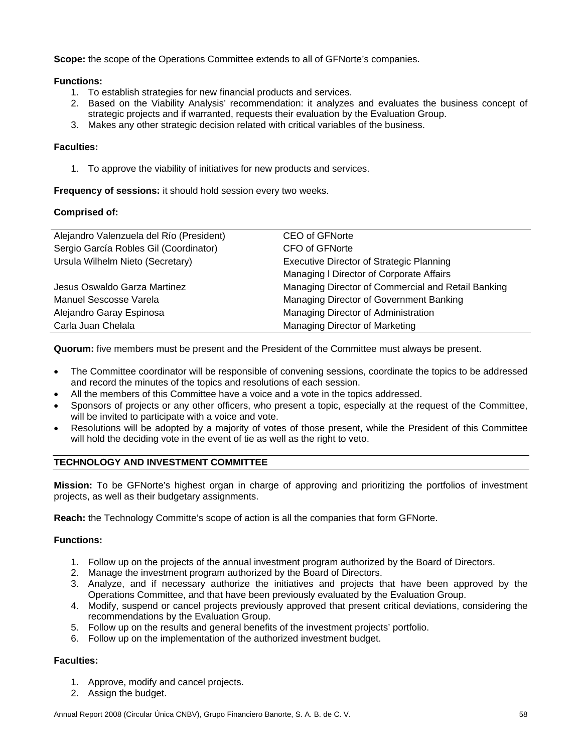**Scope:** the scope of the Operations Committee extends to all of GFNorte's companies.

**Functions:**

1. To establish strategies for new financial products and services.
2. Based on the Viability Analysis' recommendation: it analyzes and evaluates the business concept of strategic projects and if warranted, requests their evaluation by the Evaluation Group.
3. Makes any other strategic decision related with critical variables of the business.

**Faculties:**

1. To approve the viability of initiatives for new products and services.

**Frequency of sessions:** it should hold session every two weeks.

**Comprised of:**

| | |
|---|---|
| Alejandro Valenzuela del Río (President) | CEO of GFNorte |
| Sergio García Robles Gil (Coordinator) | CFO of GFNorte |
| Ursula Wilhelm Nieto (Secretary) | Executive Director of Strategic Planning |
| | Managing l Director of Corporate Affairs |
| Jesus Oswaldo Garza Martinez | Managing Director of Commercial and Retail Banking |
| Manuel Sescosse Varela | Managing Director of Government Banking |
| Alejandro Garay Espinosa | Managing Director of Administration |
| Carla Juan Chelala | Managing Director of Marketing |

**Quorum:** five members must be present and the President of the Committee must always be present.

- The Committee coordinator will be responsible of convening sessions, coordinate the topics to be addressed and record the minutes of the topics and resolutions of each session.
- All the members of this Committee have a voice and a vote in the topics addressed.
- Sponsors of projects or any other officers, who present a topic, especially at the request of the Committee, will be invited to participate with a voice and vote.
- Resolutions will be adopted by a majority of votes of those present, while the President of this Committee will hold the deciding vote in the event of tie as well as the right to veto.

## TECHNOLOGY AND INVESTMENT COMMITTEE

**Mission:** To be GFNorte's highest organ in charge of approving and prioritizing the portfolios of investment projects, as well as their budgetary assignments.

**Reach:** the Technology Committe's scope of action is all the companies that form GFNorte.

**Functions:**

1. Follow up on the projects of the annual investment program authorized by the Board of Directors.
2. Manage the investment program authorized by the Board of Directors.
3. Analyze, and if necessary authorize the initiatives and projects that have been approved by the Operations Committee, and that have been previously evaluated by the Evaluation Group.
4. Modify, suspend or cancel projects previously approved that present critical deviations, considering the recommendations by the Evaluation Group.
5. Follow up on the results and general benefits of the investment projects' portfolio.
6. Follow up on the implementation of the authorized investment budget.

**Faculties:**

1. Approve, modify and cancel projects.
2. Assign the budget.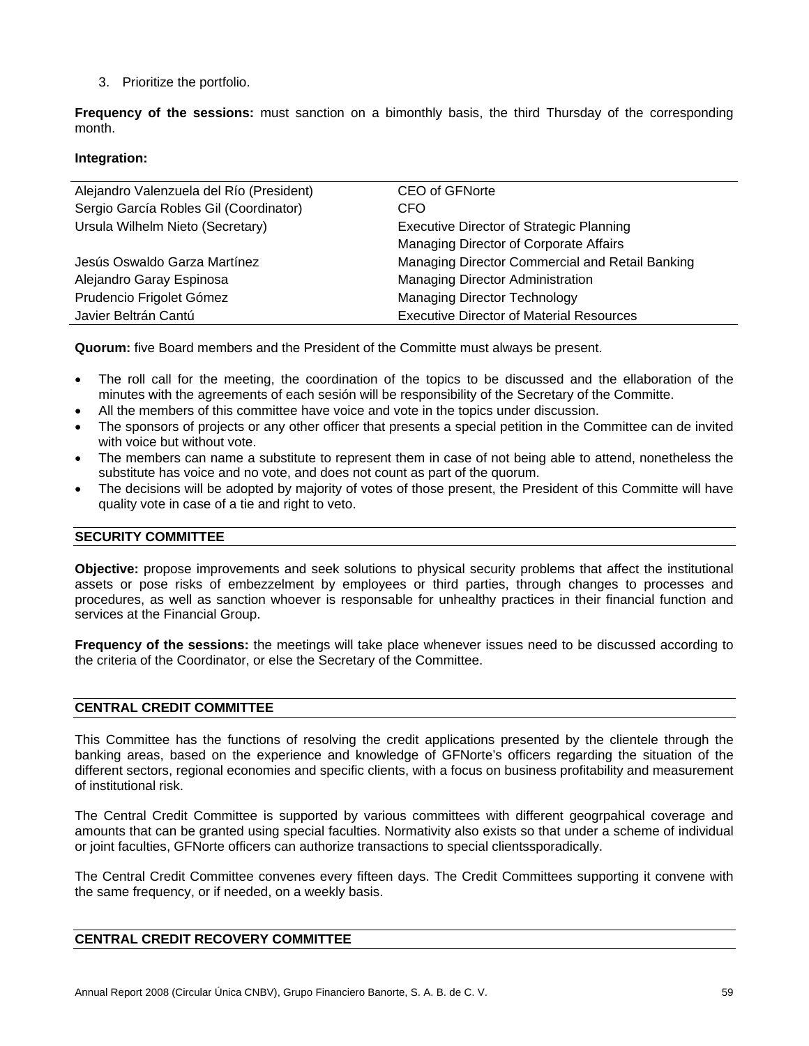3. Prioritize the portfolio.

**Frequency of the sessions:** must sanction on a bimonthly basis, the third Thursday of the corresponding month.

**Integration:**

| | |
|---|---|
| Alejandro Valenzuela del Río (President) | CEO of GFNorte |
| Sergio García Robles Gil (Coordinator) | CFO |
| Ursula Wilhelm Nieto (Secretary) | Executive Director of Strategic Planning |
| | Managing Director of Corporate Affairs |
| Jesús Oswaldo Garza Martínez | Managing Director Commercial and Retail Banking |
| Alejandro Garay Espinosa | Managing Director Administration |
| Prudencio Frigolet Gómez | Managing Director Technology |
| Javier Beltrán Cantú | Executive Director of Material Resources |

**Quorum:** five Board members and the President of the Committe must always be present.

- The roll call for the meeting, the coordination of the topics to be discussed and the ellaboration of the minutes with the agreements of each sesión will be responsibility of the Secretary of the Committe.
- All the members of this committee have voice and vote in the topics under discussion.
- The sponsors of projects or any other officer that presents a special petition in the Committee can de invited with voice but without vote.
- The members can name a substitute to represent them in case of not being able to attend, nonetheless the substitute has voice and no vote, and does not count as part of the quorum.
- The decisions will be adopted by majority of votes of those present, the President of this Committe will have quality vote in case of a tie and right to veto.

## SECURITY COMMITTEE

**Objective:** propose improvements and seek solutions to physical security problems that affect the institutional assets or pose risks of embezzelment by employees or third parties, through changes to processes and procedures, as well as sanction whoever is responsable for unhealthy practices in their financial function and services at the Financial Group.

**Frequency of the sessions:** the meetings will take place whenever issues need to be discussed according to the criteria of the Coordinator, or else the Secretary of the Committee.

## CENTRAL CREDIT COMMITTEE

This Committee has the functions of resolving the credit applications presented by the clientele through the banking areas, based on the experience and knowledge of GFNorte's officers regarding the situation of the different sectors, regional economies and specific clients, with a focus on business profitability and measurement of institutional risk.

The Central Credit Committee is supported by various committees with different geogrpahical coverage and amounts that can be granted using special faculties. Normativity also exists so that under a scheme of individual or joint faculties, GFNorte officers can authorize transactions to special clientssporadically.

The Central Credit Committee convenes every fifteen days. The Credit Committees supporting it convene with the same frequency, or if needed, on a weekly basis.

## CENTRAL CREDIT RECOVERY COMMITTEE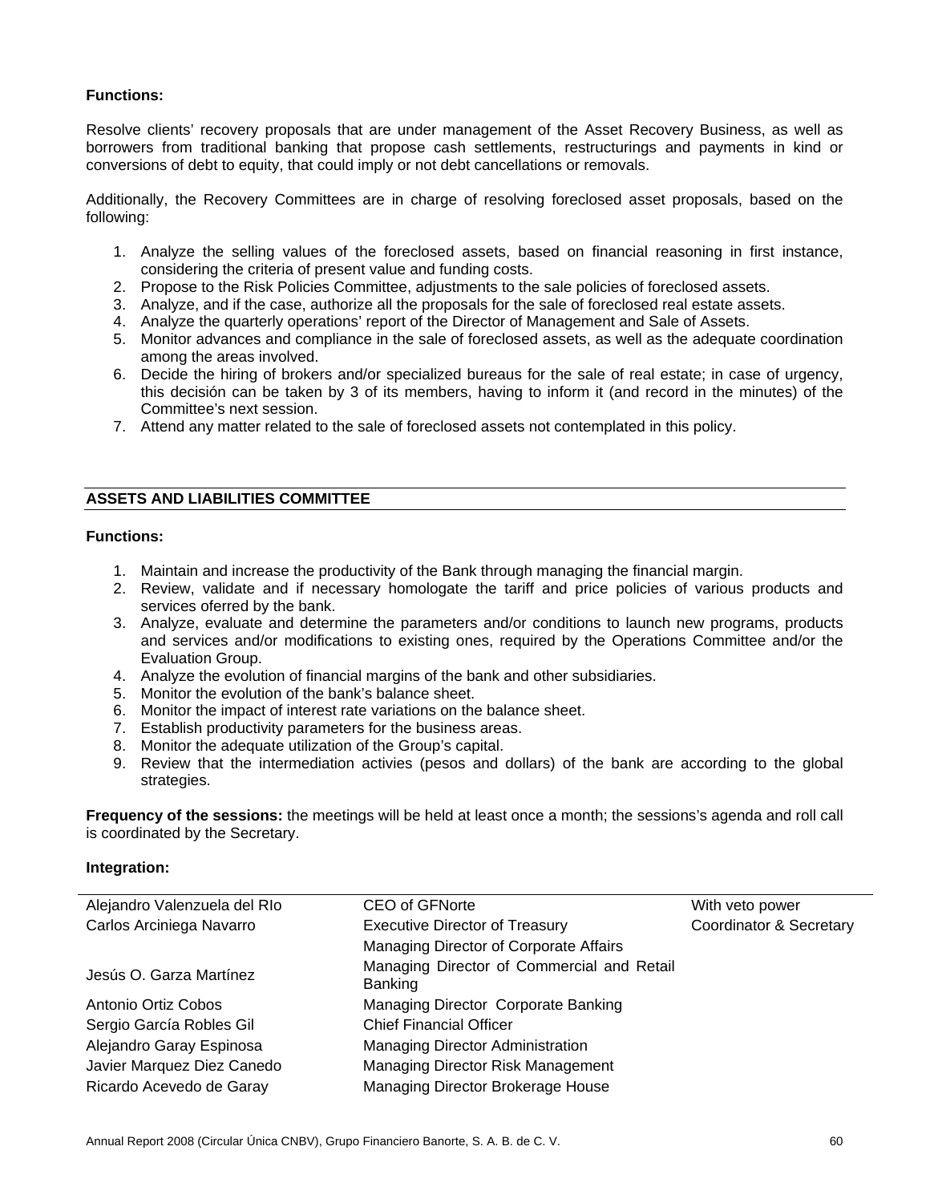**Functions:**

Resolve clients' recovery proposals that are under management of the Asset Recovery Business, as well as borrowers from traditional banking that propose cash settlements, restructurings and payments in kind or conversions of debt to equity, that could imply or not debt cancellations or removals.

Additionally, the Recovery Committees are in charge of resolving foreclosed asset proposals, based on the following:

1. Analyze the selling values of the foreclosed assets, based on financial reasoning in first instance, considering the criteria of present value and funding costs.
2. Propose to the Risk Policies Committee, adjustments to the sale policies of foreclosed assets.
3. Analyze, and if the case, authorize all the proposals for the sale of foreclosed real estate assets.
4. Analyze the quarterly operations' report of the Director of Management and Sale of Assets.
5. Monitor advances and compliance in the sale of foreclosed assets, as well as the adequate coordination among the areas involved.
6. Decide the hiring of brokers and/or specialized bureaus for the sale of real estate; in case of urgency, this decisión can be taken by 3 of its members, having to inform it (and record in the minutes) of the Committee's next session.
7. Attend any matter related to the sale of foreclosed assets not contemplated in this policy.

## ASSETS AND LIABILITIES COMMITTEE

**Functions:**

1. Maintain and increase the productivity of the Bank through managing the financial margin.
2. Review, validate and if necessary homologate the tariff and price policies of various products and services oferred by the bank.
3. Analyze, evaluate and determine the parameters and/or conditions to launch new programs, products and services and/or modifications to existing ones, required by the Operations Committee and/or the Evaluation Group.
4. Analyze the evolution of financial margins of the bank and other subsidiaries.
5. Monitor the evolution of the bank's balance sheet.
6. Monitor the impact of interest rate variations on the balance sheet.
7. Establish productivity parameters for the business areas.
8. Monitor the adequate utilization of the Group's capital.
9. Review that the intermediation activies (pesos and dollars) of the bank are according to the global strategies.

**Frequency of the sessions:** the meetings will be held at least once a month; the sessions's agenda and roll call is coordinated by the Secretary.

**Integration:**

| | | |
|---|---|---|
| Alejandro Valenzuela del RIo | CEO of GFNorte | With veto power |
| Carlos Arciniega Navarro | Executive Director of Treasury | Coordinator & Secretary |
| | Managing Director of Corporate Affairs | |
| Jesús O. Garza Martínez | Managing Director of Commercial and Retail Banking | |
| Antonio Ortiz Cobos | Managing Director Corporate Banking | |
| Sergio García Robles Gil | Chief Financial Officer | |
| Alejandro Garay Espinosa | Managing Director Administration | |
| Javier Marquez Diez Canedo | Managing Director Risk Management | |
| Ricardo Acevedo de Garay | Managing Director Brokerage House | |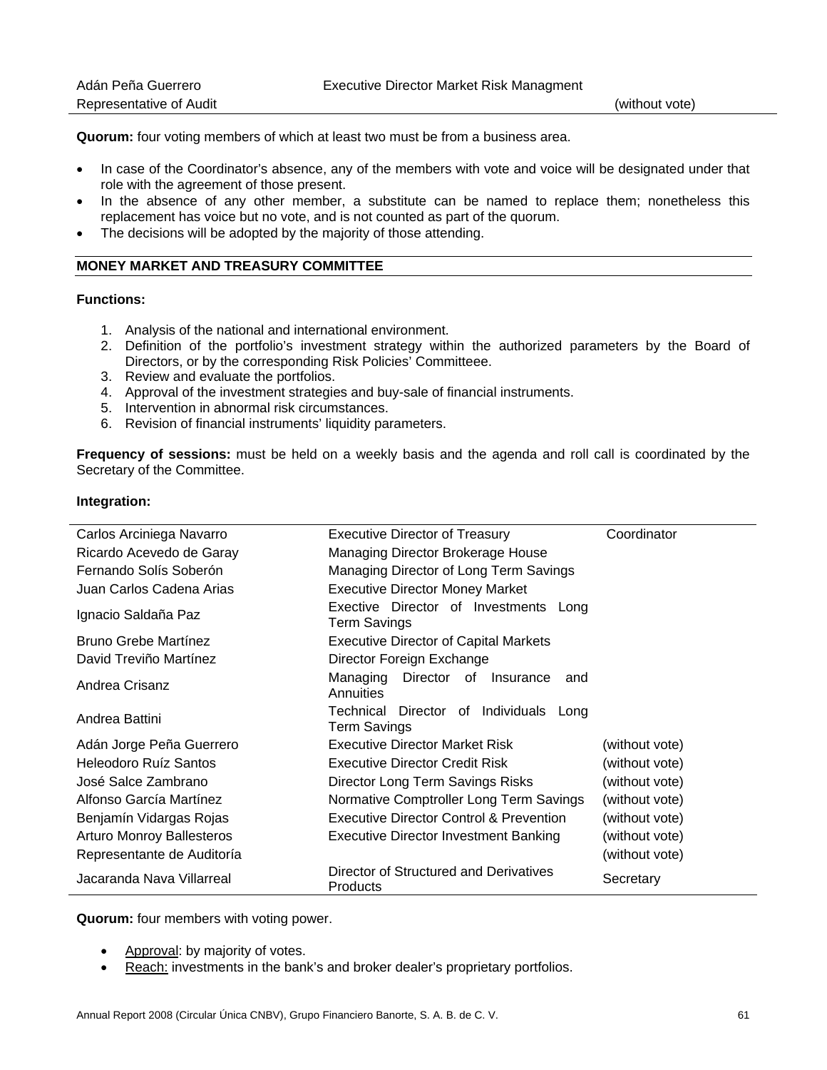| | | |
|---|---|---|
| Adán Peña Guerrero | Executive Director Market Risk Managment | |
| Representative of Audit | | (without vote) |

**Quorum:** four voting members of which at least two must be from a business area.

- In case of the Coordinator's absence, any of the members with vote and voice will be designated under that role with the agreement of those present.
- In the absence of any other member, a substitute can be named to replace them; nonetheless this replacement has voice but no vote, and is not counted as part of the quorum.
- The decisions will be adopted by the majority of those attending.

## MONEY MARKET AND TREASURY COMMITTEE

**Functions:**

1. Analysis of the national and international environment.
2. Definition of the portfolio's investment strategy within the authorized parameters by the Board of Directors, or by the corresponding Risk Policies' Committeee.
3. Review and evaluate the portfolios.
4. Approval of the investment strategies and buy-sale of financial instruments.
5. Intervention in abnormal risk circumstances.
6. Revision of financial instruments' liquidity parameters.

**Frequency of sessions:** must be held on a weekly basis and the agenda and roll call is coordinated by the Secretary of the Committee.

**Integration:**

| | | |
|---|---|---|
| Carlos Arciniega Navarro | Executive Director of Treasury | Coordinator |
| Ricardo Acevedo de Garay | Managing Director Brokerage House | |
| Fernando Solís Soberón | Managing Director of Long Term Savings | |
| Juan Carlos Cadena Arias | Executive Director Money Market | |
| Ignacio Saldaña Paz | Exective Director of Investments Long Term Savings | |
| Bruno Grebe Martínez | Executive Director of Capital Markets | |
| David Treviño Martínez | Director Foreign Exchange | |
| Andrea Crisanz | Managing Director of Insurance and Annuities | |
| Andrea Battini | Technical Director of Individuals Long Term Savings | |
| Adán Jorge Peña Guerrero | Executive Director Market Risk | (without vote) |
| Heleodoro Ruíz Santos | Executive Director Credit Risk | (without vote) |
| José Salce Zambrano | Director Long Term Savings Risks | (without vote) |
| Alfonso García Martínez | Normative Comptroller Long Term Savings | (without vote) |
| Benjamín Vidargas Rojas | Executive Director Control & Prevention | (without vote) |
| Arturo Monroy Ballesteros | Executive Director Investment Banking | (without vote) |
| Representante de Auditoría | | (without vote) |
| Jacaranda Nava Villarreal | Director of Structured and Derivatives Products | Secretary |

**Quorum:** four members with voting power.

- Approval: by majority of votes.
- Reach: investments in the bank's and broker dealer's proprietary portfolios.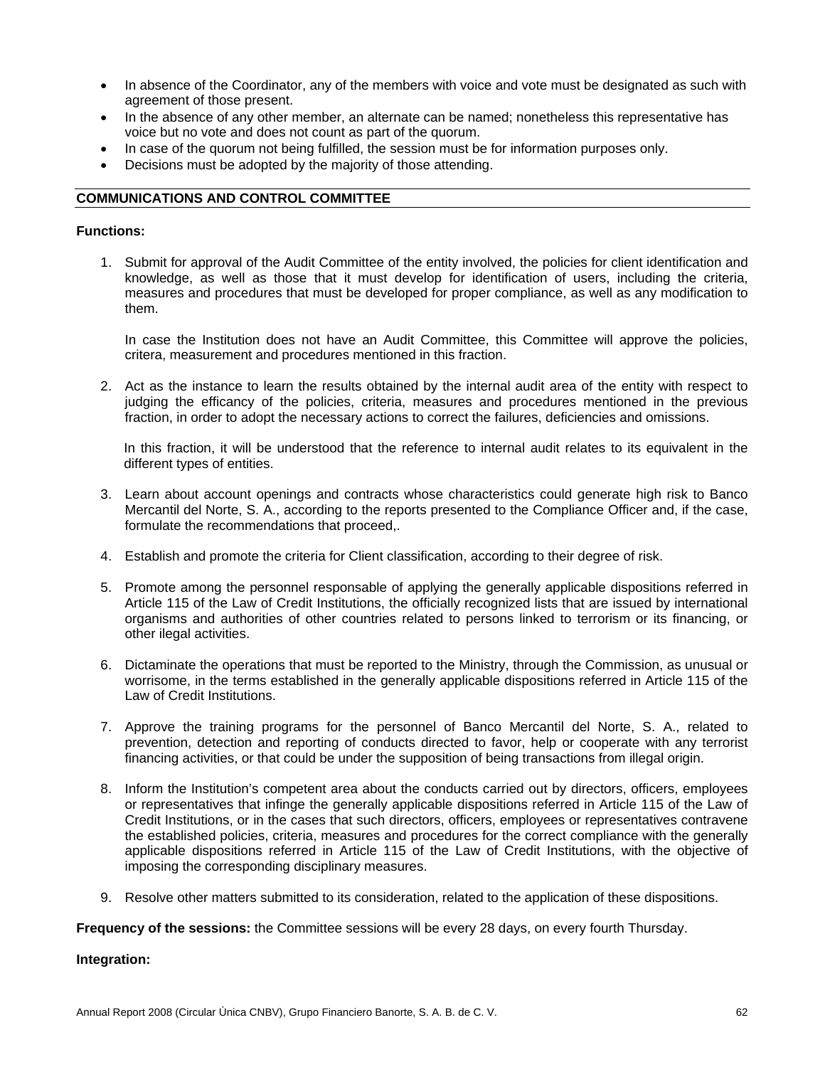- In absence of the Coordinator, any of the members with voice and vote must be designated as such with agreement of those present.
- In the absence of any other member, an alternate can be named; nonetheless this representative has voice but no vote and does not count as part of the quorum.
- In case of the quorum not being fulfilled, the session must be for information purposes only.
- Decisions must be adopted by the majority of those attending.

## COMMUNICATIONS AND CONTROL COMMITTEE

**Functions:**

1. Submit for approval of the Audit Committee of the entity involved, the policies for client identification and knowledge, as well as those that it must develop for identification of users, including the criteria, measures and procedures that must be developed for proper compliance, as well as any modification to them.

   In case the Institution does not have an Audit Committee, this Committee will approve the policies, critera, measurement and procedures mentioned in this fraction.

2. Act as the instance to learn the results obtained by the internal audit area of the entity with respect to judging the efficacy of the policies, criteria, measures and procedures mentioned in the previous fraction, in order to adopt the necessary actions to correct the failures, deficiencies and omissions.

   In this fraction, it will be understood that the reference to internal audit relates to its equivalent in the different types of entities.

3. Learn about account openings and contracts whose characteristics could generate high risk to Banco Mercantil del Norte, S. A., according to the reports presented to the Compliance Officer and, if the case, formulate the recommendations that proceed,.

4. Establish and promote the criteria for Client classification, according to their degree of risk.

5. Promote among the personnel responsable of applying the generally applicable dispositions referred in Article 115 of the Law of Credit Institutions, the officially recognized lists that are issued by international organisms and authorities of other countries related to persons linked to terrorism or its financing, or other ilegal activities.

6. Dictaminate the operations that must be reported to the Ministry, through the Commission, as unusual or worrisome, in the terms established in the generally applicable dispositions referred in Article 115 of the Law of Credit Institutions.

7. Approve the training programs for the personnel of Banco Mercantil del Norte, S. A., related to prevention, detection and reporting of conducts directed to favor, help or cooperate with any terrorist financing activities, or that could be under the supposition of being transactions from illegal origin.

8. Inform the Institution's competent area about the conducts carried out by directors, officers, employees or representatives that infinge the generally applicable dispositions referred in Article 115 of the Law of Credit Institutions, or in the cases that such directors, officers, employees or representatives contravene the established policies, criteria, measures and procedures for the correct compliance with the generally applicable dispositions referred in Article 115 of the Law of Credit Institutions, with the objective of imposing the corresponding disciplinary measures.

9. Resolve other matters submitted to its consideration, related to the application of these dispositions.

**Frequency of the sessions:** the Committee sessions will be every 28 days, on every fourth Thursday.

**Integration:**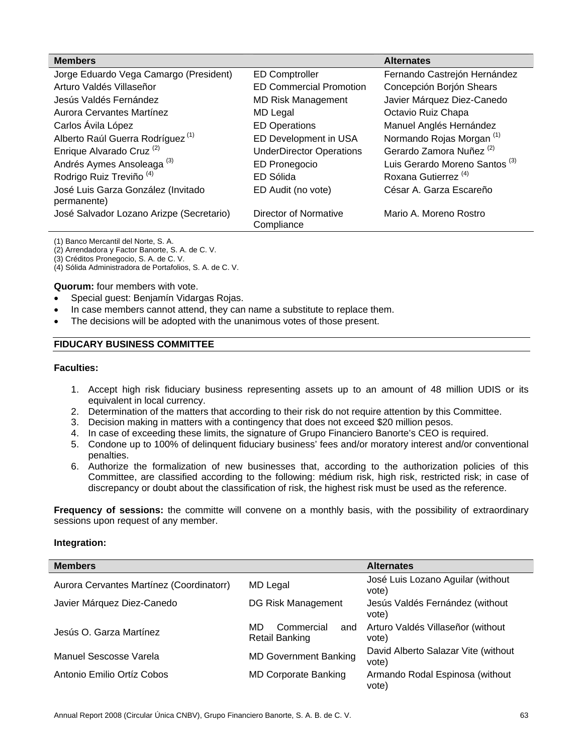| Members | | Alternates |
|---|---|---|
| Jorge Eduardo Vega Camargo (President) | ED Comptroller | Fernando Castrejón Hernández |
| Arturo Valdés Villaseñor | ED Commercial Promotion | Concepción Borjón Shears |
| Jesús Valdés Fernández | MD Risk Management | Javier Márquez Diez-Canedo |
| Aurora Cervantes Martínez | MD Legal | Octavio Ruiz Chapa |
| Carlos Ávila López | ED Operations | Manuel Anglés Hernández |
| Alberto Raúl Guerra Rodríguez (1) | ED Development in USA | Normando Rojas Morgan (1) |
| Enrique Alvarado Cruz (2) | UnderDirector Operations | Gerardo Zamora Nuñez (2) |
| Andrés Aymes Ansoleaga (3) | ED Pronegocio | Luis Gerardo Moreno Santos (3) |
| Rodrigo Ruiz Treviño (4) | ED Sólida | Roxana Gutierrez (4) |
| José Luis Garza González (Invitado permanente) | ED Audit (no vote) | César A. Garza Escareño |
| José Salvador Lozano Arizpe (Secretario) | Director of Normative Compliance | Mario A. Moreno Rostro |

(1) Banco Mercantil del Norte, S. A.
(2) Arrendadora y Factor Banorte, S. A. de C. V.
(3) Créditos Pronegocio, S. A. de C. V.
(4) Sólida Administradora de Portafolios, S. A. de C. V.

**Quorum:** four members with vote.

- Special guest: Benjamín Vidargas Rojas.
- In case members cannot attend, they can name a substitute to replace them.
- The decisions will be adopted with the unanimous votes of those present.

## FIDUCARY BUSINESS COMMITTEE

**Faculties:**

1. Accept high risk fiduciary business representing assets up to an amount of 48 million UDIS or its equivalent in local currency.
2. Determination of the matters that according to their risk do not require attention by this Committee.
3. Decision making in matters with a contingency that does not exceed $20 million pesos.
4. In case of exceeding these limits, the signature of Grupo Financiero Banorte's CEO is required.
5. Condone up to 100% of delinquent fiduciary business' fees and/or moratory interest and/or conventional penalties.
6. Authorize the formalization of new businesses that, according to the authorization policies of this Committee, are classified according to the following: médium risk, high risk, restricted risk; in case of discrepancy or doubt about the classification of risk, the highest risk must be used as the reference.

**Frequency of sessions:** the committe will convene on a monthly basis, with the possibility of extraordinary sessions upon request of any member.

**Integration:**

| Members | | Alternates |
|---|---|---|
| Aurora Cervantes Martínez (Coordinatorr) | MD Legal | José Luis Lozano Aguilar (without vote) |
| Javier Márquez Diez-Canedo | DG Risk Management | Jesús Valdés Fernández (without vote) |
| Jesús O. Garza Martínez | MD Commercial and Retail Banking | Arturo Valdés Villaseñor (without vote) |
| Manuel Sescosse Varela | MD Government Banking | David Alberto Salazar Vite (without vote) |
| Antonio Emilio Ortíz Cobos | MD Corporate Banking | Armando Rodal Espinosa (without vote) |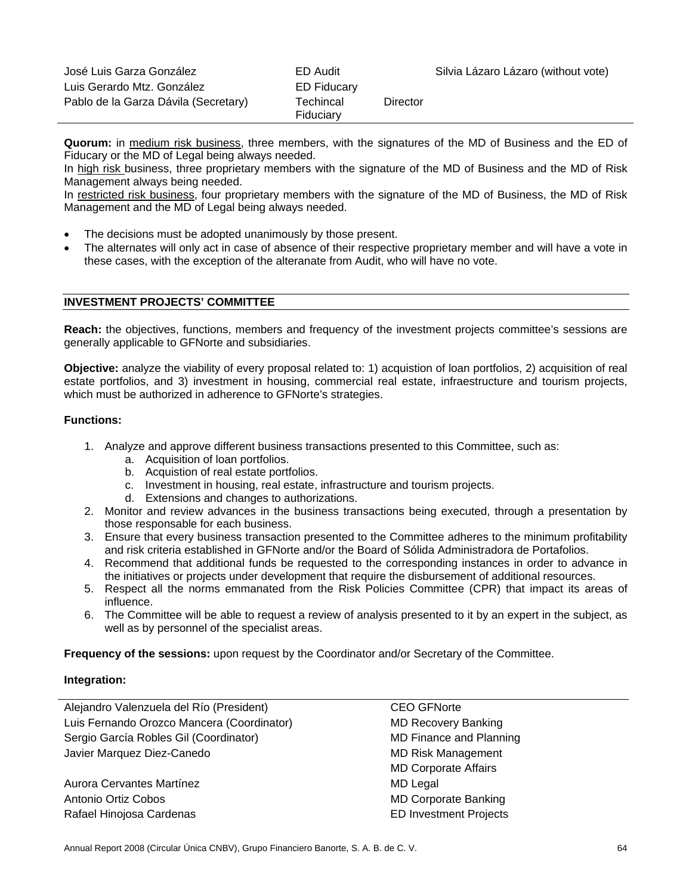| | | |
|---|---|---|
| José Luis Garza González | ED Audit | Silvia Lázaro Lázaro (without vote) |
| Luis Gerardo Mtz. González | ED Fiducary | |
| Pablo de la Garza Dávila (Secretary) | Techincal Fiduciary Director | |

**Quorum:** in medium risk business, three members, with the signatures of the MD of Business and the ED of Fiducary or the MD of Legal being always needed.

In high risk business, three proprietary members with the signature of the MD of Business and the MD of Risk Management always being needed.

In restricted risk business, four proprietary members with the signature of the MD of Business, the MD of Risk Management and the MD of Legal being always needed.

- The decisions must be adopted unanimously by those present.
- The alternates will only act in case of absence of their respective proprietary member and will have a vote in these cases, with the exception of the alteranate from Audit, who will have no vote.

## INVESTMENT PROJECTS' COMMITTEE

**Reach:** the objectives, functions, members and frequency of the investment projects committee's sessions are generally applicable to GFNorte and subsidiaries.

**Objective:** analyze the viability of every proposal related to: 1) acquistion of loan portfolios, 2) acquisition of real estate portfolios, and 3) investment in housing, commercial real estate, infraestructure and tourism projects, which must be authorized in adherence to GFNorte's strategies.

**Functions:**

1. Analyze and approve different business transactions presented to this Committee, such as:
   a. Acquisition of loan portfolios.
   b. Acquistion of real estate portfolios.
   c. Investment in housing, real estate, infrastructure and tourism projects.
   d. Extensions and changes to authorizations.
2. Monitor and review advances in the business transactions being executed, through a presentation by those responsable for each business.
3. Ensure that every business transaction presented to the Committee adheres to the minimum profitability and risk criteria established in GFNorte and/or the Board of Sólida Administradora de Portafolios.
4. Recommend that additional funds be requested to the corresponding instances in order to advance in the initiatives or projects under development that require the disbursement of additional resources.
5. Respect all the norms emmanated from the Risk Policies Committee (CPR) that impact its areas of influence.
6. The Committee will be able to request a review of analysis presented to it by an expert in the subject, as well as by personnel of the specialist areas.

**Frequency of the sessions:** upon request by the Coordinator and/or Secretary of the Committee.

**Integration:**

| | |
|---|---|
| Alejandro Valenzuela del Río (President) | CEO GFNorte |
| Luis Fernando Orozco Mancera (Coordinator) | MD Recovery Banking |
| Sergio García Robles Gil (Coordinator) | MD Finance and Planning |
| Javier Marquez Diez-Canedo | MD Risk Management |
| | MD Corporate Affairs |
| Aurora Cervantes Martínez | MD Legal |
| Antonio Ortiz Cobos | MD Corporate Banking |
| Rafael Hinojosa Cardenas | ED Investment Projects |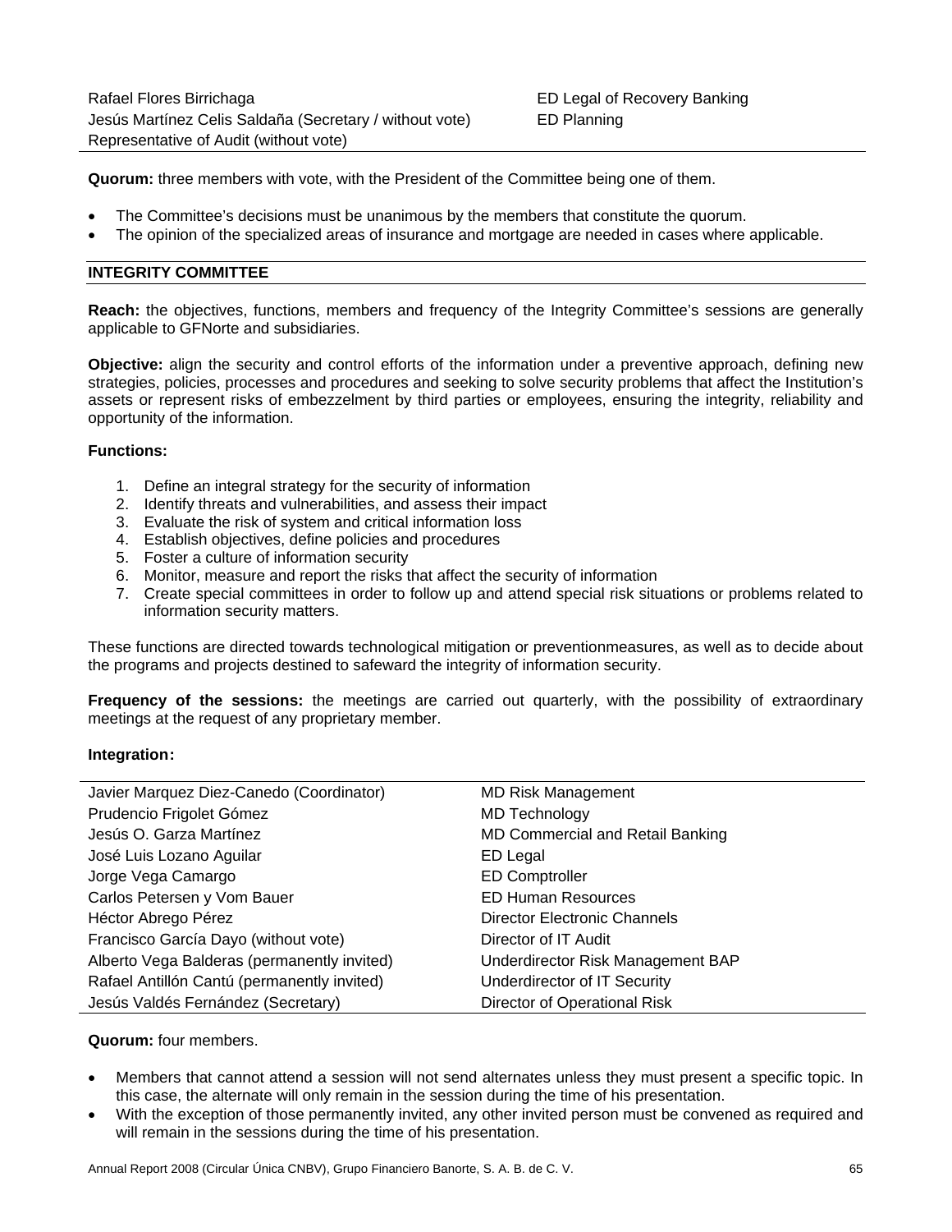| | |
|---|---|
| Rafael Flores Birrichaga | ED Legal of Recovery Banking |
| Jesús Martínez Celis Saldaña (Secretary / without vote) | ED Planning |
| Representative of Audit (without vote) | |

**Quorum:** three members with vote, with the President of the Committee being one of them.

- The Committee's decisions must be unanimous by the members that constitute the quorum.
- The opinion of the specialized areas of insurance and mortgage are needed in cases where applicable.

## INTEGRITY COMMITTEE

**Reach:** the objectives, functions, members and frequency of the Integrity Committee's sessions are generally applicable to GFNorte and subsidiaries.

**Objective:** align the security and control efforts of the information under a preventive approach, defining new strategies, policies, processes and procedures and seeking to solve security problems that affect the Institution's assets or represent risks of embezzelment by third parties or employees, ensuring the integrity, reliability and opportunity of the information.

**Functions:**

1. Define an integral strategy for the security of information
2. Identify threats and vulnerabilities, and assess their impact
3. Evaluate the risk of system and critical information loss
4. Establish objectives, define policies and procedures
5. Foster a culture of information security
6. Monitor, measure and report the risks that affect the security of information
7. Create special committees in order to follow up and attend special risk situations or problems related to information security matters.

These functions are directed towards technological mitigation or preventionmeasures, as well as to decide about the programs and projects destined to safeward the integrity of information security.

**Frequency of the sessions:** the meetings are carried out quarterly, with the possibility of extraordinary meetings at the request of any proprietary member.

**Integration:**

| | |
|---|---|
| Javier Marquez Diez-Canedo (Coordinator) | MD Risk Management |
| Prudencio Frigolet Gómez | MD Technology |
| Jesús O. Garza Martínez | MD Commercial and Retail Banking |
| José Luis Lozano Aguilar | ED Legal |
| Jorge Vega Camargo | ED Comptroller |
| Carlos Petersen y Vom Bauer | ED Human Resources |
| Héctor Abrego Pérez | Director Electronic Channels |
| Francisco García Dayo (without vote) | Director of IT Audit |
| Alberto Vega Balderas (permanently invited) | Underdirector Risk Management BAP |
| Rafael Antillón Cantú (permanently invited) | Underdirector of IT Security |
| Jesús Valdés Fernández (Secretary) | Director of Operational Risk |

**Quorum:** four members.

- Members that cannot attend a session will not send alternates unless they must present a specific topic. In this case, the alternate will only remain in the session during the time of his presentation.
- With the exception of those permanently invited, any other invited person must be convened as required and will remain in the sessions during the time of his presentation.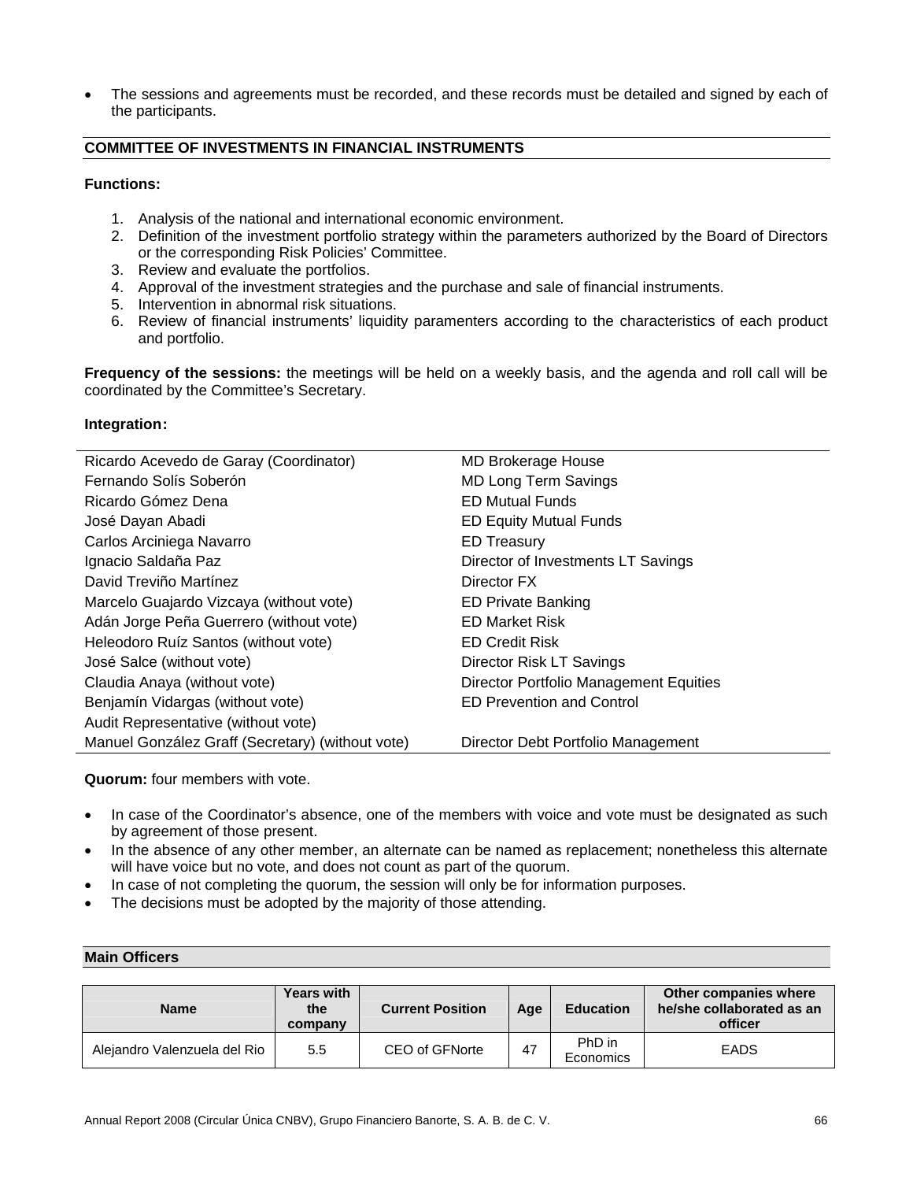- The sessions and agreements must be recorded, and these records must be detailed and signed by each of the participants.

## COMMITTEE OF INVESTMENTS IN FINANCIAL INSTRUMENTS

**Functions:**

1. Analysis of the national and international economic environment.
2. Definition of the investment portfolio strategy within the parameters authorized by the Board of Directors or the corresponding Risk Policies' Committee.
3. Review and evaluate the portfolios.
4. Approval of the investment strategies and the purchase and sale of financial instruments.
5. Intervention in abnormal risk situations.
6. Review of financial instruments' liquidity paramenters according to the characteristics of each product and portfolio.

**Frequency of the sessions:** the meetings will be held on a weekly basis, and the agenda and roll call will be coordinated by the Committee's Secretary.

**Integration:**

| | |
|---|---|
| Ricardo Acevedo de Garay (Coordinator) | MD Brokerage House |
| Fernando Solís Soberón | MD Long Term Savings |
| Ricardo Gómez Dena | ED Mutual Funds |
| José Dayan Abadi | ED Equity Mutual Funds |
| Carlos Arciniega Navarro | ED Treasury |
| Ignacio Saldaña Paz | Director of Investments LT Savings |
| David Treviño Martínez | Director FX |
| Marcelo Guajardo Vizcaya (without vote) | ED Private Banking |
| Adán Jorge Peña Guerrero (without vote) | ED Market Risk |
| Heleodoro Ruíz Santos (without vote) | ED Credit Risk |
| José Salce (without vote) | Director Risk LT Savings |
| Claudia Anaya (without vote) | Director Portfolio Management Equities |
| Benjamín Vidargas (without vote) | ED Prevention and Control |
| Audit Representative (without vote) | |
| Manuel González Graff (Secretary) (without vote) | Director Debt Portfolio Management |

**Quorum:** four members with vote.

- In case of the Coordinator's absence, one of the members with voice and vote must be designated as such by agreement of those present.
- In the absence of any other member, an alternate can be named as replacement; nonetheless this alternate will have voice but no vote, and does not count as part of the quorum.
- In case of not completing the quorum, the session will only be for information purposes.
- The decisions must be adopted by the majority of those attending.

## Main Officers

| Name | Years with the company | Current Position | Age | Education | Other companies where he/she collaborated as an officer |
|---|---|---|---|---|---|
| Alejandro Valenzuela del Rio | 5.5 | CEO of GFNorte | 47 | PhD in Economics | EADS |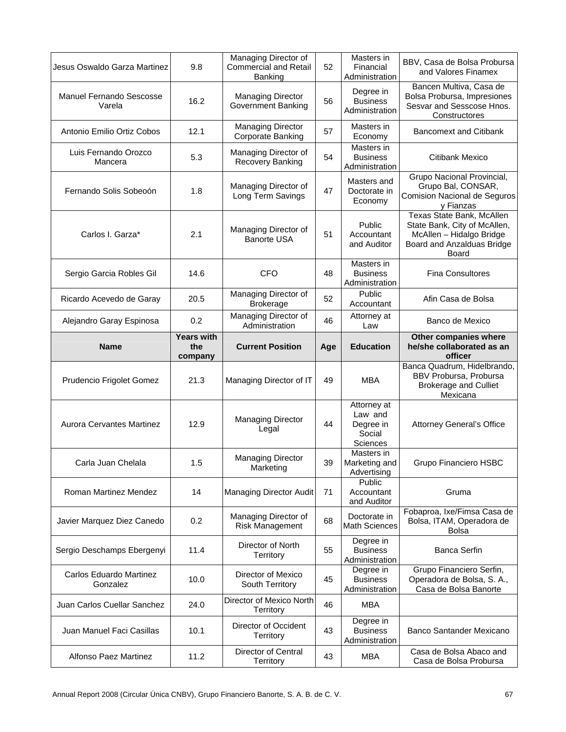| Jesus Oswaldo Garza Martinez | 9.8 | Managing Director of Commercial and Retail Banking | 52 | Masters in Financial Administration | BBV, Casa de Bolsa Probursa and Valores Finamex |
|---|---|---|---|---|---|
| Manuel Fernando Sescosse Varela | 16.2 | Managing Director Government Banking | 56 | Degree in Business Administration | Bancen Multiva, Casa de Bolsa Probursa, Impresiones Sesvar and Sesscose Hnos. Constructores |
| Antonio Emilio Ortiz Cobos | 12.1 | Managing Director Corporate Banking | 57 | Masters in Economy | Bancomext and Citibank |
| Luis Fernando Orozco Mancera | 5.3 | Managing Director of Recovery Banking | 54 | Masters in Business Administration | Citibank Mexico |
| Fernando Solis Sobeoón | 1.8 | Managing Director of Long Term Savings | 47 | Masters and Doctorate in Economy | Grupo Nacional Provincial, Grupo Bal, CONSAR, Comision Nacional de Seguros y Fianzas |
| Carlos I. Garza* | 2.1 | Managing Director of Banorte USA | 51 | Public Accountant and Auditor | Texas State Bank, McAllen State Bank, City of McAllen, McAllen – Hidalgo Bridge Board and Anzalduas Bridge Board |
| Sergio Garcia Robles Gil | 14.6 | CFO | 48 | Masters in Business Administration | Fina Consultores |
| Ricardo Acevedo de Garay | 20.5 | Managing Director of Brokerage | 52 | Public Accountant | Afin Casa de Bolsa |
| Alejandro Garay Espinosa | 0.2 | Managing Director of Administration | 46 | Attorney at Law | Banco de Mexico |
| **Name** | **Years with the company** | **Current Position** | **Age** | **Education** | **Other companies where he/she collaborated as an officer** |
| Prudencio Frigolet Gomez | 21.3 | Managing Director of IT | 49 | MBA | Banca Quadrum, Hidelbrando, BBV Probursa, Probursa Brokerage and Culliet Mexicana |
| Aurora Cervantes Martinez | 12.9 | Managing Director Legal | 44 | Attorney at Law and Degree in Social Sciences | Attorney General's Office |
| Carla Juan Chelala | 1.5 | Managing Director Marketing | 39 | Masters in Marketing and Advertising | Grupo Financiero HSBC |
| Roman Martinez Mendez | 14 | Managing Director Audit | 71 | Public Accountant and Auditor | Gruma |
| Javier Marquez Diez Canedo | 0.2 | Managing Director of Risk Management | 68 | Doctorate in Math Sciences | Fobaproa, Ixe/Fimsa Casa de Bolsa, ITAM, Operadora de Bolsa |
| Sergio Deschamps Ebergenyi | 11.4 | Director of North Territory | 55 | Degree in Business Administration | Banca Serfin |
| Carlos Eduardo Martinez Gonzalez | 10.0 | Director of Mexico South Territory | 45 | Degree in Business Administration | Grupo Financiero Serfin, Operadora de Bolsa, S. A., Casa de Bolsa Banorte |
| Juan Carlos Cuellar Sanchez | 24.0 | Director of Mexico North Territory | 46 | MBA | |
| Juan Manuel Faci Casillas | 10.1 | Director of Occident Territory | 43 | Degree in Business Administration | Banco Santander Mexicano |
| Alfonso Paez Martinez | 11.2 | Director of Central Territory | 43 | MBA | Casa de Bolsa Abaco and Casa de Bolsa Probursa |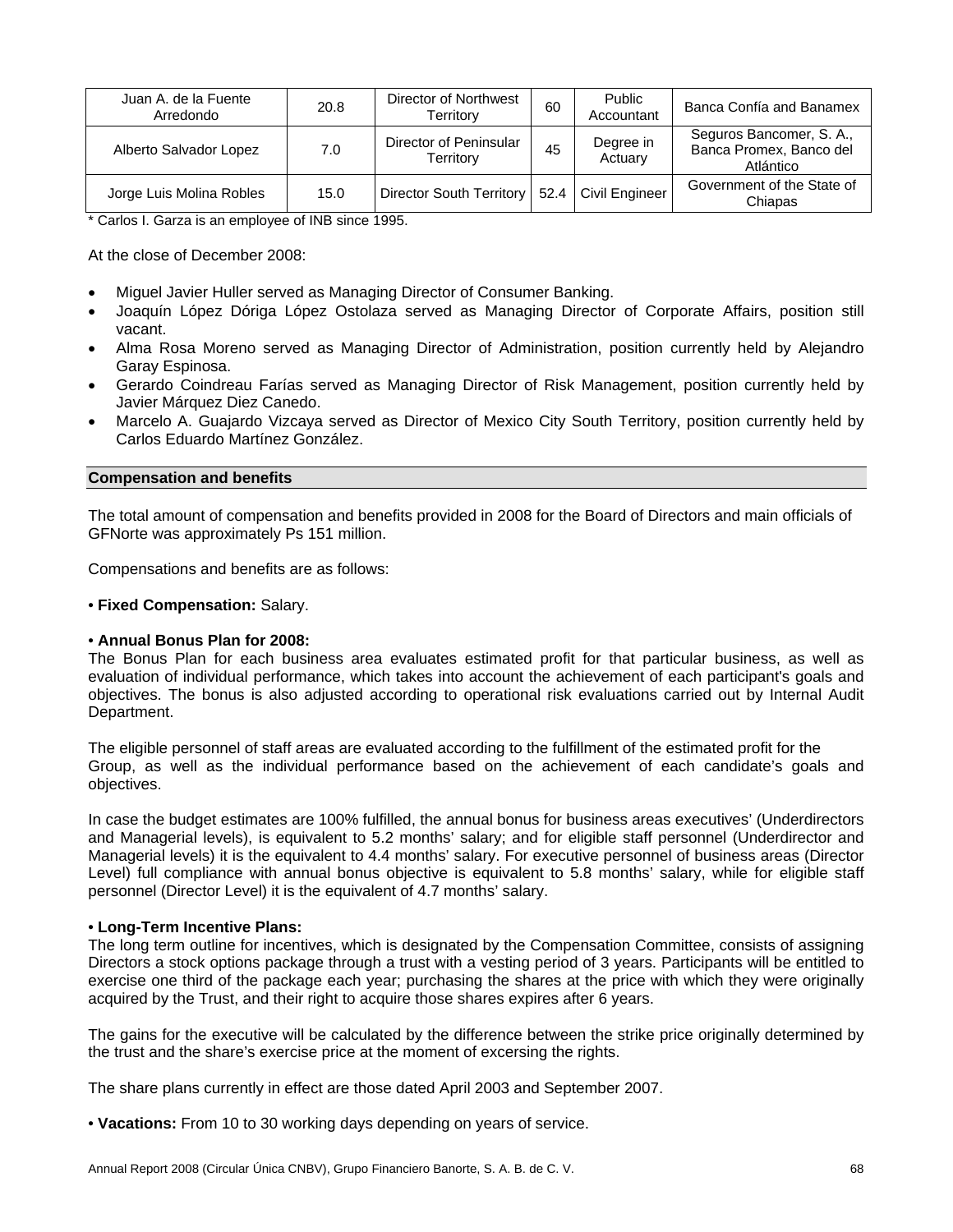| Juan A. de la Fuente Arredondo | 20.8 | Director of Northwest Territory | 60 | Public Accountant | Banca Confía and Banamex |
|---|---|---|---|---|---|
| Alberto Salvador Lopez | 7.0 | Director of Peninsular Territory | 45 | Degree in Actuary | Seguros Bancomer, S. A., Banca Promex, Banco del Atlántico |
| Jorge Luis Molina Robles | 15.0 | Director South Territory | 52.4 | Civil Engineer | Government of the State of Chiapas |

* Carlos I. Garza is an employee of INB since 1995.

At the close of December 2008:

- Miguel Javier Huller served as Managing Director of Consumer Banking.
- Joaquín López Dóriga López Ostolaza served as Managing Director of Corporate Affairs, position still vacant.
- Alma Rosa Moreno served as Managing Director of Administration, position currently held by Alejandro Garay Espinosa.
- Gerardo Coindreau Farías served as Managing Director of Risk Management, position currently held by Javier Márquez Diez Canedo.
- Marcelo A. Guajardo Vizcaya served as Director of Mexico City South Territory, position currently held by Carlos Eduardo Martínez González.

## Compensation and benefits

The total amount of compensation and benefits provided in 2008 for the Board of Directors and main officials of GFNorte was approximately Ps 151 million.

Compensations and benefits are as follows:

• **Fixed Compensation:** Salary.

• **Annual Bonus Plan for 2008:**
The Bonus Plan for each business area evaluates estimated profit for that particular business, as well as evaluation of individual performance, which takes into account the achievement of each participant's goals and objectives. The bonus is also adjusted according to operational risk evaluations carried out by Internal Audit Department.

The eligible personnel of staff areas are evaluated according to the fulfillment of the estimated profit for the Group, as well as the individual performance based on the achievement of each candidate's goals and objectives.

In case the budget estimates are 100% fulfilled, the annual bonus for business areas executives' (Underdirectors and Managerial levels), is equivalent to 5.2 months' salary; and for eligible staff personnel (Underdirector and Managerial levels) it is the equivalent to 4.4 months' salary. For executive personnel of business areas (Director Level) full compliance with annual bonus objective is equivalent to 5.8 months' salary, while for eligible staff personnel (Director Level) it is the equivalent of 4.7 months' salary.

• **Long-Term Incentive Plans:**
The long term outline for incentives, which is designated by the Compensation Committee, consists of assigning Directors a stock options package through a trust with a vesting period of 3 years. Participants will be entitled to exercise one third of the package each year; purchasing the shares at the price with which they were originally acquired by the Trust, and their right to acquire those shares expires after 6 years.

The gains for the executive will be calculated by the difference between the strike price originally determined by the trust and the share's exercise price at the moment of excersing the rights.

The share plans currently in effect are those dated April 2003 and September 2007.

• **Vacations:** From 10 to 30 working days depending on years of service.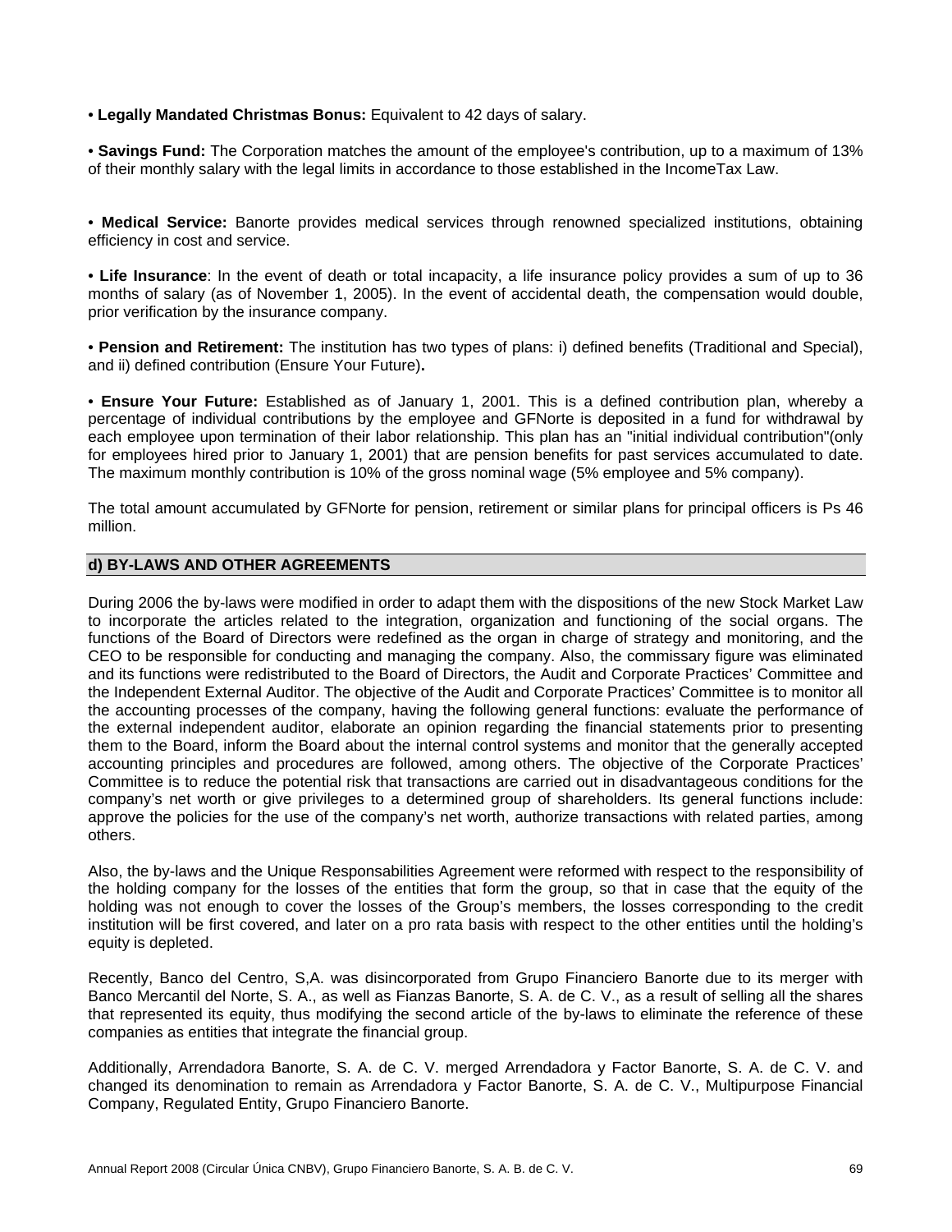• **Legally Mandated Christmas Bonus:** Equivalent to 42 days of salary.

• **Savings Fund:** The Corporation matches the amount of the employee's contribution, up to a maximum of 13% of their monthly salary with the legal limits in accordance to those established in the IncomeTax Law.

• **Medical Service:** Banorte provides medical services through renowned specialized institutions, obtaining efficiency in cost and service.

• **Life Insurance**: In the event of death or total incapacity, a life insurance policy provides a sum of up to 36 months of salary (as of November 1, 2005). In the event of accidental death, the compensation would double, prior verification by the insurance company.

• **Pension and Retirement:** The institution has two types of plans: i) defined benefits (Traditional and Special), and ii) defined contribution (Ensure Your Future)**.**

• **Ensure Your Future:** Established as of January 1, 2001. This is a defined contribution plan, whereby a percentage of individual contributions by the employee and GFNorte is deposited in a fund for withdrawal by each employee upon termination of their labor relationship. This plan has an "initial individual contribution"(only for employees hired prior to January 1, 2001) that are pension benefits for past services accumulated to date. The maximum monthly contribution is 10% of the gross nominal wage (5% employee and 5% company).

The total amount accumulated by GFNorte for pension, retirement or similar plans for principal officers is Ps 46 million.

## d) BY-LAWS AND OTHER AGREEMENTS

During 2006 the by-laws were modified in order to adapt them with the dispositions of the new Stock Market Law to incorporate the articles related to the integration, organization and functioning of the social organs. The functions of the Board of Directors were redefined as the organ in charge of strategy and monitoring, and the CEO to be responsible for conducting and managing the company. Also, the commissary figure was eliminated and its functions were redistributed to the Board of Directors, the Audit and Corporate Practices' Committee and the Independent External Auditor. The objective of the Audit and Corporate Practices' Committee is to monitor all the accounting processes of the company, having the following general functions: evaluate the performance of the external independent auditor, elaborate an opinion regarding the financial statements prior to presenting them to the Board, inform the Board about the internal control systems and monitor that the generally accepted accounting principles and procedures are followed, among others. The objective of the Corporate Practices' Committee is to reduce the potential risk that transactions are carried out in disadvantageous conditions for the company's net worth or give privileges to a determined group of shareholders. Its general functions include: approve the policies for the use of the company's net worth, authorize transactions with related parties, among others.

Also, the by-laws and the Unique Responsabilities Agreement were reformed with respect to the responsibility of the holding company for the losses of the entities that form the group, so that in case that the equity of the holding was not enough to cover the losses of the Group's members, the losses corresponding to the credit institution will be first covered, and later on a pro rata basis with respect to the other entities until the holding's equity is depleted.

Recently, Banco del Centro, S,A. was disincorporated from Grupo Financiero Banorte due to its merger with Banco Mercantil del Norte, S. A., as well as Fianzas Banorte, S. A. de C. V., as a result of selling all the shares that represented its equity, thus modifying the second article of the by-laws to eliminate the reference of these companies as entities that integrate the financial group.

Additionally, Arrendadora Banorte, S. A. de C. V. merged Arrendadora y Factor Banorte, S. A. de C. V. and changed its denomination to remain as Arrendadora y Factor Banorte, S. A. de C. V., Multipurpose Financial Company, Regulated Entity, Grupo Financiero Banorte.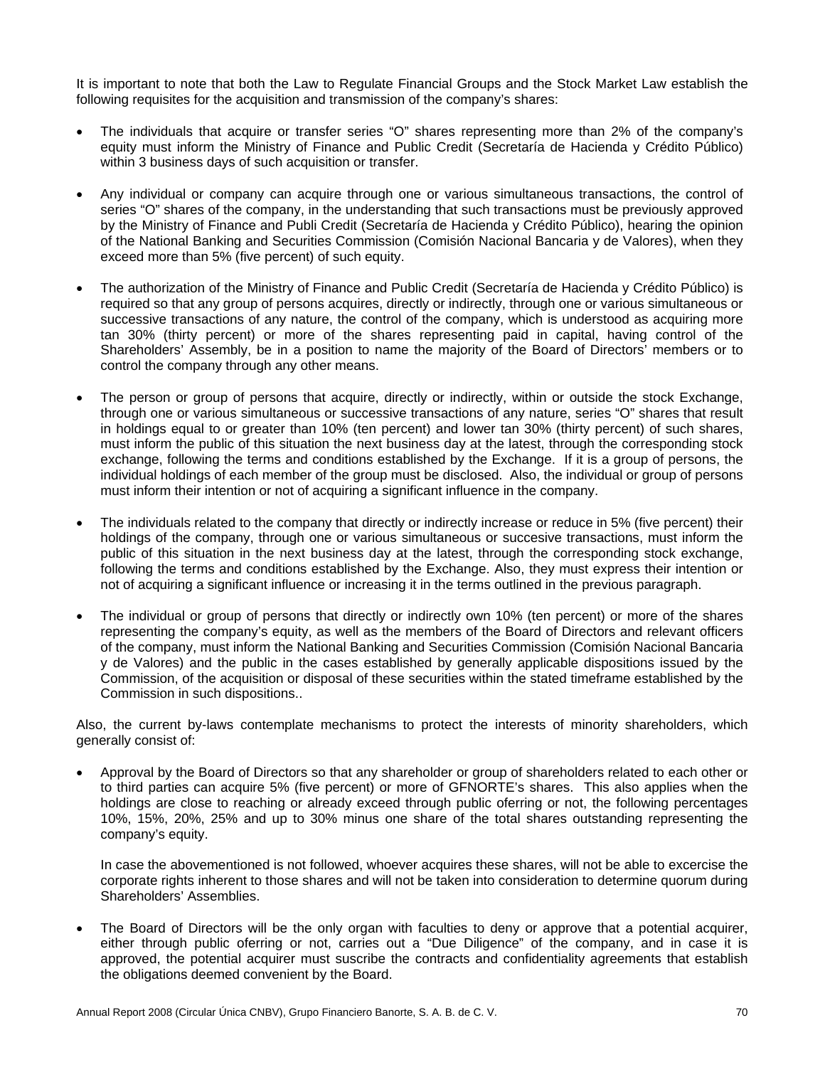It is important to note that both the Law to Regulate Financial Groups and the Stock Market Law establish the following requisites for the acquisition and transmission of the company's shares:

- The individuals that acquire or transfer series "O" shares representing more than 2% of the company's equity must inform the Ministry of Finance and Public Credit (Secretaría de Hacienda y Crédito Público) within 3 business days of such acquisition or transfer.

- Any individual or company can acquire through one or various simultaneous transactions, the control of series "O" shares of the company, in the understanding that such transactions must be previously approved by the Ministry of Finance and Publi Credit (Secretaría de Hacienda y Crédito Público), hearing the opinion of the National Banking and Securities Commission (Comisión Nacional Bancaria y de Valores), when they exceed more than 5% (five percent) of such equity.

- The authorization of the Ministry of Finance and Public Credit (Secretaría de Hacienda y Crédito Público) is required so that any group of persons acquires, directly or indirectly, through one or various simultaneous or successive transactions of any nature, the control of the company, which is understood as acquiring more tan 30% (thirty percent) or more of the shares representing paid in capital, having control of the Shareholders' Assembly, be in a position to name the majority of the Board of Directors' members or to control the company through any other means.

- The person or group of persons that acquire, directly or indirectly, within or outside the stock Exchange, through one or various simultaneous or successive transactions of any nature, series "O" shares that result in holdings equal to or greater than 10% (ten percent) and lower tan 30% (thirty percent) of such shares, must inform the public of this situation the next business day at the latest, through the corresponding stock exchange, following the terms and conditions established by the Exchange. If it is a group of persons, the individual holdings of each member of the group must be disclosed. Also, the individual or group of persons must inform their intention or not of acquiring a significant influence in the company.

- The individuals related to the company that directly or indirectly increase or reduce in 5% (five percent) their holdings of the company, through one or various simultaneous or succesive transactions, must inform the public of this situation in the next business day at the latest, through the corresponding stock exchange, following the terms and conditions established by the Exchange. Also, they must express their intention or not of acquiring a significant influence or increasing it in the terms outlined in the previous paragraph.

- The individual or group of persons that directly or indirectly own 10% (ten percent) or more of the shares representing the company's equity, as well as the members of the Board of Directors and relevant officers of the company, must inform the National Banking and Securities Commission (Comisión Nacional Bancaria y de Valores) and the public in the cases established by generally applicable dispositions issued by the Commission, of the acquisition or disposal of these securities within the stated timeframe established by the Commission in such dispositions..

Also, the current by-laws contemplate mechanisms to protect the interests of minority shareholders, which generally consist of:

- Approval by the Board of Directors so that any shareholder or group of shareholders related to each other or to third parties can acquire 5% (five percent) or more of GFNORTE's shares. This also applies when the holdings are close to reaching or already exceed through public oferring or not, the following percentages 10%, 15%, 20%, 25% and up to 30% minus one share of the total shares outstanding representing the company's equity.

  In case the abovementioned is not followed, whoever acquires these shares, will not be able to excercise the corporate rights inherent to those shares and will not be taken into consideration to determine quorum during Shareholders' Assemblies.

- The Board of Directors will be the only organ with faculties to deny or approve that a potential acquirer, either through public oferring or not, carries out a "Due Diligence" of the company, and in case it is approved, the potential acquirer must suscribe the contracts and confidentiality agreements that establish the obligations deemed convenient by the Board.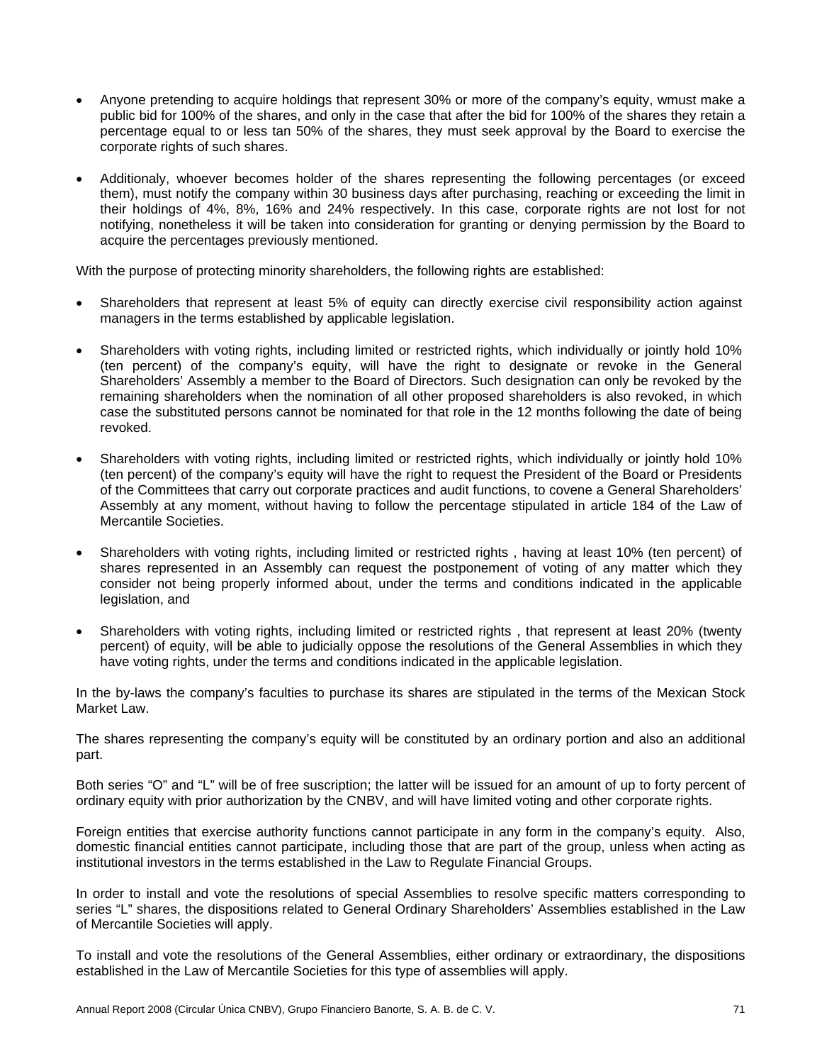- Anyone pretending to acquire holdings that represent 30% or more of the company's equity, wmust make a public bid for 100% of the shares, and only in the case that after the bid for 100% of the shares they retain a percentage equal to or less tan 50% of the shares, they must seek approval by the Board to exercise the corporate rights of such shares.

- Additionaly, whoever becomes holder of the shares representing the following percentages (or exceed them), must notify the company within 30 business days after purchasing, reaching or exceeding the limit in their holdings of 4%, 8%, 16% and 24% respectively. In this case, corporate rights are not lost for not notifying, nonetheless it will be taken into consideration for granting or denying permission by the Board to acquire the percentages previously mentioned.

With the purpose of protecting minority shareholders, the following rights are established:

- Shareholders that represent at least 5% of equity can directly exercise civil responsibility action against managers in the terms established by applicable legislation.

- Shareholders with voting rights, including limited or restricted rights, which individually or jointly hold 10% (ten percent) of the company's equity, will have the right to designate or revoke in the General Shareholders' Assembly a member to the Board of Directors. Such designation can only be revoked by the remaining shareholders when the nomination of all other proposed shareholders is also revoked, in which case the substituted persons cannot be nominated for that role in the 12 months following the date of being revoked.

- Shareholders with voting rights, including limited or restricted rights, which individually or jointly hold 10% (ten percent) of the company's equity will have the right to request the President of the Board or Presidents of the Committees that carry out corporate practices and audit functions, to covene a General Shareholders' Assembly at any moment, without having to follow the percentage stipulated in article 184 of the Law of Mercantile Societies.

- Shareholders with voting rights, including limited or restricted rights , having at least 10% (ten percent) of shares represented in an Assembly can request the postponement of voting of any matter which they consider not being properly informed about, under the terms and conditions indicated in the applicable legislation, and

- Shareholders with voting rights, including limited or restricted rights , that represent at least 20% (twenty percent) of equity, will be able to judicially oppose the resolutions of the General Assemblies in which they have voting rights, under the terms and conditions indicated in the applicable legislation.

In the by-laws the company's faculties to purchase its shares are stipulated in the terms of the Mexican Stock Market Law.

The shares representing the company's equity will be constituted by an ordinary portion and also an additional part.

Both series "O" and "L" will be of free suscription; the latter will be issued for an amount of up to forty percent of ordinary equity with prior authorization by the CNBV, and will have limited voting and other corporate rights.

Foreign entities that exercise authority functions cannot participate in any form in the company's equity. Also, domestic financial entities cannot participate, including those that are part of the group, unless when acting as institutional investors in the terms established in the Law to Regulate Financial Groups.

In order to install and vote the resolutions of special Assemblies to resolve specific matters corresponding to series "L" shares, the dispositions related to General Ordinary Shareholders' Assemblies established in the Law of Mercantile Societies will apply.

To install and vote the resolutions of the General Assemblies, either ordinary or extraordinary, the dispositions established in the Law of Mercantile Societies for this type of assemblies will apply.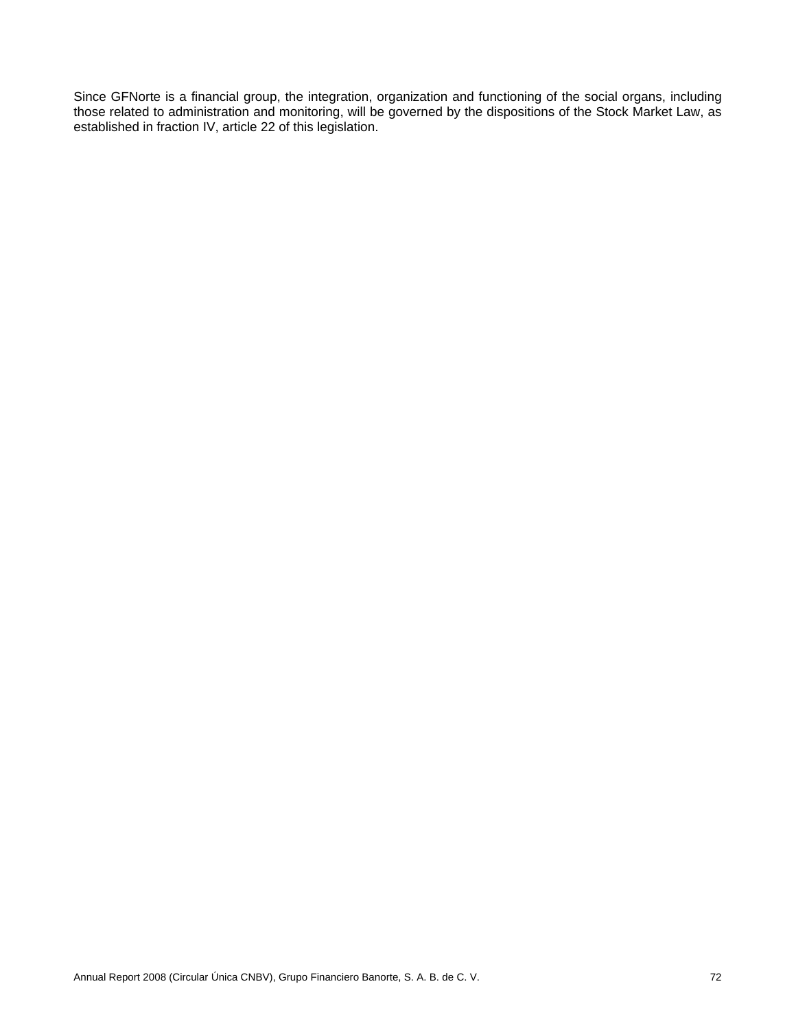Since GFNorte is a financial group, the integration, organization and functioning of the social organs, including those related to administration and monitoring, will be governed by the dispositions of the Stock Market Law, as established in fraction IV, article 22 of this legislation.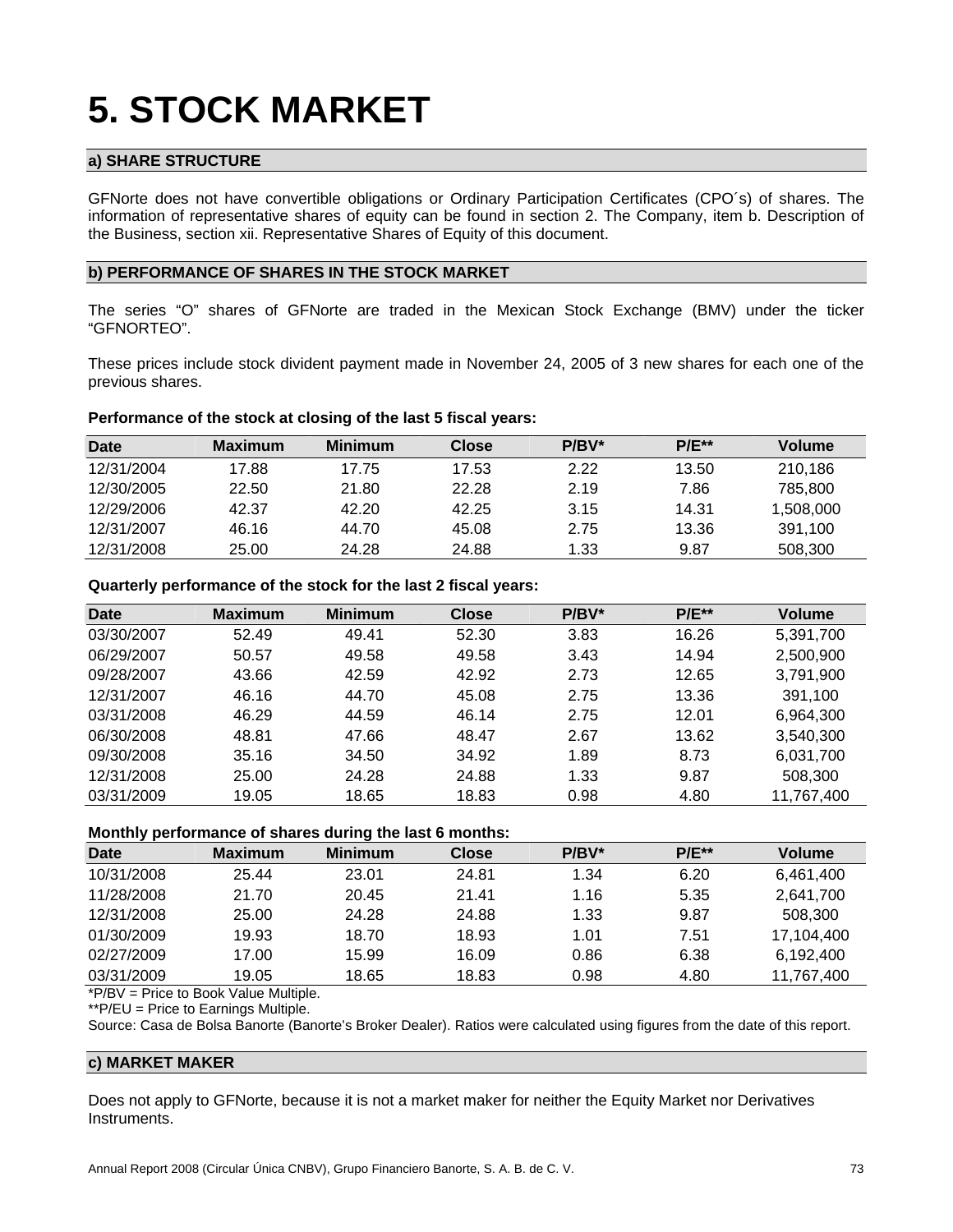# 5. STOCK MARKET

## a) SHARE STRUCTURE

GFNorte does not have convertible obligations or Ordinary Participation Certificates (CPO´s) of shares. The information of representative shares of equity can be found in section 2. The Company, item b. Description of the Business, section xii. Representative Shares of Equity of this document.

## b) PERFORMANCE OF SHARES IN THE STOCK MARKET

The series "O" shares of GFNorte are traded in the Mexican Stock Exchange (BMV) under the ticker "GFNORTEO".

These prices include stock divident payment made in November 24, 2005 of 3 new shares for each one of the previous shares.

**Performance of the stock at closing of the last 5 fiscal years:**

| Date | Maximum | Minimum | Close | P/BV* | P/E** | Volume |
|---|---|---|---|---|---|---|
| 12/31/2004 | 17.88 | 17.75 | 17.53 | 2.22 | 13.50 | 210,186 |
| 12/30/2005 | 22.50 | 21.80 | 22.28 | 2.19 | 7.86 | 785,800 |
| 12/29/2006 | 42.37 | 42.20 | 42.25 | 3.15 | 14.31 | 1,508,000 |
| 12/31/2007 | 46.16 | 44.70 | 45.08 | 2.75 | 13.36 | 391,100 |
| 12/31/2008 | 25.00 | 24.28 | 24.88 | 1.33 | 9.87 | 508,300 |

**Quarterly performance of the stock for the last 2 fiscal years:**

| Date | Maximum | Minimum | Close | P/BV* | P/E** | Volume |
|---|---|---|---|---|---|---|
| 03/30/2007 | 52.49 | 49.41 | 52.30 | 3.83 | 16.26 | 5,391,700 |
| 06/29/2007 | 50.57 | 49.58 | 49.58 | 3.43 | 14.94 | 2,500,900 |
| 09/28/2007 | 43.66 | 42.59 | 42.92 | 2.73 | 12.65 | 3,791,900 |
| 12/31/2007 | 46.16 | 44.70 | 45.08 | 2.75 | 13.36 | 391,100 |
| 03/31/2008 | 46.29 | 44.59 | 46.14 | 2.75 | 12.01 | 6,964,300 |
| 06/30/2008 | 48.81 | 47.66 | 48.47 | 2.67 | 13.62 | 3,540,300 |
| 09/30/2008 | 35.16 | 34.50 | 34.92 | 1.89 | 8.73 | 6,031,700 |
| 12/31/2008 | 25.00 | 24.28 | 24.88 | 1.33 | 9.87 | 508,300 |
| 03/31/2009 | 19.05 | 18.65 | 18.83 | 0.98 | 4.80 | 11,767,400 |

**Monthly performance of shares during the last 6 months:**

| Date | Maximum | Minimum | Close | P/BV* | P/E** | Volume |
|---|---|---|---|---|---|---|
| 10/31/2008 | 25.44 | 23.01 | 24.81 | 1.34 | 6.20 | 6,461,400 |
| 11/28/2008 | 21.70 | 20.45 | 21.41 | 1.16 | 5.35 | 2,641,700 |
| 12/31/2008 | 25.00 | 24.28 | 24.88 | 1.33 | 9.87 | 508,300 |
| 01/30/2009 | 19.93 | 18.70 | 18.93 | 1.01 | 7.51 | 17,104,400 |
| 02/27/2009 | 17.00 | 15.99 | 16.09 | 0.86 | 6.38 | 6,192,400 |
| 03/31/2009 | 19.05 | 18.65 | 18.83 | 0.98 | 4.80 | 11,767,400 |

*P/BV = Price to Book Value Multiple.
**P/EU = Price to Earnings Multiple.
Source: Casa de Bolsa Banorte (Banorte's Broker Dealer). Ratios were calculated using figures from the date of this report.

## c) MARKET MAKER

Does not apply to GFNorte, because it is not a market maker for neither the Equity Market nor Derivatives Instruments.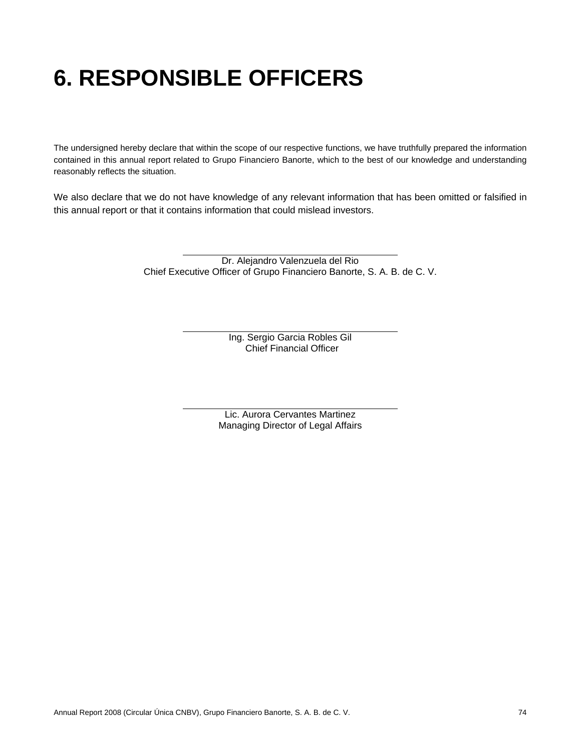# 6. RESPONSIBLE OFFICERS

The undersigned hereby declare that within the scope of our respective functions, we have truthfully prepared the information contained in this annual report related to Grupo Financiero Banorte, which to the best of our knowledge and understanding reasonably reflects the situation.

We also declare that we do not have knowledge of any relevant information that has been omitted or falsified in this annual report or that it contains information that could mislead investors.

Dr. Alejandro Valenzuela del Rio
Chief Executive Officer of Grupo Financiero Banorte, S. A. B. de C. V.

Ing. Sergio Garcia Robles Gil
Chief Financial Officer

Lic. Aurora Cervantes Martinez
Managing Director of Legal Affairs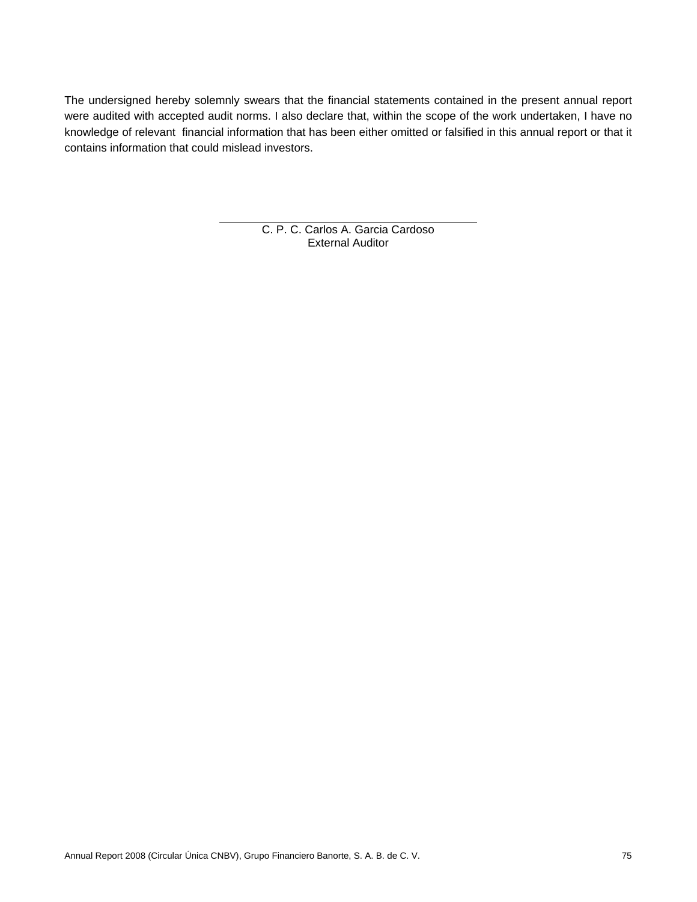The undersigned hereby solemnly swears that the financial statements contained in the present annual report were audited with accepted audit norms. I also declare that, within the scope of the work undertaken, I have no knowledge of relevant financial information that has been either omitted or falsified in this annual report or that it contains information that could mislead investors.

C. P. C. Carlos A. Garcia Cardoso
External Auditor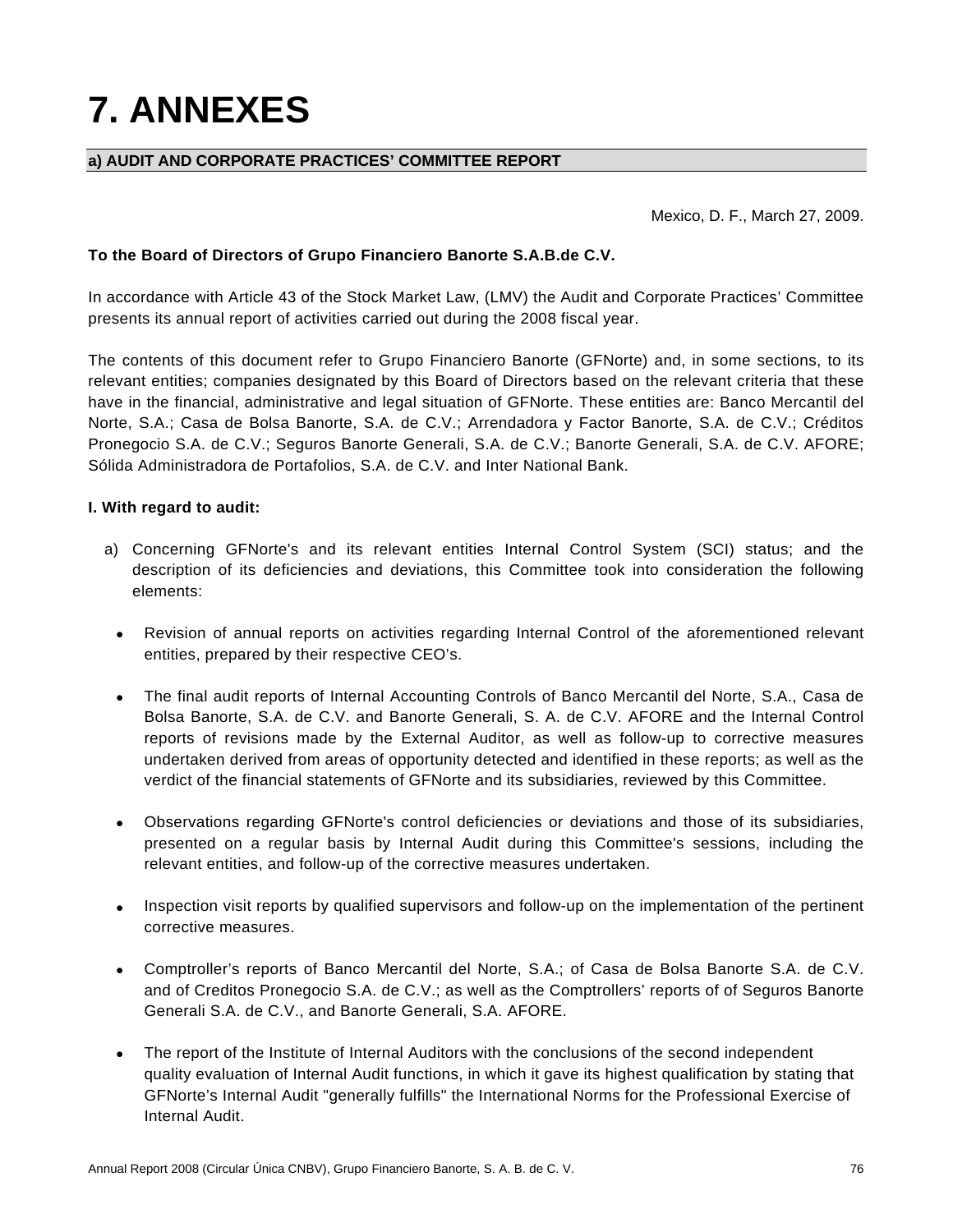# 7. ANNEXES

## a) AUDIT AND CORPORATE PRACTICES' COMMITTEE REPORT

Mexico, D. F., March 27, 2009.

**To the Board of Directors of Grupo Financiero Banorte S.A.B.de C.V.**

In accordance with Article 43 of the Stock Market Law, (LMV) the Audit and Corporate Practices' Committee presents its annual report of activities carried out during the 2008 fiscal year.

The contents of this document refer to Grupo Financiero Banorte (GFNorte) and, in some sections, to its relevant entities; companies designated by this Board of Directors based on the relevant criteria that these have in the financial, administrative and legal situation of GFNorte. These entities are: Banco Mercantil del Norte, S.A.; Casa de Bolsa Banorte, S.A. de C.V.; Arrendadora y Factor Banorte, S.A. de C.V.; Créditos Pronegocio S.A. de C.V.; Seguros Banorte Generali, S.A. de C.V.; Banorte Generali, S.A. de C.V. AFORE; Sólida Administradora de Portafolios, S.A. de C.V. and Inter National Bank.

**I. With regard to audit:**

a) Concerning GFNorte's and its relevant entities Internal Control System (SCI) status; and the description of its deficiencies and deviations, this Committee took into consideration the following elements:

- Revision of annual reports on activities regarding Internal Control of the aforementioned relevant entities, prepared by their respective CEO's.

- The final audit reports of Internal Accounting Controls of Banco Mercantil del Norte, S.A., Casa de Bolsa Banorte, S.A. de C.V. and Banorte Generali, S. A. de C.V. AFORE and the Internal Control reports of revisions made by the External Auditor, as well as follow-up to corrective measures undertaken derived from areas of opportunity detected and identified in these reports; as well as the verdict of the financial statements of GFNorte and its subsidiaries, reviewed by this Committee.

- Observations regarding GFNorte's control deficiencies or deviations and those of its subsidiaries, presented on a regular basis by Internal Audit during this Committee's sessions, including the relevant entities, and follow-up of the corrective measures undertaken.

- Inspection visit reports by qualified supervisors and follow-up on the implementation of the pertinent corrective measures.

- Comptroller's reports of Banco Mercantil del Norte, S.A.; of Casa de Bolsa Banorte S.A. de C.V. and of Creditos Pronegocio S.A. de C.V.; as well as the Comptrollers' reports of of Seguros Banorte Generali S.A. de C.V., and Banorte Generali, S.A. AFORE.

- The report of the Institute of Internal Auditors with the conclusions of the second independent quality evaluation of Internal Audit functions, in which it gave its highest qualification by stating that GFNorte's Internal Audit "generally fulfills" the International Norms for the Professional Exercise of Internal Audit.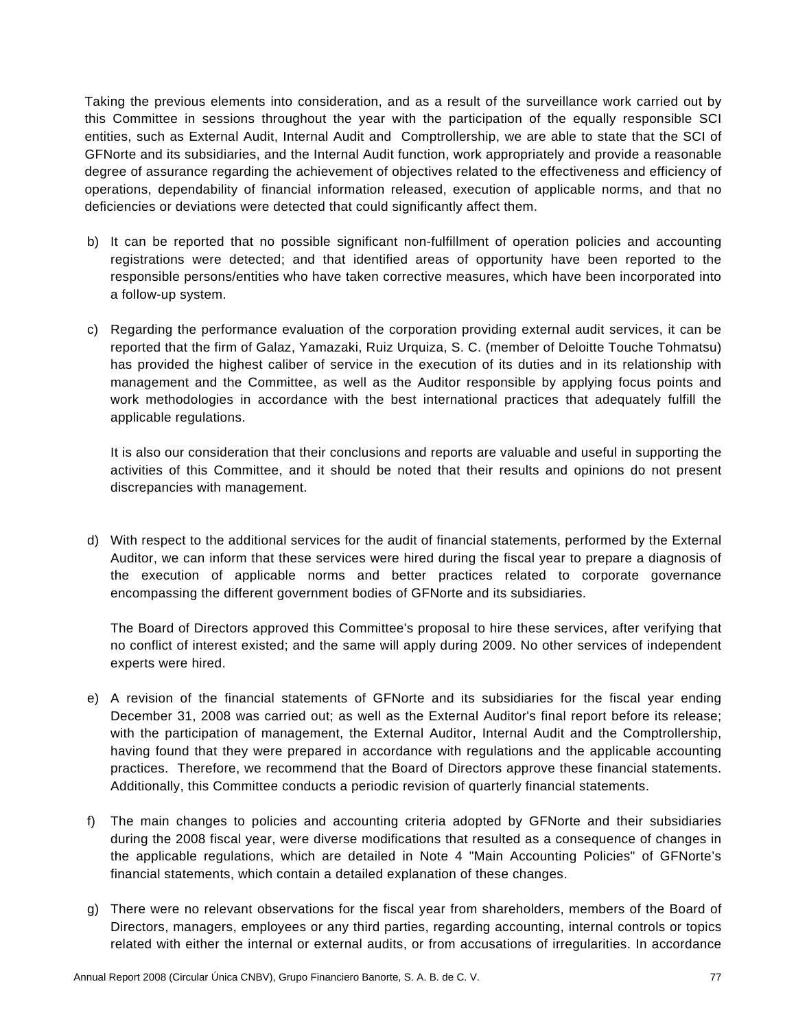Taking the previous elements into consideration, and as a result of the surveillance work carried out by this Committee in sessions throughout the year with the participation of the equally responsible SCI entities, such as External Audit, Internal Audit and Comptrollership, we are able to state that the SCI of GFNorte and its subsidiaries, and the Internal Audit function, work appropriately and provide a reasonable degree of assurance regarding the achievement of objectives related to the effectiveness and efficiency of operations, dependability of financial information released, execution of applicable norms, and that no deficiencies or deviations were detected that could significantly affect them.

b) It can be reported that no possible significant non-fulfillment of operation policies and accounting registrations were detected; and that identified areas of opportunity have been reported to the responsible persons/entities who have taken corrective measures, which have been incorporated into a follow-up system.

c) Regarding the performance evaluation of the corporation providing external audit services, it can be reported that the firm of Galaz, Yamazaki, Ruiz Urquiza, S. C. (member of Deloitte Touche Tohmatsu) has provided the highest caliber of service in the execution of its duties and in its relationship with management and the Committee, as well as the Auditor responsible by applying focus points and work methodologies in accordance with the best international practices that adequately fulfill the applicable regulations.

   It is also our consideration that their conclusions and reports are valuable and useful in supporting the activities of this Committee, and it should be noted that their results and opinions do not present discrepancies with management.

d) With respect to the additional services for the audit of financial statements, performed by the External Auditor, we can inform that these services were hired during the fiscal year to prepare a diagnosis of the execution of applicable norms and better practices related to corporate governance encompassing the different government bodies of GFNorte and its subsidiaries.

   The Board of Directors approved this Committee's proposal to hire these services, after verifying that no conflict of interest existed; and the same will apply during 2009. No other services of independent experts were hired.

e) A revision of the financial statements of GFNorte and its subsidiaries for the fiscal year ending December 31, 2008 was carried out; as well as the External Auditor's final report before its release; with the participation of management, the External Auditor, Internal Audit and the Comptrollership, having found that they were prepared in accordance with regulations and the applicable accounting practices. Therefore, we recommend that the Board of Directors approve these financial statements. Additionally, this Committee conducts a periodic revision of quarterly financial statements.

f) The main changes to policies and accounting criteria adopted by GFNorte and their subsidiaries during the 2008 fiscal year, were diverse modifications that resulted as a consequence of changes in the applicable regulations, which are detailed in Note 4 "Main Accounting Policies" of GFNorte's financial statements, which contain a detailed explanation of these changes.

g) There were no relevant observations for the fiscal year from shareholders, members of the Board of Directors, managers, employees or any third parties, regarding accounting, internal controls or topics related with either the internal or external audits, or from accusations of irregularities. In accordance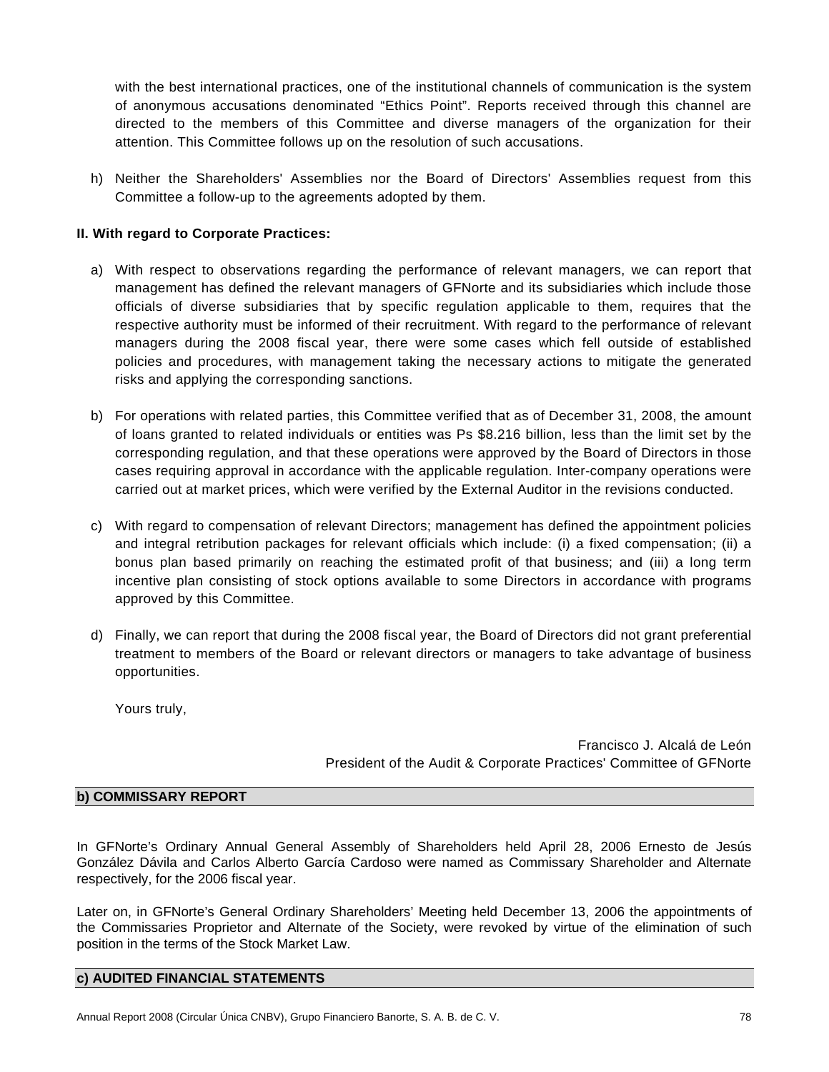with the best international practices, one of the institutional channels of communication is the system of anonymous accusations denominated “Ethics Point”. Reports received through this channel are directed to the members of this Committee and diverse managers of the organization for their attention. This Committee follows up on the resolution of such accusations.

h) Neither the Shareholders' Assemblies nor the Board of Directors' Assemblies request from this Committee a follow-up to the agreements adopted by them.

**II. With regard to Corporate Practices:**

a) With respect to observations regarding the performance of relevant managers, we can report that management has defined the relevant managers of GFNorte and its subsidiaries which include those officials of diverse subsidiaries that by specific regulation applicable to them, requires that the respective authority must be informed of their recruitment. With regard to the performance of relevant managers during the 2008 fiscal year, there were some cases which fell outside of established policies and procedures, with management taking the necessary actions to mitigate the generated risks and applying the corresponding sanctions.

b) For operations with related parties, this Committee verified that as of December 31, 2008, the amount of loans granted to related individuals or entities was Ps $8.216 billion, less than the limit set by the corresponding regulation, and that these operations were approved by the Board of Directors in those cases requiring approval in accordance with the applicable regulation. Inter-company operations were carried out at market prices, which were verified by the External Auditor in the revisions conducted.

c) With regard to compensation of relevant Directors; management has defined the appointment policies and integral retribution packages for relevant officials which include: (i) a fixed compensation; (ii) a bonus plan based primarily on reaching the estimated profit of that business; and (iii) a long term incentive plan consisting of stock options available to some Directors in accordance with programs approved by this Committee.

d) Finally, we can report that during the 2008 fiscal year, the Board of Directors did not grant preferential treatment to members of the Board or relevant directors or managers to take advantage of business opportunities.

Yours truly,

Francisco J. Alcalá de León
President of the Audit & Corporate Practices' Committee of GFNorte

## b) COMMISSARY REPORT

In GFNorte’s Ordinary Annual General Assembly of Shareholders held April 28, 2006 Ernesto de Jesús González Dávila and Carlos Alberto García Cardoso were named as Commissary Shareholder and Alternate respectively, for the 2006 fiscal year.

Later on, in GFNorte’s General Ordinary Shareholders’ Meeting held December 13, 2006 the appointments of the Commissaries Proprietor and Alternate of the Society, were revoked by virtue of the elimination of such position in the terms of the Stock Market Law.

## c) AUDITED FINANCIAL STATEMENTS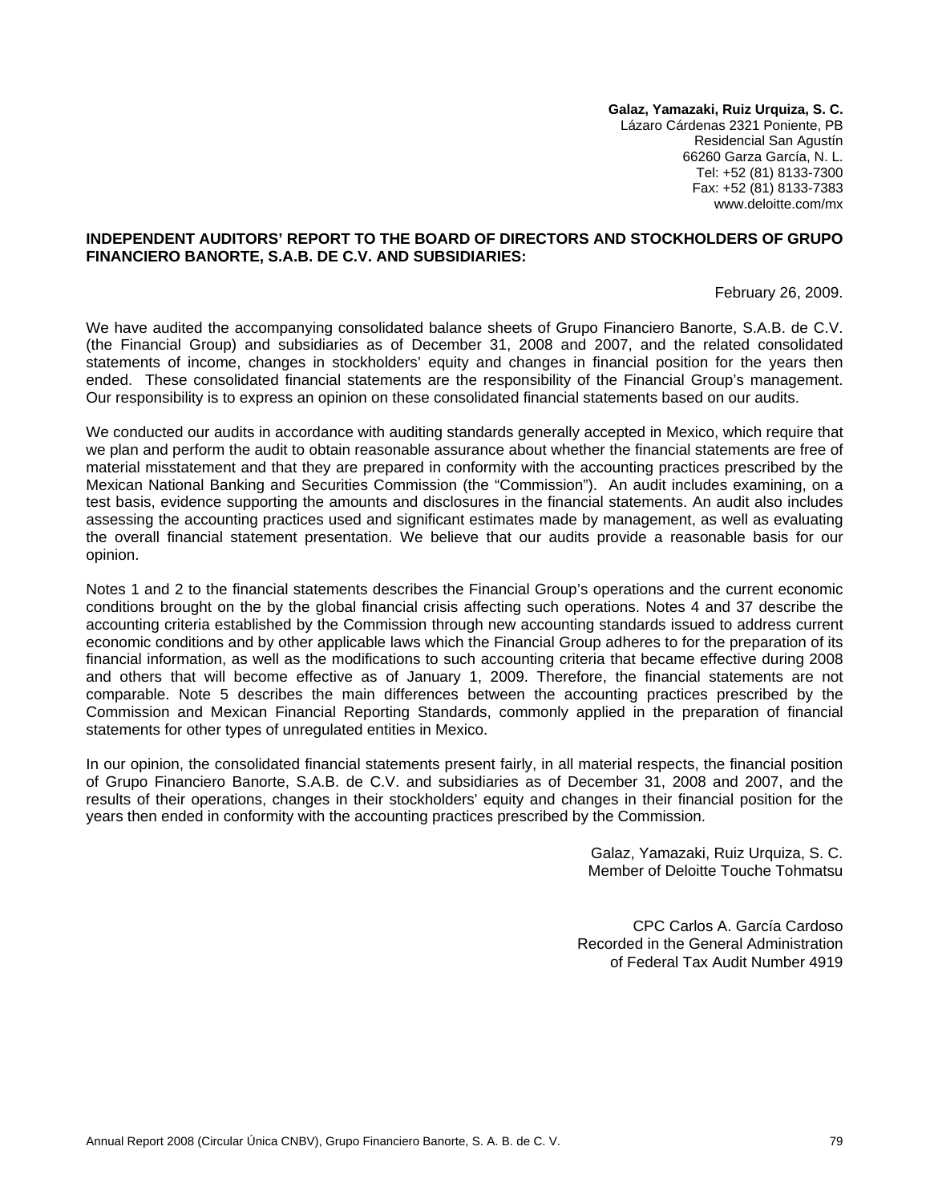**Galaz, Yamazaki, Ruiz Urquiza, S. C.**
Lázaro Cárdenas 2321 Poniente, PB
Residencial San Agustín
66260 Garza García, N. L.
Tel: +52 (81) 8133-7300
Fax: +52 (81) 8133-7383
www.deloitte.com/mx

**INDEPENDENT AUDITORS' REPORT TO THE BOARD OF DIRECTORS AND STOCKHOLDERS OF GRUPO FINANCIERO BANORTE, S.A.B. DE C.V. AND SUBSIDIARIES:**

February 26, 2009.

We have audited the accompanying consolidated balance sheets of Grupo Financiero Banorte, S.A.B. de C.V. (the Financial Group) and subsidiaries as of December 31, 2008 and 2007, and the related consolidated statements of income, changes in stockholders' equity and changes in financial position for the years then ended. These consolidated financial statements are the responsibility of the Financial Group's management. Our responsibility is to express an opinion on these consolidated financial statements based on our audits.

We conducted our audits in accordance with auditing standards generally accepted in Mexico, which require that we plan and perform the audit to obtain reasonable assurance about whether the financial statements are free of material misstatement and that they are prepared in conformity with the accounting practices prescribed by the Mexican National Banking and Securities Commission (the "Commission"). An audit includes examining, on a test basis, evidence supporting the amounts and disclosures in the financial statements. An audit also includes assessing the accounting practices used and significant estimates made by management, as well as evaluating the overall financial statement presentation. We believe that our audits provide a reasonable basis for our opinion.

Notes 1 and 2 to the financial statements describes the Financial Group's operations and the current economic conditions brought on the by the global financial crisis affecting such operations. Notes 4 and 37 describe the accounting criteria established by the Commission through new accounting standards issued to address current economic conditions and by other applicable laws which the Financial Group adheres to for the preparation of its financial information, as well as the modifications to such accounting criteria that became effective during 2008 and others that will become effective as of January 1, 2009. Therefore, the financial statements are not comparable. Note 5 describes the main differences between the accounting practices prescribed by the Commission and Mexican Financial Reporting Standards, commonly applied in the preparation of financial statements for other types of unregulated entities in Mexico.

In our opinion, the consolidated financial statements present fairly, in all material respects, the financial position of Grupo Financiero Banorte, S.A.B. de C.V. and subsidiaries as of December 31, 2008 and 2007, and the results of their operations, changes in their stockholders' equity and changes in their financial position for the years then ended in conformity with the accounting practices prescribed by the Commission.

Galaz, Yamazaki, Ruiz Urquiza, S. C.
Member of Deloitte Touche Tohmatsu

CPC Carlos A. García Cardoso
Recorded in the General Administration
of Federal Tax Audit Number 4919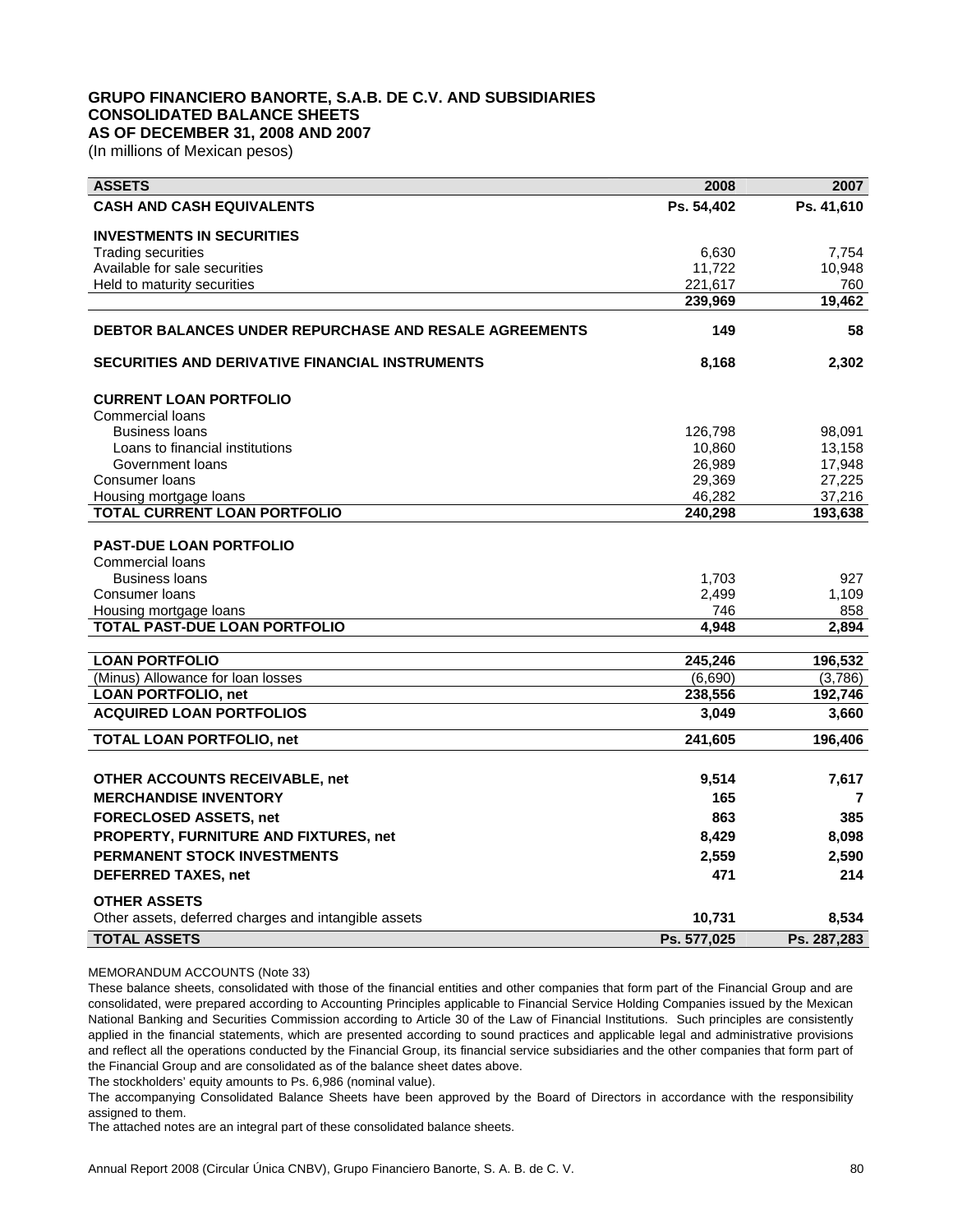**GRUPO FINANCIERO BANORTE, S.A.B. DE C.V. AND SUBSIDIARIES**
**CONSOLIDATED BALANCE SHEETS**
**AS OF DECEMBER 31, 2008 AND 2007**
(In millions of Mexican pesos)

| ASSETS | 2008 | 2007 |
|---|---|---|
| **CASH AND CASH EQUIVALENTS** | **Ps. 54,402** | **Ps. 41,610** |
| **INVESTMENTS IN SECURITIES** | | |
| Trading securities | 6,630 | 7,754 |
| Available for sale securities | 11,722 | 10,948 |
| Held to maturity securities | 221,617 | 760 |
| | **239,969** | **19,462** |
| **DEBTOR BALANCES UNDER REPURCHASE AND RESALE AGREEMENTS** | **149** | **58** |
| **SECURITIES AND DERIVATIVE FINANCIAL INSTRUMENTS** | **8,168** | **2,302** |
| **CURRENT LOAN PORTFOLIO** | | |
| Commercial loans | | |
| Business loans | 126,798 | 98,091 |
| Loans to financial institutions | 10,860 | 13,158 |
| Government loans | 26,989 | 17,948 |
| Consumer loans | 29,369 | 27,225 |
| Housing mortgage loans | 46,282 | 37,216 |
| **TOTAL CURRENT LOAN PORTFOLIO** | **240,298** | **193,638** |
| **PAST-DUE LOAN PORTFOLIO** | | |
| Commercial loans | | |
| Business loans | 1,703 | 927 |
| Consumer loans | 2,499 | 1,109 |
| Housing mortgage loans | 746 | 858 |
| **TOTAL PAST-DUE LOAN PORTFOLIO** | **4,948** | **2,894** |
| **LOAN PORTFOLIO** | **245,246** | **196,532** |
| (Minus) Allowance for loan losses | (6,690) | (3,786) |
| **LOAN PORTFOLIO, net** | **238,556** | **192,746** |
| **ACQUIRED LOAN PORTFOLIOS** | **3,049** | **3,660** |
| **TOTAL LOAN PORTFOLIO, net** | **241,605** | **196,406** |
| **OTHER ACCOUNTS RECEIVABLE, net** | **9,514** | **7,617** |
| **MERCHANDISE INVENTORY** | **165** | **7** |
| **FORECLOSED ASSETS, net** | **863** | **385** |
| **PROPERTY, FURNITURE AND FIXTURES, net** | **8,429** | **8,098** |
| **PERMANENT STOCK INVESTMENTS** | **2,559** | **2,590** |
| **DEFERRED TAXES, net** | **471** | **214** |
| **OTHER ASSETS** | | |
| Other assets, deferred charges and intangible assets | **10,731** | **8,534** |
| **TOTAL ASSETS** | **Ps. 577,025** | **Ps. 287,283** |

MEMORANDUM ACCOUNTS (Note 33)

These balance sheets, consolidated with those of the financial entities and other companies that form part of the Financial Group and are consolidated, were prepared according to Accounting Principles applicable to Financial Service Holding Companies issued by the Mexican National Banking and Securities Commission according to Article 30 of the Law of Financial Institutions. Such principles are consistently applied in the financial statements, which are presented according to sound practices and applicable legal and administrative provisions and reflect all the operations conducted by the Financial Group, its financial service subsidiaries and the other companies that form part of the Financial Group and are consolidated as of the balance sheet dates above.

The stockholders' equity amounts to Ps. 6,986 (nominal value).

The accompanying Consolidated Balance Sheets have been approved by the Board of Directors in accordance with the responsibility assigned to them.

The attached notes are an integral part of these consolidated balance sheets.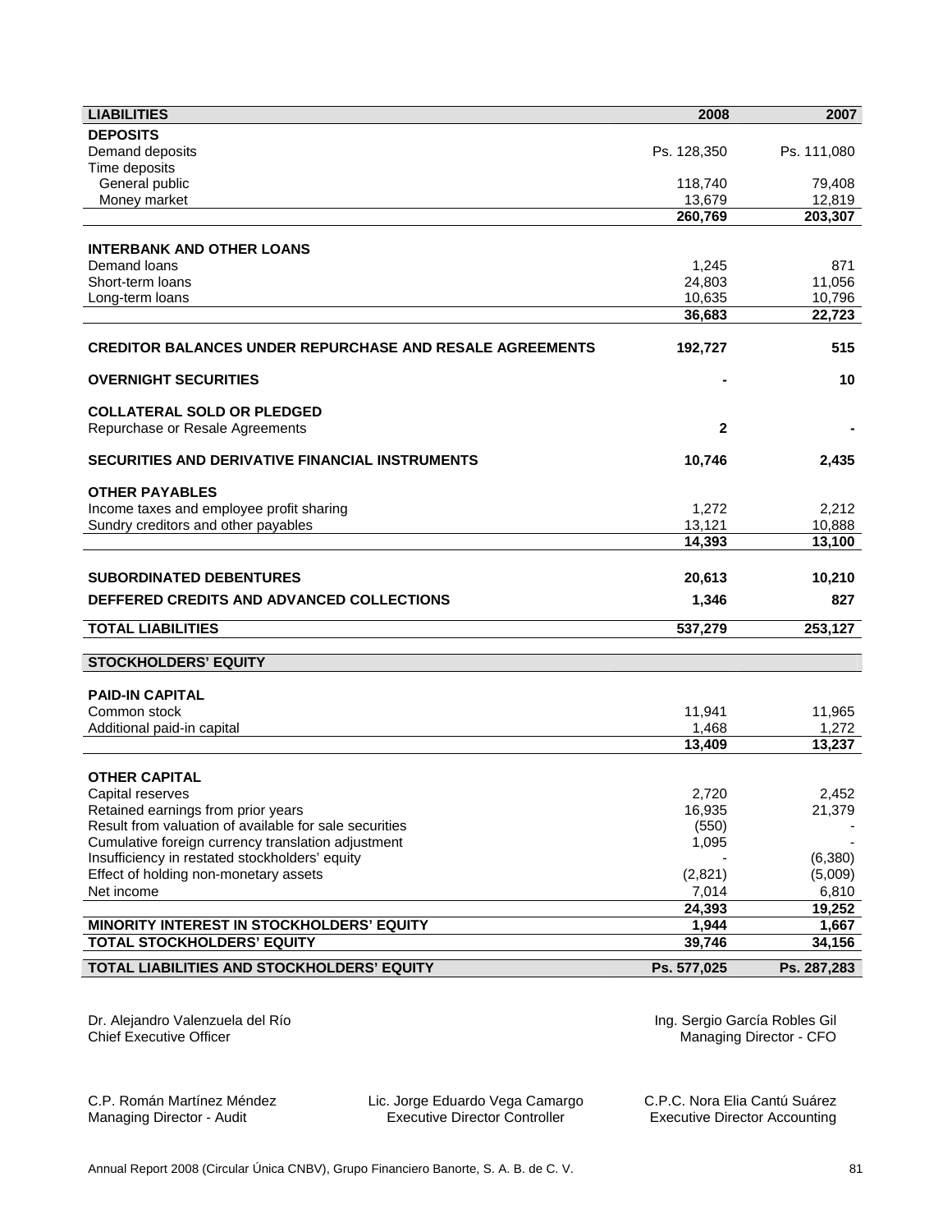| LIABILITIES | 2008 | 2007 |
|---|---|---|
| **DEPOSITS** | | |
| Demand deposits | Ps. 128,350 | Ps. 111,080 |
| Time deposits | | |
| General public | 118,740 | 79,408 |
| Money market | 13,679 | 12,819 |
| | **260,769** | **203,307** |
| **INTERBANK AND OTHER LOANS** | | |
| Demand loans | 1,245 | 871 |
| Short-term loans | 24,803 | 11,056 |
| Long-term loans | 10,635 | 10,796 |
| | **36,683** | **22,723** |
| **CREDITOR BALANCES UNDER REPURCHASE AND RESALE AGREEMENTS** | **192,727** | **515** |
| **OVERNIGHT SECURITIES** | **-** | **10** |
| **COLLATERAL SOLD OR PLEDGED** | | |
| Repurchase or Resale Agreements | **2** | **-** |
| **SECURITIES AND DERIVATIVE FINANCIAL INSTRUMENTS** | **10,746** | **2,435** |
| **OTHER PAYABLES** | | |
| Income taxes and employee profit sharing | 1,272 | 2,212 |
| Sundry creditors and other payables | 13,121 | 10,888 |
| | **14,393** | **13,100** |
| **SUBORDINATED DEBENTURES** | **20,613** | **10,210** |
| **DEFFERED CREDITS AND ADVANCED COLLECTIONS** | **1,346** | **827** |
| **TOTAL LIABILITIES** | **537,279** | **253,127** |
| **STOCKHOLDERS' EQUITY** | | |
| **PAID-IN CAPITAL** | | |
| Common stock | 11,941 | 11,965 |
| Additional paid-in capital | 1,468 | 1,272 |
| | **13,409** | **13,237** |
| **OTHER CAPITAL** | | |
| Capital reserves | 2,720 | 2,452 |
| Retained earnings from prior years | 16,935 | 21,379 |
| Result from valuation of available for sale securities | (550) | - |
| Cumulative foreign currency translation adjustment | 1,095 | - |
| Insufficiency in restated stockholders' equity | - | (6,380) |
| Effect of holding non-monetary assets | (2,821) | (5,009) |
| Net income | 7,014 | 6,810 |
| | **24,393** | **19,252** |
| **MINORITY INTEREST IN STOCKHOLDERS' EQUITY** | **1,944** | **1,667** |
| **TOTAL STOCKHOLDERS' EQUITY** | **39,746** | **34,156** |
| **TOTAL LIABILITIES AND STOCKHOLDERS' EQUITY** | **Ps. 577,025** | **Ps. 287,283** |

Dr. Alejandro Valenzuela del Río
Chief Executive Officer

Ing. Sergio García Robles Gil
Managing Director - CFO

C.P. Román Martínez Méndez
Managing Director - Audit

Lic. Jorge Eduardo Vega Camargo
Executive Director Controller

C.P.C. Nora Elia Cantú Suárez
Executive Director Accounting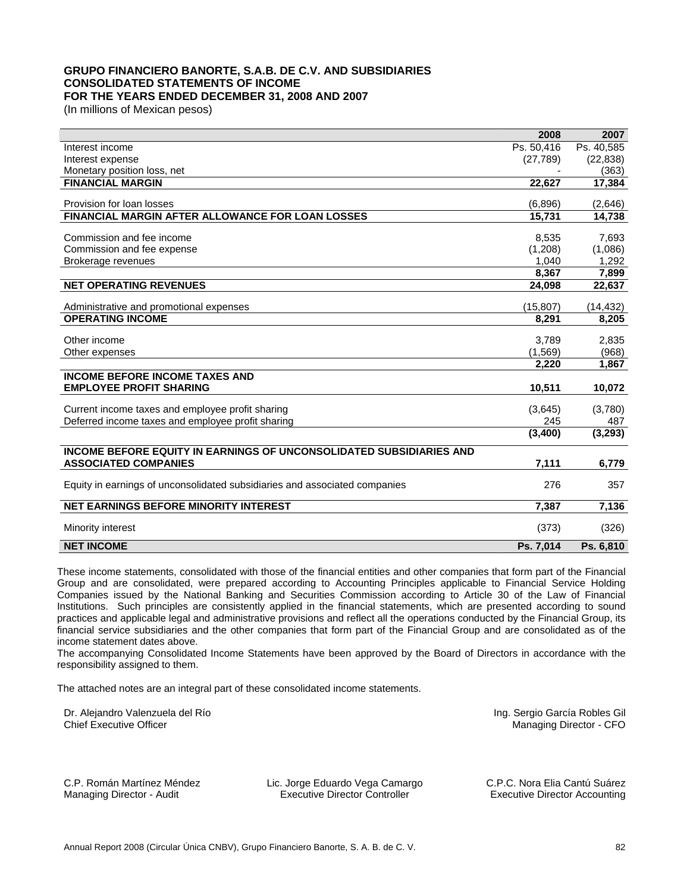# GRUPO FINANCIERO BANORTE, S.A.B. DE C.V. AND SUBSIDIARIES
## CONSOLIDATED STATEMENTS OF INCOME
## FOR THE YEARS ENDED DECEMBER 31, 2008 AND 2007

(In millions of Mexican pesos)

| | 2008 | 2007 |
|---|---|---|
| Interest income | Ps. 50,416 | Ps. 40,585 |
| Interest expense | (27,789) | (22,838) |
| Monetary position loss, net | - | (363) |
| **FINANCIAL MARGIN** | **22,627** | **17,384** |
| Provision for loan losses | (6,896) | (2,646) |
| **FINANCIAL MARGIN AFTER ALLOWANCE FOR LOAN LOSSES** | **15,731** | **14,738** |
| Commission and fee income | 8,535 | 7,693 |
| Commission and fee expense | (1,208) | (1,086) |
| Brokerage revenues | 1,040 | 1,292 |
| | **8,367** | **7,899** |
| **NET OPERATING REVENUES** | **24,098** | **22,637** |
| Administrative and promotional expenses | (15,807) | (14,432) |
| **OPERATING INCOME** | **8,291** | **8,205** |
| Other income | 3,789 | 2,835 |
| Other expenses | (1,569) | (968) |
| | **2,220** | **1,867** |
| **INCOME BEFORE INCOME TAXES AND EMPLOYEE PROFIT SHARING** | **10,511** | **10,072** |
| Current income taxes and employee profit sharing | (3,645) | (3,780) |
| Deferred income taxes and employee profit sharing | 245 | 487 |
| | **(3,400)** | **(3,293)** |
| **INCOME BEFORE EQUITY IN EARNINGS OF UNCONSOLIDATED SUBSIDIARIES AND ASSOCIATED COMPANIES** | **7,111** | **6,779** |
| Equity in earnings of unconsolidated subsidiaries and associated companies | 276 | 357 |
| **NET EARNINGS BEFORE MINORITY INTEREST** | **7,387** | **7,136** |
| Minority interest | (373) | (326) |
| **NET INCOME** | **Ps. 7,014** | **Ps. 6,810** |

These income statements, consolidated with those of the financial entities and other companies that form part of the Financial Group and are consolidated, were prepared according to Accounting Principles applicable to Financial Service Holding Companies issued by the National Banking and Securities Commission according to Article 30 of the Law of Financial Institutions. Such principles are consistently applied in the financial statements, which are presented according to sound practices and applicable legal and administrative provisions and reflect all the operations conducted by the Financial Group, its financial service subsidiaries and the other companies that form part of the Financial Group and are consolidated as of the income statement dates above.
The accompanying Consolidated Income Statements have been approved by the Board of Directors in accordance with the responsibility assigned to them.

The attached notes are an integral part of these consolidated income statements.

Dr. Alejandro Valenzuela del Río
Chief Executive Officer

Ing. Sergio García Robles Gil
Managing Director - CFO

C.P. Román Martínez Méndez
Managing Director - Audit

Lic. Jorge Eduardo Vega Camargo
Executive Director Controller

C.P.C. Nora Elia Cantú Suárez
Executive Director Accounting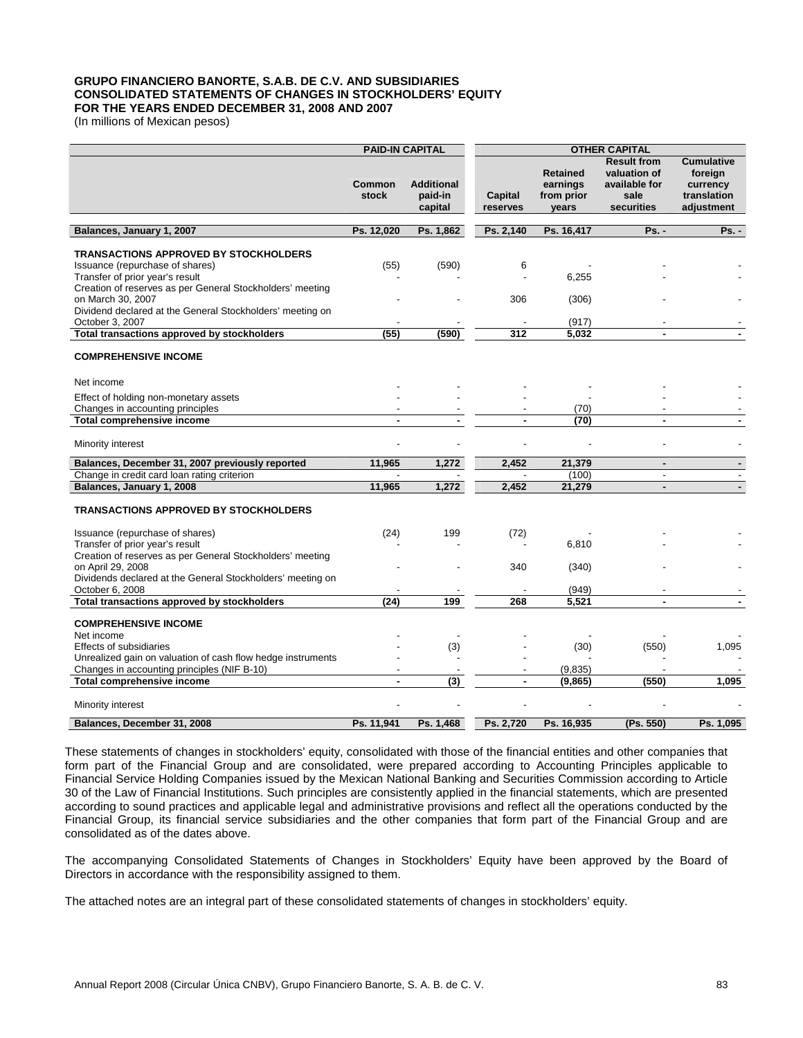**GRUPO FINANCIERO BANORTE, S.A.B. DE C.V. AND SUBSIDIARIES**
**CONSOLIDATED STATEMENTS OF CHANGES IN STOCKHOLDERS' EQUITY**
**FOR THE YEARS ENDED DECEMBER 31, 2008 AND 2007**
(In millions of Mexican pesos)

| | PAID-IN CAPITAL | | OTHER CAPITAL | | | |
|---|---|---|---|---|---|---|
| | Common stock | Additional paid-in capital | Capital reserves | Retained earnings from prior years | Result from valuation of available for sale securities | Cumulative foreign currency translation adjustment |
| **Balances, January 1, 2007** | **Ps. 12,020** | **Ps. 1,862** | **Ps. 2,140** | **Ps. 16,417** | **Ps. -** | **Ps. -** |
| **TRANSACTIONS APPROVED BY STOCKHOLDERS** | | | | | | |
| Issuance (repurchase of shares) | (55) | (590) | 6 | - | - | - |
| Transfer of prior year's result | - | - | - | 6,255 | - | - |
| Creation of reserves as per General Stockholders' meeting on March 30, 2007 | - | - | 306 | (306) | - | - |
| Dividend declared at the General Stockholders' meeting on October 3, 2007 | - | - | - | (917) | - | - |
| **Total transactions approved by stockholders** | **(55)** | **(590)** | **312** | **5,032** | **-** | **-** |
| **COMPREHENSIVE INCOME** | | | | | | |
| Net income | - | - | - | - | - | - |
| Effect of holding non-monetary assets | - | - | - | - | - | - |
| Changes in accounting principles | - | - | - | (70) | - | - |
| **Total comprehensive income** | **-** | **-** | **-** | **(70)** | **-** | **-** |
| Minority interest | - | - | - | - | - | - |
| **Balances, December 31, 2007 previously reported** | **11,965** | **1,272** | **2,452** | **21,379** | **-** | **-** |
| Change in credit card loan rating criterion | - | - | - | (100) | - | - |
| **Balances, January 1, 2008** | **11,965** | **1,272** | **2,452** | **21,279** | **-** | **-** |
| **TRANSACTIONS APPROVED BY STOCKHOLDERS** | | | | | | |
| Issuance (repurchase of shares) | (24) | 199 | (72) | - | - | - |
| Transfer of prior year's result | - | - | - | 6,810 | - | - |
| Creation of reserves as per General Stockholders' meeting on April 29, 2008 | - | - | 340 | (340) | - | - |
| Dividends declared at the General Stockholders' meeting on October 6, 2008 | - | - | - | (949) | - | - |
| **Total transactions approved by stockholders** | **(24)** | **199** | **268** | **5,521** | **-** | **-** |
| **COMPREHENSIVE INCOME** | | | | | | |
| Net income | - | - | - | - | - | - |
| Effects of subsidiaries | - | (3) | - | (30) | (550) | 1,095 |
| Unrealized gain on valuation of cash flow hedge instruments | - | - | - | - | - | - |
| Changes in accounting principles (NIF B-10) | - | - | - | (9,835) | - | - |
| **Total comprehensive income** | **-** | **(3)** | **-** | **(9,865)** | **(550)** | **1,095** |
| Minority interest | - | - | - | - | - | - |
| **Balances, December 31, 2008** | **Ps. 11,941** | **Ps. 1,468** | **Ps. 2,720** | **Ps. 16,935** | **(Ps. 550)** | **Ps. 1,095** |

These statements of changes in stockholders' equity, consolidated with those of the financial entities and other companies that form part of the Financial Group and are consolidated, were prepared according to Accounting Principles applicable to Financial Service Holding Companies issued by the Mexican National Banking and Securities Commission according to Article 30 of the Law of Financial Institutions. Such principles are consistently applied in the financial statements, which are presented according to sound practices and applicable legal and administrative provisions and reflect all the operations conducted by the Financial Group, its financial service subsidiaries and the other companies that form part of the Financial Group and are consolidated as of the dates above.

The accompanying Consolidated Statements of Changes in Stockholders' Equity have been approved by the Board of Directors in accordance with the responsibility assigned to them.

The attached notes are an integral part of these consolidated statements of changes in stockholders' equity.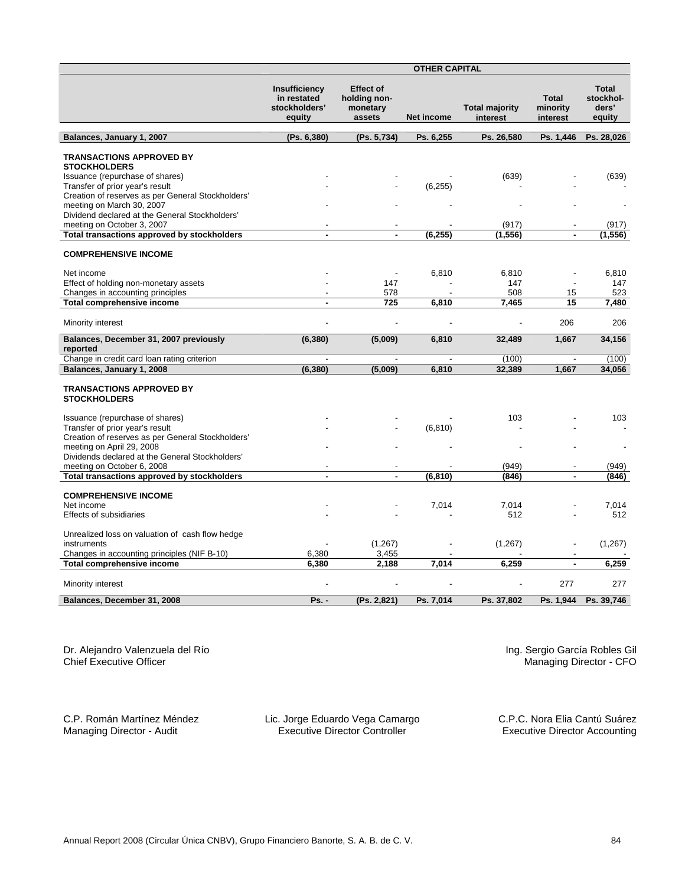| | OTHER CAPITAL | | | | | |
|---|---|---|---|---|---|---|
| | **Insufficiency in restated stockholders' equity** | **Effect of holding non-monetary assets** | **Net income** | **Total majority interest** | **Total minority interest** | **Total stockholders' equity** |
| **Balances, January 1, 2007** | **(Ps. 6,380)** | **(Ps. 5,734)** | **Ps. 6,255** | **Ps. 26,580** | **Ps. 1,446** | **Ps. 28,026** |
| **TRANSACTIONS APPROVED BY STOCKHOLDERS** | | | | | | |
| Issuance (repurchase of shares) | - | - | - | (639) | - | (639) |
| Transfer of prior year's result | - | - | (6,255) | - | - | - |
| Creation of reserves as per General Stockholders' meeting on March 30, 2007 | - | - | - | - | - | - |
| Dividend declared at the General Stockholders' meeting on October 3, 2007 | - | - | - | (917) | - | (917) |
| **Total transactions approved by stockholders** | **-** | **-** | **(6,255)** | **(1,556)** | **-** | **(1,556)** |
| **COMPREHENSIVE INCOME** | | | | | | |
| Net income | - | - | 6,810 | 6,810 | - | 6,810 |
| Effect of holding non-monetary assets | - | 147 | - | 147 | - | 147 |
| Changes in accounting principles | - | 578 | - | 508 | 15 | 523 |
| **Total comprehensive income** | **-** | **725** | **6,810** | **7,465** | **15** | **7,480** |
| Minority interest | - | - | - | - | 206 | 206 |
| **Balances, December 31, 2007 previously reported** | **(6,380)** | **(5,009)** | **6,810** | **32,489** | **1,667** | **34,156** |
| Change in credit card loan rating criterion | - | - | - | (100) | - | (100) |
| **Balances, January 1, 2008** | **(6,380)** | **(5,009)** | **6,810** | **32,389** | **1,667** | **34,056** |
| **TRANSACTIONS APPROVED BY STOCKHOLDERS** | | | | | | |
| Issuance (repurchase of shares) | - | - | - | 103 | - | 103 |
| Transfer of prior year's result | - | - | (6,810) | - | - | - |
| Creation of reserves as per General Stockholders' meeting on April 29, 2008 | - | - | - | - | - | - |
| Dividends declared at the General Stockholders' meeting on October 6, 2008 | - | - | - | (949) | - | (949) |
| **Total transactions approved by stockholders** | **-** | **-** | **(6,810)** | **(846)** | **-** | **(846)** |
| **COMPREHENSIVE INCOME** | | | | | | |
| Net income | - | - | 7,014 | 7,014 | - | 7,014 |
| Effects of subsidiaries | - | - | - | 512 | - | 512 |
| Unrealized loss on valuation of cash flow hedge instruments | - | (1,267) | - | (1,267) | - | (1,267) |
| Changes in accounting principles (NIF B-10) | 6,380 | 3,455 | - | - | - | - |
| **Total comprehensive income** | **6,380** | **2,188** | **7,014** | **6,259** | **-** | **6,259** |
| Minority interest | - | - | - | - | 277 | 277 |
| **Balances, December 31, 2008** | **Ps. -** | **(Ps. 2,821)** | **Ps. 7,014** | **Ps. 37,802** | **Ps. 1,944** | **Ps. 39,746** |

Dr. Alejandro Valenzuela del Río
Chief Executive Officer

Ing. Sergio García Robles Gil
Managing Director - CFO

C.P. Román Martínez Méndez
Managing Director - Audit

Lic. Jorge Eduardo Vega Camargo
Executive Director Controller

C.P.C. Nora Elia Cantú Suárez
Executive Director Accounting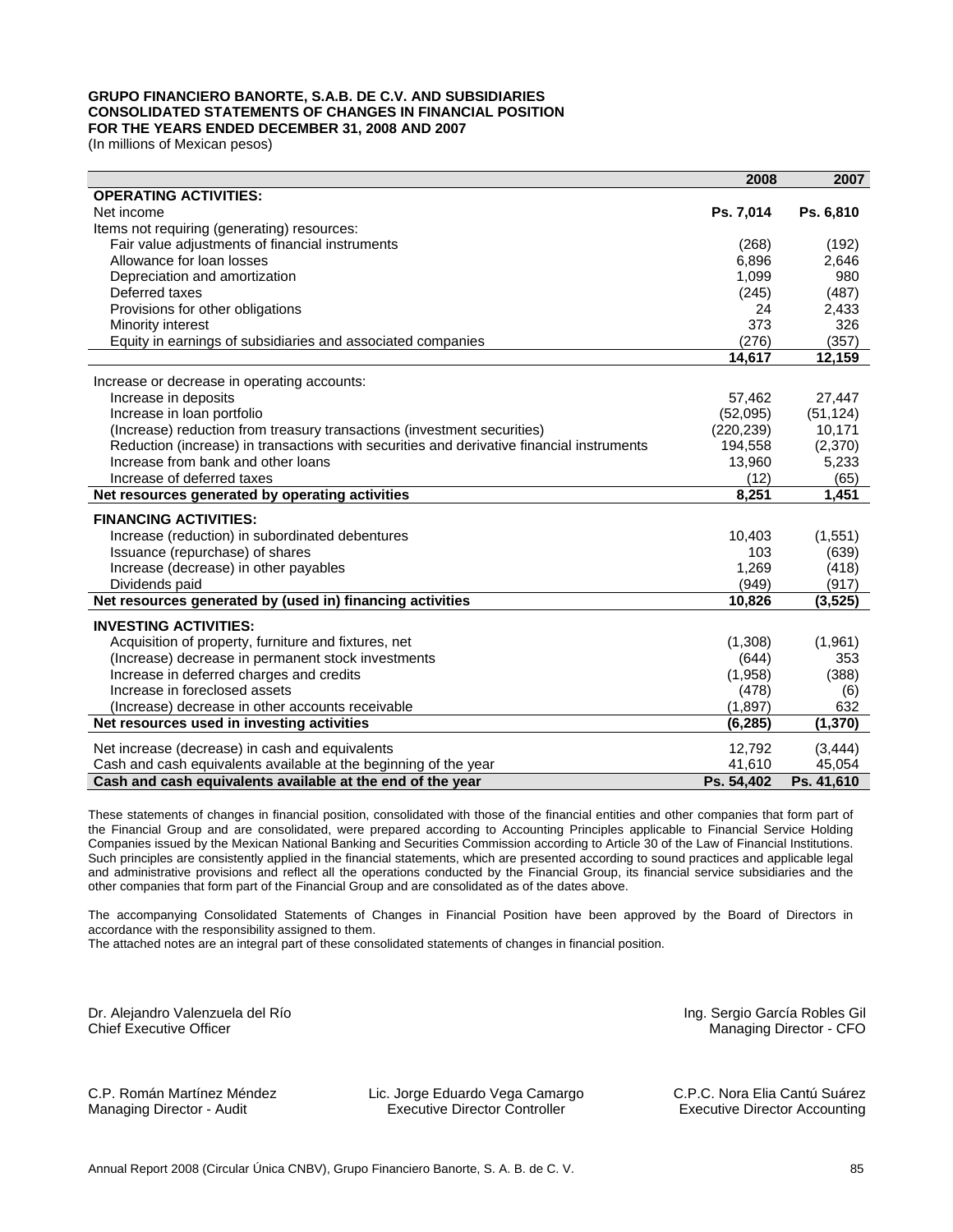**GRUPO FINANCIERO BANORTE, S.A.B. DE C.V. AND SUBSIDIARIES**
**CONSOLIDATED STATEMENTS OF CHANGES IN FINANCIAL POSITION**
**FOR THE YEARS ENDED DECEMBER 31, 2008 AND 2007**
(In millions of Mexican pesos)

| | 2008 | 2007 |
|---|---|---|
| **OPERATING ACTIVITIES:** | | |
| Net income | **Ps. 7,014** | **Ps. 6,810** |
| Items not requiring (generating) resources: | | |
| Fair value adjustments of financial instruments | (268) | (192) |
| Allowance for loan losses | 6,896 | 2,646 |
| Depreciation and amortization | 1,099 | 980 |
| Deferred taxes | (245) | (487) |
| Provisions for other obligations | 24 | 2,433 |
| Minority interest | 373 | 326 |
| Equity in earnings of subsidiaries and associated companies | (276) | (357) |
| | **14,617** | **12,159** |
| Increase or decrease in operating accounts: | | |
| Increase in deposits | 57,462 | 27,447 |
| Increase in loan portfolio | (52,095) | (51,124) |
| (Increase) reduction from treasury transactions (investment securities) | (220,239) | 10,171 |
| Reduction (increase) in transactions with securities and derivative financial instruments | 194,558 | (2,370) |
| Increase from bank and other loans | 13,960 | 5,233 |
| Increase of deferred taxes | (12) | (65) |
| **Net resources generated by operating activities** | **8,251** | **1,451** |
| **FINANCING ACTIVITIES:** | | |
| Increase (reduction) in subordinated debentures | 10,403 | (1,551) |
| Issuance (repurchase) of shares | 103 | (639) |
| Increase (decrease) in other payables | 1,269 | (418) |
| Dividends paid | (949) | (917) |
| **Net resources generated by (used in) financing activities** | **10,826** | **(3,525)** |
| **INVESTING ACTIVITIES:** | | |
| Acquisition of property, furniture and fixtures, net | (1,308) | (1,961) |
| (Increase) decrease in permanent stock investments | (644) | 353 |
| Increase in deferred charges and credits | (1,958) | (388) |
| Increase in foreclosed assets | (478) | (6) |
| (Increase) decrease in other accounts receivable | (1,897) | 632 |
| **Net resources used in investing activities** | **(6,285)** | **(1,370)** |
| Net increase (decrease) in cash and equivalents | 12,792 | (3,444) |
| Cash and cash equivalents available at the beginning of the year | 41,610 | 45,054 |
| **Cash and cash equivalents available at the end of the year** | **Ps. 54,402** | **Ps. 41,610** |

These statements of changes in financial position, consolidated with those of the financial entities and other companies that form part of the Financial Group and are consolidated, were prepared according to Accounting Principles applicable to Financial Service Holding Companies issued by the Mexican National Banking and Securities Commission according to Article 30 of the Law of Financial Institutions. Such principles are consistently applied in the financial statements, which are presented according to sound practices and applicable legal and administrative provisions and reflect all the operations conducted by the Financial Group, its financial service subsidiaries and the other companies that form part of the Financial Group and are consolidated as of the dates above.

The accompanying Consolidated Statements of Changes in Financial Position have been approved by the Board of Directors in accordance with the responsibility assigned to them.
The attached notes are an integral part of these consolidated statements of changes in financial position.

Dr. Alejandro Valenzuela del Río
Chief Executive Officer

Ing. Sergio García Robles Gil
Managing Director - CFO

C.P. Román Martínez Méndez
Managing Director - Audit

Lic. Jorge Eduardo Vega Camargo
Executive Director Controller

C.P.C. Nora Elia Cantú Suárez
Executive Director Accounting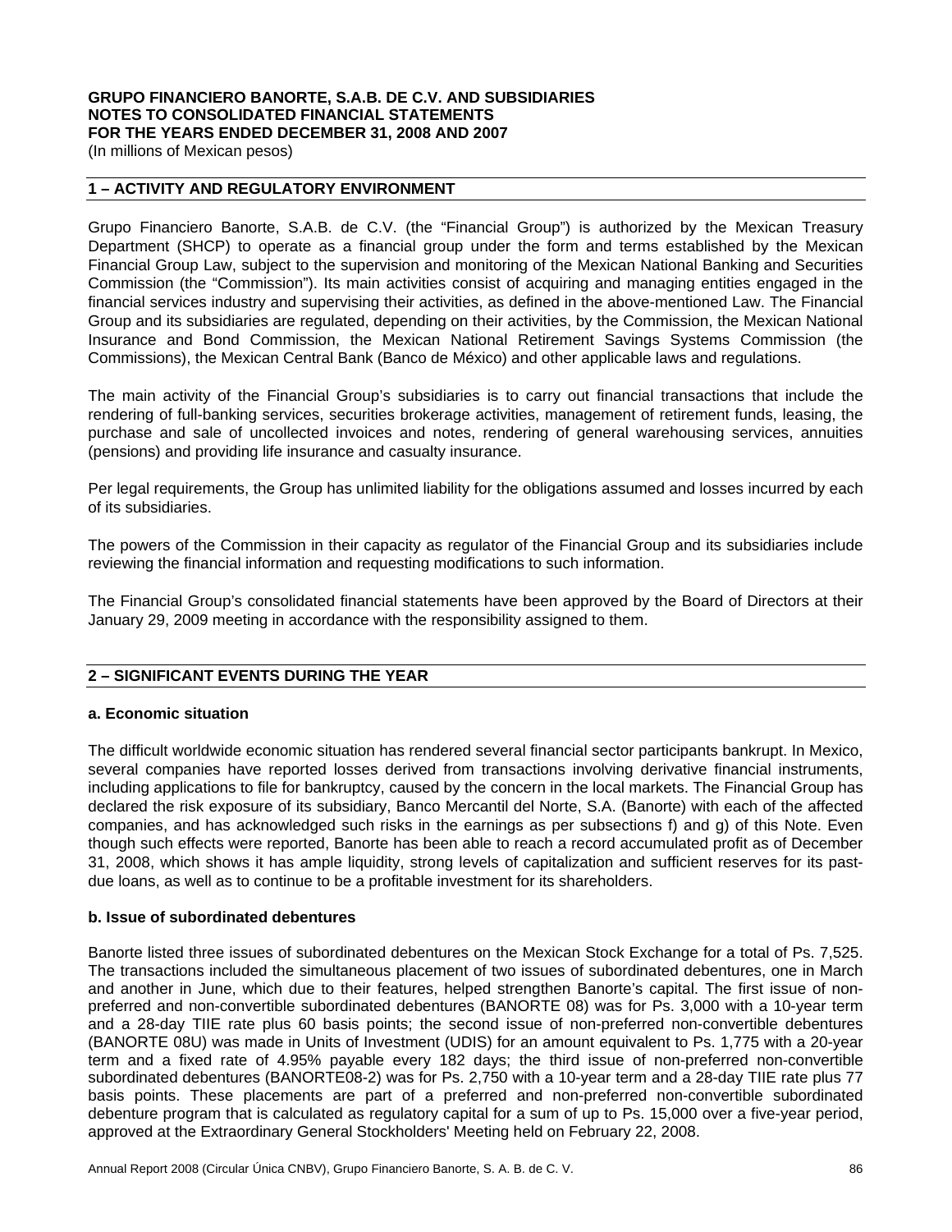**GRUPO FINANCIERO BANORTE, S.A.B. DE C.V. AND SUBSIDIARIES**
**NOTES TO CONSOLIDATED FINANCIAL STATEMENTS**
**FOR THE YEARS ENDED DECEMBER 31, 2008 AND 2007**
(In millions of Mexican pesos)

## 1 – ACTIVITY AND REGULATORY ENVIRONMENT

Grupo Financiero Banorte, S.A.B. de C.V. (the "Financial Group") is authorized by the Mexican Treasury Department (SHCP) to operate as a financial group under the form and terms established by the Mexican Financial Group Law, subject to the supervision and monitoring of the Mexican National Banking and Securities Commission (the "Commission"). Its main activities consist of acquiring and managing entities engaged in the financial services industry and supervising their activities, as defined in the above-mentioned Law. The Financial Group and its subsidiaries are regulated, depending on their activities, by the Commission, the Mexican National Insurance and Bond Commission, the Mexican National Retirement Savings Systems Commission (the Commissions), the Mexican Central Bank (Banco de México) and other applicable laws and regulations.

The main activity of the Financial Group's subsidiaries is to carry out financial transactions that include the rendering of full-banking services, securities brokerage activities, management of retirement funds, leasing, the purchase and sale of uncollected invoices and notes, rendering of general warehousing services, annuities (pensions) and providing life insurance and casualty insurance.

Per legal requirements, the Group has unlimited liability for the obligations assumed and losses incurred by each of its subsidiaries.

The powers of the Commission in their capacity as regulator of the Financial Group and its subsidiaries include reviewing the financial information and requesting modifications to such information.

The Financial Group's consolidated financial statements have been approved by the Board of Directors at their January 29, 2009 meeting in accordance with the responsibility assigned to them.

## 2 – SIGNIFICANT EVENTS DURING THE YEAR

### a. Economic situation

The difficult worldwide economic situation has rendered several financial sector participants bankrupt. In Mexico, several companies have reported losses derived from transactions involving derivative financial instruments, including applications to file for bankruptcy, caused by the concern in the local markets. The Financial Group has declared the risk exposure of its subsidiary, Banco Mercantil del Norte, S.A. (Banorte) with each of the affected companies, and has acknowledged such risks in the earnings as per subsections f) and g) of this Note. Even though such effects were reported, Banorte has been able to reach a record accumulated profit as of December 31, 2008, which shows it has ample liquidity, strong levels of capitalization and sufficient reserves for its past-due loans, as well as to continue to be a profitable investment for its shareholders.

### b. Issue of subordinated debentures

Banorte listed three issues of subordinated debentures on the Mexican Stock Exchange for a total of Ps. 7,525. The transactions included the simultaneous placement of two issues of subordinated debentures, one in March and another in June, which due to their features, helped strengthen Banorte's capital. The first issue of non-preferred and non-convertible subordinated debentures (BANORTE 08) was for Ps. 3,000 with a 10-year term and a 28-day TIIE rate plus 60 basis points; the second issue of non-preferred non-convertible debentures (BANORTE 08U) was made in Units of Investment (UDIS) for an amount equivalent to Ps. 1,775 with a 20-year term and a fixed rate of 4.95% payable every 182 days; the third issue of non-preferred non-convertible subordinated debentures (BANORTE08-2) was for Ps. 2,750 with a 10-year term and a 28-day TIIE rate plus 77 basis points. These placements are part of a preferred and non-preferred non-convertible subordinated debenture program that is calculated as regulatory capital for a sum of up to Ps. 15,000 over a five-year period, approved at the Extraordinary General Stockholders' Meeting held on February 22, 2008.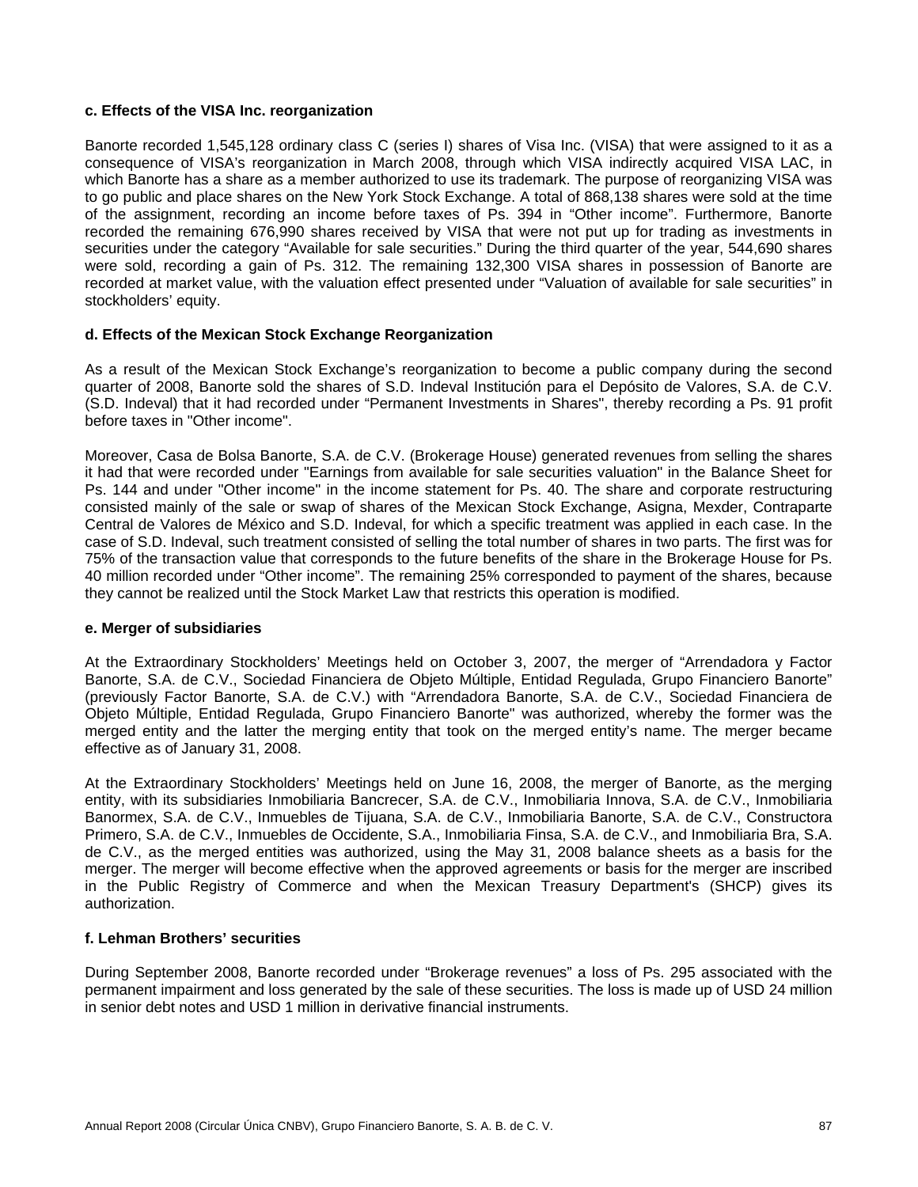**c. Effects of the VISA Inc. reorganization**

Banorte recorded 1,545,128 ordinary class C (series I) shares of Visa Inc. (VISA) that were assigned to it as a consequence of VISA's reorganization in March 2008, through which VISA indirectly acquired VISA LAC, in which Banorte has a share as a member authorized to use its trademark. The purpose of reorganizing VISA was to go public and place shares on the New York Stock Exchange. A total of 868,138 shares were sold at the time of the assignment, recording an income before taxes of Ps. 394 in "Other income". Furthermore, Banorte recorded the remaining 676,990 shares received by VISA that were not put up for trading as investments in securities under the category "Available for sale securities." During the third quarter of the year, 544,690 shares were sold, recording a gain of Ps. 312. The remaining 132,300 VISA shares in possession of Banorte are recorded at market value, with the valuation effect presented under "Valuation of available for sale securities" in stockholders' equity.

**d. Effects of the Mexican Stock Exchange Reorganization**

As a result of the Mexican Stock Exchange's reorganization to become a public company during the second quarter of 2008, Banorte sold the shares of S.D. Indeval Institución para el Depósito de Valores, S.A. de C.V. (S.D. Indeval) that it had recorded under "Permanent Investments in Shares", thereby recording a Ps. 91 profit before taxes in "Other income".

Moreover, Casa de Bolsa Banorte, S.A. de C.V. (Brokerage House) generated revenues from selling the shares it had that were recorded under "Earnings from available for sale securities valuation" in the Balance Sheet for Ps. 144 and under "Other income" in the income statement for Ps. 40. The share and corporate restructuring consisted mainly of the sale or swap of shares of the Mexican Stock Exchange, Asigna, Mexder, Contraparte Central de Valores de México and S.D. Indeval, for which a specific treatment was applied in each case. In the case of S.D. Indeval, such treatment consisted of selling the total number of shares in two parts. The first was for 75% of the transaction value that corresponds to the future benefits of the share in the Brokerage House for Ps. 40 million recorded under "Other income". The remaining 25% corresponded to payment of the shares, because they cannot be realized until the Stock Market Law that restricts this operation is modified.

**e. Merger of subsidiaries**

At the Extraordinary Stockholders' Meetings held on October 3, 2007, the merger of "Arrendadora y Factor Banorte, S.A. de C.V., Sociedad Financiera de Objeto Múltiple, Entidad Regulada, Grupo Financiero Banorte" (previously Factor Banorte, S.A. de C.V.) with "Arrendadora Banorte, S.A. de C.V., Sociedad Financiera de Objeto Múltiple, Entidad Regulada, Grupo Financiero Banorte" was authorized, whereby the former was the merged entity and the latter the merging entity that took on the merged entity's name. The merger became effective as of January 31, 2008.

At the Extraordinary Stockholders' Meetings held on June 16, 2008, the merger of Banorte, as the merging entity, with its subsidiaries Inmobiliaria Bancrecer, S.A. de C.V., Inmobiliaria Innova, S.A. de C.V., Inmobiliaria Banormex, S.A. de C.V., Inmuebles de Tijuana, S.A. de C.V., Inmobiliaria Banorte, S.A. de C.V., Constructora Primero, S.A. de C.V., Inmuebles de Occidente, S.A., Inmobiliaria Finsa, S.A. de C.V., and Inmobiliaria Bra, S.A. de C.V., as the merged entities was authorized, using the May 31, 2008 balance sheets as a basis for the merger. The merger will become effective when the approved agreements or basis for the merger are inscribed in the Public Registry of Commerce and when the Mexican Treasury Department's (SHCP) gives its authorization.

**f. Lehman Brothers' securities**

During September 2008, Banorte recorded under "Brokerage revenues" a loss of Ps. 295 associated with the permanent impairment and loss generated by the sale of these securities. The loss is made up of USD 24 million in senior debt notes and USD 1 million in derivative financial instruments.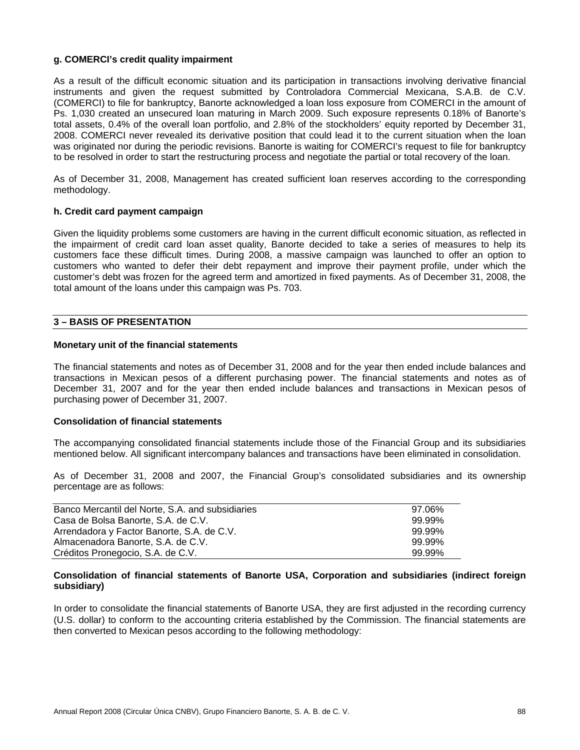**g. COMERCI's credit quality impairment**

As a result of the difficult economic situation and its participation in transactions involving derivative financial instruments and given the request submitted by Controladora Commercial Mexicana, S.A.B. de C.V. (COMERCI) to file for bankruptcy, Banorte acknowledged a loan loss exposure from COMERCI in the amount of Ps. 1,030 created an unsecured loan maturing in March 2009. Such exposure represents 0.18% of Banorte's total assets, 0.4% of the overall loan portfolio, and 2.8% of the stockholders' equity reported by December 31, 2008. COMERCI never revealed its derivative position that could lead it to the current situation when the loan was originated nor during the periodic revisions. Banorte is waiting for COMERCI's request to file for bankruptcy to be resolved in order to start the restructuring process and negotiate the partial or total recovery of the loan.

As of December 31, 2008, Management has created sufficient loan reserves according to the corresponding methodology.

**h. Credit card payment campaign**

Given the liquidity problems some customers are having in the current difficult economic situation, as reflected in the impairment of credit card loan asset quality, Banorte decided to take a series of measures to help its customers face these difficult times. During 2008, a massive campaign was launched to offer an option to customers who wanted to defer their debt repayment and improve their payment profile, under which the customer's debt was frozen for the agreed term and amortized in fixed payments. As of December 31, 2008, the total amount of the loans under this campaign was Ps. 703.

## 3 – BASIS OF PRESENTATION

**Monetary unit of the financial statements**

The financial statements and notes as of December 31, 2008 and for the year then ended include balances and transactions in Mexican pesos of a different purchasing power. The financial statements and notes as of December 31, 2007 and for the year then ended include balances and transactions in Mexican pesos of purchasing power of December 31, 2007.

**Consolidation of financial statements**

The accompanying consolidated financial statements include those of the Financial Group and its subsidiaries mentioned below. All significant intercompany balances and transactions have been eliminated in consolidation.

As of December 31, 2008 and 2007, the Financial Group's consolidated subsidiaries and its ownership percentage are as follows:

| | |
|---|---|
| Banco Mercantil del Norte, S.A. and subsidiaries | 97.06% |
| Casa de Bolsa Banorte, S.A. de C.V. | 99.99% |
| Arrendadora y Factor Banorte, S.A. de C.V. | 99.99% |
| Almacenadora Banorte, S.A. de C.V. | 99.99% |
| Créditos Pronegocio, S.A. de C.V. | 99.99% |

**Consolidation of financial statements of Banorte USA, Corporation and subsidiaries (indirect foreign subsidiary)**

In order to consolidate the financial statements of Banorte USA, they are first adjusted in the recording currency (U.S. dollar) to conform to the accounting criteria established by the Commission. The financial statements are then converted to Mexican pesos according to the following methodology: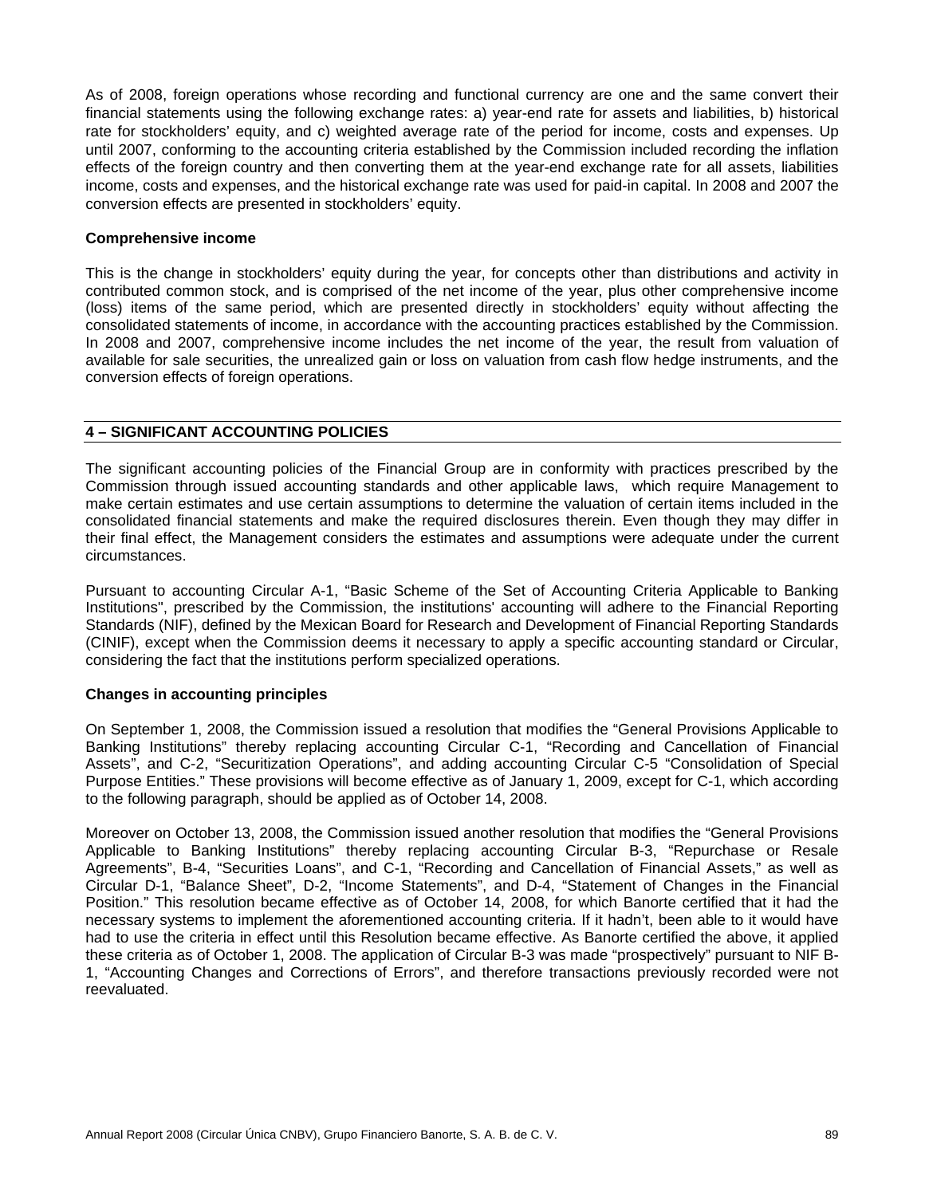As of 2008, foreign operations whose recording and functional currency are one and the same convert their financial statements using the following exchange rates: a) year-end rate for assets and liabilities, b) historical rate for stockholders' equity, and c) weighted average rate of the period for income, costs and expenses. Up until 2007, conforming to the accounting criteria established by the Commission included recording the inflation effects of the foreign country and then converting them at the year-end exchange rate for all assets, liabilities income, costs and expenses, and the historical exchange rate was used for paid-in capital. In 2008 and 2007 the conversion effects are presented in stockholders' equity.

**Comprehensive income**

This is the change in stockholders' equity during the year, for concepts other than distributions and activity in contributed common stock, and is comprised of the net income of the year, plus other comprehensive income (loss) items of the same period, which are presented directly in stockholders' equity without affecting the consolidated statements of income, in accordance with the accounting practices established by the Commission. In 2008 and 2007, comprehensive income includes the net income of the year, the result from valuation of available for sale securities, the unrealized gain or loss on valuation from cash flow hedge instruments, and the conversion effects of foreign operations.

## 4 – SIGNIFICANT ACCOUNTING POLICIES

The significant accounting policies of the Financial Group are in conformity with practices prescribed by the Commission through issued accounting standards and other applicable laws, which require Management to make certain estimates and use certain assumptions to determine the valuation of certain items included in the consolidated financial statements and make the required disclosures therein. Even though they may differ in their final effect, the Management considers the estimates and assumptions were adequate under the current circumstances.

Pursuant to accounting Circular A-1, "Basic Scheme of the Set of Accounting Criteria Applicable to Banking Institutions", prescribed by the Commission, the institutions' accounting will adhere to the Financial Reporting Standards (NIF), defined by the Mexican Board for Research and Development of Financial Reporting Standards (CINIF), except when the Commission deems it necessary to apply a specific accounting standard or Circular, considering the fact that the institutions perform specialized operations.

**Changes in accounting principles**

On September 1, 2008, the Commission issued a resolution that modifies the "General Provisions Applicable to Banking Institutions" thereby replacing accounting Circular C-1, "Recording and Cancellation of Financial Assets", and C-2, "Securitization Operations", and adding accounting Circular C-5 "Consolidation of Special Purpose Entities." These provisions will become effective as of January 1, 2009, except for C-1, which according to the following paragraph, should be applied as of October 14, 2008.

Moreover on October 13, 2008, the Commission issued another resolution that modifies the "General Provisions Applicable to Banking Institutions" thereby replacing accounting Circular B-3, "Repurchase or Resale Agreements", B-4, "Securities Loans", and C-1, "Recording and Cancellation of Financial Assets," as well as Circular D-1, "Balance Sheet", D-2, "Income Statements", and D-4, "Statement of Changes in the Financial Position." This resolution became effective as of October 14, 2008, for which Banorte certified that it had the necessary systems to implement the aforementioned accounting criteria. If it hadn't, been able to it would have had to use the criteria in effect until this Resolution became effective. As Banorte certified the above, it applied these criteria as of October 1, 2008. The application of Circular B-3 was made "prospectively" pursuant to NIF B-1, "Accounting Changes and Corrections of Errors", and therefore transactions previously recorded were not reevaluated.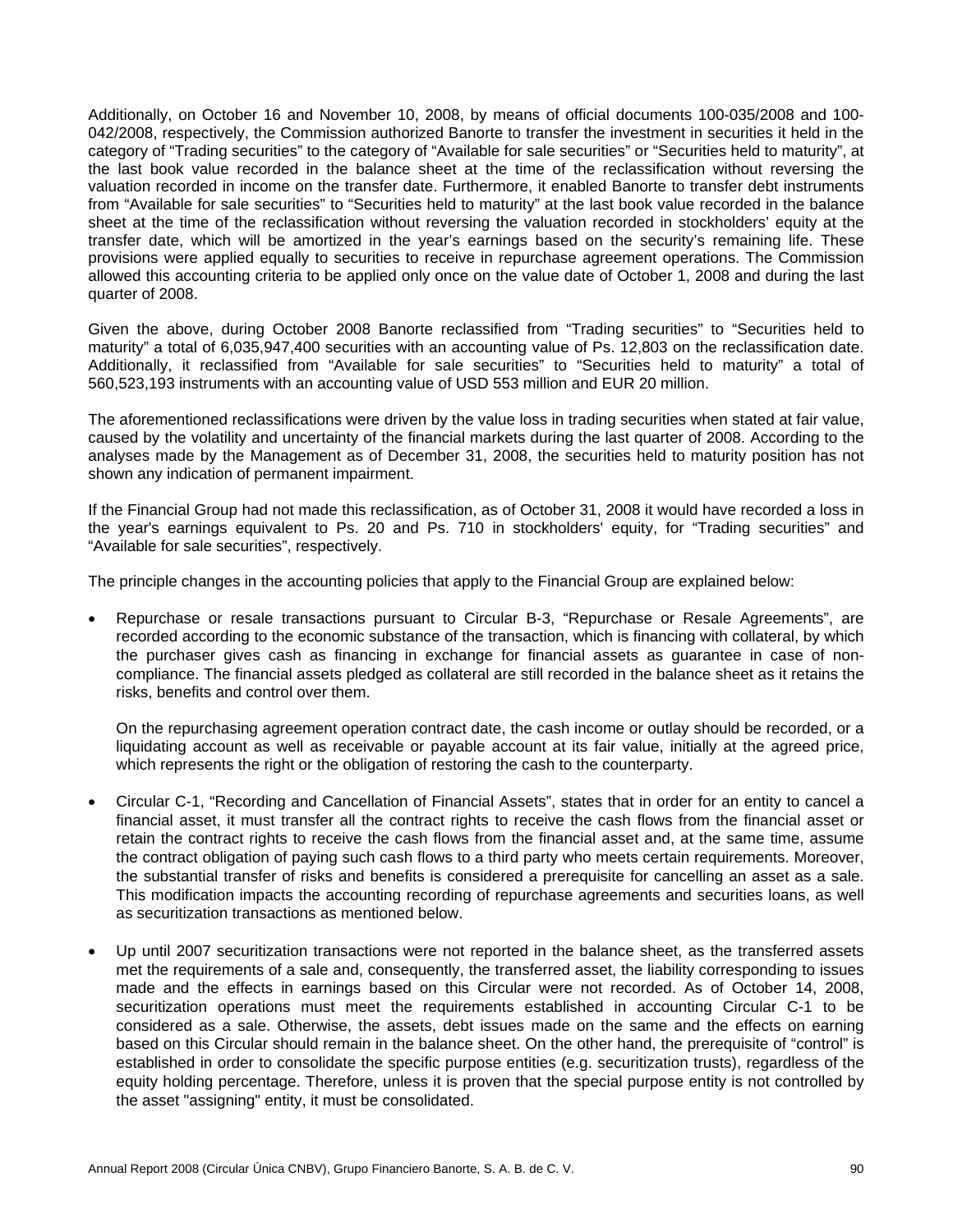Additionally, on October 16 and November 10, 2008, by means of official documents 100-035/2008 and 100-042/2008, respectively, the Commission authorized Banorte to transfer the investment in securities it held in the category of "Trading securities" to the category of "Available for sale securities" or "Securities held to maturity", at the last book value recorded in the balance sheet at the time of the reclassification without reversing the valuation recorded in income on the transfer date. Furthermore, it enabled Banorte to transfer debt instruments from "Available for sale securities" to "Securities held to maturity" at the last book value recorded in the balance sheet at the time of the reclassification without reversing the valuation recorded in stockholders' equity at the transfer date, which will be amortized in the year's earnings based on the security's remaining life. These provisions were applied equally to securities to receive in repurchase agreement operations. The Commission allowed this accounting criteria to be applied only once on the value date of October 1, 2008 and during the last quarter of 2008.

Given the above, during October 2008 Banorte reclassified from "Trading securities" to "Securities held to maturity" a total of 6,035,947,400 securities with an accounting value of Ps. 12,803 on the reclassification date. Additionally, it reclassified from "Available for sale securities" to "Securities held to maturity" a total of 560,523,193 instruments with an accounting value of USD 553 million and EUR 20 million.

The aforementioned reclassifications were driven by the value loss in trading securities when stated at fair value, caused by the volatility and uncertainty of the financial markets during the last quarter of 2008. According to the analyses made by the Management as of December 31, 2008, the securities held to maturity position has not shown any indication of permanent impairment.

If the Financial Group had not made this reclassification, as of October 31, 2008 it would have recorded a loss in the year's earnings equivalent to Ps. 20 and Ps. 710 in stockholders' equity, for "Trading securities" and "Available for sale securities", respectively.

The principle changes in the accounting policies that apply to the Financial Group are explained below:

- Repurchase or resale transactions pursuant to Circular B-3, "Repurchase or Resale Agreements", are recorded according to the economic substance of the transaction, which is financing with collateral, by which the purchaser gives cash as financing in exchange for financial assets as guarantee in case of non-compliance. The financial assets pledged as collateral are still recorded in the balance sheet as it retains the risks, benefits and control over them.

  On the repurchasing agreement operation contract date, the cash income or outlay should be recorded, or a liquidating account as well as receivable or payable account at its fair value, initially at the agreed price, which represents the right or the obligation of restoring the cash to the counterparty.

- Circular C-1, "Recording and Cancellation of Financial Assets", states that in order for an entity to cancel a financial asset, it must transfer all the contract rights to receive the cash flows from the financial asset or retain the contract rights to receive the cash flows from the financial asset and, at the same time, assume the contract obligation of paying such cash flows to a third party who meets certain requirements. Moreover, the substantial transfer of risks and benefits is considered a prerequisite for cancelling an asset as a sale. This modification impacts the accounting recording of repurchase agreements and securities loans, as well as securitization transactions as mentioned below.

- Up until 2007 securitization transactions were not reported in the balance sheet, as the transferred assets met the requirements of a sale and, consequently, the transferred asset, the liability corresponding to issues made and the effects in earnings based on this Circular were not recorded. As of October 14, 2008, securitization operations must meet the requirements established in accounting Circular C-1 to be considered as a sale. Otherwise, the assets, debt issues made on the same and the effects on earning based on this Circular should remain in the balance sheet. On the other hand, the prerequisite of "control" is established in order to consolidate the specific purpose entities (e.g. securitization trusts), regardless of the equity holding percentage. Therefore, unless it is proven that the special purpose entity is not controlled by the asset "assigning" entity, it must be consolidated.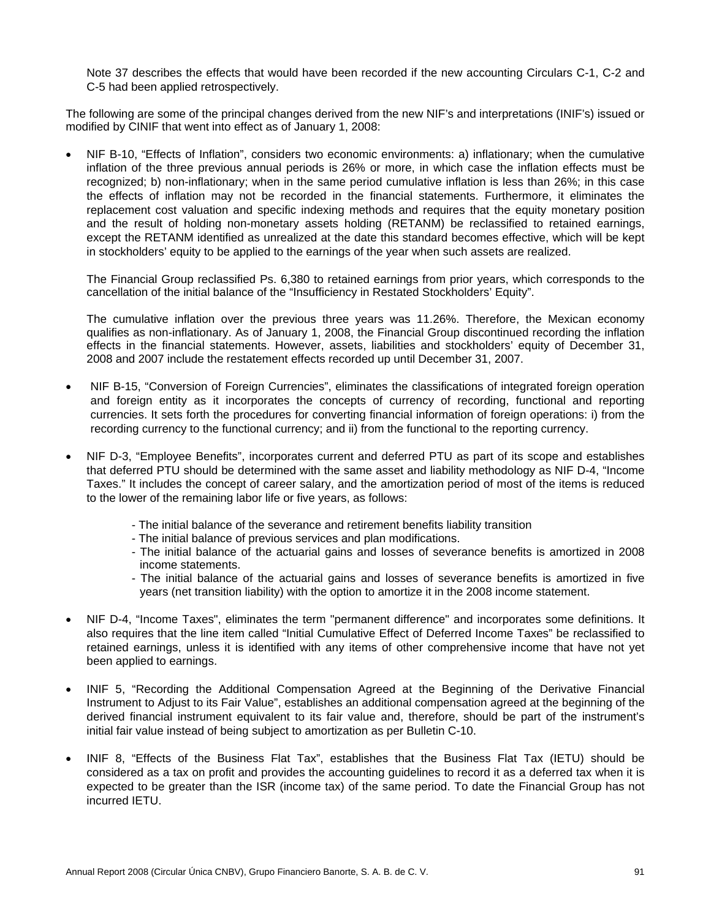Note 37 describes the effects that would have been recorded if the new accounting Circulars C-1, C-2 and C-5 had been applied retrospectively.

The following are some of the principal changes derived from the new NIF's and interpretations (INIF's) issued or modified by CINIF that went into effect as of January 1, 2008:

- NIF B-10, "Effects of Inflation", considers two economic environments: a) inflationary; when the cumulative inflation of the three previous annual periods is 26% or more, in which case the inflation effects must be recognized; b) non-inflationary; when in the same period cumulative inflation is less than 26%; in this case the effects of inflation may not be recorded in the financial statements. Furthermore, it eliminates the replacement cost valuation and specific indexing methods and requires that the equity monetary position and the result of holding non-monetary assets holding (RETANM) be reclassified to retained earnings, except the RETANM identified as unrealized at the date this standard becomes effective, which will be kept in stockholders' equity to be applied to the earnings of the year when such assets are realized.

  The Financial Group reclassified Ps. 6,380 to retained earnings from prior years, which corresponds to the cancellation of the initial balance of the "Insufficiency in Restated Stockholders' Equity".

  The cumulative inflation over the previous three years was 11.26%. Therefore, the Mexican economy qualifies as non-inflationary. As of January 1, 2008, the Financial Group discontinued recording the inflation effects in the financial statements. However, assets, liabilities and stockholders' equity of December 31, 2008 and 2007 include the restatement effects recorded up until December 31, 2007.

- NIF B-15, "Conversion of Foreign Currencies", eliminates the classifications of integrated foreign operation and foreign entity as it incorporates the concepts of currency of recording, functional and reporting currencies. It sets forth the procedures for converting financial information of foreign operations: i) from the recording currency to the functional currency; and ii) from the functional to the reporting currency.

- NIF D-3, "Employee Benefits", incorporates current and deferred PTU as part of its scope and establishes that deferred PTU should be determined with the same asset and liability methodology as NIF D-4, "Income Taxes." It includes the concept of career salary, and the amortization period of most of the items is reduced to the lower of the remaining labor life or five years, as follows:

  - The initial balance of the severance and retirement benefits liability transition
  - The initial balance of previous services and plan modifications.
  - The initial balance of the actuarial gains and losses of severance benefits is amortized in 2008 income statements.
  - The initial balance of the actuarial gains and losses of severance benefits is amortized in five years (net transition liability) with the option to amortize it in the 2008 income statement.

- NIF D-4, "Income Taxes", eliminates the term "permanent difference" and incorporates some definitions. It also requires that the line item called "Initial Cumulative Effect of Deferred Income Taxes" be reclassified to retained earnings, unless it is identified with any items of other comprehensive income that have not yet been applied to earnings.

- INIF 5, "Recording the Additional Compensation Agreed at the Beginning of the Derivative Financial Instrument to Adjust to its Fair Value", establishes an additional compensation agreed at the beginning of the derived financial instrument equivalent to its fair value and, therefore, should be part of the instrument's initial fair value instead of being subject to amortization as per Bulletin C-10.

- INIF 8, "Effects of the Business Flat Tax", establishes that the Business Flat Tax (IETU) should be considered as a tax on profit and provides the accounting guidelines to record it as a deferred tax when it is expected to be greater than the ISR (income tax) of the same period. To date the Financial Group has not incurred IETU.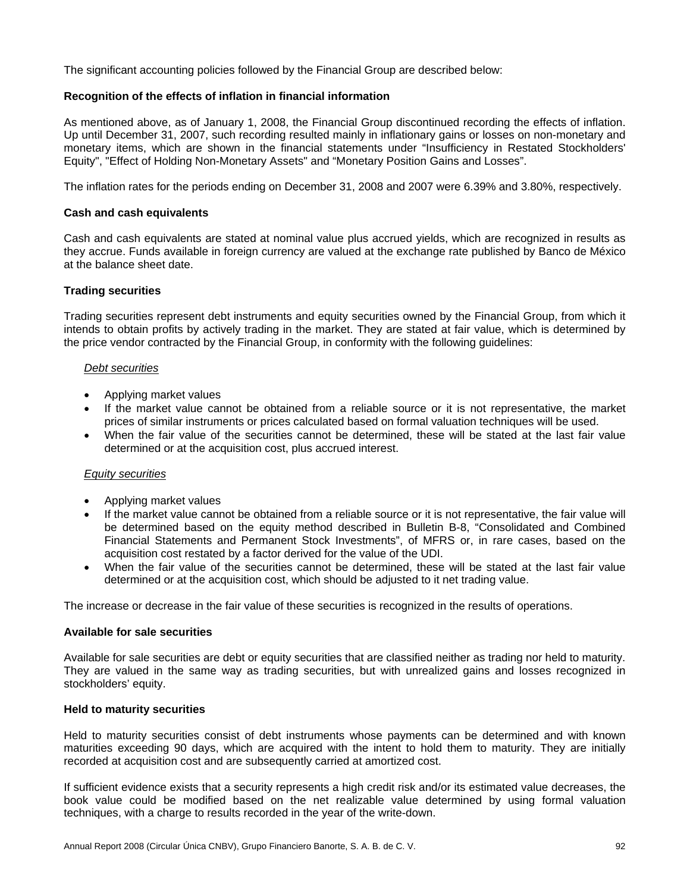The significant accounting policies followed by the Financial Group are described below:

**Recognition of the effects of inflation in financial information**

As mentioned above, as of January 1, 2008, the Financial Group discontinued recording the effects of inflation. Up until December 31, 2007, such recording resulted mainly in inflationary gains or losses on non-monetary and monetary items, which are shown in the financial statements under "Insufficiency in Restated Stockholders' Equity", "Effect of Holding Non-Monetary Assets" and "Monetary Position Gains and Losses".

The inflation rates for the periods ending on December 31, 2008 and 2007 were 6.39% and 3.80%, respectively.

**Cash and cash equivalents**

Cash and cash equivalents are stated at nominal value plus accrued yields, which are recognized in results as they accrue. Funds available in foreign currency are valued at the exchange rate published by Banco de México at the balance sheet date.

**Trading securities**

Trading securities represent debt instruments and equity securities owned by the Financial Group, from which it intends to obtain profits by actively trading in the market. They are stated at fair value, which is determined by the price vendor contracted by the Financial Group, in conformity with the following guidelines:

*Debt securities*

- Applying market values
- If the market value cannot be obtained from a reliable source or it is not representative, the market prices of similar instruments or prices calculated based on formal valuation techniques will be used.
- When the fair value of the securities cannot be determined, these will be stated at the last fair value determined or at the acquisition cost, plus accrued interest.

*Equity securities*

- Applying market values
- If the market value cannot be obtained from a reliable source or it is not representative, the fair value will be determined based on the equity method described in Bulletin B-8, "Consolidated and Combined Financial Statements and Permanent Stock Investments", of MFRS or, in rare cases, based on the acquisition cost restated by a factor derived for the value of the UDI.
- When the fair value of the securities cannot be determined, these will be stated at the last fair value determined or at the acquisition cost, which should be adjusted to it net trading value.

The increase or decrease in the fair value of these securities is recognized in the results of operations.

**Available for sale securities**

Available for sale securities are debt or equity securities that are classified neither as trading nor held to maturity. They are valued in the same way as trading securities, but with unrealized gains and losses recognized in stockholders' equity.

**Held to maturity securities**

Held to maturity securities consist of debt instruments whose payments can be determined and with known maturities exceeding 90 days, which are acquired with the intent to hold them to maturity. They are initially recorded at acquisition cost and are subsequently carried at amortized cost.

If sufficient evidence exists that a security represents a high credit risk and/or its estimated value decreases, the book value could be modified based on the net realizable value determined by using formal valuation techniques, with a charge to results recorded in the year of the write-down.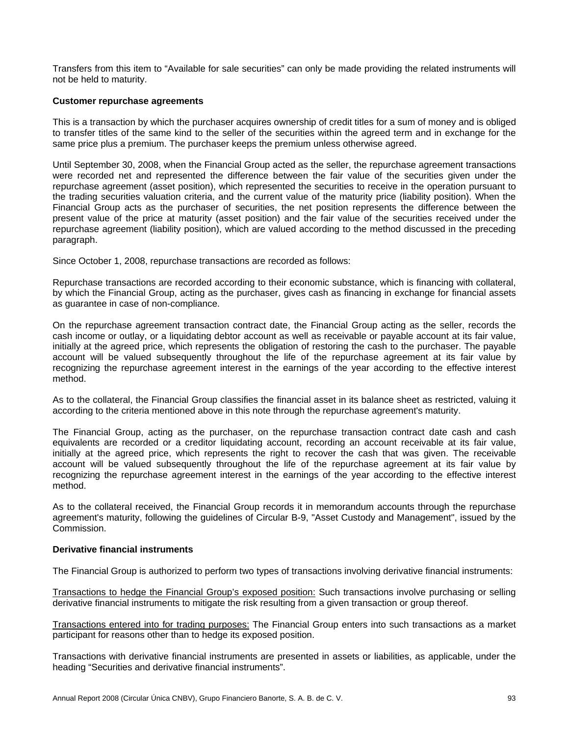Transfers from this item to “Available for sale securities” can only be made providing the related instruments will not be held to maturity.

**Customer repurchase agreements**

This is a transaction by which the purchaser acquires ownership of credit titles for a sum of money and is obliged to transfer titles of the same kind to the seller of the securities within the agreed term and in exchange for the same price plus a premium. The purchaser keeps the premium unless otherwise agreed.

Until September 30, 2008, when the Financial Group acted as the seller, the repurchase agreement transactions were recorded net and represented the difference between the fair value of the securities given under the repurchase agreement (asset position), which represented the securities to receive in the operation pursuant to the trading securities valuation criteria, and the current value of the maturity price (liability position). When the Financial Group acts as the purchaser of securities, the net position represents the difference between the present value of the price at maturity (asset position) and the fair value of the securities received under the repurchase agreement (liability position), which are valued according to the method discussed in the preceding paragraph.

Since October 1, 2008, repurchase transactions are recorded as follows:

Repurchase transactions are recorded according to their economic substance, which is financing with collateral, by which the Financial Group, acting as the purchaser, gives cash as financing in exchange for financial assets as guarantee in case of non-compliance.

On the repurchase agreement transaction contract date, the Financial Group acting as the seller, records the cash income or outlay, or a liquidating debtor account as well as receivable or payable account at its fair value, initially at the agreed price, which represents the obligation of restoring the cash to the purchaser. The payable account will be valued subsequently throughout the life of the repurchase agreement at its fair value by recognizing the repurchase agreement interest in the earnings of the year according to the effective interest method.

As to the collateral, the Financial Group classifies the financial asset in its balance sheet as restricted, valuing it according to the criteria mentioned above in this note through the repurchase agreement's maturity.

The Financial Group, acting as the purchaser, on the repurchase transaction contract date cash and cash equivalents are recorded or a creditor liquidating account, recording an account receivable at its fair value, initially at the agreed price, which represents the right to recover the cash that was given. The receivable account will be valued subsequently throughout the life of the repurchase agreement at its fair value by recognizing the repurchase agreement interest in the earnings of the year according to the effective interest method.

As to the collateral received, the Financial Group records it in memorandum accounts through the repurchase agreement's maturity, following the guidelines of Circular B-9, "Asset Custody and Management", issued by the Commission.

**Derivative financial instruments**

The Financial Group is authorized to perform two types of transactions involving derivative financial instruments:

Transactions to hedge the Financial Group’s exposed position: Such transactions involve purchasing or selling derivative financial instruments to mitigate the risk resulting from a given transaction or group thereof.

Transactions entered into for trading purposes: The Financial Group enters into such transactions as a market participant for reasons other than to hedge its exposed position.

Transactions with derivative financial instruments are presented in assets or liabilities, as applicable, under the heading “Securities and derivative financial instruments”.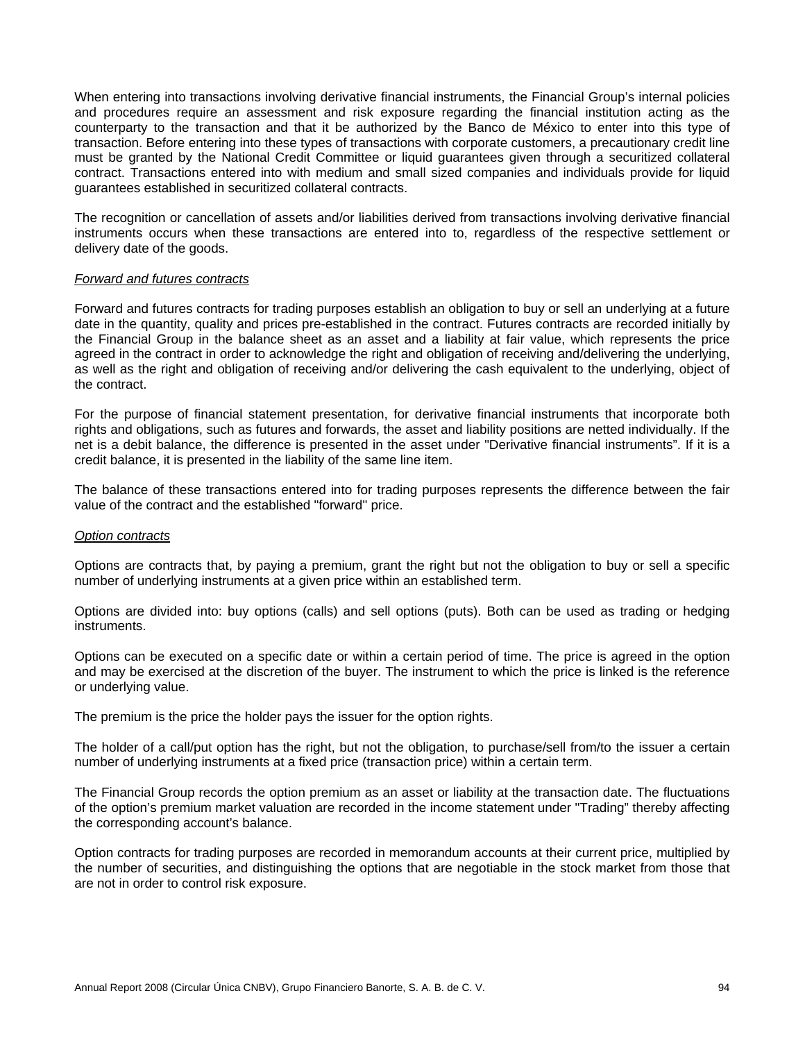When entering into transactions involving derivative financial instruments, the Financial Group's internal policies and procedures require an assessment and risk exposure regarding the financial institution acting as the counterparty to the transaction and that it be authorized by the Banco de México to enter into this type of transaction. Before entering into these types of transactions with corporate customers, a precautionary credit line must be granted by the National Credit Committee or liquid guarantees given through a securitized collateral contract. Transactions entered into with medium and small sized companies and individuals provide for liquid guarantees established in securitized collateral contracts.

The recognition or cancellation of assets and/or liabilities derived from transactions involving derivative financial instruments occurs when these transactions are entered into to, regardless of the respective settlement or delivery date of the goods.

*Forward and futures contracts*

Forward and futures contracts for trading purposes establish an obligation to buy or sell an underlying at a future date in the quantity, quality and prices pre-established in the contract. Futures contracts are recorded initially by the Financial Group in the balance sheet as an asset and a liability at fair value, which represents the price agreed in the contract in order to acknowledge the right and obligation of receiving and/delivering the underlying, as well as the right and obligation of receiving and/or delivering the cash equivalent to the underlying, object of the contract.

For the purpose of financial statement presentation, for derivative financial instruments that incorporate both rights and obligations, such as futures and forwards, the asset and liability positions are netted individually. If the net is a debit balance, the difference is presented in the asset under "Derivative financial instruments". If it is a credit balance, it is presented in the liability of the same line item.

The balance of these transactions entered into for trading purposes represents the difference between the fair value of the contract and the established "forward" price.

*Option contracts*

Options are contracts that, by paying a premium, grant the right but not the obligation to buy or sell a specific number of underlying instruments at a given price within an established term.

Options are divided into: buy options (calls) and sell options (puts). Both can be used as trading or hedging instruments.

Options can be executed on a specific date or within a certain period of time. The price is agreed in the option and may be exercised at the discretion of the buyer. The instrument to which the price is linked is the reference or underlying value.

The premium is the price the holder pays the issuer for the option rights.

The holder of a call/put option has the right, but not the obligation, to purchase/sell from/to the issuer a certain number of underlying instruments at a fixed price (transaction price) within a certain term.

The Financial Group records the option premium as an asset or liability at the transaction date. The fluctuations of the option's premium market valuation are recorded in the income statement under "Trading" thereby affecting the corresponding account's balance.

Option contracts for trading purposes are recorded in memorandum accounts at their current price, multiplied by the number of securities, and distinguishing the options that are negotiable in the stock market from those that are not in order to control risk exposure.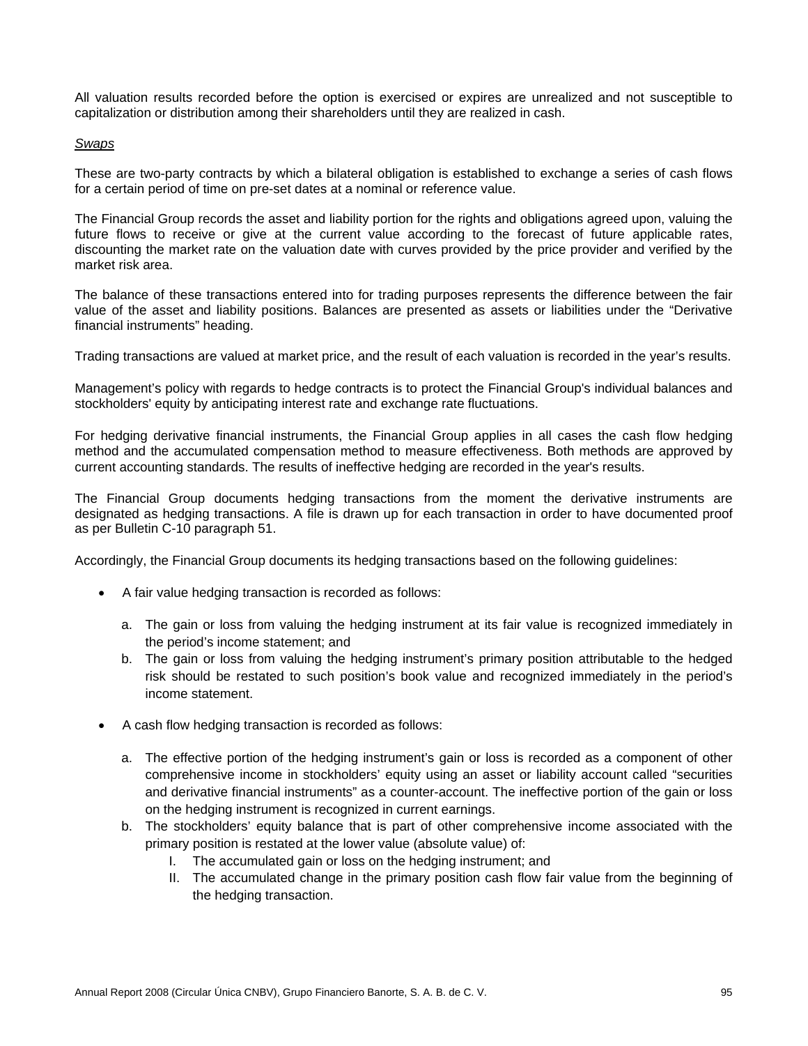All valuation results recorded before the option is exercised or expires are unrealized and not susceptible to capitalization or distribution among their shareholders until they are realized in cash.

*Swaps*

These are two-party contracts by which a bilateral obligation is established to exchange a series of cash flows for a certain period of time on pre-set dates at a nominal or reference value.

The Financial Group records the asset and liability portion for the rights and obligations agreed upon, valuing the future flows to receive or give at the current value according to the forecast of future applicable rates, discounting the market rate on the valuation date with curves provided by the price provider and verified by the market risk area.

The balance of these transactions entered into for trading purposes represents the difference between the fair value of the asset and liability positions. Balances are presented as assets or liabilities under the "Derivative financial instruments" heading.

Trading transactions are valued at market price, and the result of each valuation is recorded in the year's results.

Management's policy with regards to hedge contracts is to protect the Financial Group's individual balances and stockholders' equity by anticipating interest rate and exchange rate fluctuations.

For hedging derivative financial instruments, the Financial Group applies in all cases the cash flow hedging method and the accumulated compensation method to measure effectiveness. Both methods are approved by current accounting standards. The results of ineffective hedging are recorded in the year's results.

The Financial Group documents hedging transactions from the moment the derivative instruments are designated as hedging transactions. A file is drawn up for each transaction in order to have documented proof as per Bulletin C-10 paragraph 51.

Accordingly, the Financial Group documents its hedging transactions based on the following guidelines:

- A fair value hedging transaction is recorded as follows:
  a. The gain or loss from valuing the hedging instrument at its fair value is recognized immediately in the period's income statement; and
  b. The gain or loss from valuing the hedging instrument's primary position attributable to the hedged risk should be restated to such position's book value and recognized immediately in the period's income statement.

- A cash flow hedging transaction is recorded as follows:
  a. The effective portion of the hedging instrument's gain or loss is recorded as a component of other comprehensive income in stockholders' equity using an asset or liability account called "securities and derivative financial instruments" as a counter-account. The ineffective portion of the gain or loss on the hedging instrument is recognized in current earnings.
  b. The stockholders' equity balance that is part of other comprehensive income associated with the primary position is restated at the lower value (absolute value) of:
     I. The accumulated gain or loss on the hedging instrument; and
     II. The accumulated change in the primary position cash flow fair value from the beginning of the hedging transaction.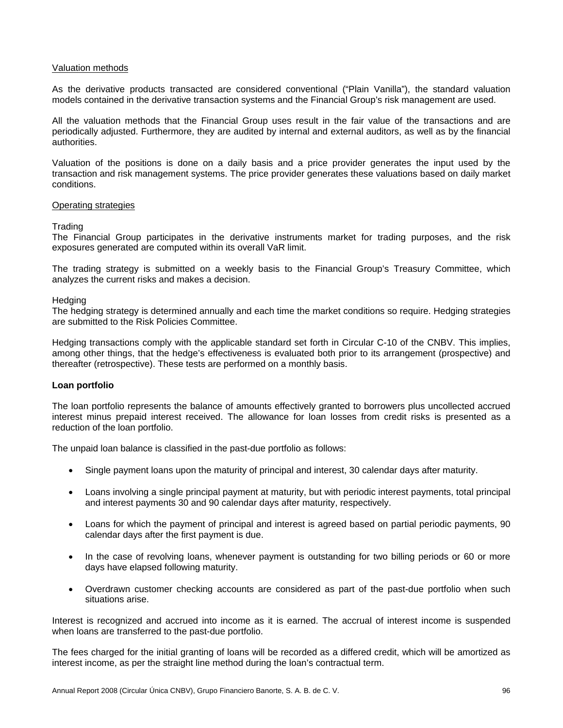Valuation methods

As the derivative products transacted are considered conventional ("Plain Vanilla"), the standard valuation models contained in the derivative transaction systems and the Financial Group's risk management are used.

All the valuation methods that the Financial Group uses result in the fair value of the transactions and are periodically adjusted. Furthermore, they are audited by internal and external auditors, as well as by the financial authorities.

Valuation of the positions is done on a daily basis and a price provider generates the input used by the transaction and risk management systems. The price provider generates these valuations based on daily market conditions.

Operating strategies

Trading
The Financial Group participates in the derivative instruments market for trading purposes, and the risk exposures generated are computed within its overall VaR limit.

The trading strategy is submitted on a weekly basis to the Financial Group's Treasury Committee, which analyzes the current risks and makes a decision.

Hedging
The hedging strategy is determined annually and each time the market conditions so require. Hedging strategies are submitted to the Risk Policies Committee.

Hedging transactions comply with the applicable standard set forth in Circular C-10 of the CNBV. This implies, among other things, that the hedge's effectiveness is evaluated both prior to its arrangement (prospective) and thereafter (retrospective). These tests are performed on a monthly basis.

**Loan portfolio**

The loan portfolio represents the balance of amounts effectively granted to borrowers plus uncollected accrued interest minus prepaid interest received. The allowance for loan losses from credit risks is presented as a reduction of the loan portfolio.

The unpaid loan balance is classified in the past-due portfolio as follows:

- Single payment loans upon the maturity of principal and interest, 30 calendar days after maturity.
- Loans involving a single principal payment at maturity, but with periodic interest payments, total principal and interest payments 30 and 90 calendar days after maturity, respectively.
- Loans for which the payment of principal and interest is agreed based on partial periodic payments, 90 calendar days after the first payment is due.
- In the case of revolving loans, whenever payment is outstanding for two billing periods or 60 or more days have elapsed following maturity.
- Overdrawn customer checking accounts are considered as part of the past-due portfolio when such situations arise.

Interest is recognized and accrued into income as it is earned. The accrual of interest income is suspended when loans are transferred to the past-due portfolio.

The fees charged for the initial granting of loans will be recorded as a differed credit, which will be amortized as interest income, as per the straight line method during the loan's contractual term.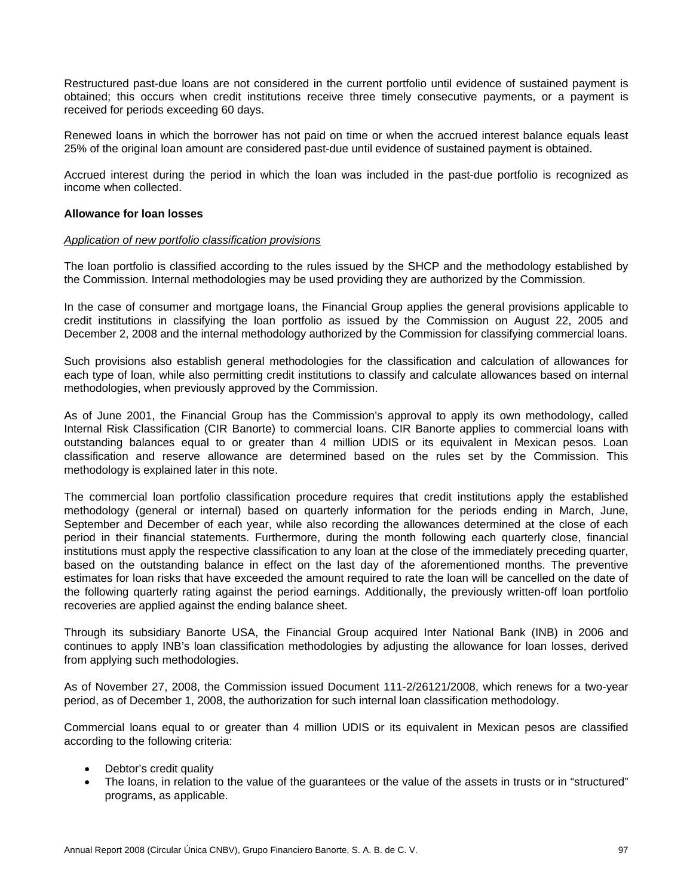Restructured past-due loans are not considered in the current portfolio until evidence of sustained payment is obtained; this occurs when credit institutions receive three timely consecutive payments, or a payment is received for periods exceeding 60 days.

Renewed loans in which the borrower has not paid on time or when the accrued interest balance equals least 25% of the original loan amount are considered past-due until evidence of sustained payment is obtained.

Accrued interest during the period in which the loan was included in the past-due portfolio is recognized as income when collected.

**Allowance for loan losses**

*Application of new portfolio classification provisions*

The loan portfolio is classified according to the rules issued by the SHCP and the methodology established by the Commission. Internal methodologies may be used providing they are authorized by the Commission.

In the case of consumer and mortgage loans, the Financial Group applies the general provisions applicable to credit institutions in classifying the loan portfolio as issued by the Commission on August 22, 2005 and December 2, 2008 and the internal methodology authorized by the Commission for classifying commercial loans.

Such provisions also establish general methodologies for the classification and calculation of allowances for each type of loan, while also permitting credit institutions to classify and calculate allowances based on internal methodologies, when previously approved by the Commission.

As of June 2001, the Financial Group has the Commission's approval to apply its own methodology, called Internal Risk Classification (CIR Banorte) to commercial loans. CIR Banorte applies to commercial loans with outstanding balances equal to or greater than 4 million UDIS or its equivalent in Mexican pesos. Loan classification and reserve allowance are determined based on the rules set by the Commission. This methodology is explained later in this note.

The commercial loan portfolio classification procedure requires that credit institutions apply the established methodology (general or internal) based on quarterly information for the periods ending in March, June, September and December of each year, while also recording the allowances determined at the close of each period in their financial statements. Furthermore, during the month following each quarterly close, financial institutions must apply the respective classification to any loan at the close of the immediately preceding quarter, based on the outstanding balance in effect on the last day of the aforementioned months. The preventive estimates for loan risks that have exceeded the amount required to rate the loan will be cancelled on the date of the following quarterly rating against the period earnings. Additionally, the previously written-off loan portfolio recoveries are applied against the ending balance sheet.

Through its subsidiary Banorte USA, the Financial Group acquired Inter National Bank (INB) in 2006 and continues to apply INB's loan classification methodologies by adjusting the allowance for loan losses, derived from applying such methodologies.

As of November 27, 2008, the Commission issued Document 111-2/26121/2008, which renews for a two-year period, as of December 1, 2008, the authorization for such internal loan classification methodology.

Commercial loans equal to or greater than 4 million UDIS or its equivalent in Mexican pesos are classified according to the following criteria:

- Debtor's credit quality
- The loans, in relation to the value of the guarantees or the value of the assets in trusts or in "structured" programs, as applicable.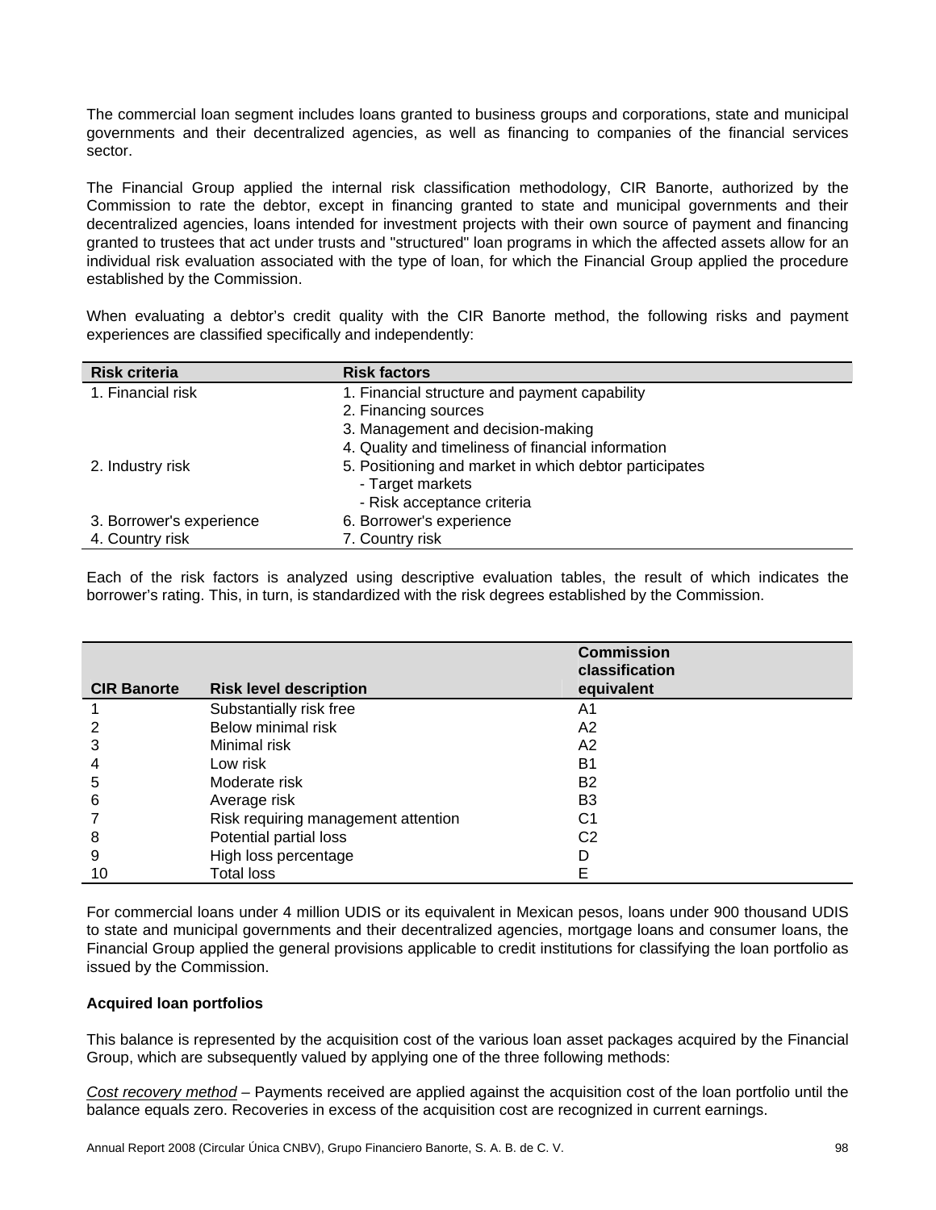The commercial loan segment includes loans granted to business groups and corporations, state and municipal governments and their decentralized agencies, as well as financing to companies of the financial services sector.

The Financial Group applied the internal risk classification methodology, CIR Banorte, authorized by the Commission to rate the debtor, except in financing granted to state and municipal governments and their decentralized agencies, loans intended for investment projects with their own source of payment and financing granted to trustees that act under trusts and "structured" loan programs in which the affected assets allow for an individual risk evaluation associated with the type of loan, for which the Financial Group applied the procedure established by the Commission.

When evaluating a debtor's credit quality with the CIR Banorte method, the following risks and payment experiences are classified specifically and independently:

| Risk criteria | Risk factors |
|---|---|
| 1. Financial risk | 1. Financial structure and payment capability |
| | 2. Financing sources |
| | 3. Management and decision-making |
| | 4. Quality and timeliness of financial information |
| 2. Industry risk | 5. Positioning and market in which debtor participates |
| | - Target markets |
| | - Risk acceptance criteria |
| 3. Borrower's experience | 6. Borrower's experience |
| 4. Country risk | 7. Country risk |

Each of the risk factors is analyzed using descriptive evaluation tables, the result of which indicates the borrower's rating. This, in turn, is standardized with the risk degrees established by the Commission.

| CIR Banorte | Risk level description | Commission classification equivalent |
|---|---|---|
| 1 | Substantially risk free | A1 |
| 2 | Below minimal risk | A2 |
| 3 | Minimal risk | A2 |
| 4 | Low risk | B1 |
| 5 | Moderate risk | B2 |
| 6 | Average risk | B3 |
| 7 | Risk requiring management attention | C1 |
| 8 | Potential partial loss | C2 |
| 9 | High loss percentage | D |
| 10 | Total loss | E |

For commercial loans under 4 million UDIS or its equivalent in Mexican pesos, loans under 900 thousand UDIS to state and municipal governments and their decentralized agencies, mortgage loans and consumer loans, the Financial Group applied the general provisions applicable to credit institutions for classifying the loan portfolio as issued by the Commission.

**Acquired loan portfolios**

This balance is represented by the acquisition cost of the various loan asset packages acquired by the Financial Group, which are subsequently valued by applying one of the three following methods:

*Cost recovery method* – Payments received are applied against the acquisition cost of the loan portfolio until the balance equals zero. Recoveries in excess of the acquisition cost are recognized in current earnings.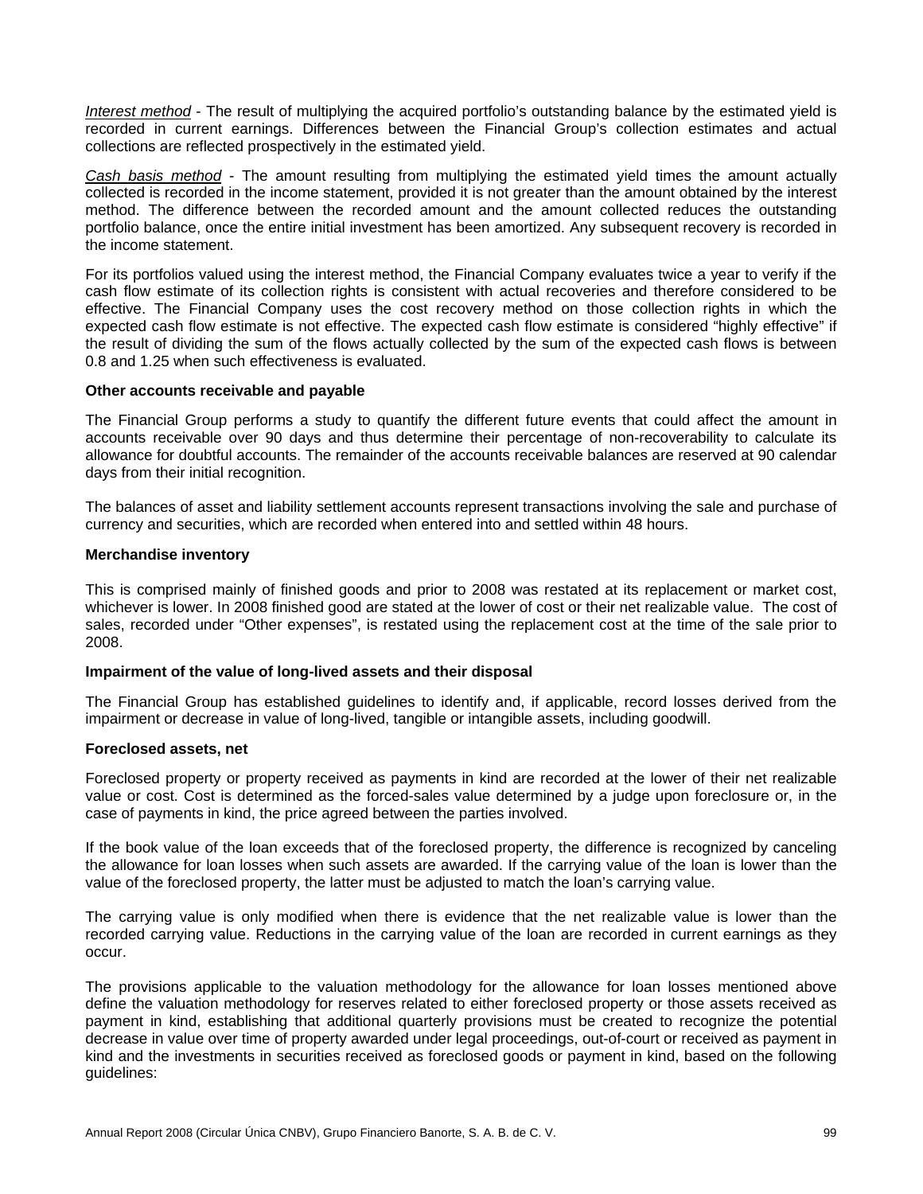*Interest method* - The result of multiplying the acquired portfolio's outstanding balance by the estimated yield is recorded in current earnings. Differences between the Financial Group's collection estimates and actual collections are reflected prospectively in the estimated yield.

*Cash basis method* - The amount resulting from multiplying the estimated yield times the amount actually collected is recorded in the income statement, provided it is not greater than the amount obtained by the interest method. The difference between the recorded amount and the amount collected reduces the outstanding portfolio balance, once the entire initial investment has been amortized. Any subsequent recovery is recorded in the income statement.

For its portfolios valued using the interest method, the Financial Company evaluates twice a year to verify if the cash flow estimate of its collection rights is consistent with actual recoveries and therefore considered to be effective. The Financial Company uses the cost recovery method on those collection rights in which the expected cash flow estimate is not effective. The expected cash flow estimate is considered "highly effective" if the result of dividing the sum of the flows actually collected by the sum of the expected cash flows is between 0.8 and 1.25 when such effectiveness is evaluated.

**Other accounts receivable and payable**

The Financial Group performs a study to quantify the different future events that could affect the amount in accounts receivable over 90 days and thus determine their percentage of non-recoverability to calculate its allowance for doubtful accounts. The remainder of the accounts receivable balances are reserved at 90 calendar days from their initial recognition.

The balances of asset and liability settlement accounts represent transactions involving the sale and purchase of currency and securities, which are recorded when entered into and settled within 48 hours.

**Merchandise inventory**

This is comprised mainly of finished goods and prior to 2008 was restated at its replacement or market cost, whichever is lower. In 2008 finished good are stated at the lower of cost or their net realizable value. The cost of sales, recorded under "Other expenses", is restated using the replacement cost at the time of the sale prior to 2008.

**Impairment of the value of long-lived assets and their disposal**

The Financial Group has established guidelines to identify and, if applicable, record losses derived from the impairment or decrease in value of long-lived, tangible or intangible assets, including goodwill.

**Foreclosed assets, net**

Foreclosed property or property received as payments in kind are recorded at the lower of their net realizable value or cost. Cost is determined as the forced-sales value determined by a judge upon foreclosure or, in the case of payments in kind, the price agreed between the parties involved.

If the book value of the loan exceeds that of the foreclosed property, the difference is recognized by canceling the allowance for loan losses when such assets are awarded. If the carrying value of the loan is lower than the value of the foreclosed property, the latter must be adjusted to match the loan's carrying value.

The carrying value is only modified when there is evidence that the net realizable value is lower than the recorded carrying value. Reductions in the carrying value of the loan are recorded in current earnings as they occur.

The provisions applicable to the valuation methodology for the allowance for loan losses mentioned above define the valuation methodology for reserves related to either foreclosed property or those assets received as payment in kind, establishing that additional quarterly provisions must be created to recognize the potential decrease in value over time of property awarded under legal proceedings, out-of-court or received as payment in kind and the investments in securities received as foreclosed goods or payment in kind, based on the following guidelines: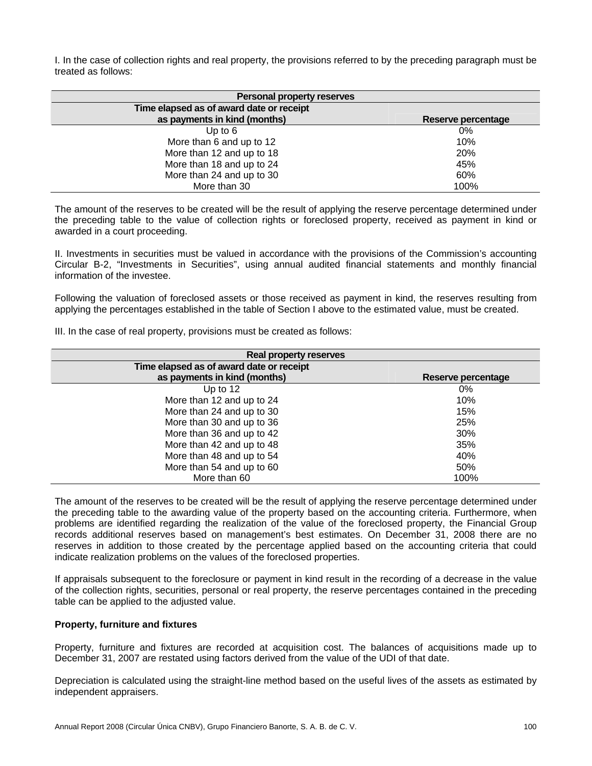I. In the case of collection rights and real property, the provisions referred to by the preceding paragraph must be treated as follows:

| Personal property reserves | |
|---|---|
| Time elapsed as of award date or receipt as payments in kind (months) | Reserve percentage |
| Up to 6 | 0% |
| More than 6 and up to 12 | 10% |
| More than 12 and up to 18 | 20% |
| More than 18 and up to 24 | 45% |
| More than 24 and up to 30 | 60% |
| More than 30 | 100% |

The amount of the reserves to be created will be the result of applying the reserve percentage determined under the preceding table to the value of collection rights or foreclosed property, received as payment in kind or awarded in a court proceeding.

II. Investments in securities must be valued in accordance with the provisions of the Commission's accounting Circular B-2, "Investments in Securities", using annual audited financial statements and monthly financial information of the investee.

Following the valuation of foreclosed assets or those received as payment in kind, the reserves resulting from applying the percentages established in the table of Section I above to the estimated value, must be created.

III. In the case of real property, provisions must be created as follows:

| Real property reserves | |
|---|---|
| Time elapsed as of award date or receipt as payments in kind (months) | Reserve percentage |
| Up to 12 | 0% |
| More than 12 and up to 24 | 10% |
| More than 24 and up to 30 | 15% |
| More than 30 and up to 36 | 25% |
| More than 36 and up to 42 | 30% |
| More than 42 and up to 48 | 35% |
| More than 48 and up to 54 | 40% |
| More than 54 and up to 60 | 50% |
| More than 60 | 100% |

The amount of the reserves to be created will be the result of applying the reserve percentage determined under the preceding table to the awarding value of the property based on the accounting criteria. Furthermore, when problems are identified regarding the realization of the value of the foreclosed property, the Financial Group records additional reserves based on management's best estimates. On December 31, 2008 there are no reserves in addition to those created by the percentage applied based on the accounting criteria that could indicate realization problems on the values of the foreclosed properties.

If appraisals subsequent to the foreclosure or payment in kind result in the recording of a decrease in the value of the collection rights, securities, personal or real property, the reserve percentages contained in the preceding table can be applied to the adjusted value.

**Property, furniture and fixtures**

Property, furniture and fixtures are recorded at acquisition cost. The balances of acquisitions made up to December 31, 2007 are restated using factors derived from the value of the UDI of that date.

Depreciation is calculated using the straight-line method based on the useful lives of the assets as estimated by independent appraisers.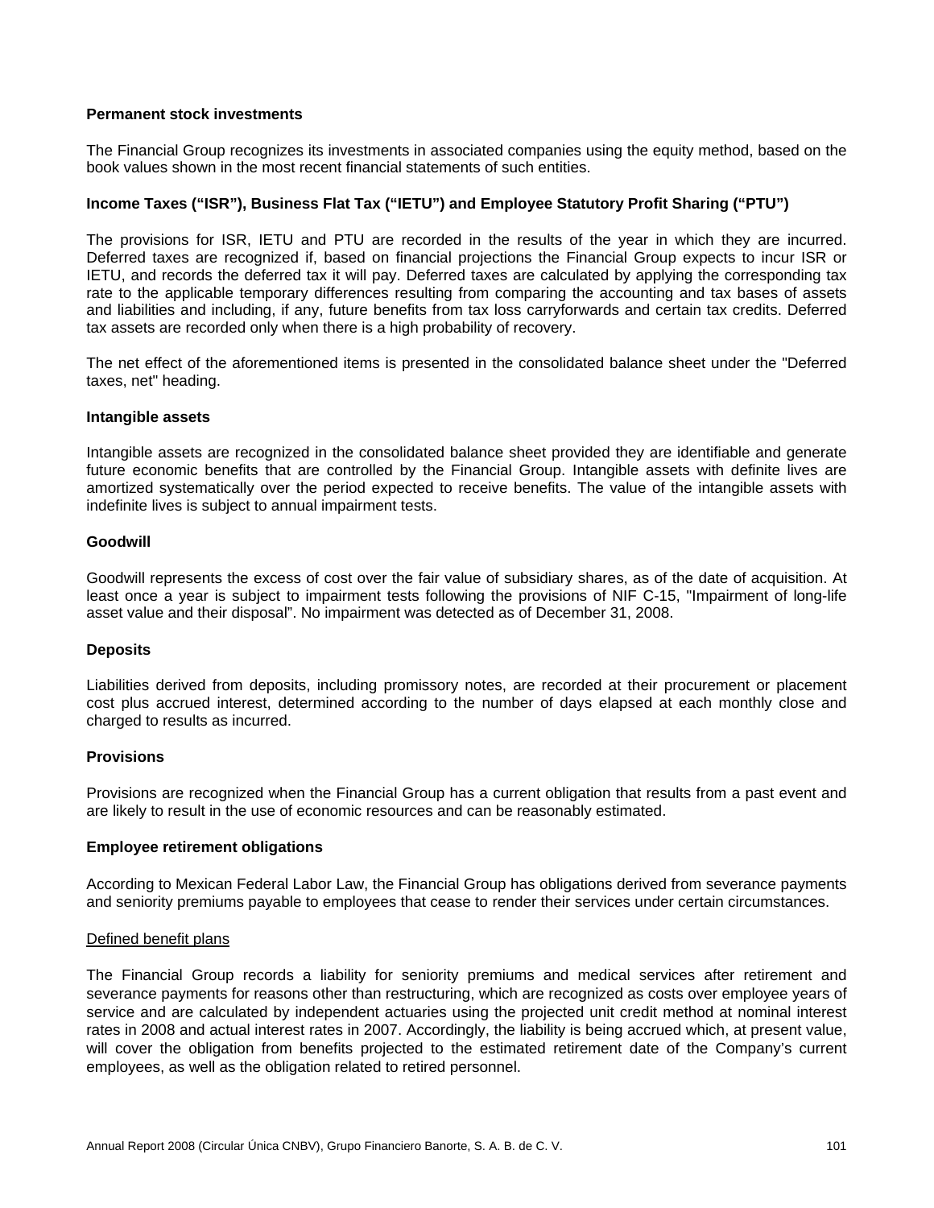**Permanent stock investments**

The Financial Group recognizes its investments in associated companies using the equity method, based on the book values shown in the most recent financial statements of such entities.

**Income Taxes ("ISR"), Business Flat Tax ("IETU") and Employee Statutory Profit Sharing ("PTU")**

The provisions for ISR, IETU and PTU are recorded in the results of the year in which they are incurred. Deferred taxes are recognized if, based on financial projections the Financial Group expects to incur ISR or IETU, and records the deferred tax it will pay. Deferred taxes are calculated by applying the corresponding tax rate to the applicable temporary differences resulting from comparing the accounting and tax bases of assets and liabilities and including, if any, future benefits from tax loss carryforwards and certain tax credits. Deferred tax assets are recorded only when there is a high probability of recovery.

The net effect of the aforementioned items is presented in the consolidated balance sheet under the "Deferred taxes, net" heading.

**Intangible assets**

Intangible assets are recognized in the consolidated balance sheet provided they are identifiable and generate future economic benefits that are controlled by the Financial Group. Intangible assets with definite lives are amortized systematically over the period expected to receive benefits. The value of the intangible assets with indefinite lives is subject to annual impairment tests.

**Goodwill**

Goodwill represents the excess of cost over the fair value of subsidiary shares, as of the date of acquisition. At least once a year is subject to impairment tests following the provisions of NIF C-15, "Impairment of long-life asset value and their disposal". No impairment was detected as of December 31, 2008.

**Deposits**

Liabilities derived from deposits, including promissory notes, are recorded at their procurement or placement cost plus accrued interest, determined according to the number of days elapsed at each monthly close and charged to results as incurred.

**Provisions**

Provisions are recognized when the Financial Group has a current obligation that results from a past event and are likely to result in the use of economic resources and can be reasonably estimated.

**Employee retirement obligations**

According to Mexican Federal Labor Law, the Financial Group has obligations derived from severance payments and seniority premiums payable to employees that cease to render their services under certain circumstances.

Defined benefit plans

The Financial Group records a liability for seniority premiums and medical services after retirement and severance payments for reasons other than restructuring, which are recognized as costs over employee years of service and are calculated by independent actuaries using the projected unit credit method at nominal interest rates in 2008 and actual interest rates in 2007. Accordingly, the liability is being accrued which, at present value, will cover the obligation from benefits projected to the estimated retirement date of the Company's current employees, as well as the obligation related to retired personnel.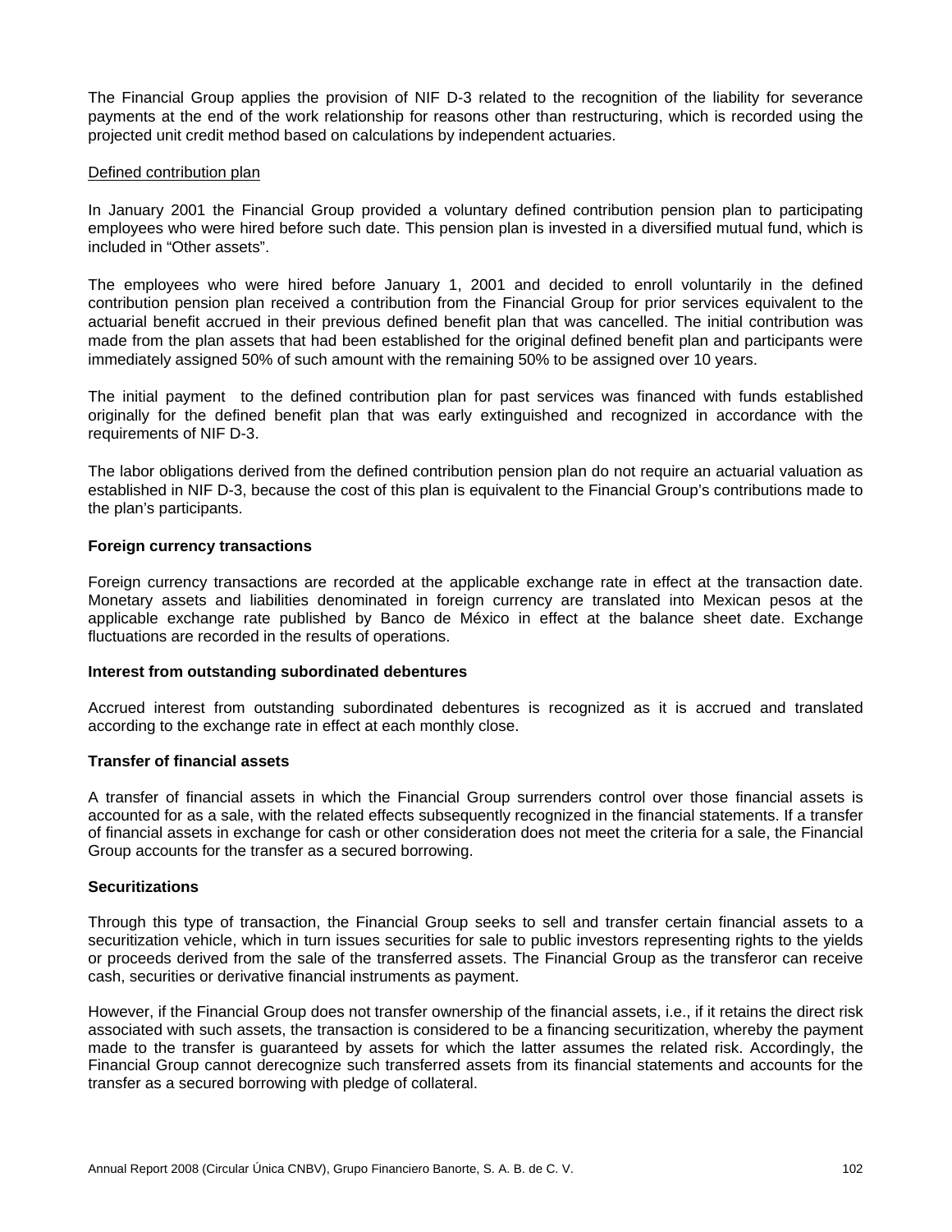The Financial Group applies the provision of NIF D-3 related to the recognition of the liability for severance payments at the end of the work relationship for reasons other than restructuring, which is recorded using the projected unit credit method based on calculations by independent actuaries.

Defined contribution plan

In January 2001 the Financial Group provided a voluntary defined contribution pension plan to participating employees who were hired before such date. This pension plan is invested in a diversified mutual fund, which is included in "Other assets".

The employees who were hired before January 1, 2001 and decided to enroll voluntarily in the defined contribution pension plan received a contribution from the Financial Group for prior services equivalent to the actuarial benefit accrued in their previous defined benefit plan that was cancelled. The initial contribution was made from the plan assets that had been established for the original defined benefit plan and participants were immediately assigned 50% of such amount with the remaining 50% to be assigned over 10 years.

The initial payment to the defined contribution plan for past services was financed with funds established originally for the defined benefit plan that was early extinguished and recognized in accordance with the requirements of NIF D-3.

The labor obligations derived from the defined contribution pension plan do not require an actuarial valuation as established in NIF D-3, because the cost of this plan is equivalent to the Financial Group's contributions made to the plan's participants.

**Foreign currency transactions**

Foreign currency transactions are recorded at the applicable exchange rate in effect at the transaction date. Monetary assets and liabilities denominated in foreign currency are translated into Mexican pesos at the applicable exchange rate published by Banco de México in effect at the balance sheet date. Exchange fluctuations are recorded in the results of operations.

**Interest from outstanding subordinated debentures**

Accrued interest from outstanding subordinated debentures is recognized as it is accrued and translated according to the exchange rate in effect at each monthly close.

**Transfer of financial assets**

A transfer of financial assets in which the Financial Group surrenders control over those financial assets is accounted for as a sale, with the related effects subsequently recognized in the financial statements. If a transfer of financial assets in exchange for cash or other consideration does not meet the criteria for a sale, the Financial Group accounts for the transfer as a secured borrowing.

**Securitizations**

Through this type of transaction, the Financial Group seeks to sell and transfer certain financial assets to a securitization vehicle, which in turn issues securities for sale to public investors representing rights to the yields or proceeds derived from the sale of the transferred assets. The Financial Group as the transferor can receive cash, securities or derivative financial instruments as payment.

However, if the Financial Group does not transfer ownership of the financial assets, i.e., if it retains the direct risk associated with such assets, the transaction is considered to be a financing securitization, whereby the payment made to the transfer is guaranteed by assets for which the latter assumes the related risk. Accordingly, the Financial Group cannot derecognize such transferred assets from its financial statements and accounts for the transfer as a secured borrowing with pledge of collateral.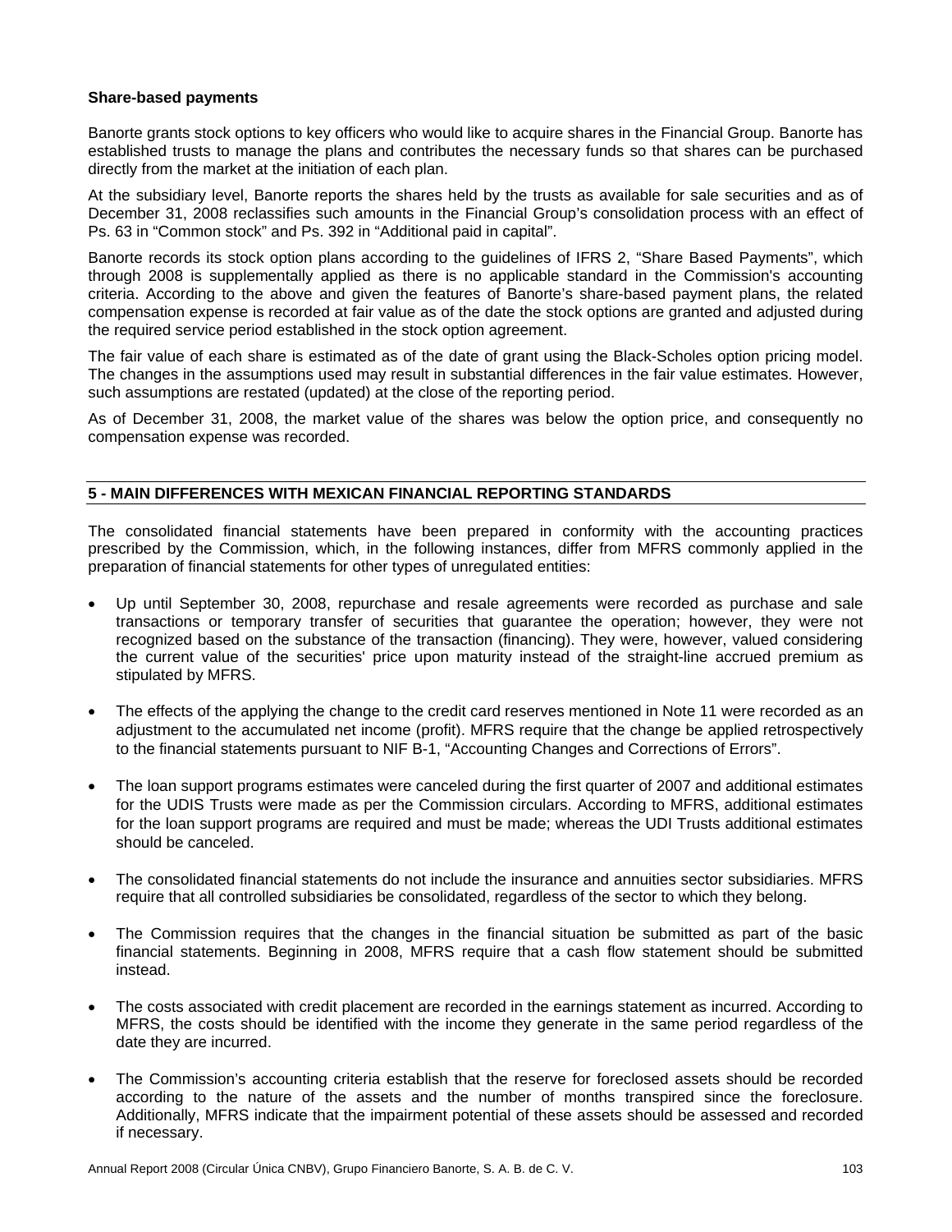**Share-based payments**

Banorte grants stock options to key officers who would like to acquire shares in the Financial Group. Banorte has established trusts to manage the plans and contributes the necessary funds so that shares can be purchased directly from the market at the initiation of each plan.

At the subsidiary level, Banorte reports the shares held by the trusts as available for sale securities and as of December 31, 2008 reclassifies such amounts in the Financial Group's consolidation process with an effect of Ps. 63 in "Common stock" and Ps. 392 in "Additional paid in capital".

Banorte records its stock option plans according to the guidelines of IFRS 2, "Share Based Payments", which through 2008 is supplementally applied as there is no applicable standard in the Commission's accounting criteria. According to the above and given the features of Banorte's share-based payment plans, the related compensation expense is recorded at fair value as of the date the stock options are granted and adjusted during the required service period established in the stock option agreement.

The fair value of each share is estimated as of the date of grant using the Black-Scholes option pricing model. The changes in the assumptions used may result in substantial differences in the fair value estimates. However, such assumptions are restated (updated) at the close of the reporting period.

As of December 31, 2008, the market value of the shares was below the option price, and consequently no compensation expense was recorded.

## 5 - MAIN DIFFERENCES WITH MEXICAN FINANCIAL REPORTING STANDARDS

The consolidated financial statements have been prepared in conformity with the accounting practices prescribed by the Commission, which, in the following instances, differ from MFRS commonly applied in the preparation of financial statements for other types of unregulated entities:

- Up until September 30, 2008, repurchase and resale agreements were recorded as purchase and sale transactions or temporary transfer of securities that guarantee the operation; however, they were not recognized based on the substance of the transaction (financing). They were, however, valued considering the current value of the securities' price upon maturity instead of the straight-line accrued premium as stipulated by MFRS.

- The effects of the applying the change to the credit card reserves mentioned in Note 11 were recorded as an adjustment to the accumulated net income (profit). MFRS require that the change be applied retrospectively to the financial statements pursuant to NIF B-1, "Accounting Changes and Corrections of Errors".

- The loan support programs estimates were canceled during the first quarter of 2007 and additional estimates for the UDIS Trusts were made as per the Commission circulars. According to MFRS, additional estimates for the loan support programs are required and must be made; whereas the UDI Trusts additional estimates should be canceled.

- The consolidated financial statements do not include the insurance and annuities sector subsidiaries. MFRS require that all controlled subsidiaries be consolidated, regardless of the sector to which they belong.

- The Commission requires that the changes in the financial situation be submitted as part of the basic financial statements. Beginning in 2008, MFRS require that a cash flow statement should be submitted instead.

- The costs associated with credit placement are recorded in the earnings statement as incurred. According to MFRS, the costs should be identified with the income they generate in the same period regardless of the date they are incurred.

- The Commission's accounting criteria establish that the reserve for foreclosed assets should be recorded according to the nature of the assets and the number of months transpired since the foreclosure. Additionally, MFRS indicate that the impairment potential of these assets should be assessed and recorded if necessary.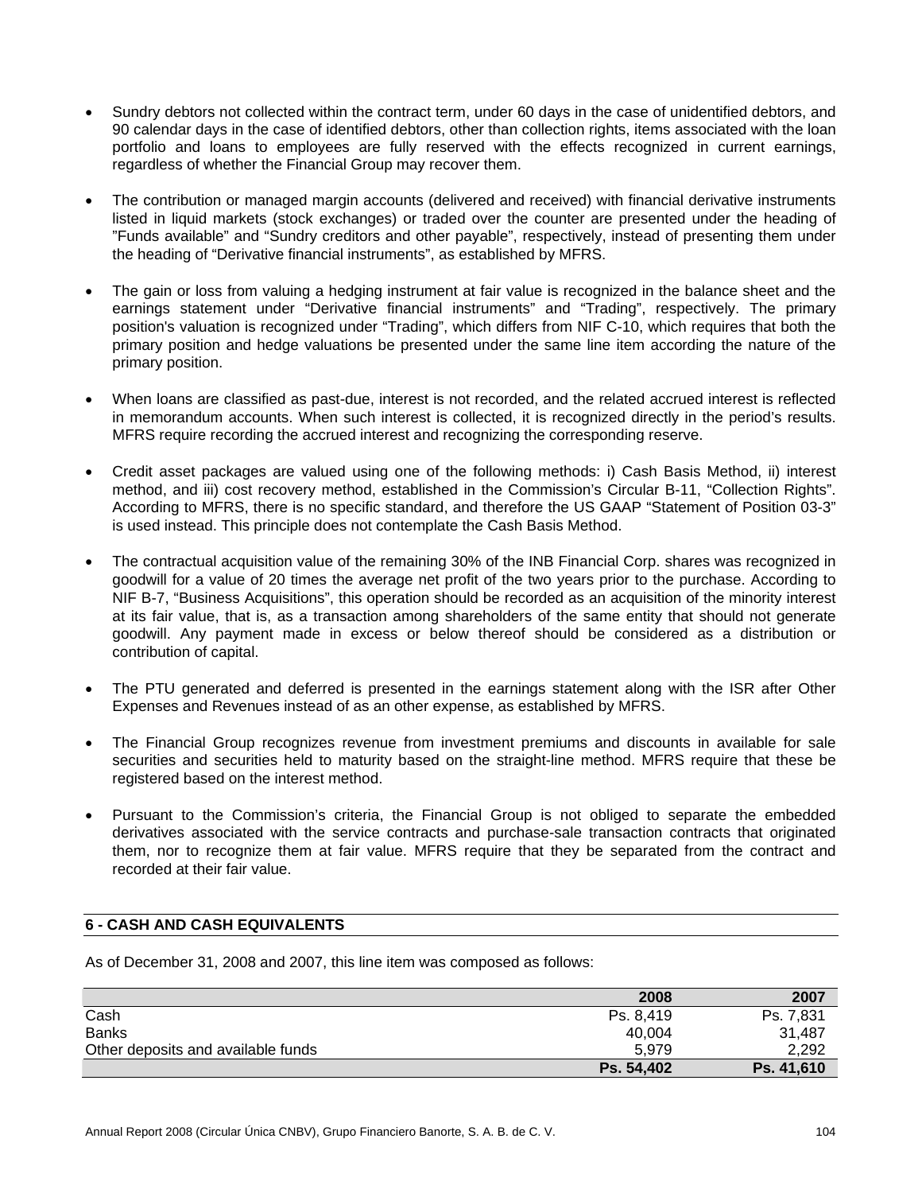- Sundry debtors not collected within the contract term, under 60 days in the case of unidentified debtors, and 90 calendar days in the case of identified debtors, other than collection rights, items associated with the loan portfolio and loans to employees are fully reserved with the effects recognized in current earnings, regardless of whether the Financial Group may recover them.

- The contribution or managed margin accounts (delivered and received) with financial derivative instruments listed in liquid markets (stock exchanges) or traded over the counter are presented under the heading of "Funds available" and "Sundry creditors and other payable", respectively, instead of presenting them under the heading of "Derivative financial instruments", as established by MFRS.

- The gain or loss from valuing a hedging instrument at fair value is recognized in the balance sheet and the earnings statement under "Derivative financial instruments" and "Trading", respectively. The primary position's valuation is recognized under "Trading", which differs from NIF C-10, which requires that both the primary position and hedge valuations be presented under the same line item according the nature of the primary position.

- When loans are classified as past-due, interest is not recorded, and the related accrued interest is reflected in memorandum accounts. When such interest is collected, it is recognized directly in the period's results. MFRS require recording the accrued interest and recognizing the corresponding reserve.

- Credit asset packages are valued using one of the following methods: i) Cash Basis Method, ii) interest method, and iii) cost recovery method, established in the Commission's Circular B-11, "Collection Rights". According to MFRS, there is no specific standard, and therefore the US GAAP "Statement of Position 03-3" is used instead. This principle does not contemplate the Cash Basis Method.

- The contractual acquisition value of the remaining 30% of the INB Financial Corp. shares was recognized in goodwill for a value of 20 times the average net profit of the two years prior to the purchase. According to NIF B-7, "Business Acquisitions", this operation should be recorded as an acquisition of the minority interest at its fair value, that is, as a transaction among shareholders of the same entity that should not generate goodwill. Any payment made in excess or below thereof should be considered as a distribution or contribution of capital.

- The PTU generated and deferred is presented in the earnings statement along with the ISR after Other Expenses and Revenues instead of as an other expense, as established by MFRS.

- The Financial Group recognizes revenue from investment premiums and discounts in available for sale securities and securities held to maturity based on the straight-line method. MFRS require that these be registered based on the interest method.

- Pursuant to the Commission's criteria, the Financial Group is not obliged to separate the embedded derivatives associated with the service contracts and purchase-sale transaction contracts that originated them, nor to recognize them at fair value. MFRS require that they be separated from the contract and recorded at their fair value.

## 6 - CASH AND CASH EQUIVALENTS

As of December 31, 2008 and 2007, this line item was composed as follows:

| | 2008 | 2007 |
|---|---|---|
| Cash | Ps. 8,419 | Ps. 7,831 |
| Banks | 40,004 | 31,487 |
| Other deposits and available funds | 5,979 | 2,292 |
| | **Ps. 54,402** | **Ps. 41,610** |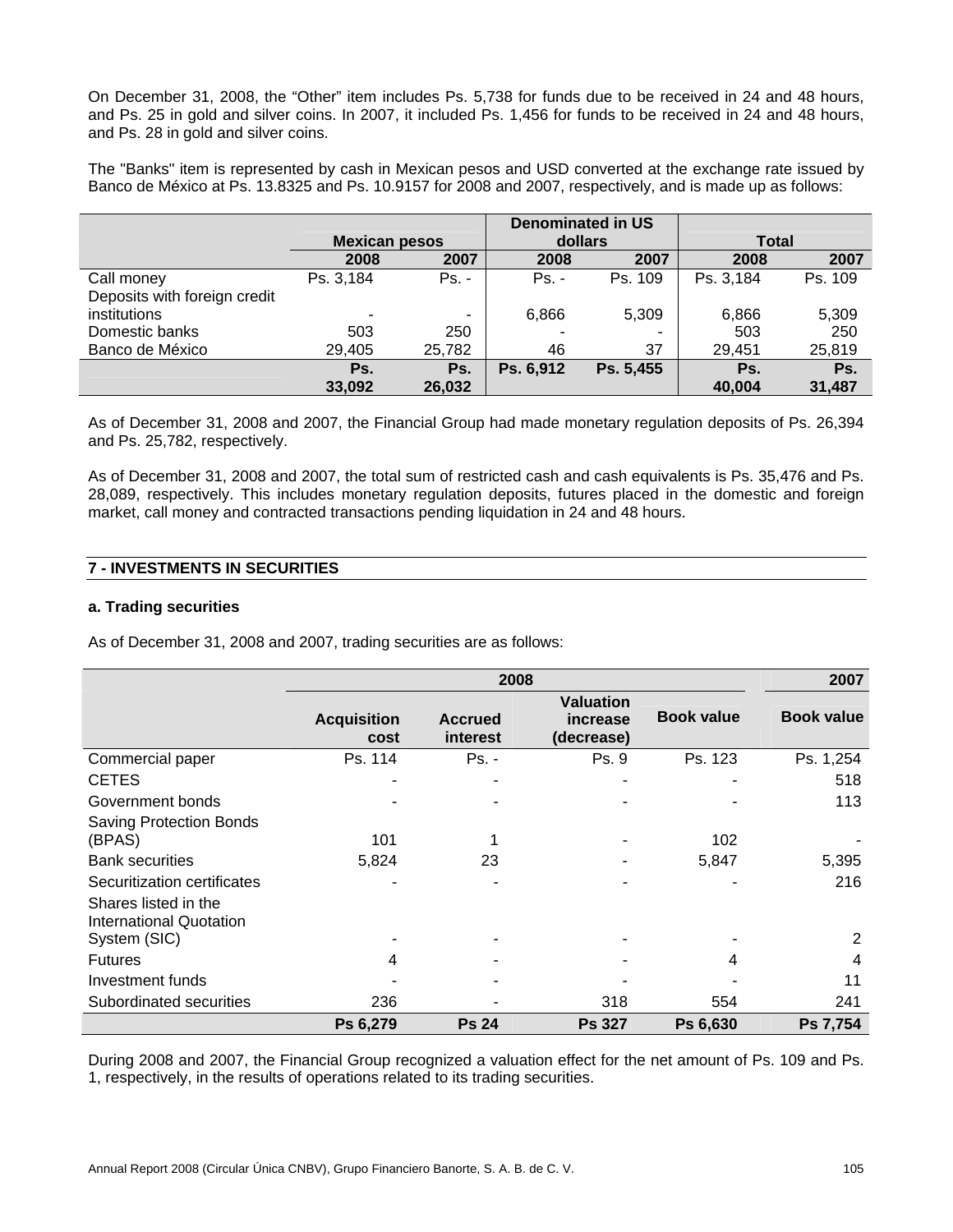On December 31, 2008, the "Other" item includes Ps. 5,738 for funds due to be received in 24 and 48 hours, and Ps. 25 in gold and silver coins. In 2007, it included Ps. 1,456 for funds to be received in 24 and 48 hours, and Ps. 28 in gold and silver coins.

The "Banks" item is represented by cash in Mexican pesos and USD converted at the exchange rate issued by Banco de México at Ps. 13.8325 and Ps. 10.9157 for 2008 and 2007, respectively, and is made up as follows:

| | Mexican pesos | | Denominated in US dollars | | Total | |
|---|---|---|---|---|---|---|
| | 2008 | 2007 | 2008 | 2007 | 2008 | 2007 |
| Call money | Ps. 3,184 | Ps. - | Ps. - | Ps. 109 | Ps. 3,184 | Ps. 109 |
| Deposits with foreign credit institutions | - | - | 6,866 | 5,309 | 6,866 | 5,309 |
| Domestic banks | 503 | 250 | - | - | 503 | 250 |
| Banco de México | 29,405 | 25,782 | 46 | 37 | 29,451 | 25,819 |
| | **Ps. 33,092** | **Ps. 26,032** | **Ps. 6,912** | **Ps. 5,455** | **Ps. 40,004** | **Ps. 31,487** |

As of December 31, 2008 and 2007, the Financial Group had made monetary regulation deposits of Ps. 26,394 and Ps. 25,782, respectively.

As of December 31, 2008 and 2007, the total sum of restricted cash and cash equivalents is Ps. 35,476 and Ps. 28,089, respectively. This includes monetary regulation deposits, futures placed in the domestic and foreign market, call money and contracted transactions pending liquidation in 24 and 48 hours.

## 7 - INVESTMENTS IN SECURITIES

### a. Trading securities

As of December 31, 2008 and 2007, trading securities are as follows:

| | 2008 | | | | 2007 |
|---|---|---|---|---|---|
| | Acquisition cost | Accrued interest | Valuation increase (decrease) | Book value | Book value |
| Commercial paper | Ps. 114 | Ps. - | Ps. 9 | Ps. 123 | Ps. 1,254 |
| CETES | - | - | - | - | 518 |
| Government bonds | - | - | - | - | 113 |
| Saving Protection Bonds (BPAS) | 101 | 1 | - | 102 | - |
| Bank securities | 5,824 | 23 | - | 5,847 | 5,395 |
| Securitization certificates | - | - | - | - | 216 |
| Shares listed in the International Quotation System (SIC) | - | - | - | - | 2 |
| Futures | 4 | - | - | 4 | 4 |
| Investment funds | - | - | - | - | 11 |
| Subordinated securities | 236 | - | 318 | 554 | 241 |
| | **Ps 6,279** | **Ps 24** | **Ps 327** | **Ps 6,630** | **Ps 7,754** |

During 2008 and 2007, the Financial Group recognized a valuation effect for the net amount of Ps. 109 and Ps. 1, respectively, in the results of operations related to its trading securities.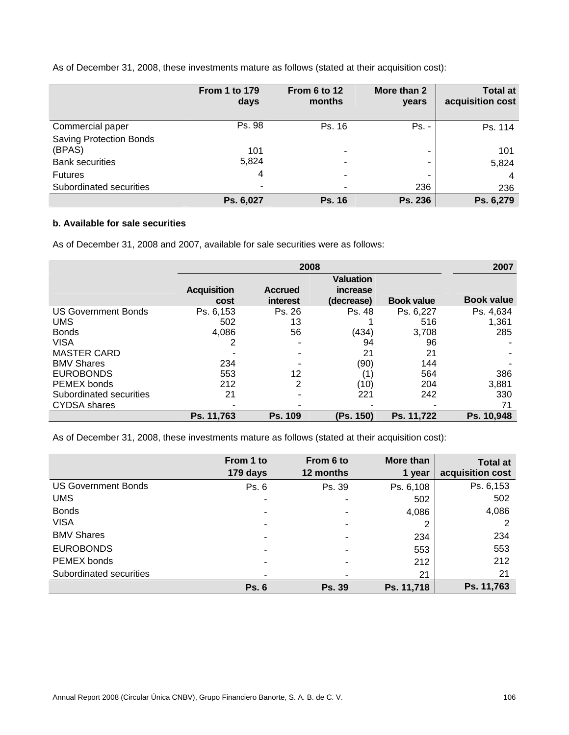As of December 31, 2008, these investments mature as follows (stated at their acquisition cost):

| | From 1 to 179 days | From 6 to 12 months | More than 2 years | Total at acquisition cost |
|---|---|---|---|---|
| Commercial paper | Ps. 98 | Ps. 16 | Ps. - | Ps. 114 |
| Saving Protection Bonds (BPAS) | 101 | - | - | 101 |
| Bank securities | 5,824 | - | - | 5,824 |
| Futures | 4 | - | - | 4 |
| Subordinated securities | - | - | 236 | 236 |
| | **Ps. 6,027** | **Ps. 16** | **Ps. 236** | **Ps. 6,279** |

**b. Available for sale securities**

As of December 31, 2008 and 2007, available for sale securities were as follows:

| | 2008 | | | | 2007 |
|---|---|---|---|---|---|
| | Acquisition cost | Accrued interest | Valuation increase (decrease) | Book value | Book value |
| US Government Bonds | Ps. 6,153 | Ps. 26 | Ps. 48 | Ps. 6,227 | Ps. 4,634 |
| UMS | 502 | 13 | 1 | 516 | 1,361 |
| Bonds | 4,086 | 56 | (434) | 3,708 | 285 |
| VISA | 2 | - | 94 | 96 | - |
| MASTER CARD | - | - | 21 | 21 | - |
| BMV Shares | 234 | - | (90) | 144 | - |
| EUROBONDS | 553 | 12 | (1) | 564 | 386 |
| PEMEX bonds | 212 | 2 | (10) | 204 | 3,881 |
| Subordinated securities | 21 | - | 221 | 242 | 330 |
| CYDSA shares | - | - | - | - | 71 |
| | **Ps. 11,763** | **Ps. 109** | **(Ps. 150)** | **Ps. 11,722** | **Ps. 10,948** |

As of December 31, 2008, these investments mature as follows (stated at their acquisition cost):

| | From 1 to 179 days | From 6 to 12 months | More than 1 year | Total at acquisition cost |
|---|---|---|---|---|
| US Government Bonds | Ps. 6 | Ps. 39 | Ps. 6,108 | Ps. 6,153 |
| UMS | - | - | 502 | 502 |
| Bonds | - | - | 4,086 | 4,086 |
| VISA | - | - | 2 | 2 |
| BMV Shares | - | - | 234 | 234 |
| EUROBONDS | - | - | 553 | 553 |
| PEMEX bonds | - | - | 212 | 212 |
| Subordinated securities | - | - | 21 | 21 |
| | **Ps. 6** | **Ps. 39** | **Ps. 11,718** | **Ps. 11,763** |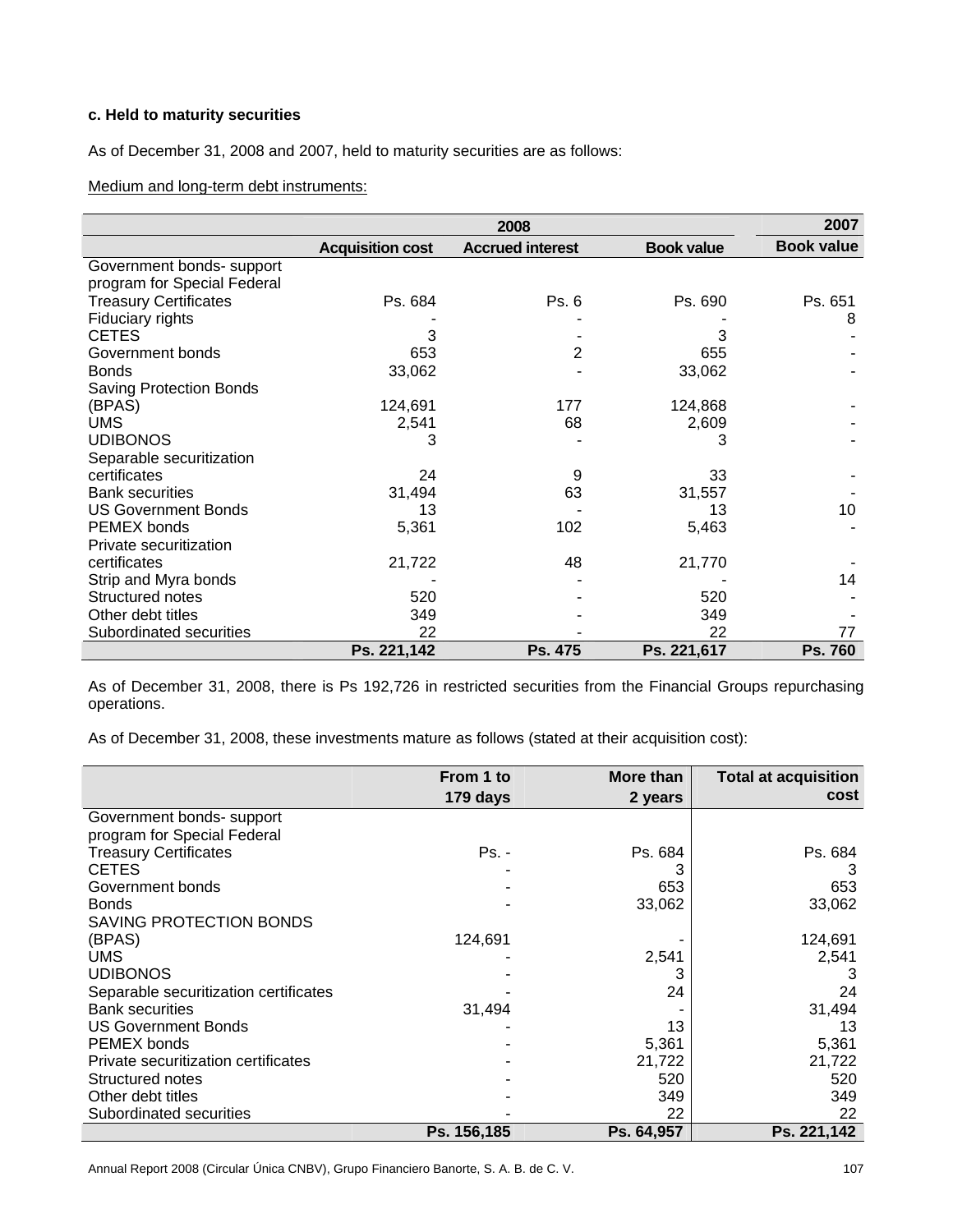**c. Held to maturity securities**

As of December 31, 2008 and 2007, held to maturity securities are as follows:

Medium and long-term debt instruments:

| | 2008 | | | 2007 |
|---|---|---|---|---|
| | **Acquisition cost** | **Accrued interest** | **Book value** | **Book value** |
| Government bonds- support program for Special Federal Treasury Certificates | Ps. 684 | Ps. 6 | Ps. 690 | Ps. 651 |
| Fiduciary rights | - | - | - | 8 |
| CETES | 3 | - | 3 | - |
| Government bonds | 653 | 2 | 655 | - |
| Bonds | 33,062 | - | 33,062 | - |
| Saving Protection Bonds (BPAS) | 124,691 | 177 | 124,868 | - |
| UMS | 2,541 | 68 | 2,609 | - |
| UDIBONOS | 3 | - | 3 | - |
| Separable securitization certificates | 24 | 9 | 33 | - |
| Bank securities | 31,494 | 63 | 31,557 | - |
| US Government Bonds | 13 | - | 13 | 10 |
| PEMEX bonds | 5,361 | 102 | 5,463 | - |
| Private securitization certificates | 21,722 | 48 | 21,770 | - |
| Strip and Myra bonds | - | - | - | 14 |
| Structured notes | 520 | - | 520 | - |
| Other debt titles | 349 | - | 349 | - |
| Subordinated securities | 22 | - | 22 | 77 |
| | **Ps. 221,142** | **Ps. 475** | **Ps. 221,617** | **Ps. 760** |

As of December 31, 2008, there is Ps 192,726 in restricted securities from the Financial Groups repurchasing operations.

As of December 31, 2008, these investments mature as follows (stated at their acquisition cost):

| | **From 1 to 179 days** | **More than 2 years** | **Total at acquisition cost** |
|---|---|---|---|
| Government bonds- support program for Special Federal Treasury Certificates | Ps. - | Ps. 684 | Ps. 684 |
| CETES | - | 3 | 3 |
| Government bonds | - | 653 | 653 |
| Bonds | - | 33,062 | 33,062 |
| SAVING PROTECTION BONDS (BPAS) | 124,691 | - | 124,691 |
| UMS | - | 2,541 | 2,541 |
| UDIBONOS | - | 3 | 3 |
| Separable securitization certificates | - | 24 | 24 |
| Bank securities | 31,494 | - | 31,494 |
| US Government Bonds | - | 13 | 13 |
| PEMEX bonds | - | 5,361 | 5,361 |
| Private securitization certificates | - | 21,722 | 21,722 |
| Structured notes | - | 520 | 520 |
| Other debt titles | - | 349 | 349 |
| Subordinated securities | - | 22 | 22 |
| | **Ps. 156,185** | **Ps. 64,957** | **Ps. 221,142** |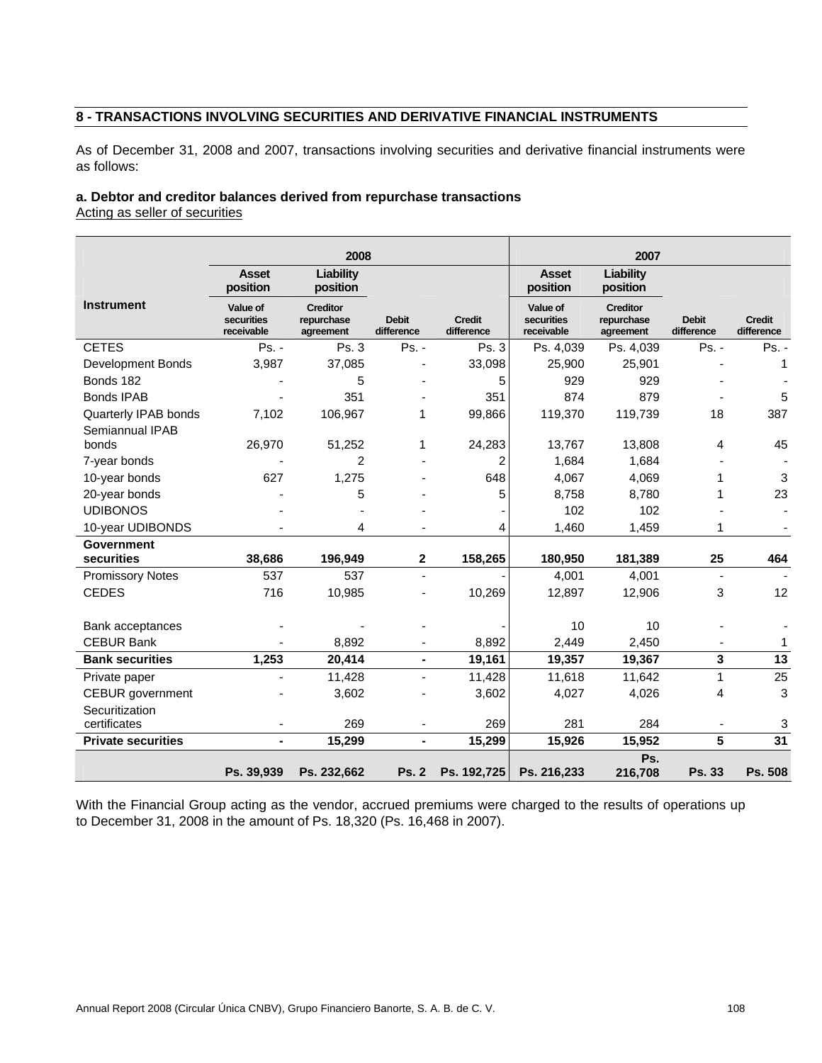## 8 - TRANSACTIONS INVOLVING SECURITIES AND DERIVATIVE FINANCIAL INSTRUMENTS

As of December 31, 2008 and 2007, transactions involving securities and derivative financial instruments were as follows:

**a. Debtor and creditor balances derived from repurchase transactions**

Acting as seller of securities

| Instrument | 2008 | | | | 2007 | | | |
|---|---|---|---|---|---|---|---|---|
| | Asset position | Liability position | | | Asset position | Liability position | | |
| | Value of securities receivable | Creditor repurchase agreement | Debit difference | Credit difference | Value of securities receivable | Creditor repurchase agreement | Debit difference | Credit difference |
| CETES | Ps. - | Ps. 3 | Ps. - | Ps. 3 | Ps. 4,039 | Ps. 4,039 | Ps. - | Ps. - |
| Development Bonds | 3,987 | 37,085 | - | 33,098 | 25,900 | 25,901 | - | 1 |
| Bonds 182 | - | 5 | - | 5 | 929 | 929 | - | - |
| Bonds IPAB | - | 351 | - | 351 | 874 | 879 | - | 5 |
| Quarterly IPAB bonds | 7,102 | 106,967 | 1 | 99,866 | 119,370 | 119,739 | 18 | 387 |
| Semiannual IPAB bonds | 26,970 | 51,252 | 1 | 24,283 | 13,767 | 13,808 | 4 | 45 |
| 7-year bonds | - | 2 | - | 2 | 1,684 | 1,684 | - | - |
| 10-year bonds | 627 | 1,275 | - | 648 | 4,067 | 4,069 | 1 | 3 |
| 20-year bonds | - | 5 | - | 5 | 8,758 | 8,780 | 1 | 23 |
| UDIBONOS | - | - | - | - | 102 | 102 | - | - |
| 10-year UDIBONDS | - | 4 | - | 4 | 1,460 | 1,459 | 1 | - |
| **Government securities** | **38,686** | **196,949** | **2** | **158,265** | **180,950** | **181,389** | **25** | **464** |
| Promissory Notes | 537 | 537 | - | - | 4,001 | 4,001 | - | - |
| CEDES | 716 | 10,985 | - | 10,269 | 12,897 | 12,906 | 3 | 12 |
| Bank acceptances | - | - | - | - | 10 | 10 | - | - |
| CEBUR Bank | - | 8,892 | - | 8,892 | 2,449 | 2,450 | - | 1 |
| **Bank securities** | **1,253** | **20,414** | **-** | **19,161** | **19,357** | **19,367** | **3** | **13** |
| Private paper | - | 11,428 | - | 11,428 | 11,618 | 11,642 | 1 | 25 |
| CEBUR government | - | 3,602 | - | 3,602 | 4,027 | 4,026 | 4 | 3 |
| Securitization certificates | - | 269 | - | 269 | 281 | 284 | - | 3 |
| **Private securities** | **-** | **15,299** | **-** | **15,299** | **15,926** | **15,952** | **5** | **31** |
| | **Ps. 39,939** | **Ps. 232,662** | **Ps. 2** | **Ps. 192,725** | **Ps. 216,233** | **Ps. 216,708** | **Ps. 33** | **Ps. 508** |

With the Financial Group acting as the vendor, accrued premiums were charged to the results of operations up to December 31, 2008 in the amount of Ps. 18,320 (Ps. 16,468 in 2007).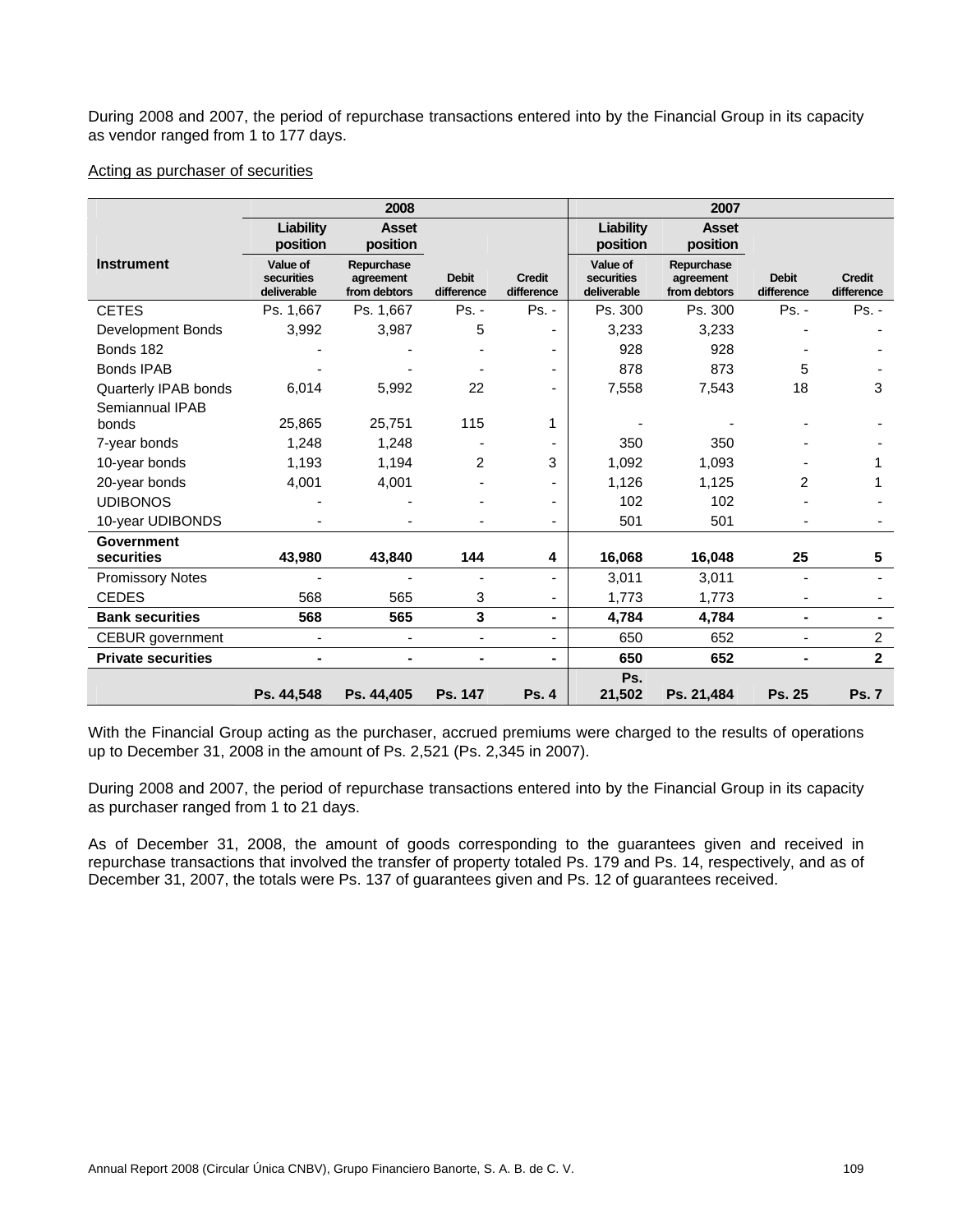During 2008 and 2007, the period of repurchase transactions entered into by the Financial Group in its capacity as vendor ranged from 1 to 177 days.

Acting as purchaser of securities

| | 2008 | | | | 2007 | | | |
|---|---|---|---|---|---|---|---|---|
| | Liability position | Asset position | | | Liability position | Asset position | | |
| Instrument | Value of securities deliverable | Repurchase agreement from debtors | Debit difference | Credit difference | Value of securities deliverable | Repurchase agreement from debtors | Debit difference | Credit difference |
| CETES | Ps. 1,667 | Ps. 1,667 | Ps. - | Ps. - | Ps. 300 | Ps. 300 | Ps. - | Ps. - |
| Development Bonds | 3,992 | 3,987 | 5 | - | 3,233 | 3,233 | - | - |
| Bonds 182 | - | - | - | - | 928 | 928 | - | - |
| Bonds IPAB | - | - | - | - | 878 | 873 | 5 | - |
| Quarterly IPAB bonds | 6,014 | 5,992 | 22 | - | 7,558 | 7,543 | 18 | 3 |
| Semiannual IPAB bonds | 25,865 | 25,751 | 115 | 1 | - | - | - | - |
| 7-year bonds | 1,248 | 1,248 | - | - | 350 | 350 | - | - |
| 10-year bonds | 1,193 | 1,194 | 2 | 3 | 1,092 | 1,093 | - | 1 |
| 20-year bonds | 4,001 | 4,001 | - | - | 1,126 | 1,125 | 2 | 1 |
| UDIBONOS | - | - | - | - | 102 | 102 | - | - |
| 10-year UDIBONDS | - | - | - | - | 501 | 501 | - | - |
| **Government securities** | **43,980** | **43,840** | **144** | **4** | **16,068** | **16,048** | **25** | **5** |
| Promissory Notes | - | - | - | - | 3,011 | 3,011 | - | - |
| CEDES | 568 | 565 | 3 | - | 1,773 | 1,773 | - | - |
| **Bank securities** | **568** | **565** | **3** | **-** | **4,784** | **4,784** | **-** | **-** |
| CEBUR government | - | - | - | - | 650 | 652 | - | 2 |
| **Private securities** | **-** | **-** | **-** | **-** | **650** | **652** | **-** | **2** |
| | **Ps. 44,548** | **Ps. 44,405** | **Ps. 147** | **Ps. 4** | **Ps. 21,502** | **Ps. 21,484** | **Ps. 25** | **Ps. 7** |

With the Financial Group acting as the purchaser, accrued premiums were charged to the results of operations up to December 31, 2008 in the amount of Ps. 2,521 (Ps. 2,345 in 2007).

During 2008 and 2007, the period of repurchase transactions entered into by the Financial Group in its capacity as purchaser ranged from 1 to 21 days.

As of December 31, 2008, the amount of goods corresponding to the guarantees given and received in repurchase transactions that involved the transfer of property totaled Ps. 179 and Ps. 14, respectively, and as of December 31, 2007, the totals were Ps. 137 of guarantees given and Ps. 12 of guarantees received.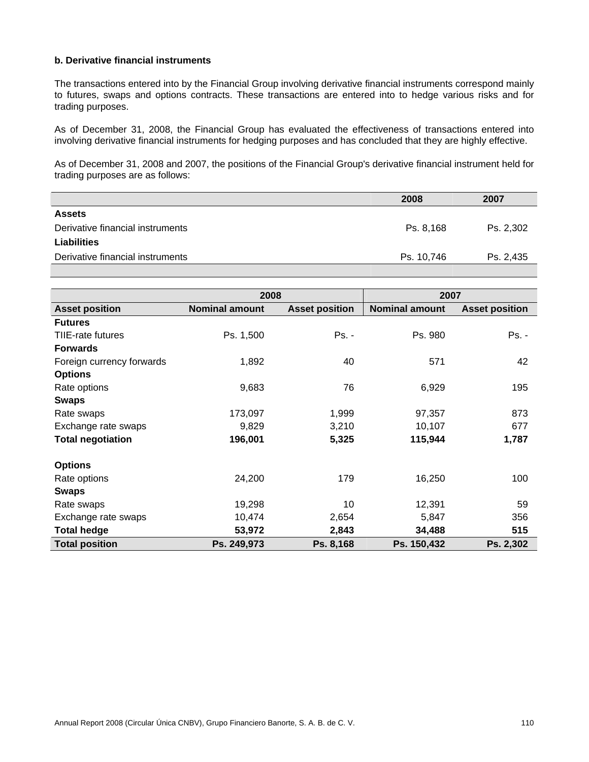**b. Derivative financial instruments**

The transactions entered into by the Financial Group involving derivative financial instruments correspond mainly to futures, swaps and options contracts. These transactions are entered into to hedge various risks and for trading purposes.

As of December 31, 2008, the Financial Group has evaluated the effectiveness of transactions entered into involving derivative financial instruments for hedging purposes and has concluded that they are highly effective.

As of December 31, 2008 and 2007, the positions of the Financial Group's derivative financial instrument held for trading purposes are as follows:

| | 2008 | 2007 |
|---|---|---|
| **Assets** | | |
| Derivative financial instruments | Ps. 8,168 | Ps. 2,302 |
| **Liabilities** | | |
| Derivative financial instruments | Ps. 10,746 | Ps. 2,435 |

| | 2008 | | 2007 | |
|---|---|---|---|---|
| **Asset position** | **Nominal amount** | **Asset position** | **Nominal amount** | **Asset position** |
| **Futures** | | | | |
| TIIE-rate futures | Ps. 1,500 | Ps. - | Ps. 980 | Ps. - |
| **Forwards** | | | | |
| Foreign currency forwards | 1,892 | 40 | 571 | 42 |
| **Options** | | | | |
| Rate options | 9,683 | 76 | 6,929 | 195 |
| **Swaps** | | | | |
| Rate swaps | 173,097 | 1,999 | 97,357 | 873 |
| Exchange rate swaps | 9,829 | 3,210 | 10,107 | 677 |
| **Total negotiation** | **196,001** | **5,325** | **115,944** | **1,787** |
| | | | | |
| **Options** | | | | |
| Rate options | 24,200 | 179 | 16,250 | 100 |
| **Swaps** | | | | |
| Rate swaps | 19,298 | 10 | 12,391 | 59 |
| Exchange rate swaps | 10,474 | 2,654 | 5,847 | 356 |
| **Total hedge** | **53,972** | **2,843** | **34,488** | **515** |
| **Total position** | **Ps. 249,973** | **Ps. 8,168** | **Ps. 150,432** | **Ps. 2,302** |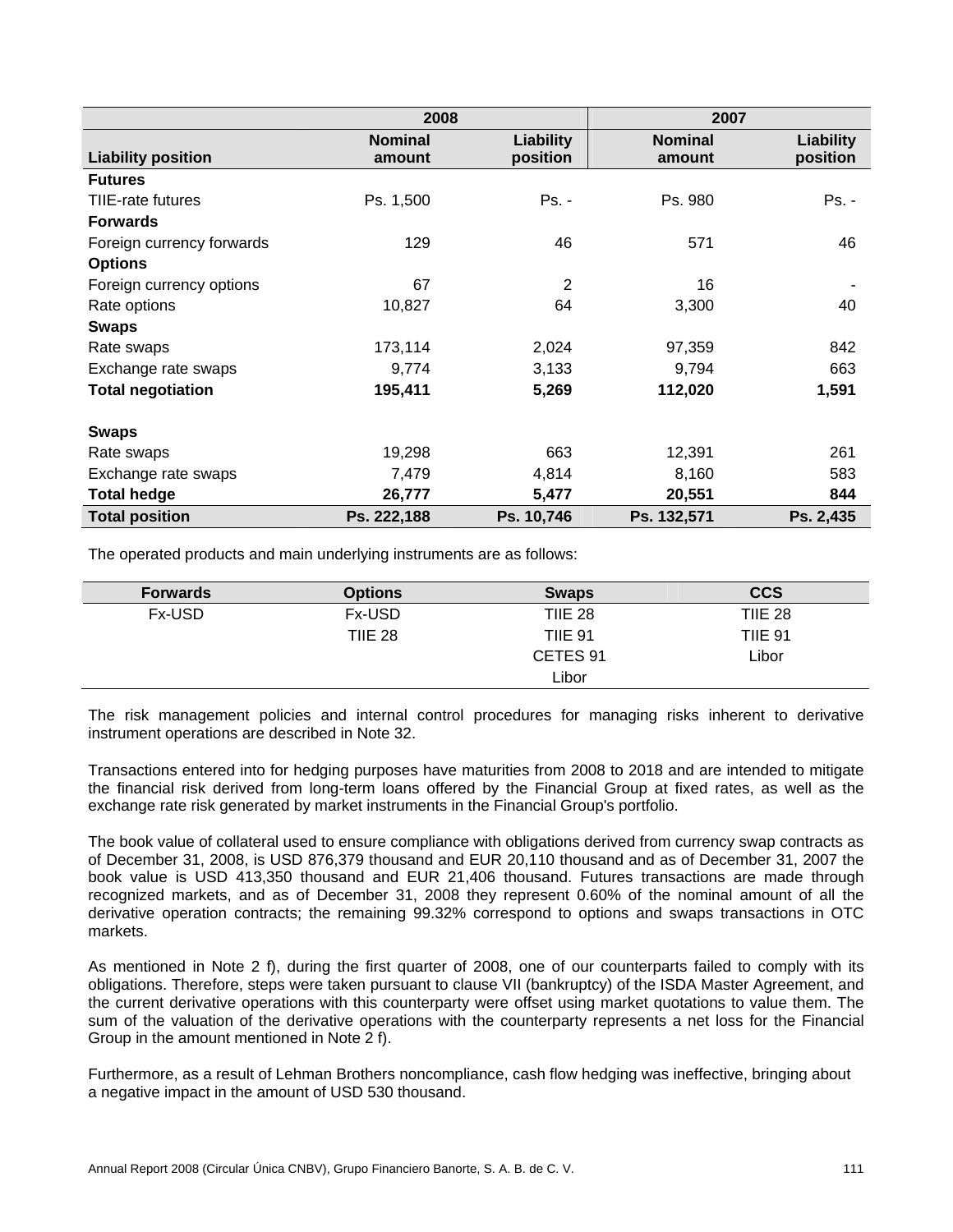| Liability position | 2008 Nominal amount | 2008 Liability position | 2007 Nominal amount | 2007 Liability position |
|---|---|---|---|---|
| **Futures** | | | | |
| TIIE-rate futures | Ps. 1,500 | Ps. - | Ps. 980 | Ps. - |
| **Forwards** | | | | |
| Foreign currency forwards | 129 | 46 | 571 | 46 |
| **Options** | | | | |
| Foreign currency options | 67 | 2 | 16 | - |
| Rate options | 10,827 | 64 | 3,300 | 40 |
| **Swaps** | | | | |
| Rate swaps | 173,114 | 2,024 | 97,359 | 842 |
| Exchange rate swaps | 9,774 | 3,133 | 9,794 | 663 |
| **Total negotiation** | **195,411** | **5,269** | **112,020** | **1,591** |
| | | | | |
| **Swaps** | | | | |
| Rate swaps | 19,298 | 663 | 12,391 | 261 |
| Exchange rate swaps | 7,479 | 4,814 | 8,160 | 583 |
| **Total hedge** | **26,777** | **5,477** | **20,551** | **844** |
| **Total position** | **Ps. 222,188** | **Ps. 10,746** | **Ps. 132,571** | **Ps. 2,435** |

The operated products and main underlying instruments are as follows:

| Forwards | Options | Swaps | CCS |
|---|---|---|---|
| Fx-USD | Fx-USD | TIIE 28 | TIIE 28 |
| | TIIE 28 | TIIE 91 | TIIE 91 |
| | | CETES 91 | Libor |
| | | Libor | |

The risk management policies and internal control procedures for managing risks inherent to derivative instrument operations are described in Note 32.

Transactions entered into for hedging purposes have maturities from 2008 to 2018 and are intended to mitigate the financial risk derived from long-term loans offered by the Financial Group at fixed rates, as well as the exchange rate risk generated by market instruments in the Financial Group's portfolio.

The book value of collateral used to ensure compliance with obligations derived from currency swap contracts as of December 31, 2008, is USD 876,379 thousand and EUR 20,110 thousand and as of December 31, 2007 the book value is USD 413,350 thousand and EUR 21,406 thousand. Futures transactions are made through recognized markets, and as of December 31, 2008 they represent 0.60% of the nominal amount of all the derivative operation contracts; the remaining 99.32% correspond to options and swaps transactions in OTC markets.

As mentioned in Note 2 f), during the first quarter of 2008, one of our counterparts failed to comply with its obligations. Therefore, steps were taken pursuant to clause VII (bankruptcy) of the ISDA Master Agreement, and the current derivative operations with this counterparty were offset using market quotations to value them. The sum of the valuation of the derivative operations with the counterparty represents a net loss for the Financial Group in the amount mentioned in Note 2 f).

Furthermore, as a result of Lehman Brothers noncompliance, cash flow hedging was ineffective, bringing about a negative impact in the amount of USD 530 thousand.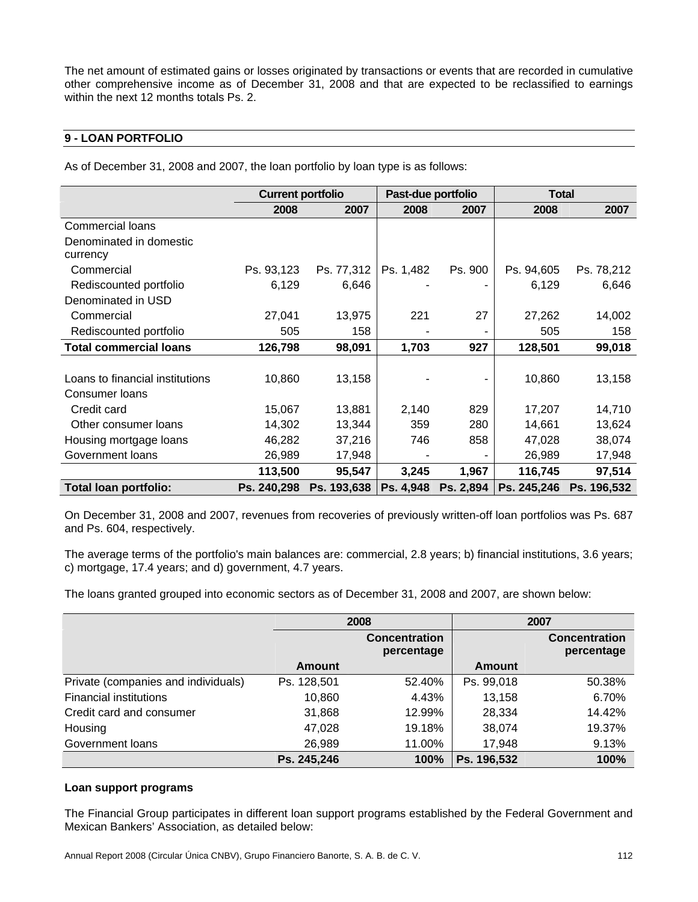The net amount of estimated gains or losses originated by transactions or events that are recorded in cumulative other comprehensive income as of December 31, 2008 and that are expected to be reclassified to earnings within the next 12 months totals Ps. 2.

## 9 - LOAN PORTFOLIO

As of December 31, 2008 and 2007, the loan portfolio by loan type is as follows:

| | Current portfolio | | Past-due portfolio | | Total | |
|---|---|---|---|---|---|---|
| | 2008 | 2007 | 2008 | 2007 | 2008 | 2007 |
| Commercial loans | | | | | | |
| Denominated in domestic currency | | | | | | |
| Commercial | Ps. 93,123 | Ps. 77,312 | Ps. 1,482 | Ps. 900 | Ps. 94,605 | Ps. 78,212 |
| Rediscounted portfolio | 6,129 | 6,646 | - | - | 6,129 | 6,646 |
| Denominated in USD | | | | | | |
| Commercial | 27,041 | 13,975 | 221 | 27 | 27,262 | 14,002 |
| Rediscounted portfolio | 505 | 158 | - | - | 505 | 158 |
| **Total commercial loans** | **126,798** | **98,091** | **1,703** | **927** | **128,501** | **99,018** |
| | | | | | | |
| Loans to financial institutions | 10,860 | 13,158 | - | - | 10,860 | 13,158 |
| Consumer loans | | | | | | |
| Credit card | 15,067 | 13,881 | 2,140 | 829 | 17,207 | 14,710 |
| Other consumer loans | 14,302 | 13,344 | 359 | 280 | 14,661 | 13,624 |
| Housing mortgage loans | 46,282 | 37,216 | 746 | 858 | 47,028 | 38,074 |
| Government loans | 26,989 | 17,948 | - | - | 26,989 | 17,948 |
| | **113,500** | **95,547** | **3,245** | **1,967** | **116,745** | **97,514** |
| **Total loan portfolio:** | **Ps. 240,298** | **Ps. 193,638** | **Ps. 4,948** | **Ps. 2,894** | **Ps. 245,246** | **Ps. 196,532** |

On December 31, 2008 and 2007, revenues from recoveries of previously written-off loan portfolios was Ps. 687 and Ps. 604, respectively.

The average terms of the portfolio's main balances are: commercial, 2.8 years; b) financial institutions, 3.6 years; c) mortgage, 17.4 years; and d) government, 4.7 years.

The loans granted grouped into economic sectors as of December 31, 2008 and 2007, are shown below:

| | 2008 | | 2007 | |
|---|---|---|---|---|
| | Amount | Concentration percentage | Amount | Concentration percentage |
| Private (companies and individuals) | Ps. 128,501 | 52.40% | Ps. 99,018 | 50.38% |
| Financial institutions | 10,860 | 4.43% | 13,158 | 6.70% |
| Credit card and consumer | 31,868 | 12.99% | 28,334 | 14.42% |
| Housing | 47,028 | 19.18% | 38,074 | 19.37% |
| Government loans | 26,989 | 11.00% | 17,948 | 9.13% |
| | **Ps. 245,246** | **100%** | **Ps. 196,532** | **100%** |

**Loan support programs**

The Financial Group participates in different loan support programs established by the Federal Government and Mexican Bankers' Association, as detailed below: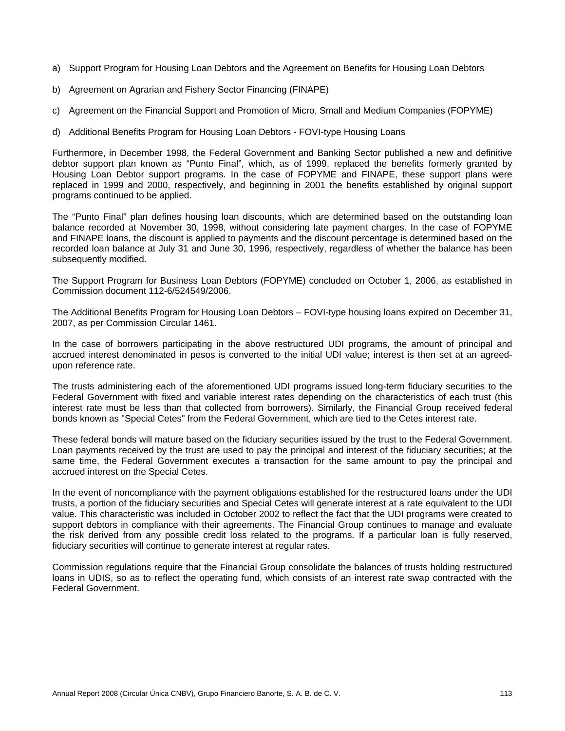a) Support Program for Housing Loan Debtors and the Agreement on Benefits for Housing Loan Debtors

b) Agreement on Agrarian and Fishery Sector Financing (FINAPE)

c) Agreement on the Financial Support and Promotion of Micro, Small and Medium Companies (FOPYME)

d) Additional Benefits Program for Housing Loan Debtors - FOVI-type Housing Loans

Furthermore, in December 1998, the Federal Government and Banking Sector published a new and definitive debtor support plan known as "Punto Final", which, as of 1999, replaced the benefits formerly granted by Housing Loan Debtor support programs. In the case of FOPYME and FINAPE, these support plans were replaced in 1999 and 2000, respectively, and beginning in 2001 the benefits established by original support programs continued to be applied.

The "Punto Final" plan defines housing loan discounts, which are determined based on the outstanding loan balance recorded at November 30, 1998, without considering late payment charges. In the case of FOPYME and FINAPE loans, the discount is applied to payments and the discount percentage is determined based on the recorded loan balance at July 31 and June 30, 1996, respectively, regardless of whether the balance has been subsequently modified.

The Support Program for Business Loan Debtors (FOPYME) concluded on October 1, 2006, as established in Commission document 112-6/524549/2006.

The Additional Benefits Program for Housing Loan Debtors – FOVI-type housing loans expired on December 31, 2007, as per Commission Circular 1461.

In the case of borrowers participating in the above restructured UDI programs, the amount of principal and accrued interest denominated in pesos is converted to the initial UDI value; interest is then set at an agreed-upon reference rate.

The trusts administering each of the aforementioned UDI programs issued long-term fiduciary securities to the Federal Government with fixed and variable interest rates depending on the characteristics of each trust (this interest rate must be less than that collected from borrowers). Similarly, the Financial Group received federal bonds known as "Special Cetes" from the Federal Government, which are tied to the Cetes interest rate.

These federal bonds will mature based on the fiduciary securities issued by the trust to the Federal Government. Loan payments received by the trust are used to pay the principal and interest of the fiduciary securities; at the same time, the Federal Government executes a transaction for the same amount to pay the principal and accrued interest on the Special Cetes.

In the event of noncompliance with the payment obligations established for the restructured loans under the UDI trusts, a portion of the fiduciary securities and Special Cetes will generate interest at a rate equivalent to the UDI value. This characteristic was included in October 2002 to reflect the fact that the UDI programs were created to support debtors in compliance with their agreements. The Financial Group continues to manage and evaluate the risk derived from any possible credit loss related to the programs. If a particular loan is fully reserved, fiduciary securities will continue to generate interest at regular rates.

Commission regulations require that the Financial Group consolidate the balances of trusts holding restructured loans in UDIS, so as to reflect the operating fund, which consists of an interest rate swap contracted with the Federal Government.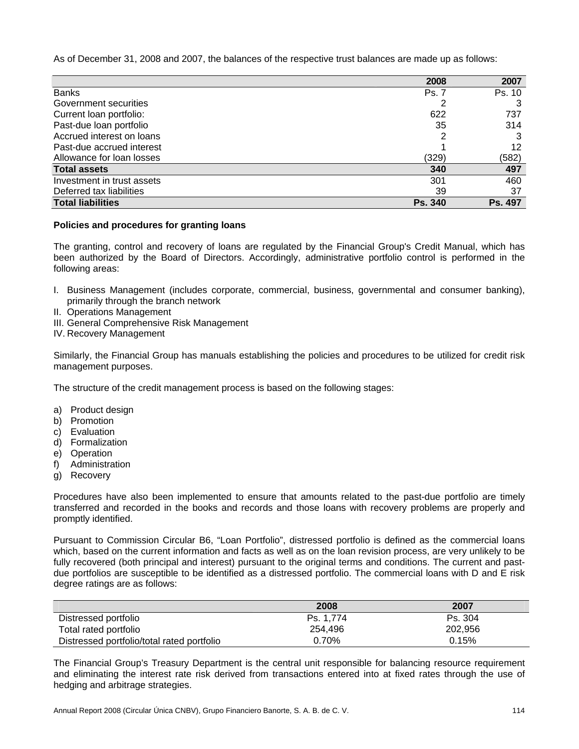As of December 31, 2008 and 2007, the balances of the respective trust balances are made up as follows:

| | 2008 | 2007 |
|---|---|---|
| Banks | Ps. 7 | Ps. 10 |
| Government securities | 2 | 3 |
| Current loan portfolio: | 622 | 737 |
| Past-due loan portfolio | 35 | 314 |
| Accrued interest on loans | 2 | 3 |
| Past-due accrued interest | 1 | 12 |
| Allowance for loan losses | (329) | (582) |
| **Total assets** | **340** | **497** |
| Investment in trust assets | 301 | 460 |
| Deferred tax liabilities | 39 | 37 |
| **Total liabilities** | **Ps. 340** | **Ps. 497** |

**Policies and procedures for granting loans**

The granting, control and recovery of loans are regulated by the Financial Group's Credit Manual, which has been authorized by the Board of Directors. Accordingly, administrative portfolio control is performed in the following areas:

I. Business Management (includes corporate, commercial, business, governmental and consumer banking), primarily through the branch network
II. Operations Management
III. General Comprehensive Risk Management
IV. Recovery Management

Similarly, the Financial Group has manuals establishing the policies and procedures to be utilized for credit risk management purposes.

The structure of the credit management process is based on the following stages:

a) Product design
b) Promotion
c) Evaluation
d) Formalization
e) Operation
f) Administration
g) Recovery

Procedures have also been implemented to ensure that amounts related to the past-due portfolio are timely transferred and recorded in the books and records and those loans with recovery problems are properly and promptly identified.

Pursuant to Commission Circular B6, "Loan Portfolio", distressed portfolio is defined as the commercial loans which, based on the current information and facts as well as on the loan revision process, are very unlikely to be fully recovered (both principal and interest) pursuant to the original terms and conditions. The current and past-due portfolios are susceptible to be identified as a distressed portfolio. The commercial loans with D and E risk degree ratings are as follows:

| | 2008 | 2007 |
|---|---|---|
| Distressed portfolio | Ps. 1,774 | Ps. 304 |
| Total rated portfolio | 254,496 | 202,956 |
| Distressed portfolio/total rated portfolio | 0.70% | 0.15% |

The Financial Group's Treasury Department is the central unit responsible for balancing resource requirement and eliminating the interest rate risk derived from transactions entered into at fixed rates through the use of hedging and arbitrage strategies.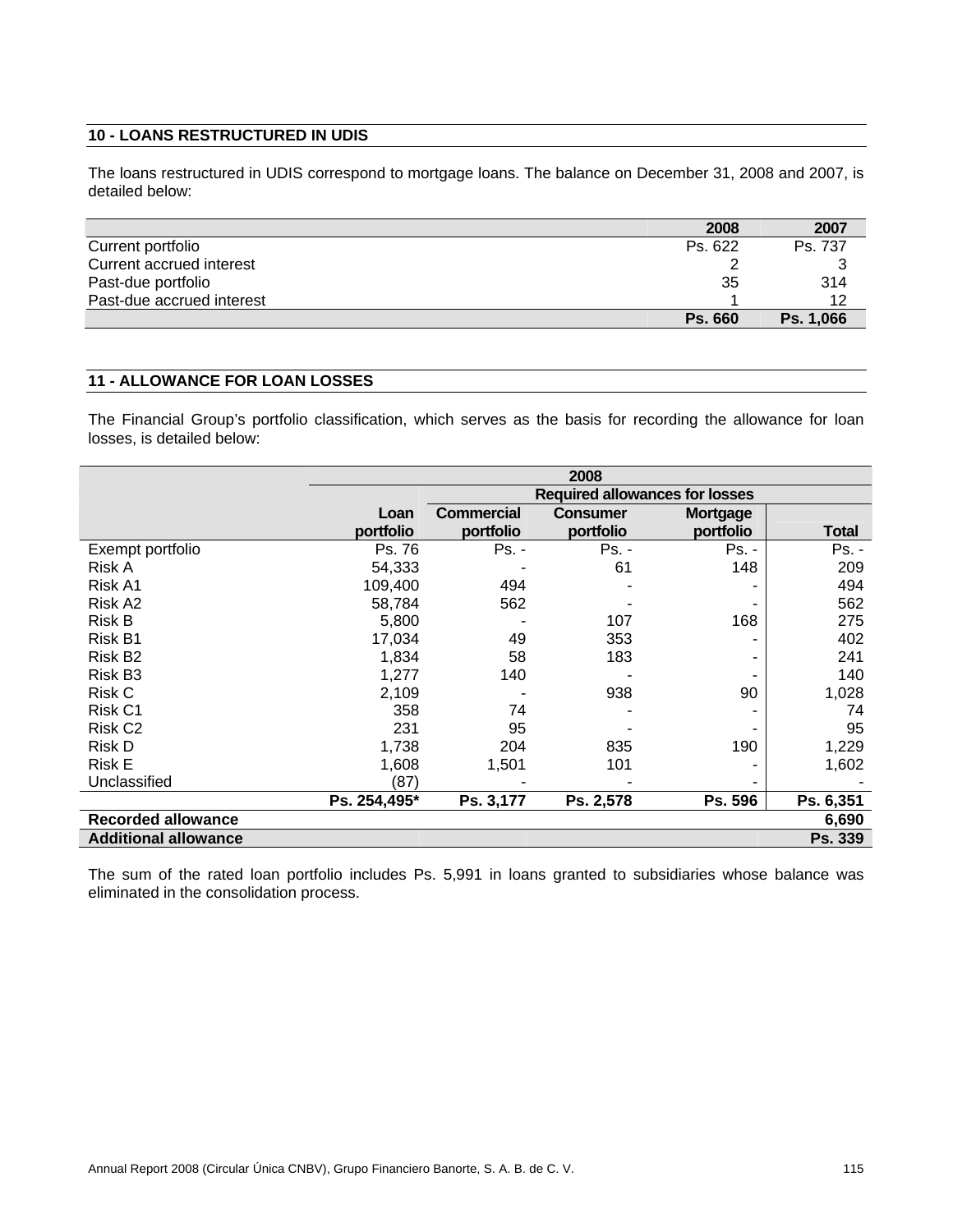## 10 - LOANS RESTRUCTURED IN UDIS

The loans restructured in UDIS correspond to mortgage loans. The balance on December 31, 2008 and 2007, is detailed below:

| | 2008 | 2007 |
|---|---|---|
| Current portfolio | Ps. 622 | Ps. 737 |
| Current accrued interest | 2 | 3 |
| Past-due portfolio | 35 | 314 |
| Past-due accrued interest | 1 | 12 |
| | **Ps. 660** | **Ps. 1,066** |

## 11 - ALLOWANCE FOR LOAN LOSSES

The Financial Group's portfolio classification, which serves as the basis for recording the allowance for loan losses, is detailed below:

| | 2008 | | | | |
|---|---|---|---|---|---|
| | | Required allowances for losses | | | |
| | Loan portfolio | Commercial portfolio | Consumer portfolio | Mortgage portfolio | Total |
| Exempt portfolio | Ps. 76 | Ps. - | Ps. - | Ps. - | Ps. - |
| Risk A | 54,333 | - | 61 | 148 | 209 |
| Risk A1 | 109,400 | 494 | - | - | 494 |
| Risk A2 | 58,784 | 562 | - | - | 562 |
| Risk B | 5,800 | - | 107 | 168 | 275 |
| Risk B1 | 17,034 | 49 | 353 | - | 402 |
| Risk B2 | 1,834 | 58 | 183 | - | 241 |
| Risk B3 | 1,277 | 140 | - | - | 140 |
| Risk C | 2,109 | - | 938 | 90 | 1,028 |
| Risk C1 | 358 | 74 | - | - | 74 |
| Risk C2 | 231 | 95 | - | - | 95 |
| Risk D | 1,738 | 204 | 835 | 190 | 1,229 |
| Risk E | 1,608 | 1,501 | 101 | - | 1,602 |
| Unclassified | (87) | - | - | - | - |
| | **Ps. 254,495*** | **Ps. 3,177** | **Ps. 2,578** | **Ps. 596** | **Ps. 6,351** |
| **Recorded allowance** | | | | | **6,690** |
| **Additional allowance** | | | | | **Ps. 339** |

The sum of the rated loan portfolio includes Ps. 5,991 in loans granted to subsidiaries whose balance was eliminated in the consolidation process.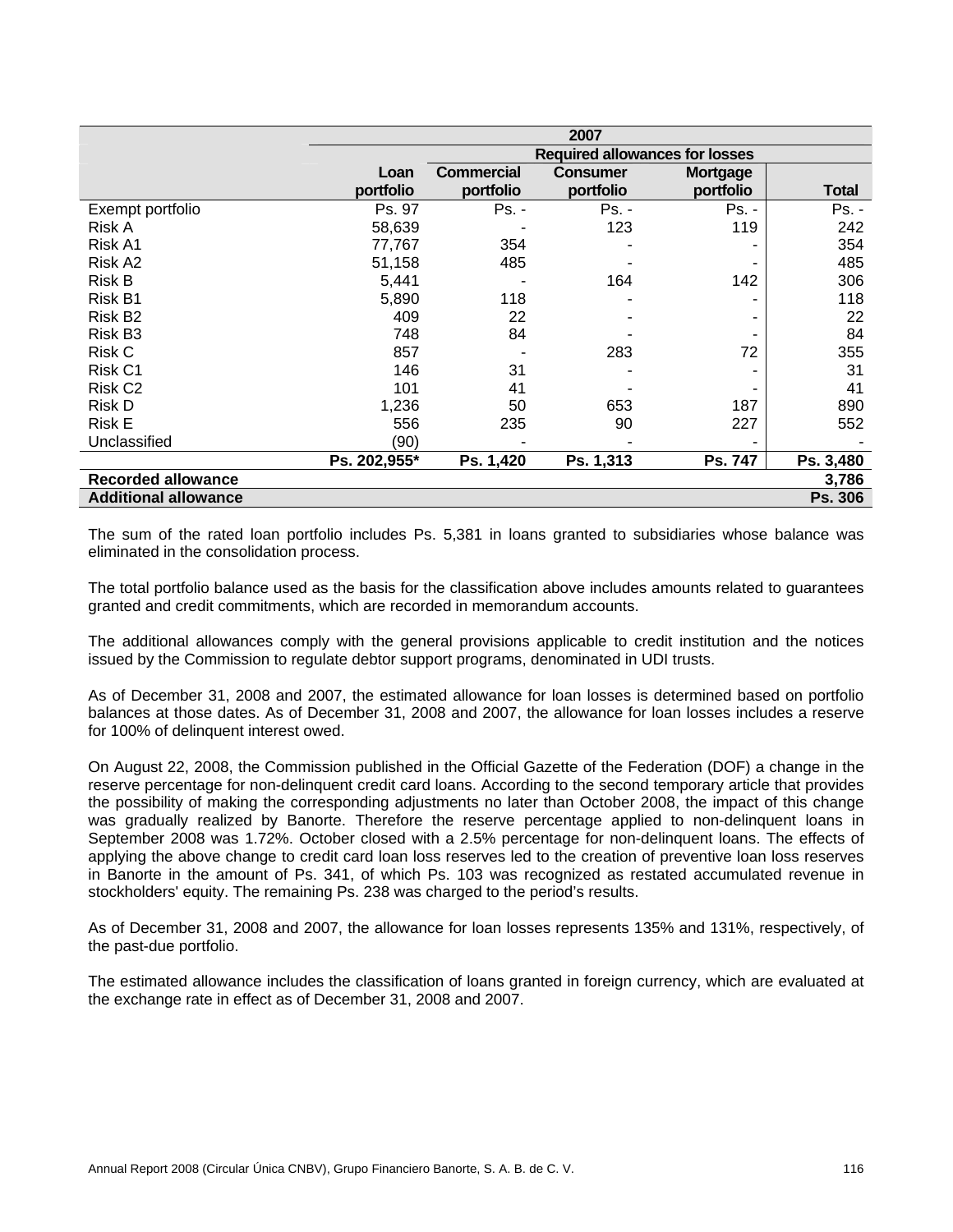| | 2007 | | | | |
|---|---|---|---|---|---|
| | | Required allowances for losses | | | |
| | Loan portfolio | Commercial portfolio | Consumer portfolio | Mortgage portfolio | Total |
| Exempt portfolio | Ps. 97 | Ps. - | Ps. - | Ps. - | Ps. - |
| Risk A | 58,639 | - | 123 | 119 | 242 |
| Risk A1 | 77,767 | 354 | - | - | 354 |
| Risk A2 | 51,158 | 485 | - | - | 485 |
| Risk B | 5,441 | - | 164 | 142 | 306 |
| Risk B1 | 5,890 | 118 | - | - | 118 |
| Risk B2 | 409 | 22 | - | - | 22 |
| Risk B3 | 748 | 84 | - | - | 84 |
| Risk C | 857 | - | 283 | 72 | 355 |
| Risk C1 | 146 | 31 | - | - | 31 |
| Risk C2 | 101 | 41 | - | - | 41 |
| Risk D | 1,236 | 50 | 653 | 187 | 890 |
| Risk E | 556 | 235 | 90 | 227 | 552 |
| Unclassified | (90) | - | - | - | - |
| | **Ps. 202,955*** | **Ps. 1,420** | **Ps. 1,313** | **Ps. 747** | **Ps. 3,480** |
| **Recorded allowance** | | | | | **3,786** |
| **Additional allowance** | | | | | **Ps. 306** |

The sum of the rated loan portfolio includes Ps. 5,381 in loans granted to subsidiaries whose balance was eliminated in the consolidation process.

The total portfolio balance used as the basis for the classification above includes amounts related to guarantees granted and credit commitments, which are recorded in memorandum accounts.

The additional allowances comply with the general provisions applicable to credit institution and the notices issued by the Commission to regulate debtor support programs, denominated in UDI trusts.

As of December 31, 2008 and 2007, the estimated allowance for loan losses is determined based on portfolio balances at those dates. As of December 31, 2008 and 2007, the allowance for loan losses includes a reserve for 100% of delinquent interest owed.

On August 22, 2008, the Commission published in the Official Gazette of the Federation (DOF) a change in the reserve percentage for non-delinquent credit card loans. According to the second temporary article that provides the possibility of making the corresponding adjustments no later than October 2008, the impact of this change was gradually realized by Banorte. Therefore the reserve percentage applied to non-delinquent loans in September 2008 was 1.72%. October closed with a 2.5% percentage for non-delinquent loans. The effects of applying the above change to credit card loan loss reserves led to the creation of preventive loan loss reserves in Banorte in the amount of Ps. 341, of which Ps. 103 was recognized as restated accumulated revenue in stockholders' equity. The remaining Ps. 238 was charged to the period's results.

As of December 31, 2008 and 2007, the allowance for loan losses represents 135% and 131%, respectively, of the past-due portfolio.

The estimated allowance includes the classification of loans granted in foreign currency, which are evaluated at the exchange rate in effect as of December 31, 2008 and 2007.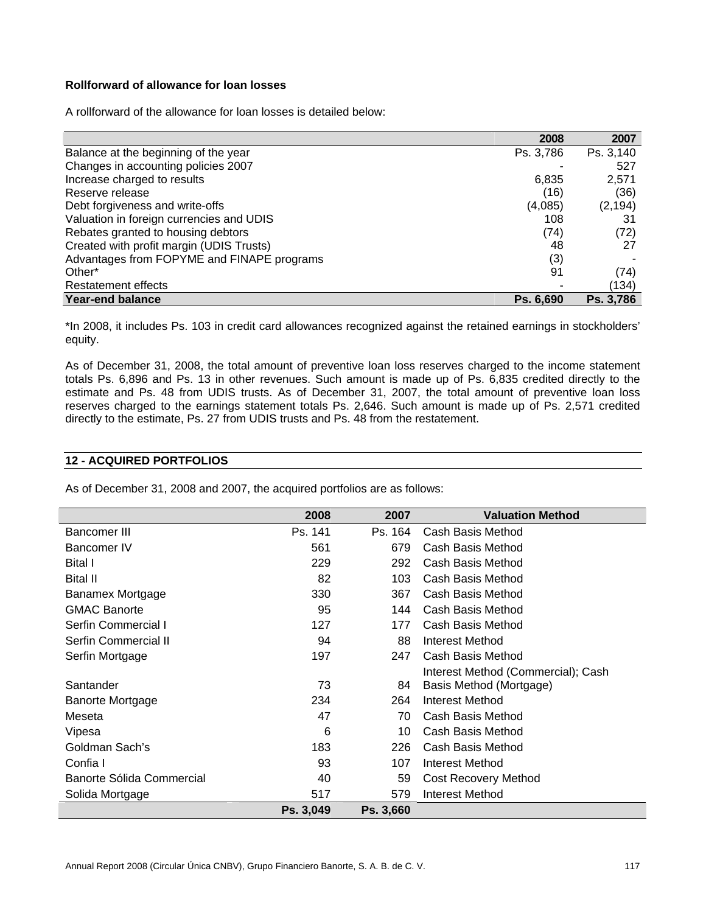**Rollforward of allowance for loan losses**

A rollforward of the allowance for loan losses is detailed below:

| | 2008 | 2007 |
|---|---|---|
| Balance at the beginning of the year | Ps. 3,786 | Ps. 3,140 |
| Changes in accounting policies 2007 | - | 527 |
| Increase charged to results | 6,835 | 2,571 |
| Reserve release | (16) | (36) |
| Debt forgiveness and write-offs | (4,085) | (2,194) |
| Valuation in foreign currencies and UDIS | 108 | 31 |
| Rebates granted to housing debtors | (74) | (72) |
| Created with profit margin (UDIS Trusts) | 48 | 27 |
| Advantages from FOPYME and FINAPE programs | (3) | - |
| Other* | 91 | (74) |
| Restatement effects | - | (134) |
| **Year-end balance** | **Ps. 6,690** | **Ps. 3,786** |

*In 2008, it includes Ps. 103 in credit card allowances recognized against the retained earnings in stockholders' equity.

As of December 31, 2008, the total amount of preventive loan loss reserves charged to the income statement totals Ps. 6,896 and Ps. 13 in other revenues. Such amount is made up of Ps. 6,835 credited directly to the estimate and Ps. 48 from UDIS trusts. As of December 31, 2007, the total amount of preventive loan loss reserves charged to the earnings statement totals Ps. 2,646. Such amount is made up of Ps. 2,571 credited directly to the estimate, Ps. 27 from UDIS trusts and Ps. 48 from the restatement.

## 12 - ACQUIRED PORTFOLIOS

As of December 31, 2008 and 2007, the acquired portfolios are as follows:

| | 2008 | 2007 | Valuation Method |
|---|---|---|---|
| Bancomer III | Ps. 141 | Ps. 164 | Cash Basis Method |
| Bancomer IV | 561 | 679 | Cash Basis Method |
| Bital I | 229 | 292 | Cash Basis Method |
| Bital II | 82 | 103 | Cash Basis Method |
| Banamex Mortgage | 330 | 367 | Cash Basis Method |
| GMAC Banorte | 95 | 144 | Cash Basis Method |
| Serfin Commercial I | 127 | 177 | Cash Basis Method |
| Serfin Commercial II | 94 | 88 | Interest Method |
| Serfin Mortgage | 197 | 247 | Cash Basis Method |
| Santander | 73 | 84 | Interest Method (Commercial); Cash Basis Method (Mortgage) |
| Banorte Mortgage | 234 | 264 | Interest Method |
| Meseta | 47 | 70 | Cash Basis Method |
| Vipesa | 6 | 10 | Cash Basis Method |
| Goldman Sach's | 183 | 226 | Cash Basis Method |
| Confia I | 93 | 107 | Interest Method |
| Banorte Sólida Commercial | 40 | 59 | Cost Recovery Method |
| Solida Mortgage | 517 | 579 | Interest Method |
| | **Ps. 3,049** | **Ps. 3,660** | |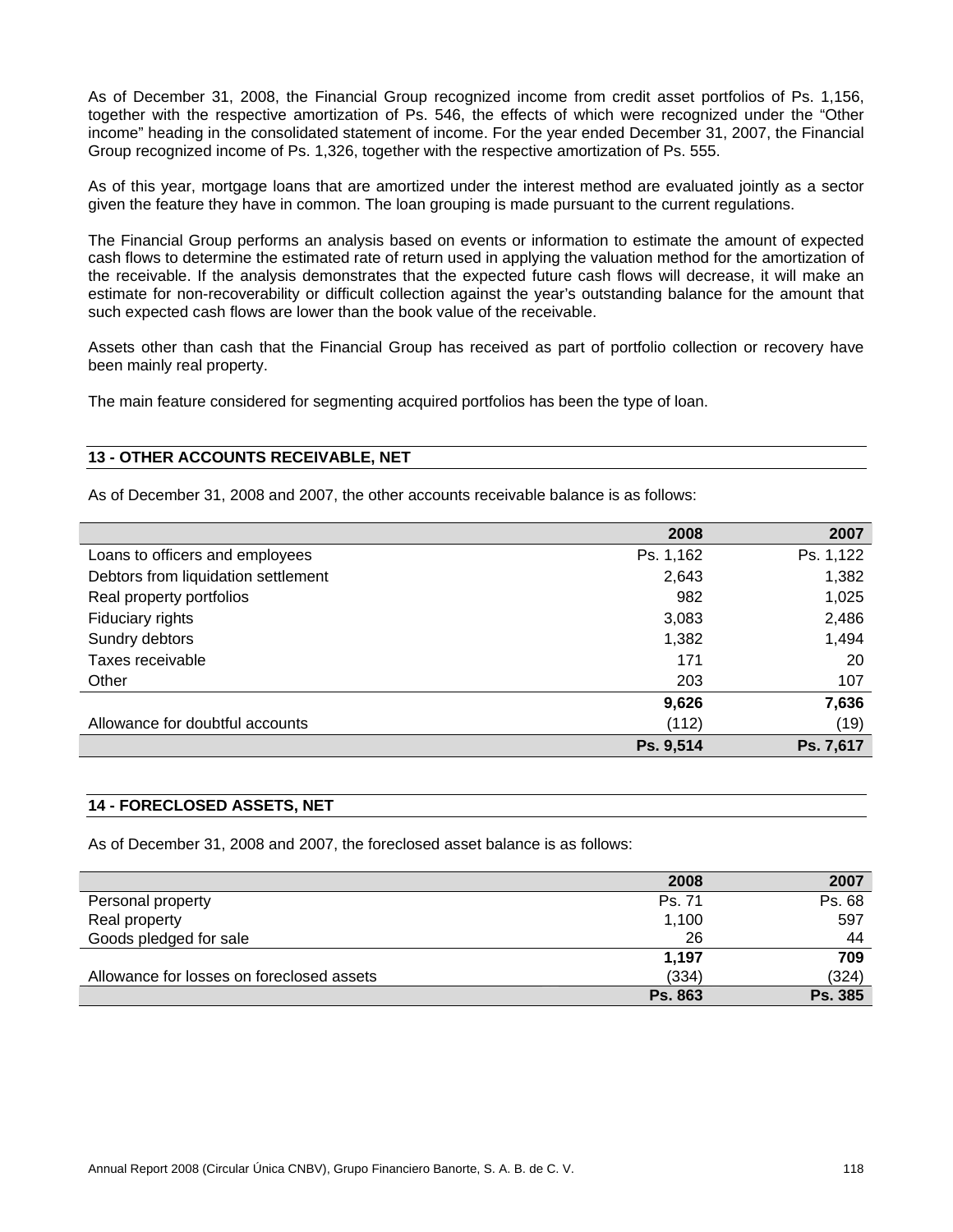As of December 31, 2008, the Financial Group recognized income from credit asset portfolios of Ps. 1,156, together with the respective amortization of Ps. 546, the effects of which were recognized under the "Other income" heading in the consolidated statement of income. For the year ended December 31, 2007, the Financial Group recognized income of Ps. 1,326, together with the respective amortization of Ps. 555.

As of this year, mortgage loans that are amortized under the interest method are evaluated jointly as a sector given the feature they have in common. The loan grouping is made pursuant to the current regulations.

The Financial Group performs an analysis based on events or information to estimate the amount of expected cash flows to determine the estimated rate of return used in applying the valuation method for the amortization of the receivable. If the analysis demonstrates that the expected future cash flows will decrease, it will make an estimate for non-recoverability or difficult collection against the year's outstanding balance for the amount that such expected cash flows are lower than the book value of the receivable.

Assets other than cash that the Financial Group has received as part of portfolio collection or recovery have been mainly real property.

The main feature considered for segmenting acquired portfolios has been the type of loan.

## 13 - OTHER ACCOUNTS RECEIVABLE, NET

As of December 31, 2008 and 2007, the other accounts receivable balance is as follows:

| | 2008 | 2007 |
|---|---:|---:|
| Loans to officers and employees | Ps. 1,162 | Ps. 1,122 |
| Debtors from liquidation settlement | 2,643 | 1,382 |
| Real property portfolios | 982 | 1,025 |
| Fiduciary rights | 3,083 | 2,486 |
| Sundry debtors | 1,382 | 1,494 |
| Taxes receivable | 171 | 20 |
| Other | 203 | 107 |
| | **9,626** | **7,636** |
| Allowance for doubtful accounts | (112) | (19) |
| | **Ps. 9,514** | **Ps. 7,617** |

## 14 - FORECLOSED ASSETS, NET

As of December 31, 2008 and 2007, the foreclosed asset balance is as follows:

| | 2008 | 2007 |
|---|---:|---:|
| Personal property | Ps. 71 | Ps. 68 |
| Real property | 1,100 | 597 |
| Goods pledged for sale | 26 | 44 |
| | **1,197** | **709** |
| Allowance for losses on foreclosed assets | (334) | (324) |
| | **Ps. 863** | **Ps. 385** |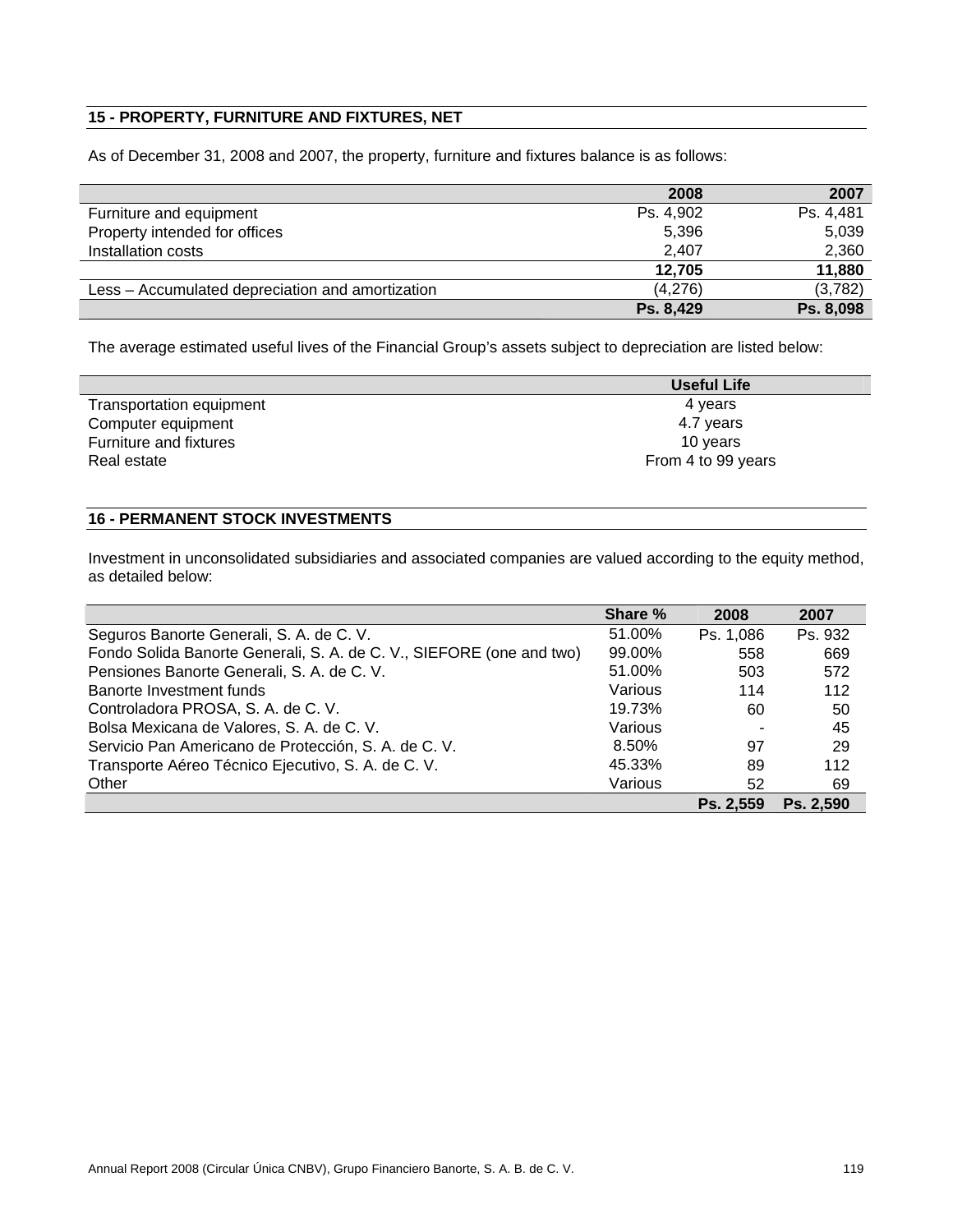## 15 - PROPERTY, FURNITURE AND FIXTURES, NET

As of December 31, 2008 and 2007, the property, furniture and fixtures balance is as follows:

| | 2008 | 2007 |
|---|---|---|
| Furniture and equipment | Ps. 4,902 | Ps. 4,481 |
| Property intended for offices | 5,396 | 5,039 |
| Installation costs | 2,407 | 2,360 |
| | **12,705** | **11,880** |
| Less – Accumulated depreciation and amortization | (4,276) | (3,782) |
| | **Ps. 8,429** | **Ps. 8,098** |

The average estimated useful lives of the Financial Group's assets subject to depreciation are listed below:

| | Useful Life |
|---|---|
| Transportation equipment | 4 years |
| Computer equipment | 4.7 years |
| Furniture and fixtures | 10 years |
| Real estate | From 4 to 99 years |

## 16 - PERMANENT STOCK INVESTMENTS

Investment in unconsolidated subsidiaries and associated companies are valued according to the equity method, as detailed below:

| | Share % | 2008 | 2007 |
|---|---|---|---|
| Seguros Banorte Generali, S. A. de C. V. | 51.00% | Ps. 1,086 | Ps. 932 |
| Fondo Solida Banorte Generali, S. A. de C. V., SIEFORE (one and two) | 99.00% | 558 | 669 |
| Pensiones Banorte Generali, S. A. de C. V. | 51.00% | 503 | 572 |
| Banorte Investment funds | Various | 114 | 112 |
| Controladora PROSA, S. A. de C. V. | 19.73% | 60 | 50 |
| Bolsa Mexicana de Valores, S. A. de C. V. | Various | - | 45 |
| Servicio Pan Americano de Protección, S. A. de C. V. | 8.50% | 97 | 29 |
| Transporte Aéreo Técnico Ejecutivo, S. A. de C. V. | 45.33% | 89 | 112 |
| Other | Various | 52 | 69 |
| | | **Ps. 2,559** | **Ps. 2,590** |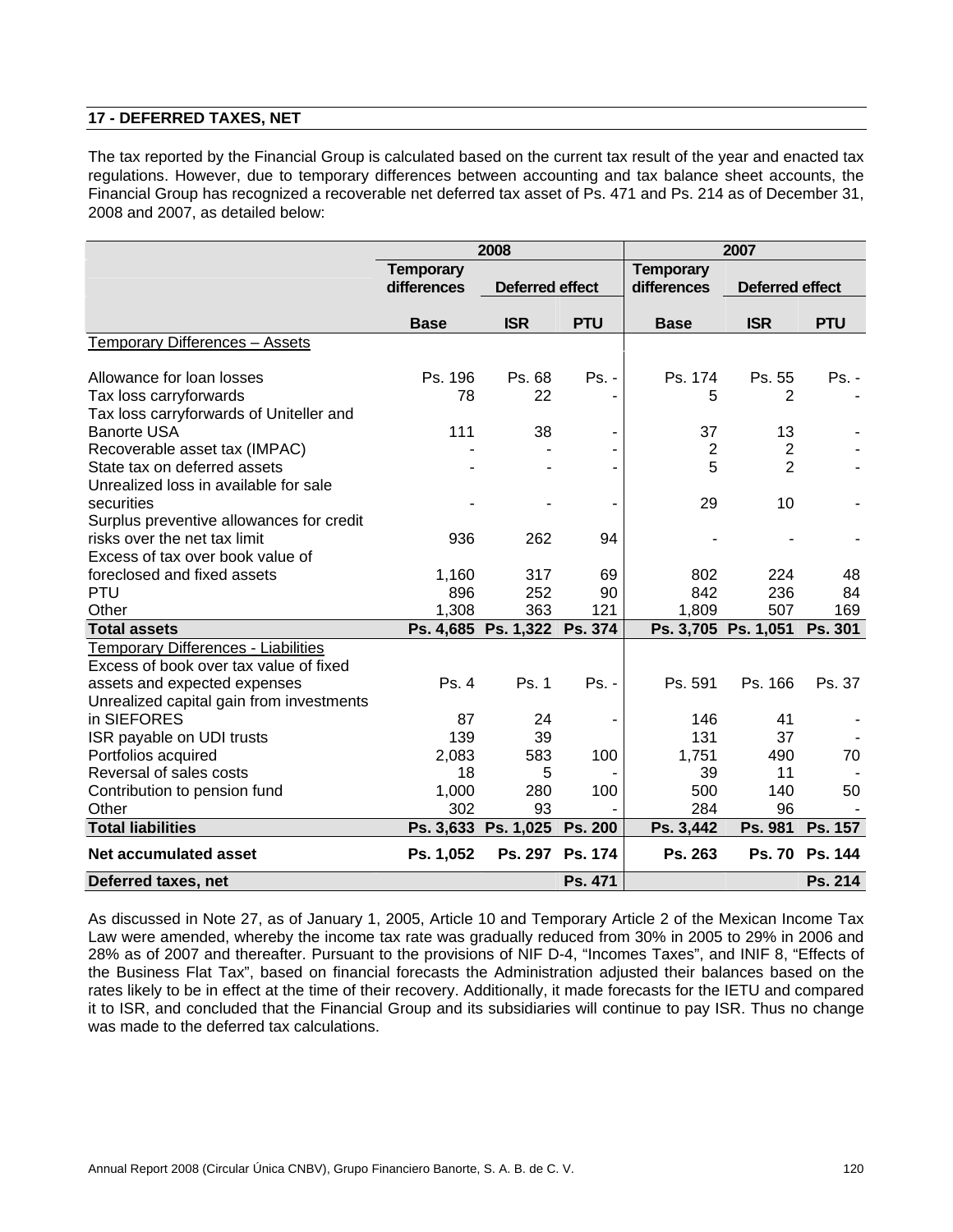## 17 - DEFERRED TAXES, NET

The tax reported by the Financial Group is calculated based on the current tax result of the year and enacted tax regulations. However, due to temporary differences between accounting and tax balance sheet accounts, the Financial Group has recognized a recoverable net deferred tax asset of Ps. 471 and Ps. 214 as of December 31, 2008 and 2007, as detailed below:

| | 2008 | | | 2007 | | |
|---|---|---|---|---|---|---|
| | Temporary differences | Deferred effect | | Temporary differences | Deferred effect | |
| | Base | ISR | PTU | Base | ISR | PTU |
| Temporary Differences – Assets | | | | | | |
| Allowance for loan losses | Ps. 196 | Ps. 68 | Ps. - | Ps. 174 | Ps. 55 | Ps. - |
| Tax loss carryforwards | 78 | 22 | - | 5 | 2 | - |
| Tax loss carryforwards of Uniteller and Banorte USA | 111 | 38 | - | 37 | 13 | - |
| Recoverable asset tax (IMPAC) | - | - | - | 2 | 2 | - |
| State tax on deferred assets | - | - | - | 5 | 2 | - |
| Unrealized loss in available for sale securities | - | - | - | 29 | 10 | - |
| Surplus preventive allowances for credit risks over the net tax limit | 936 | 262 | 94 | - | - | - |
| Excess of tax over book value of foreclosed and fixed assets | 1,160 | 317 | 69 | 802 | 224 | 48 |
| PTU | 896 | 252 | 90 | 842 | 236 | 84 |
| Other | 1,308 | 363 | 121 | 1,809 | 507 | 169 |
| **Total assets** | **Ps. 4,685** | **Ps. 1,322** | **Ps. 374** | **Ps. 3,705** | **Ps. 1,051** | **Ps. 301** |
| Temporary Differences - Liabilities | | | | | | |
| Excess of book over tax value of fixed assets and expected expenses | Ps. 4 | Ps. 1 | Ps. - | Ps. 591 | Ps. 166 | Ps. 37 |
| Unrealized capital gain from investments in SIEFORES | 87 | 24 | - | 146 | 41 | - |
| ISR payable on UDI trusts | 139 | 39 | | 131 | 37 | - |
| Portfolios acquired | 2,083 | 583 | 100 | 1,751 | 490 | 70 |
| Reversal of sales costs | 18 | 5 | - | 39 | 11 | - |
| Contribution to pension fund | 1,000 | 280 | 100 | 500 | 140 | 50 |
| Other | 302 | 93 | - | 284 | 96 | - |
| **Total liabilities** | **Ps. 3,633** | **Ps. 1,025** | **Ps. 200** | **Ps. 3,442** | **Ps. 981** | **Ps. 157** |
| **Net accumulated asset** | **Ps. 1,052** | **Ps. 297** | **Ps. 174** | **Ps. 263** | **Ps. 70** | **Ps. 144** |
| **Deferred taxes, net** | | | **Ps. 471** | | | **Ps. 214** |

As discussed in Note 27, as of January 1, 2005, Article 10 and Temporary Article 2 of the Mexican Income Tax Law were amended, whereby the income tax rate was gradually reduced from 30% in 2005 to 29% in 2006 and 28% as of 2007 and thereafter. Pursuant to the provisions of NIF D-4, "Incomes Taxes", and INIF 8, "Effects of the Business Flat Tax", based on financial forecasts the Administration adjusted their balances based on the rates likely to be in effect at the time of their recovery. Additionally, it made forecasts for the IETU and compared it to ISR, and concluded that the Financial Group and its subsidiaries will continue to pay ISR. Thus no change was made to the deferred tax calculations.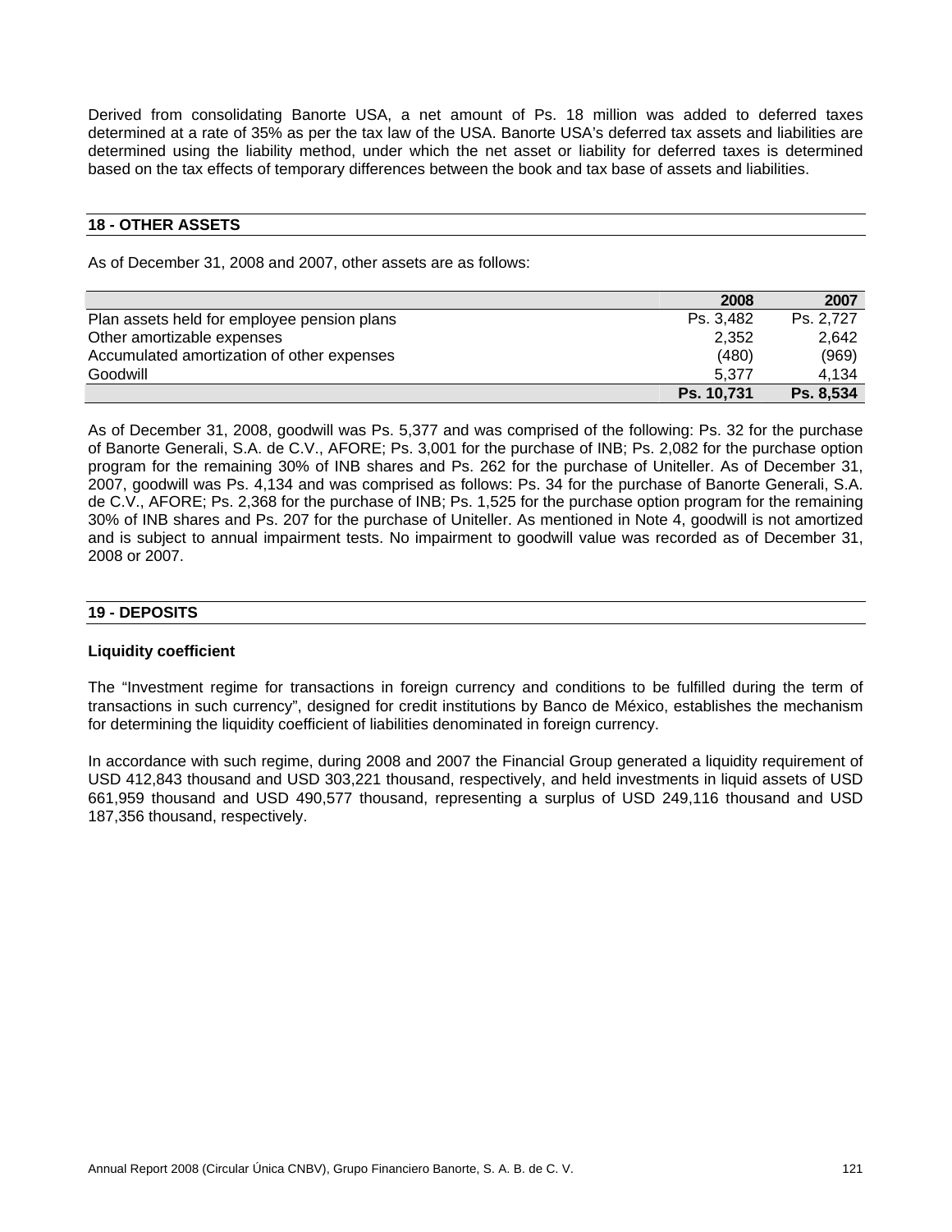Derived from consolidating Banorte USA, a net amount of Ps. 18 million was added to deferred taxes determined at a rate of 35% as per the tax law of the USA. Banorte USA's deferred tax assets and liabilities are determined using the liability method, under which the net asset or liability for deferred taxes is determined based on the tax effects of temporary differences between the book and tax base of assets and liabilities.

## 18 - OTHER ASSETS

As of December 31, 2008 and 2007, other assets are as follows:

| | 2008 | 2007 |
|---|---|---|
| Plan assets held for employee pension plans | Ps. 3,482 | Ps. 2,727 |
| Other amortizable expenses | 2,352 | 2,642 |
| Accumulated amortization of other expenses | (480) | (969) |
| Goodwill | 5,377 | 4,134 |
| | **Ps. 10,731** | **Ps. 8,534** |

As of December 31, 2008, goodwill was Ps. 5,377 and was comprised of the following: Ps. 32 for the purchase of Banorte Generali, S.A. de C.V., AFORE; Ps. 3,001 for the purchase of INB; Ps. 2,082 for the purchase option program for the remaining 30% of INB shares and Ps. 262 for the purchase of Uniteller. As of December 31, 2007, goodwill was Ps. 4,134 and was comprised as follows: Ps. 34 for the purchase of Banorte Generali, S.A. de C.V., AFORE; Ps. 2,368 for the purchase of INB; Ps. 1,525 for the purchase option program for the remaining 30% of INB shares and Ps. 207 for the purchase of Uniteller. As mentioned in Note 4, goodwill is not amortized and is subject to annual impairment tests. No impairment to goodwill value was recorded as of December 31, 2008 or 2007.

## 19 - DEPOSITS

### Liquidity coefficient

The "Investment regime for transactions in foreign currency and conditions to be fulfilled during the term of transactions in such currency", designed for credit institutions by Banco de México, establishes the mechanism for determining the liquidity coefficient of liabilities denominated in foreign currency.

In accordance with such regime, during 2008 and 2007 the Financial Group generated a liquidity requirement of USD 412,843 thousand and USD 303,221 thousand, respectively, and held investments in liquid assets of USD 661,959 thousand and USD 490,577 thousand, representing a surplus of USD 249,116 thousand and USD 187,356 thousand, respectively.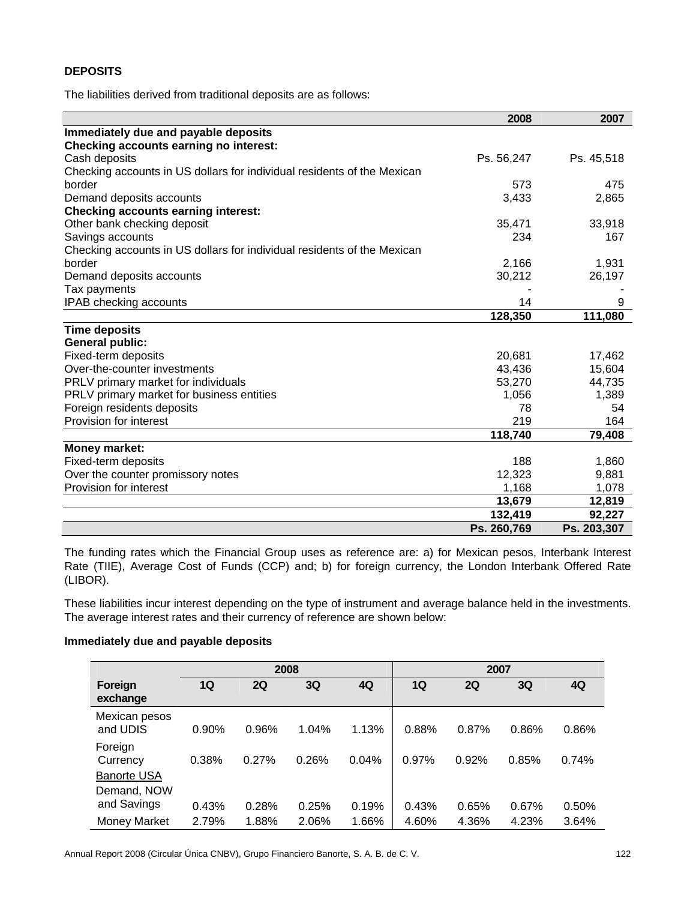**DEPOSITS**

The liabilities derived from traditional deposits are as follows:

| | 2008 | 2007 |
|---|---|---|
| **Immediately due and payable deposits** | | |
| **Checking accounts earning no interest:** | | |
| Cash deposits | Ps. 56,247 | Ps. 45,518 |
| Checking accounts in US dollars for individual residents of the Mexican border | 573 | 475 |
| Demand deposits accounts | 3,433 | 2,865 |
| **Checking accounts earning interest:** | | |
| Other bank checking deposit | 35,471 | 33,918 |
| Savings accounts | 234 | 167 |
| Checking accounts in US dollars for individual residents of the Mexican border | 2,166 | 1,931 |
| Demand deposits accounts | 30,212 | 26,197 |
| Tax payments | - | - |
| IPAB checking accounts | 14 | 9 |
| | **128,350** | **111,080** |
| **Time deposits** | | |
| **General public:** | | |
| Fixed-term deposits | 20,681 | 17,462 |
| Over-the-counter investments | 43,436 | 15,604 |
| PRLV primary market for individuals | 53,270 | 44,735 |
| PRLV primary market for business entities | 1,056 | 1,389 |
| Foreign residents deposits | 78 | 54 |
| Provision for interest | 219 | 164 |
| | **118,740** | **79,408** |
| **Money market:** | | |
| Fixed-term deposits | 188 | 1,860 |
| Over the counter promissory notes | 12,323 | 9,881 |
| Provision for interest | 1,168 | 1,078 |
| | **13,679** | **12,819** |
| | **132,419** | **92,227** |
| | **Ps. 260,769** | **Ps. 203,307** |

The funding rates which the Financial Group uses as reference are: a) for Mexican pesos, Interbank Interest Rate (TIIE), Average Cost of Funds (CCP) and; b) for foreign currency, the London Interbank Offered Rate (LIBOR).

These liabilities incur interest depending on the type of instrument and average balance held in the investments. The average interest rates and their currency of reference are shown below:

**Immediately due and payable deposits**

| | 2008 | | | | 2007 | | | |
|---|---|---|---|---|---|---|---|---|
| **Foreign exchange** | **1Q** | **2Q** | **3Q** | **4Q** | **1Q** | **2Q** | **3Q** | **4Q** |
| Mexican pesos and UDIS | 0.90% | 0.96% | 1.04% | 1.13% | 0.88% | 0.87% | 0.86% | 0.86% |
| Foreign Currency | 0.38% | 0.27% | 0.26% | 0.04% | 0.97% | 0.92% | 0.85% | 0.74% |
| Banorte USA | | | | | | | | |
| Demand, NOW and Savings | 0.43% | 0.28% | 0.25% | 0.19% | 0.43% | 0.65% | 0.67% | 0.50% |
| Money Market | 2.79% | 1.88% | 2.06% | 1.66% | 4.60% | 4.36% | 4.23% | 3.64% |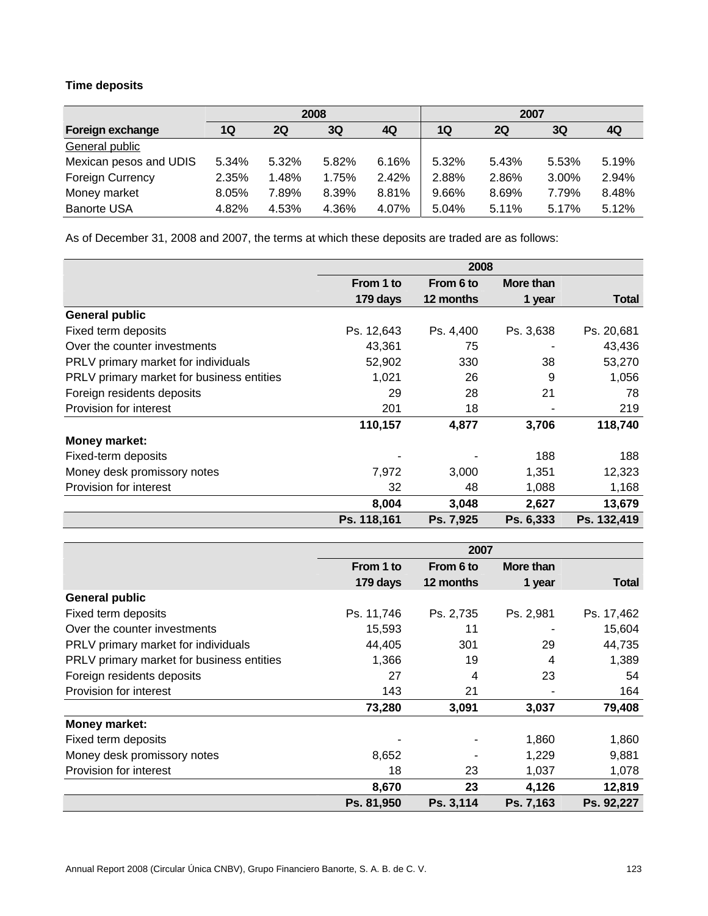**Time deposits**

| Foreign exchange | 2008 1Q | 2008 2Q | 2008 3Q | 2008 4Q | 2007 1Q | 2007 2Q | 2007 3Q | 2007 4Q |
|---|---|---|---|---|---|---|---|---|
| General public | | | | | | | | |
| Mexican pesos and UDIS | 5.34% | 5.32% | 5.82% | 6.16% | 5.32% | 5.43% | 5.53% | 5.19% |
| Foreign Currency | 2.35% | 1.48% | 1.75% | 2.42% | 2.88% | 2.86% | 3.00% | 2.94% |
| Money market | 8.05% | 7.89% | 8.39% | 8.81% | 9.66% | 8.69% | 7.79% | 8.48% |
| Banorte USA | 4.82% | 4.53% | 4.36% | 4.07% | 5.04% | 5.11% | 5.17% | 5.12% |

As of December 31, 2008 and 2007, the terms at which these deposits are traded are as follows:

| | 2008 | | | |
|---|---|---|---|---|
| | From 1 to 179 days | From 6 to 12 months | More than 1 year | Total |
| **General public** | | | | |
| Fixed term deposits | Ps. 12,643 | Ps. 4,400 | Ps. 3,638 | Ps. 20,681 |
| Over the counter investments | 43,361 | 75 | - | 43,436 |
| PRLV primary market for individuals | 52,902 | 330 | 38 | 53,270 |
| PRLV primary market for business entities | 1,021 | 26 | 9 | 1,056 |
| Foreign residents deposits | 29 | 28 | 21 | 78 |
| Provision for interest | 201 | 18 | - | 219 |
| | **110,157** | **4,877** | **3,706** | **118,740** |
| **Money market:** | | | | |
| Fixed-term deposits | - | - | 188 | 188 |
| Money desk promissory notes | 7,972 | 3,000 | 1,351 | 12,323 |
| Provision for interest | 32 | 48 | 1,088 | 1,168 |
| | **8,004** | **3,048** | **2,627** | **13,679** |
| | **Ps. 118,161** | **Ps. 7,925** | **Ps. 6,333** | **Ps. 132,419** |

| | 2007 | | | |
|---|---|---|---|---|
| | From 1 to 179 days | From 6 to 12 months | More than 1 year | Total |
| **General public** | | | | |
| Fixed term deposits | Ps. 11,746 | Ps. 2,735 | Ps. 2,981 | Ps. 17,462 |
| Over the counter investments | 15,593 | 11 | - | 15,604 |
| PRLV primary market for individuals | 44,405 | 301 | 29 | 44,735 |
| PRLV primary market for business entities | 1,366 | 19 | 4 | 1,389 |
| Foreign residents deposits | 27 | 4 | 23 | 54 |
| Provision for interest | 143 | 21 | - | 164 |
| | **73,280** | **3,091** | **3,037** | **79,408** |
| **Money market:** | | | | |
| Fixed term deposits | - | - | 1,860 | 1,860 |
| Money desk promissory notes | 8,652 | - | 1,229 | 9,881 |
| Provision for interest | 18 | 23 | 1,037 | 1,078 |
| | **8,670** | **23** | **4,126** | **12,819** |
| | **Ps. 81,950** | **Ps. 3,114** | **Ps. 7,163** | **Ps. 92,227** |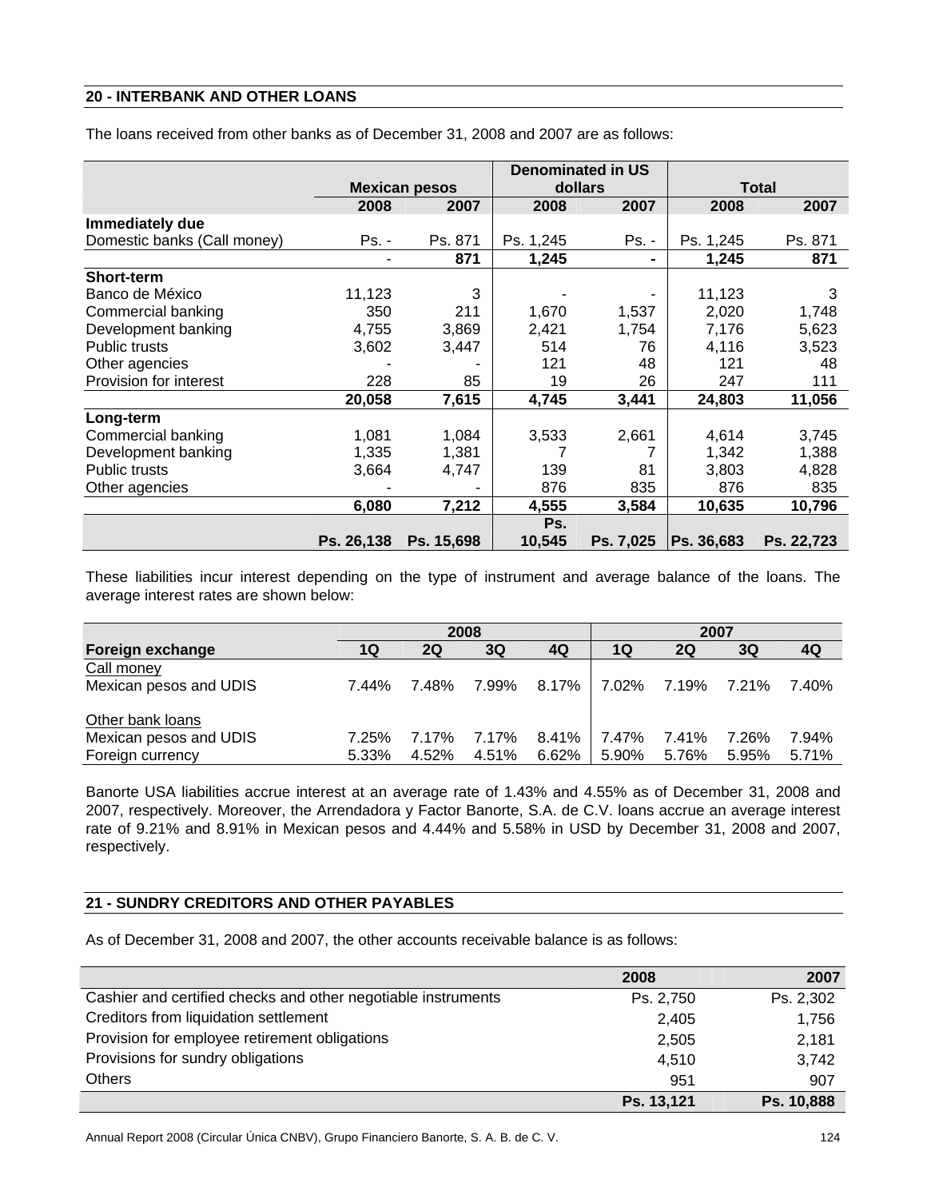## 20 - INTERBANK AND OTHER LOANS

The loans received from other banks as of December 31, 2008 and 2007 are as follows:

| | Mexican pesos | | Denominated in US dollars | | Total | |
|---|---|---|---|---|---|---|
| | 2008 | 2007 | 2008 | 2007 | 2008 | 2007 |
| **Immediately due** | | | | | | |
| Domestic banks (Call money) | Ps. - | Ps. 871 | Ps. 1,245 | Ps. - | Ps. 1,245 | Ps. 871 |
| | - | **871** | **1,245** | **-** | **1,245** | **871** |
| **Short-term** | | | | | | |
| Banco de México | 11,123 | 3 | - | - | 11,123 | 3 |
| Commercial banking | 350 | 211 | 1,670 | 1,537 | 2,020 | 1,748 |
| Development banking | 4,755 | 3,869 | 2,421 | 1,754 | 7,176 | 5,623 |
| Public trusts | 3,602 | 3,447 | 514 | 76 | 4,116 | 3,523 |
| Other agencies | - | - | 121 | 48 | 121 | 48 |
| Provision for interest | 228 | 85 | 19 | 26 | 247 | 111 |
| | **20,058** | **7,615** | **4,745** | **3,441** | **24,803** | **11,056** |
| **Long-term** | | | | | | |
| Commercial banking | 1,081 | 1,084 | 3,533 | 2,661 | 4,614 | 3,745 |
| Development banking | 1,335 | 1,381 | 7 | 7 | 1,342 | 1,388 |
| Public trusts | 3,664 | 4,747 | 139 | 81 | 3,803 | 4,828 |
| Other agencies | - | - | 876 | 835 | 876 | 835 |
| | **6,080** | **7,212** | **4,555** | **3,584** | **10,635** | **10,796** |
| | **Ps. 26,138** | **Ps. 15,698** | **Ps. 10,545** | **Ps. 7,025** | **Ps. 36,683** | **Ps. 22,723** |

These liabilities incur interest depending on the type of instrument and average balance of the loans. The average interest rates are shown below:

| | 2008 | | | | 2007 | | | |
|---|---|---|---|---|---|---|---|---|
| **Foreign exchange** | **1Q** | **2Q** | **3Q** | **4Q** | **1Q** | **2Q** | **3Q** | **4Q** |
| Call money | | | | | | | | |
| Mexican pesos and UDIS | 7.44% | 7.48% | 7.99% | 8.17% | 7.02% | 7.19% | 7.21% | 7.40% |
| Other bank loans | | | | | | | | |
| Mexican pesos and UDIS | 7.25% | 7.17% | 7.17% | 8.41% | 7.47% | 7.41% | 7.26% | 7.94% |
| Foreign currency | 5.33% | 4.52% | 4.51% | 6.62% | 5.90% | 5.76% | 5.95% | 5.71% |

Banorte USA liabilities accrue interest at an average rate of 1.43% and 4.55% as of December 31, 2008 and 2007, respectively. Moreover, the Arrendadora y Factor Banorte, S.A. de C.V. loans accrue an average interest rate of 9.21% and 8.91% in Mexican pesos and 4.44% and 5.58% in USD by December 31, 2008 and 2007, respectively.

## 21 - SUNDRY CREDITORS AND OTHER PAYABLES

As of December 31, 2008 and 2007, the other accounts receivable balance is as follows:

| | 2008 | 2007 |
|---|---|---|
| Cashier and certified checks and other negotiable instruments | Ps. 2,750 | Ps. 2,302 |
| Creditors from liquidation settlement | 2,405 | 1,756 |
| Provision for employee retirement obligations | 2,505 | 2,181 |
| Provisions for sundry obligations | 4,510 | 3,742 |
| Others | 951 | 907 |
| | **Ps. 13,121** | **Ps. 10,888** |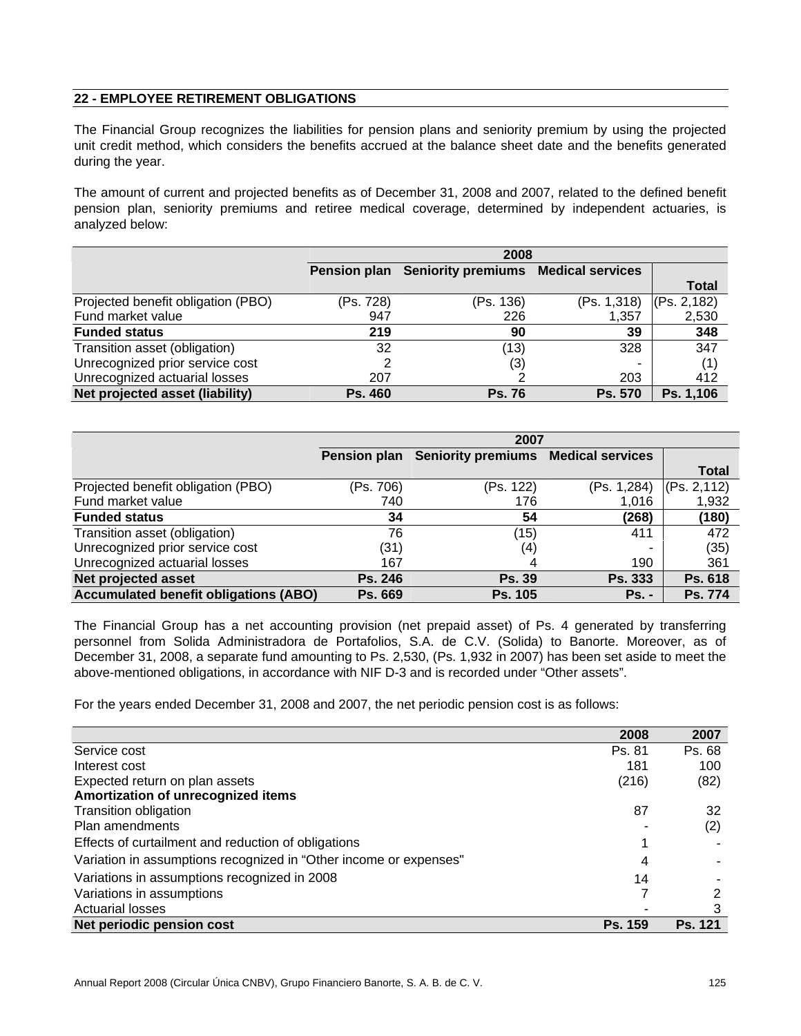## 22 - EMPLOYEE RETIREMENT OBLIGATIONS

The Financial Group recognizes the liabilities for pension plans and seniority premium by using the projected unit credit method, which considers the benefits accrued at the balance sheet date and the benefits generated during the year.

The amount of current and projected benefits as of December 31, 2008 and 2007, related to the defined benefit pension plan, seniority premiums and retiree medical coverage, determined by independent actuaries, is analyzed below:

| | 2008 | | | |
|---|---|---|---|---|
| | Pension plan | Seniority premiums | Medical services | Total |
| Projected benefit obligation (PBO) | (Ps. 728) | (Ps. 136) | (Ps. 1,318) | (Ps. 2,182) |
| Fund market value | 947 | 226 | 1,357 | 2,530 |
| **Funded status** | **219** | **90** | **39** | **348** |
| Transition asset (obligation) | 32 | (13) | 328 | 347 |
| Unrecognized prior service cost | 2 | (3) | - | (1) |
| Unrecognized actuarial losses | 207 | 2 | 203 | 412 |
| **Net projected asset (liability)** | **Ps. 460** | **Ps. 76** | **Ps. 570** | **Ps. 1,106** |

| | 2007 | | | |
|---|---|---|---|---|
| | Pension plan | Seniority premiums | Medical services | Total |
| Projected benefit obligation (PBO) | (Ps. 706) | (Ps. 122) | (Ps. 1,284) | (Ps. 2,112) |
| Fund market value | 740 | 176 | 1,016 | 1,932 |
| **Funded status** | **34** | **54** | **(268)** | **(180)** |
| Transition asset (obligation) | 76 | (15) | 411 | 472 |
| Unrecognized prior service cost | (31) | (4) | - | (35) |
| Unrecognized actuarial losses | 167 | 4 | 190 | 361 |
| **Net projected asset** | **Ps. 246** | **Ps. 39** | **Ps. 333** | **Ps. 618** |
| **Accumulated benefit obligations (ABO)** | **Ps. 669** | **Ps. 105** | **Ps. -** | **Ps. 774** |

The Financial Group has a net accounting provision (net prepaid asset) of Ps. 4 generated by transferring personnel from Solida Administradora de Portafolios, S.A. de C.V. (Solida) to Banorte. Moreover, as of December 31, 2008, a separate fund amounting to Ps. 2,530, (Ps. 1,932 in 2007) has been set aside to meet the above-mentioned obligations, in accordance with NIF D-3 and is recorded under "Other assets".

For the years ended December 31, 2008 and 2007, the net periodic pension cost is as follows:

| | 2008 | 2007 |
|---|---|---|
| Service cost | Ps. 81 | Ps. 68 |
| Interest cost | 181 | 100 |
| Expected return on plan assets | (216) | (82) |
| **Amortization of unrecognized items** | | |
| Transition obligation | 87 | 32 |
| Plan amendments | - | (2) |
| Effects of curtailment and reduction of obligations | 1 | - |
| Variation in assumptions recognized in "Other income or expenses" | 4 | - |
| Variations in assumptions recognized in 2008 | 14 | - |
| Variations in assumptions | 7 | 2 |
| Actuarial losses | - | 3 |
| **Net periodic pension cost** | **Ps. 159** | **Ps. 121** |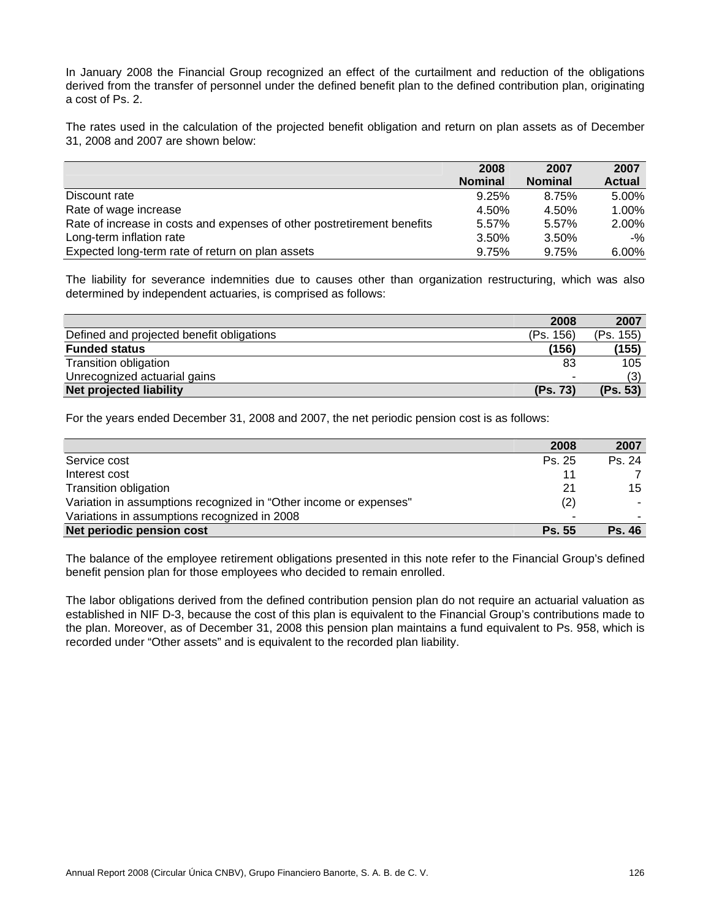In January 2008 the Financial Group recognized an effect of the curtailment and reduction of the obligations derived from the transfer of personnel under the defined benefit plan to the defined contribution plan, originating a cost of Ps. 2.

The rates used in the calculation of the projected benefit obligation and return on plan assets as of December 31, 2008 and 2007 are shown below:

| | 2008 Nominal | 2007 Nominal | 2007 Actual |
|---|---|---|---|
| Discount rate | 9.25% | 8.75% | 5.00% |
| Rate of wage increase | 4.50% | 4.50% | 1.00% |
| Rate of increase in costs and expenses of other postretirement benefits | 5.57% | 5.57% | 2.00% |
| Long-term inflation rate | 3.50% | 3.50% | -% |
| Expected long-term rate of return on plan assets | 9.75% | 9.75% | 6.00% |

The liability for severance indemnities due to causes other than organization restructuring, which was also determined by independent actuaries, is comprised as follows:

| | 2008 | 2007 |
|---|---|---|
| Defined and projected benefit obligations | (Ps. 156) | (Ps. 155) |
| **Funded status** | **(156)** | **(155)** |
| Transition obligation | 83 | 105 |
| Unrecognized actuarial gains | - | (3) |
| **Net projected liability** | **(Ps. 73)** | **(Ps. 53)** |

For the years ended December 31, 2008 and 2007, the net periodic pension cost is as follows:

| | 2008 | 2007 |
|---|---|---|
| Service cost | Ps. 25 | Ps. 24 |
| Interest cost | 11 | 7 |
| Transition obligation | 21 | 15 |
| Variation in assumptions recognized in "Other income or expenses" | (2) | - |
| Variations in assumptions recognized in 2008 | - | - |
| **Net periodic pension cost** | **Ps. 55** | **Ps. 46** |

The balance of the employee retirement obligations presented in this note refer to the Financial Group's defined benefit pension plan for those employees who decided to remain enrolled.

The labor obligations derived from the defined contribution pension plan do not require an actuarial valuation as established in NIF D-3, because the cost of this plan is equivalent to the Financial Group's contributions made to the plan. Moreover, as of December 31, 2008 this pension plan maintains a fund equivalent to Ps. 958, which is recorded under "Other assets" and is equivalent to the recorded plan liability.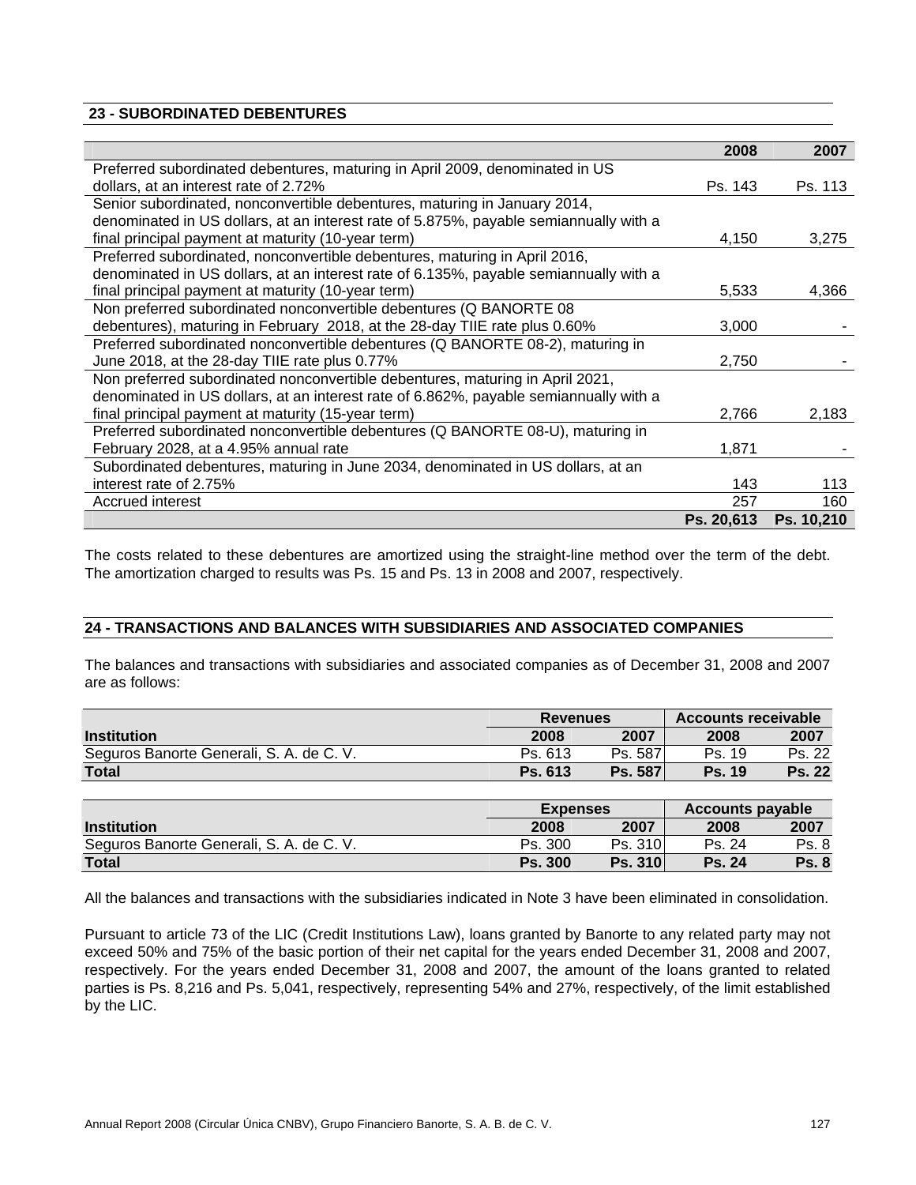## 23 - SUBORDINATED DEBENTURES

| | 2008 | 2007 |
|---|---|---|
| Preferred subordinated debentures, maturing in April 2009, denominated in US dollars, at an interest rate of 2.72% | Ps. 143 | Ps. 113 |
| Senior subordinated, nonconvertible debentures, maturing in January 2014, denominated in US dollars, at an interest rate of 5.875%, payable semiannually with a final principal payment at maturity (10-year term) | 4,150 | 3,275 |
| Preferred subordinated, nonconvertible debentures, maturing in April 2016, denominated in US dollars, at an interest rate of 6.135%, payable semiannually with a final principal payment at maturity (10-year term) | 5,533 | 4,366 |
| Non preferred subordinated nonconvertible debentures (Q BANORTE 08 debentures), maturing in February 2018, at the 28-day TIIE rate plus 0.60% | 3,000 | - |
| Preferred subordinated nonconvertible debentures (Q BANORTE 08-2), maturing in June 2018, at the 28-day TIIE rate plus 0.77% | 2,750 | - |
| Non preferred subordinated nonconvertible debentures, maturing in April 2021, denominated in US dollars, at an interest rate of 6.862%, payable semiannually with a final principal payment at maturity (15-year term) | 2,766 | 2,183 |
| Preferred subordinated nonconvertible debentures (Q BANORTE 08-U), maturing in February 2028, at a 4.95% annual rate | 1,871 | - |
| Subordinated debentures, maturing in June 2034, denominated in US dollars, at an interest rate of 2.75% | 143 | 113 |
| Accrued interest | 257 | 160 |
| | **Ps. 20,613** | **Ps. 10,210** |

The costs related to these debentures are amortized using the straight-line method over the term of the debt. The amortization charged to results was Ps. 15 and Ps. 13 in 2008 and 2007, respectively.

## 24 - TRANSACTIONS AND BALANCES WITH SUBSIDIARIES AND ASSOCIATED COMPANIES

The balances and transactions with subsidiaries and associated companies as of December 31, 2008 and 2007 are as follows:

| | Revenues | | Accounts receivable | |
|---|---|---|---|---|
| **Institution** | **2008** | **2007** | **2008** | **2007** |
| Seguros Banorte Generali, S. A. de C. V. | Ps. 613 | Ps. 587 | Ps. 19 | Ps. 22 |
| **Total** | **Ps. 613** | **Ps. 587** | **Ps. 19** | **Ps. 22** |

| | Expenses | | Accounts payable | |
|---|---|---|---|---|
| **Institution** | **2008** | **2007** | **2008** | **2007** |
| Seguros Banorte Generali, S. A. de C. V. | Ps. 300 | Ps. 310 | Ps. 24 | Ps. 8 |
| **Total** | **Ps. 300** | **Ps. 310** | **Ps. 24** | **Ps. 8** |

All the balances and transactions with the subsidiaries indicated in Note 3 have been eliminated in consolidation.

Pursuant to article 73 of the LIC (Credit Institutions Law), loans granted by Banorte to any related party may not exceed 50% and 75% of the basic portion of their net capital for the years ended December 31, 2008 and 2007, respectively. For the years ended December 31, 2008 and 2007, the amount of the loans granted to related parties is Ps. 8,216 and Ps. 5,041, respectively, representing 54% and 27%, respectively, of the limit established by the LIC.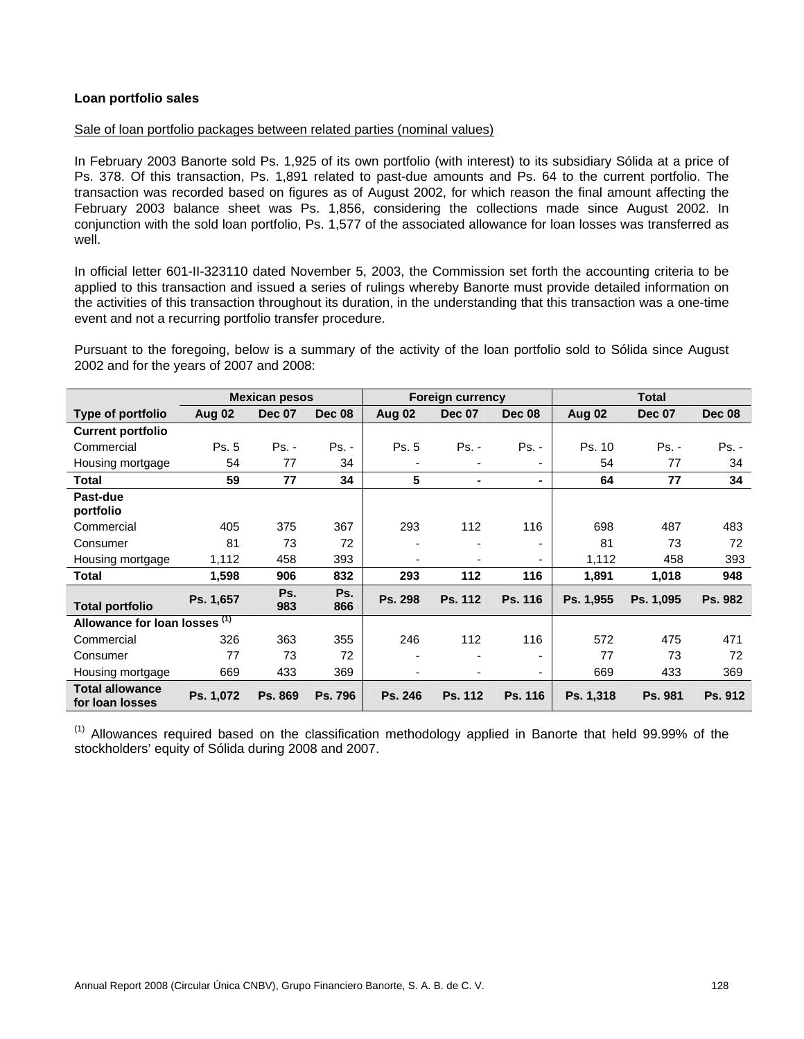**Loan portfolio sales**

Sale of loan portfolio packages between related parties (nominal values)

In February 2003 Banorte sold Ps. 1,925 of its own portfolio (with interest) to its subsidiary Sólida at a price of Ps. 378. Of this transaction, Ps. 1,891 related to past-due amounts and Ps. 64 to the current portfolio. The transaction was recorded based on figures as of August 2002, for which reason the final amount affecting the February 2003 balance sheet was Ps. 1,856, considering the collections made since August 2002. In conjunction with the sold loan portfolio, Ps. 1,577 of the associated allowance for loan losses was transferred as well.

In official letter 601-II-323110 dated November 5, 2003, the Commission set forth the accounting criteria to be applied to this transaction and issued a series of rulings whereby Banorte must provide detailed information on the activities of this transaction throughout its duration, in the understanding that this transaction was a one-time event and not a recurring portfolio transfer procedure.

Pursuant to the foregoing, below is a summary of the activity of the loan portfolio sold to Sólida since August 2002 and for the years of 2007 and 2008:

| | Mexican pesos | | | Foreign currency | | | Total | | |
|---|---|---|---|---|---|---|---|---|---|
| **Type of portfolio** | **Aug 02** | **Dec 07** | **Dec 08** | **Aug 02** | **Dec 07** | **Dec 08** | **Aug 02** | **Dec 07** | **Dec 08** |
| **Current portfolio** | | | | | | | | | |
| Commercial | Ps. 5 | Ps. - | Ps. - | Ps. 5 | Ps. - | Ps. - | Ps. 10 | Ps. - | Ps. - |
| Housing mortgage | 54 | 77 | 34 | - | - | - | 54 | 77 | 34 |
| **Total** | **59** | **77** | **34** | **5** | **-** | **-** | **64** | **77** | **34** |
| **Past-due portfolio** | | | | | | | | | |
| Commercial | 405 | 375 | 367 | 293 | 112 | 116 | 698 | 487 | 483 |
| Consumer | 81 | 73 | 72 | - | - | - | 81 | 73 | 72 |
| Housing mortgage | 1,112 | 458 | 393 | - | - | - | 1,112 | 458 | 393 |
| **Total** | **1,598** | **906** | **832** | **293** | **112** | **116** | **1,891** | **1,018** | **948** |
| **Total portfolio** | **Ps. 1,657** | **Ps. 983** | **Ps. 866** | **Ps. 298** | **Ps. 112** | **Ps. 116** | **Ps. 1,955** | **Ps. 1,095** | **Ps. 982** |
| **Allowance for loan losses [(1)]** | | | | | | | | | |
| Commercial | 326 | 363 | 355 | 246 | 112 | 116 | 572 | 475 | 471 |
| Consumer | 77 | 73 | 72 | - | - | - | 77 | 73 | 72 |
| Housing mortgage | 669 | 433 | 369 | - | - | - | 669 | 433 | 369 |
| **Total allowance for loan losses** | **Ps. 1,072** | **Ps. 869** | **Ps. 796** | **Ps. 246** | **Ps. 112** | **Ps. 116** | **Ps. 1,318** | **Ps. 981** | **Ps. 912** |

[(1)] Allowances required based on the classification methodology applied in Banorte that held 99.99% of the stockholders' equity of Sólida during 2008 and 2007.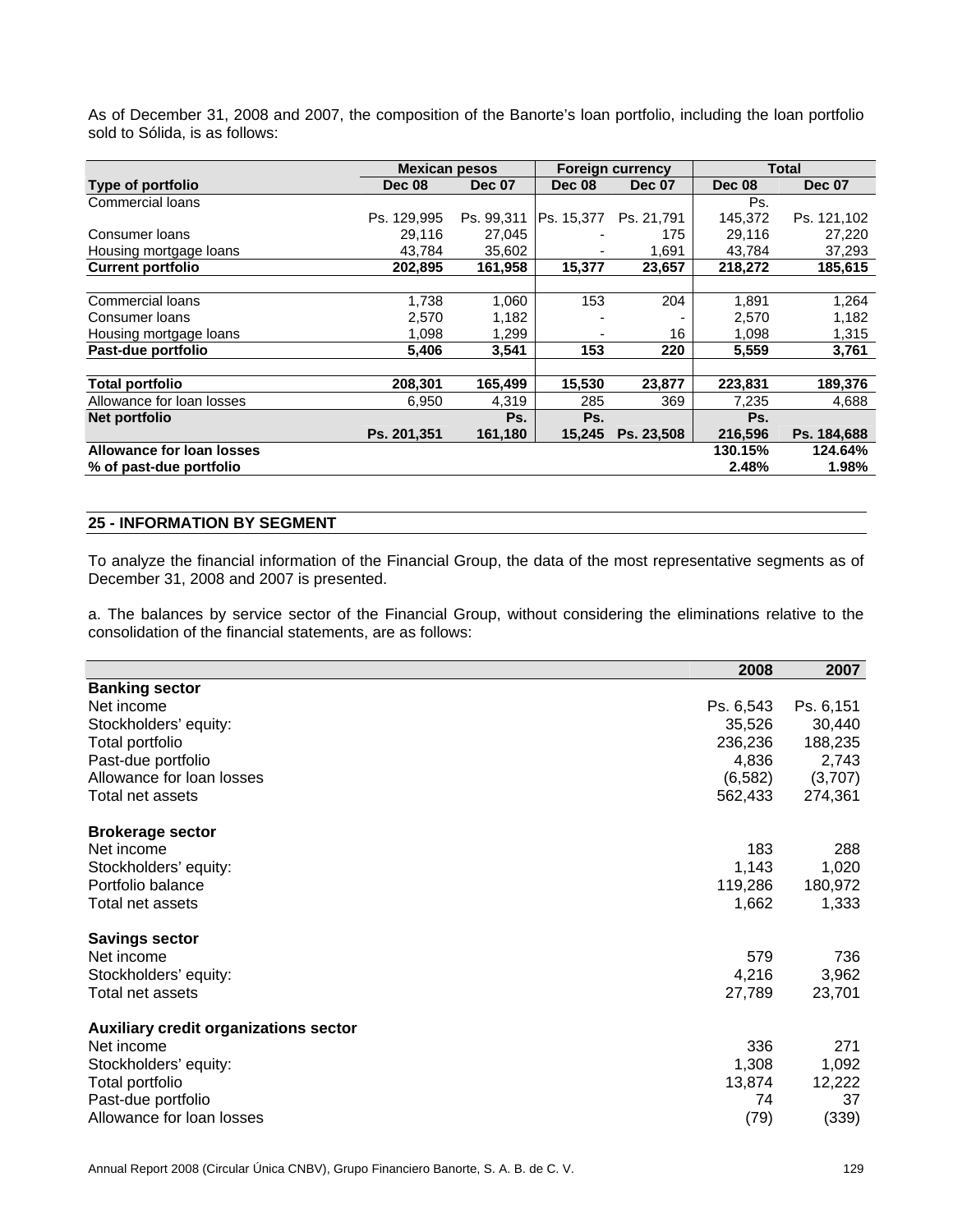As of December 31, 2008 and 2007, the composition of the Banorte's loan portfolio, including the loan portfolio sold to Sólida, is as follows:

| | Mexican pesos | | Foreign currency | | Total | |
|---|---|---|---|---|---|---|
| **Type of portfolio** | **Dec 08** | **Dec 07** | **Dec 08** | **Dec 07** | **Dec 08** | **Dec 07** |
| Commercial loans | Ps. 129,995 | Ps. 99,311 | Ps. 15,377 | Ps. 21,791 | Ps. 145,372 | Ps. 121,102 |
| Consumer loans | 29,116 | 27,045 | - | 175 | 29,116 | 27,220 |
| Housing mortgage loans | 43,784 | 35,602 | - | 1,691 | 43,784 | 37,293 |
| **Current portfolio** | **202,895** | **161,958** | **15,377** | **23,657** | **218,272** | **185,615** |
| | | | | | | |
| Commercial loans | 1,738 | 1,060 | 153 | 204 | 1,891 | 1,264 |
| Consumer loans | 2,570 | 1,182 | - | - | 2,570 | 1,182 |
| Housing mortgage loans | 1,098 | 1,299 | - | 16 | 1,098 | 1,315 |
| **Past-due portfolio** | **5,406** | **3,541** | **153** | **220** | **5,559** | **3,761** |
| | | | | | | |
| **Total portfolio** | **208,301** | **165,499** | **15,530** | **23,877** | **223,831** | **189,376** |
| Allowance for loan losses | 6,950 | 4,319 | 285 | 369 | 7,235 | 4,688 |
| **Net portfolio** | **Ps. 201,351** | **Ps. 161,180** | **Ps. 15,245** | **Ps. 23,508** | **Ps. 216,596** | **Ps. 184,688** |
| **Allowance for loan losses** | | | | | **130.15%** | **124.64%** |
| **% of past-due portfolio** | | | | | **2.48%** | **1.98%** |

## 25 - INFORMATION BY SEGMENT

To analyze the financial information of the Financial Group, the data of the most representative segments as of December 31, 2008 and 2007 is presented.

a. The balances by service sector of the Financial Group, without considering the eliminations relative to the consolidation of the financial statements, are as follows:

| | 2008 | 2007 |
|---|---|---|
| **Banking sector** | | |
| Net income | Ps. 6,543 | Ps. 6,151 |
| Stockholders' equity: | 35,526 | 30,440 |
| Total portfolio | 236,236 | 188,235 |
| Past-due portfolio | 4,836 | 2,743 |
| Allowance for loan losses | (6,582) | (3,707) |
| Total net assets | 562,433 | 274,361 |
| | | |
| **Brokerage sector** | | |
| Net income | 183 | 288 |
| Stockholders' equity: | 1,143 | 1,020 |
| Portfolio balance | 119,286 | 180,972 |
| Total net assets | 1,662 | 1,333 |
| | | |
| **Savings sector** | | |
| Net income | 579 | 736 |
| Stockholders' equity: | 4,216 | 3,962 |
| Total net assets | 27,789 | 23,701 |
| | | |
| **Auxiliary credit organizations sector** | | |
| Net income | 336 | 271 |
| Stockholders' equity: | 1,308 | 1,092 |
| Total portfolio | 13,874 | 12,222 |
| Past-due portfolio | 74 | 37 |
| Allowance for loan losses | (79) | (339) |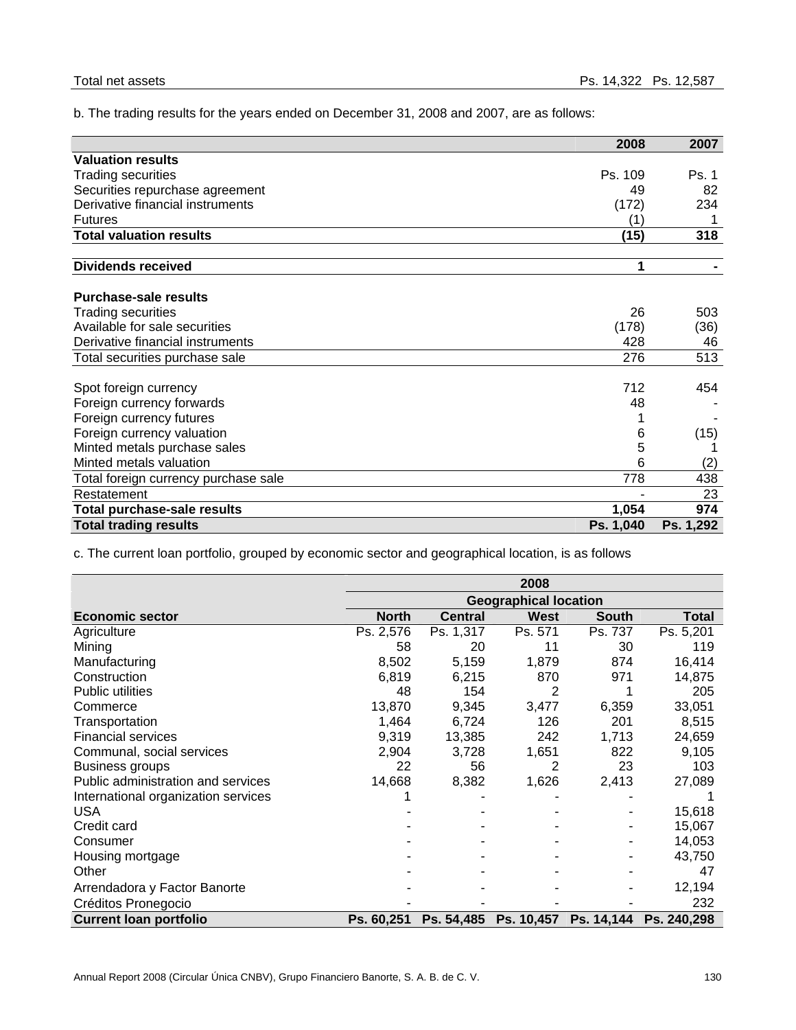| Total net assets | Ps. 14,322 | Ps. 12,587 |
|---|---|---|

b. The trading results for the years ended on December 31, 2008 and 2007, are as follows:

| | 2008 | 2007 |
|---|---|---|
| **Valuation results** | | |
| Trading securities | Ps. 109 | Ps. 1 |
| Securities repurchase agreement | 49 | 82 |
| Derivative financial instruments | (172) | 234 |
| Futures | (1) | 1 |
| **Total valuation results** | **(15)** | **318** |
| | | |
| **Dividends received** | **1** | **-** |
| | | |
| **Purchase-sale results** | | |
| Trading securities | 26 | 503 |
| Available for sale securities | (178) | (36) |
| Derivative financial instruments | 428 | 46 |
| Total securities purchase sale | 276 | 513 |
| | | |
| Spot foreign currency | 712 | 454 |
| Foreign currency forwards | 48 | - |
| Foreign currency futures | 1 | - |
| Foreign currency valuation | 6 | (15) |
| Minted metals purchase sales | 5 | 1 |
| Minted metals valuation | 6 | (2) |
| Total foreign currency purchase sale | 778 | 438 |
| Restatement | - | 23 |
| **Total purchase-sale results** | **1,054** | **974** |
| **Total trading results** | **Ps. 1,040** | **Ps. 1,292** |

c. The current loan portfolio, grouped by economic sector and geographical location, is as follows

| | 2008 | | | | |
|---|---|---|---|---|---|
| | Geographical location | | | | |
| **Economic sector** | **North** | **Central** | **West** | **South** | **Total** |
| Agriculture | Ps. 2,576 | Ps. 1,317 | Ps. 571 | Ps. 737 | Ps. 5,201 |
| Mining | 58 | 20 | 11 | 30 | 119 |
| Manufacturing | 8,502 | 5,159 | 1,879 | 874 | 16,414 |
| Construction | 6,819 | 6,215 | 870 | 971 | 14,875 |
| Public utilities | 48 | 154 | 2 | 1 | 205 |
| Commerce | 13,870 | 9,345 | 3,477 | 6,359 | 33,051 |
| Transportation | 1,464 | 6,724 | 126 | 201 | 8,515 |
| Financial services | 9,319 | 13,385 | 242 | 1,713 | 24,659 |
| Communal, social services | 2,904 | 3,728 | 1,651 | 822 | 9,105 |
| Business groups | 22 | 56 | 2 | 23 | 103 |
| Public administration and services | 14,668 | 8,382 | 1,626 | 2,413 | 27,089 |
| International organization services | 1 | - | - | - | 1 |
| USA | - | - | - | - | 15,618 |
| Credit card | - | - | - | - | 15,067 |
| Consumer | - | - | - | - | 14,053 |
| Housing mortgage | - | - | - | - | 43,750 |
| Other | - | - | - | - | 47 |
| Arrendadora y Factor Banorte | - | - | - | - | 12,194 |
| Créditos Pronegocio | - | - | - | - | 232 |
| **Current loan portfolio** | **Ps. 60,251** | **Ps. 54,485** | **Ps. 10,457** | **Ps. 14,144** | **Ps. 240,298** |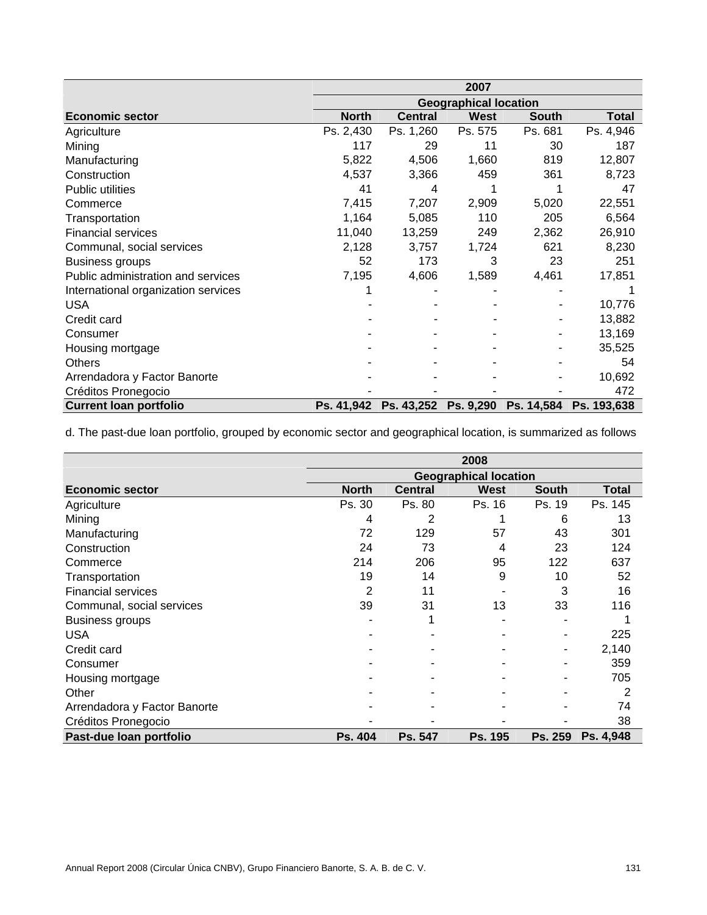| | 2007 | | | | |
|---|---|---|---|---|---|
| | Geographical location | | | | |
| **Economic sector** | **North** | **Central** | **West** | **South** | **Total** |
| Agriculture | Ps. 2,430 | Ps. 1,260 | Ps. 575 | Ps. 681 | Ps. 4,946 |
| Mining | 117 | 29 | 11 | 30 | 187 |
| Manufacturing | 5,822 | 4,506 | 1,660 | 819 | 12,807 |
| Construction | 4,537 | 3,366 | 459 | 361 | 8,723 |
| Public utilities | 41 | 4 | 1 | 1 | 47 |
| Commerce | 7,415 | 7,207 | 2,909 | 5,020 | 22,551 |
| Transportation | 1,164 | 5,085 | 110 | 205 | 6,564 |
| Financial services | 11,040 | 13,259 | 249 | 2,362 | 26,910 |
| Communal, social services | 2,128 | 3,757 | 1,724 | 621 | 8,230 |
| Business groups | 52 | 173 | 3 | 23 | 251 |
| Public administration and services | 7,195 | 4,606 | 1,589 | 4,461 | 17,851 |
| International organization services | 1 | - | - | - | 1 |
| USA | - | - | - | - | 10,776 |
| Credit card | - | - | - | - | 13,882 |
| Consumer | - | - | - | - | 13,169 |
| Housing mortgage | - | - | - | - | 35,525 |
| Others | - | - | - | - | 54 |
| Arrendadora y Factor Banorte | - | - | - | - | 10,692 |
| Créditos Pronegocio | - | - | - | - | 472 |
| **Current loan portfolio** | **Ps. 41,942** | **Ps. 43,252** | **Ps. 9,290** | **Ps. 14,584** | **Ps. 193,638** |

d. The past-due loan portfolio, grouped by economic sector and geographical location, is summarized as follows

| | 2008 | | | | |
|---|---|---|---|---|---|
| | Geographical location | | | | |
| **Economic sector** | **North** | **Central** | **West** | **South** | **Total** |
| Agriculture | Ps. 30 | Ps. 80 | Ps. 16 | Ps. 19 | Ps. 145 |
| Mining | 4 | 2 | 1 | 6 | 13 |
| Manufacturing | 72 | 129 | 57 | 43 | 301 |
| Construction | 24 | 73 | 4 | 23 | 124 |
| Commerce | 214 | 206 | 95 | 122 | 637 |
| Transportation | 19 | 14 | 9 | 10 | 52 |
| Financial services | 2 | 11 | - | 3 | 16 |
| Communal, social services | 39 | 31 | 13 | 33 | 116 |
| Business groups | - | 1 | - | - | 1 |
| USA | - | - | - | - | 225 |
| Credit card | - | - | - | - | 2,140 |
| Consumer | - | - | - | - | 359 |
| Housing mortgage | - | - | - | - | 705 |
| Other | - | - | - | - | 2 |
| Arrendadora y Factor Banorte | - | - | - | - | 74 |
| Créditos Pronegocio | - | - | - | - | 38 |
| **Past-due loan portfolio** | **Ps. 404** | **Ps. 547** | **Ps. 195** | **Ps. 259** | **Ps. 4,948** |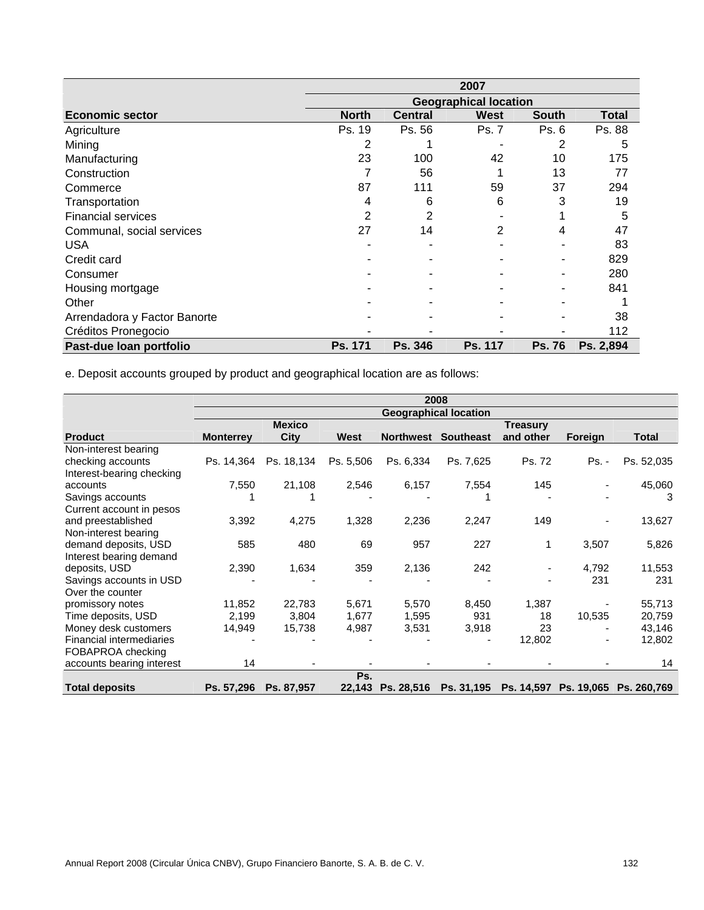| | 2007 | | | | |
|---|---|---|---|---|---|
| | Geographical location | | | | |
| **Economic sector** | **North** | **Central** | **West** | **South** | **Total** |
| Agriculture | Ps. 19 | Ps. 56 | Ps. 7 | Ps. 6 | Ps. 88 |
| Mining | 2 | 1 | - | 2 | 5 |
| Manufacturing | 23 | 100 | 42 | 10 | 175 |
| Construction | 7 | 56 | 1 | 13 | 77 |
| Commerce | 87 | 111 | 59 | 37 | 294 |
| Transportation | 4 | 6 | 6 | 3 | 19 |
| Financial services | 2 | 2 | - | 1 | 5 |
| Communal, social services | 27 | 14 | 2 | 4 | 47 |
| USA | - | - | - | - | 83 |
| Credit card | - | - | - | - | 829 |
| Consumer | - | - | - | - | 280 |
| Housing mortgage | - | - | - | - | 841 |
| Other | - | - | - | - | 1 |
| Arrendadora y Factor Banorte | - | - | - | - | 38 |
| Créditos Pronegocio | - | - | - | - | 112 |
| **Past-due loan portfolio** | **Ps. 171** | **Ps. 346** | **Ps. 117** | **Ps. 76** | **Ps. 2,894** |

e. Deposit accounts grouped by product and geographical location are as follows:

| | 2008 | | | | | | | |
|---|---|---|---|---|---|---|---|---|
| | Geographical location | | | | | | | |
| **Product** | **Monterrey** | **Mexico City** | **West** | **Northwest** | **Southeast** | **Treasury and other** | **Foreign** | **Total** |
| Non-interest bearing checking accounts | Ps. 14,364 | Ps. 18,134 | Ps. 5,506 | Ps. 6,334 | Ps. 7,625 | Ps. 72 | Ps. - | Ps. 52,035 |
| Interest-bearing checking accounts | 7,550 | 21,108 | 2,546 | 6,157 | 7,554 | 145 | - | 45,060 |
| Savings accounts | 1 | 1 | - | - | 1 | - | - | 3 |
| Current account in pesos and preestablished | 3,392 | 4,275 | 1,328 | 2,236 | 2,247 | 149 | - | 13,627 |
| Non-interest bearing demand deposits, USD | 585 | 480 | 69 | 957 | 227 | 1 | 3,507 | 5,826 |
| Interest bearing demand deposits, USD | 2,390 | 1,634 | 359 | 2,136 | 242 | - | 4,792 | 11,553 |
| Savings accounts in USD | - | - | - | - | - | - | 231 | 231 |
| Over the counter promissory notes | 11,852 | 22,783 | 5,671 | 5,570 | 8,450 | 1,387 | - | 55,713 |
| Time deposits, USD | 2,199 | 3,804 | 1,677 | 1,595 | 931 | 18 | 10,535 | 20,759 |
| Money desk customers | 14,949 | 15,738 | 4,987 | 3,531 | 3,918 | 23 | - | 43,146 |
| Financial intermediaries | - | - | - | - | - | 12,802 | - | 12,802 |
| FOBAPROA checking accounts bearing interest | 14 | - | - | - | - | - | - | 14 |
| **Total deposits** | **Ps. 57,296** | **Ps. 87,957** | **Ps. 22,143** | **Ps. 28,516** | **Ps. 31,195** | **Ps. 14,597** | **Ps. 19,065** | **Ps. 260,769** |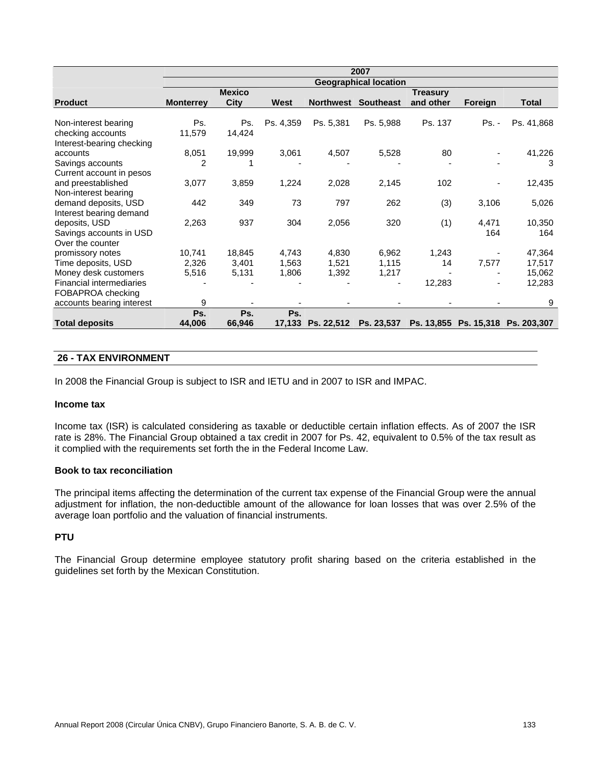| | 2007 | | | | | | | |
|---|---|---|---|---|---|---|---|---|
| | Geographical location | | | | | | | |
| **Product** | **Monterrey** | **Mexico City** | **West** | **Northwest** | **Southeast** | **Treasury and other** | **Foreign** | **Total** |
| Non-interest bearing checking accounts | Ps. 11,579 | Ps. 14,424 | Ps. 4,359 | Ps. 5,381 | Ps. 5,988 | Ps. 137 | Ps. - | Ps. 41,868 |
| Interest-bearing checking accounts | 8,051 | 19,999 | 3,061 | 4,507 | 5,528 | 80 | - | 41,226 |
| Savings accounts | 2 | 1 | - | - | - | - | - | 3 |
| Current account in pesos and preestablished | 3,077 | 3,859 | 1,224 | 2,028 | 2,145 | 102 | - | 12,435 |
| Non-interest bearing demand deposits, USD | 442 | 349 | 73 | 797 | 262 | (3) | 3,106 | 5,026 |
| Interest bearing demand deposits, USD | 2,263 | 937 | 304 | 2,056 | 320 | (1) | 4,471 | 10,350 |
| Savings accounts in USD | | | | | | | 164 | 164 |
| Over the counter promissory notes | 10,741 | 18,845 | 4,743 | 4,830 | 6,962 | 1,243 | - | 47,364 |
| Time deposits, USD | 2,326 | 3,401 | 1,563 | 1,521 | 1,115 | 14 | 7,577 | 17,517 |
| Money desk customers | 5,516 | 5,131 | 1,806 | 1,392 | 1,217 | - | - | 15,062 |
| Financial intermediaries | - | - | - | - | - | 12,283 | - | 12,283 |
| FOBAPROA checking accounts bearing interest | 9 | - | - | - | - | - | - | 9 |
| **Total deposits** | **Ps. 44,006** | **Ps. 66,946** | **Ps. 17,133** | **Ps. 22,512** | **Ps. 23,537** | **Ps. 13,855** | **Ps. 15,318** | **Ps. 203,307** |

## 26 - TAX ENVIRONMENT

In 2008 the Financial Group is subject to ISR and IETU and in 2007 to ISR and IMPAC.

### Income tax

Income tax (ISR) is calculated considering as taxable or deductible certain inflation effects. As of 2007 the ISR rate is 28%. The Financial Group obtained a tax credit in 2007 for Ps. 42, equivalent to 0.5% of the tax result as it complied with the requirements set forth the in the Federal Income Law.

### Book to tax reconciliation

The principal items affecting the determination of the current tax expense of the Financial Group were the annual adjustment for inflation, the non-deductible amount of the allowance for loan losses that was over 2.5% of the average loan portfolio and the valuation of financial instruments.

### PTU

The Financial Group determine employee statutory profit sharing based on the criteria established in the guidelines set forth by the Mexican Constitution.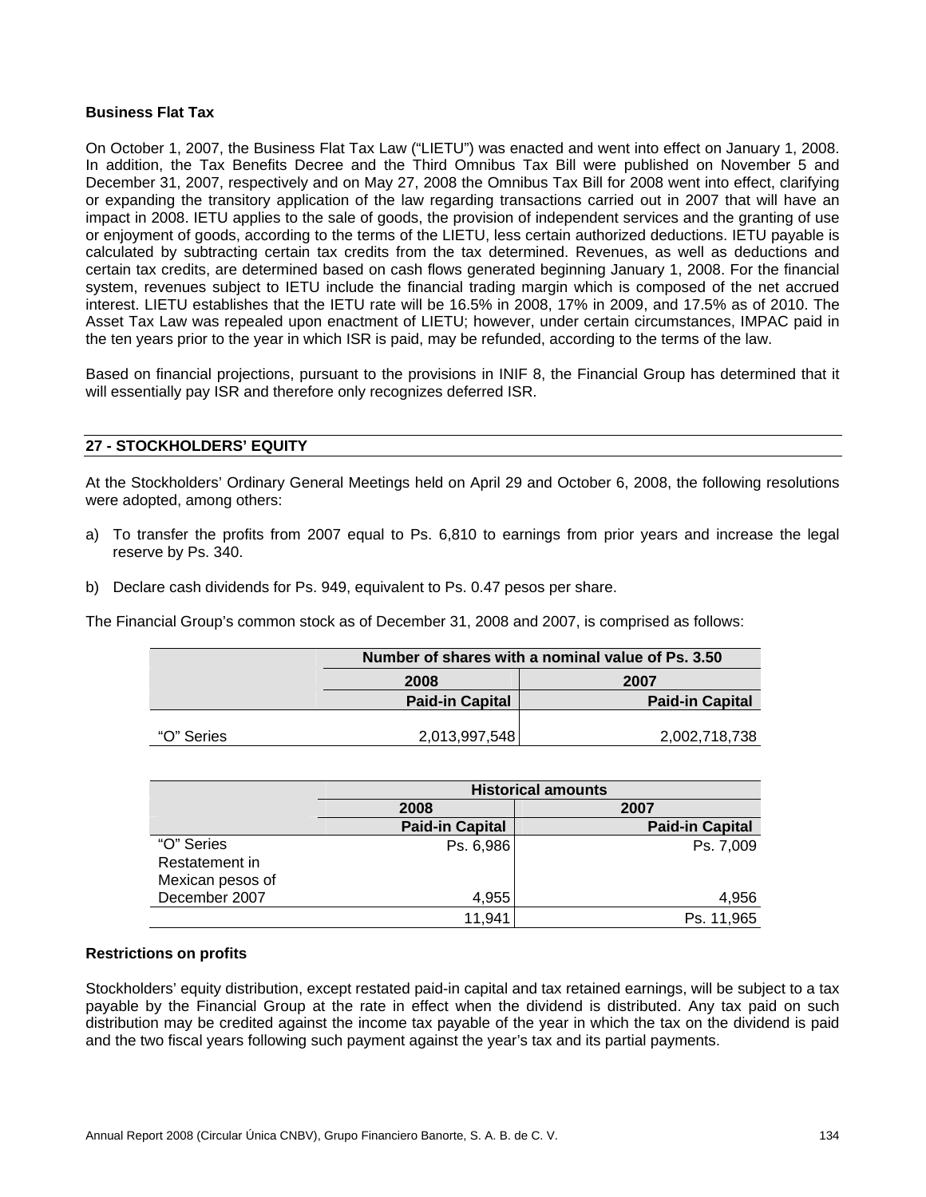**Business Flat Tax**

On October 1, 2007, the Business Flat Tax Law ("LIETU") was enacted and went into effect on January 1, 2008. In addition, the Tax Benefits Decree and the Third Omnibus Tax Bill were published on November 5 and December 31, 2007, respectively and on May 27, 2008 the Omnibus Tax Bill for 2008 went into effect, clarifying or expanding the transitory application of the law regarding transactions carried out in 2007 that will have an impact in 2008. IETU applies to the sale of goods, the provision of independent services and the granting of use or enjoyment of goods, according to the terms of the LIETU, less certain authorized deductions. IETU payable is calculated by subtracting certain tax credits from the tax determined. Revenues, as well as deductions and certain tax credits, are determined based on cash flows generated beginning January 1, 2008. For the financial system, revenues subject to IETU include the financial trading margin which is composed of the net accrued interest. LIETU establishes that the IETU rate will be 16.5% in 2008, 17% in 2009, and 17.5% as of 2010. The Asset Tax Law was repealed upon enactment of LIETU; however, under certain circumstances, IMPAC paid in the ten years prior to the year in which ISR is paid, may be refunded, according to the terms of the law.

Based on financial projections, pursuant to the provisions in INIF 8, the Financial Group has determined that it will essentially pay ISR and therefore only recognizes deferred ISR.

## 27 - STOCKHOLDERS' EQUITY

At the Stockholders' Ordinary General Meetings held on April 29 and October 6, 2008, the following resolutions were adopted, among others:

a) To transfer the profits from 2007 equal to Ps. 6,810 to earnings from prior years and increase the legal reserve by Ps. 340.

b) Declare cash dividends for Ps. 949, equivalent to Ps. 0.47 pesos per share.

The Financial Group's common stock as of December 31, 2008 and 2007, is comprised as follows:

| | Number of shares with a nominal value of Ps. 3.50 | |
|---|---|---|
| | 2008 | 2007 |
| | Paid-in Capital | Paid-in Capital |
| "O" Series | 2,013,997,548 | 2,002,718,738 |

| | Historical amounts | |
|---|---|---|
| | 2008 | 2007 |
| | Paid-in Capital | Paid-in Capital |
| "O" Series | Ps. 6,986 | Ps. 7,009 |
| Restatement in Mexican pesos of December 2007 | 4,955 | 4,956 |
| | 11,941 | Ps. 11,965 |

**Restrictions on profits**

Stockholders' equity distribution, except restated paid-in capital and tax retained earnings, will be subject to a tax payable by the Financial Group at the rate in effect when the dividend is distributed. Any tax paid on such distribution may be credited against the income tax payable of the year in which the tax on the dividend is paid and the two fiscal years following such payment against the year's tax and its partial payments.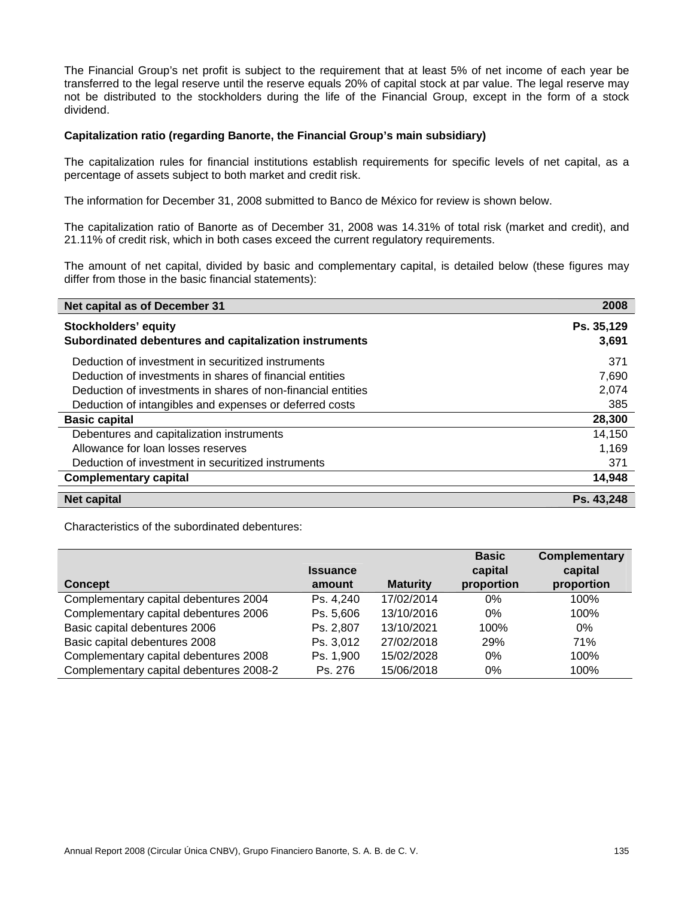The Financial Group's net profit is subject to the requirement that at least 5% of net income of each year be transferred to the legal reserve until the reserve equals 20% of capital stock at par value. The legal reserve may not be distributed to the stockholders during the life of the Financial Group, except in the form of a stock dividend.

**Capitalization ratio (regarding Banorte, the Financial Group's main subsidiary)**

The capitalization rules for financial institutions establish requirements for specific levels of net capital, as a percentage of assets subject to both market and credit risk.

The information for December 31, 2008 submitted to Banco de México for review is shown below.

The capitalization ratio of Banorte as of December 31, 2008 was 14.31% of total risk (market and credit), and 21.11% of credit risk, which in both cases exceed the current regulatory requirements.

The amount of net capital, divided by basic and complementary capital, is detailed below (these figures may differ from those in the basic financial statements):

| Net capital as of December 31 | 2008 |
|---|---|
| **Stockholders' equity** | **Ps. 35,129** |
| **Subordinated debentures and capitalization instruments** | **3,691** |
| Deduction of investment in securitized instruments | 371 |
| Deduction of investments in shares of financial entities | 7,690 |
| Deduction of investments in shares of non-financial entities | 2,074 |
| Deduction of intangibles and expenses or deferred costs | 385 |
| **Basic capital** | **28,300** |
| Debentures and capitalization instruments | 14,150 |
| Allowance for loan losses reserves | 1,169 |
| Deduction of investment in securitized instruments | 371 |
| **Complementary capital** | **14,948** |
| **Net capital** | **Ps. 43,248** |

Characteristics of the subordinated debentures:

| Concept | Issuance amount | Maturity | Basic capital proportion | Complementary capital proportion |
|---|---|---|---|---|
| Complementary capital debentures 2004 | Ps. 4,240 | 17/02/2014 | 0% | 100% |
| Complementary capital debentures 2006 | Ps. 5,606 | 13/10/2016 | 0% | 100% |
| Basic capital debentures 2006 | Ps. 2,807 | 13/10/2021 | 100% | 0% |
| Basic capital debentures 2008 | Ps. 3,012 | 27/02/2018 | 29% | 71% |
| Complementary capital debentures 2008 | Ps. 1,900 | 15/02/2028 | 0% | 100% |
| Complementary capital debentures 2008-2 | Ps. 276 | 15/06/2018 | 0% | 100% |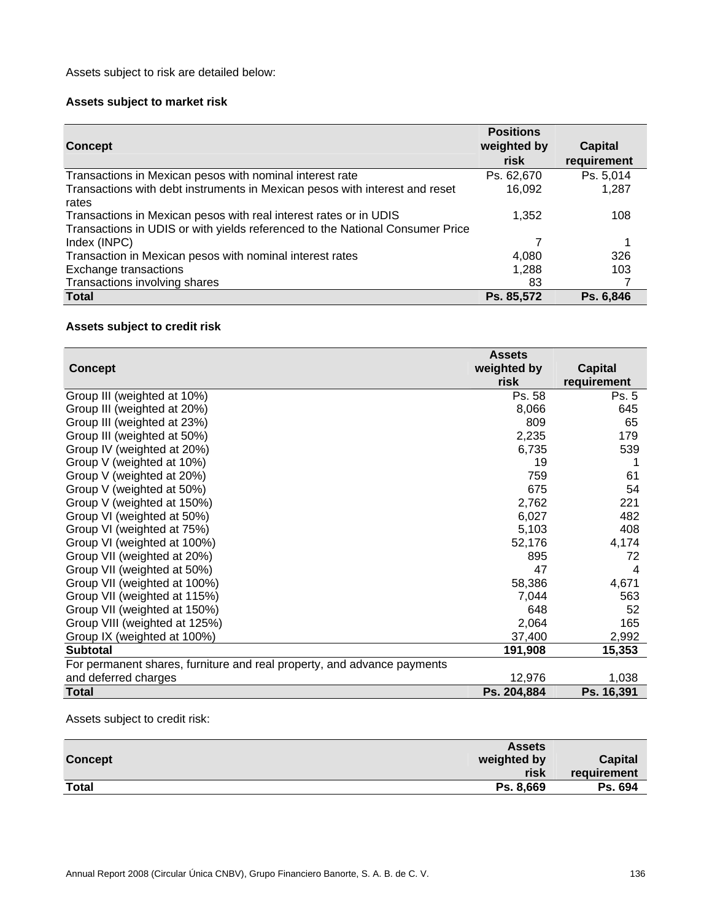Assets subject to risk are detailed below:

**Assets subject to market risk**

| Concept | Positions weighted by risk | Capital requirement |
|---|---|---|
| Transactions in Mexican pesos with nominal interest rate | Ps. 62,670 | Ps. 5,014 |
| Transactions with debt instruments in Mexican pesos with interest and reset rates | 16,092 | 1,287 |
| Transactions in Mexican pesos with real interest rates or in UDIS | 1,352 | 108 |
| Transactions in UDIS or with yields referenced to the National Consumer Price Index (INPC) | 7 | 1 |
| Transaction in Mexican pesos with nominal interest rates | 4,080 | 326 |
| Exchange transactions | 1,288 | 103 |
| Transactions involving shares | 83 | 7 |
| **Total** | **Ps. 85,572** | **Ps. 6,846** |

**Assets subject to credit risk**

| Concept | Assets weighted by risk | Capital requirement |
|---|---|---|
| Group III (weighted at 10%) | Ps. 58 | Ps. 5 |
| Group III (weighted at 20%) | 8,066 | 645 |
| Group III (weighted at 23%) | 809 | 65 |
| Group III (weighted at 50%) | 2,235 | 179 |
| Group IV (weighted at 20%) | 6,735 | 539 |
| Group V (weighted at 10%) | 19 | 1 |
| Group V (weighted at 20%) | 759 | 61 |
| Group V (weighted at 50%) | 675 | 54 |
| Group V (weighted at 150%) | 2,762 | 221 |
| Group VI (weighted at 50%) | 6,027 | 482 |
| Group VI (weighted at 75%) | 5,103 | 408 |
| Group VI (weighted at 100%) | 52,176 | 4,174 |
| Group VII (weighted at 20%) | 895 | 72 |
| Group VII (weighted at 50%) | 47 | 4 |
| Group VII (weighted at 100%) | 58,386 | 4,671 |
| Group VII (weighted at 115%) | 7,044 | 563 |
| Group VII (weighted at 150%) | 648 | 52 |
| Group VIII (weighted at 125%) | 2,064 | 165 |
| Group IX (weighted at 100%) | 37,400 | 2,992 |
| **Subtotal** | **191,908** | **15,353** |
| For permanent shares, furniture and real property, and advance payments and deferred charges | 12,976 | 1,038 |
| **Total** | **Ps. 204,884** | **Ps. 16,391** |

Assets subject to credit risk:

| Concept | Assets weighted by risk | Capital requirement |
|---|---|---|
| **Total** | **Ps. 8,669** | **Ps. 694** |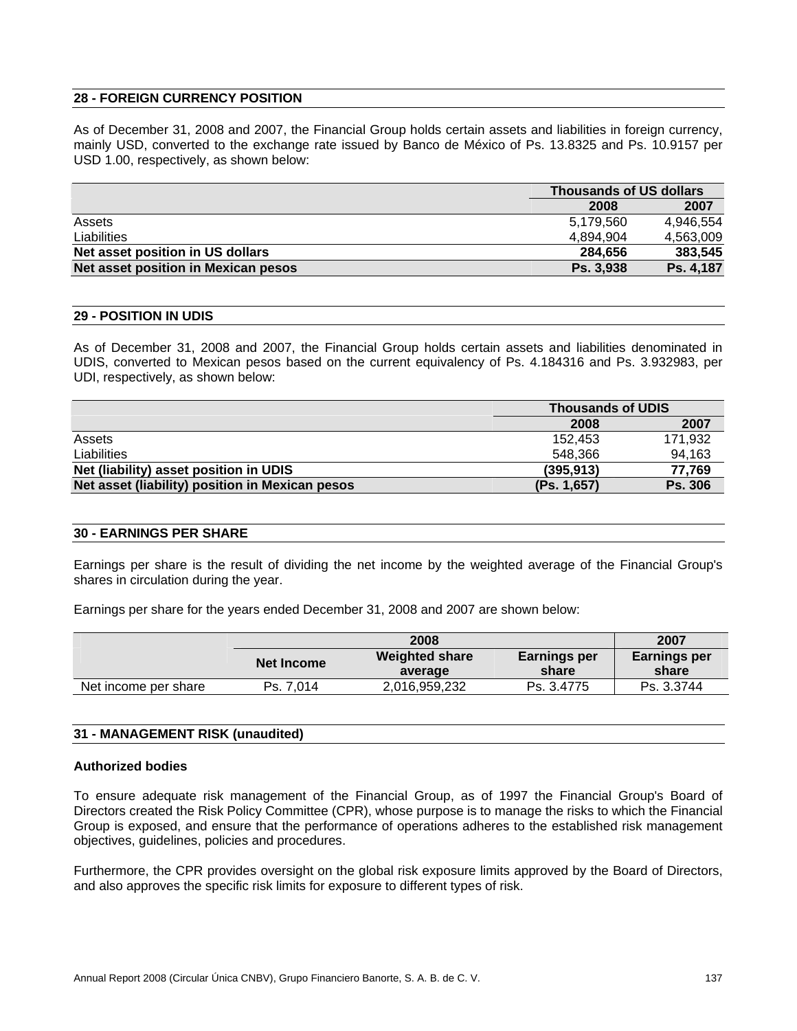## 28 - FOREIGN CURRENCY POSITION

As of December 31, 2008 and 2007, the Financial Group holds certain assets and liabilities in foreign currency, mainly USD, converted to the exchange rate issued by Banco de México of Ps. 13.8325 and Ps. 10.9157 per USD 1.00, respectively, as shown below:

| | Thousands of US dollars | |
|---|---|---|
| | **2008** | **2007** |
| Assets | 5,179,560 | 4,946,554 |
| Liabilities | 4,894,904 | 4,563,009 |
| **Net asset position in US dollars** | **284,656** | **383,545** |
| **Net asset position in Mexican pesos** | **Ps. 3,938** | **Ps. 4,187** |

## 29 - POSITION IN UDIS

As of December 31, 2008 and 2007, the Financial Group holds certain assets and liabilities denominated in UDIS, converted to Mexican pesos based on the current equivalency of Ps. 4.184316 and Ps. 3.932983, per UDI, respectively, as shown below:

| | Thousands of UDIS | |
|---|---|---|
| | **2008** | **2007** |
| Assets | 152,453 | 171,932 |
| Liabilities | 548,366 | 94,163 |
| **Net (liability) asset position in UDIS** | **(395,913)** | **77,769** |
| **Net asset (liability) position in Mexican pesos** | **(Ps. 1,657)** | **Ps. 306** |

## 30 - EARNINGS PER SHARE

Earnings per share is the result of dividing the net income by the weighted average of the Financial Group's shares in circulation during the year.

Earnings per share for the years ended December 31, 2008 and 2007 are shown below:

| | 2008 | | | 2007 |
|---|---|---|---|---|
| | **Net Income** | **Weighted share average** | **Earnings per share** | **Earnings per share** |
| Net income per share | Ps. 7,014 | 2,016,959,232 | Ps. 3.4775 | Ps. 3.3744 |

## 31 - MANAGEMENT RISK (unaudited)

**Authorized bodies**

To ensure adequate risk management of the Financial Group, as of 1997 the Financial Group's Board of Directors created the Risk Policy Committee (CPR), whose purpose is to manage the risks to which the Financial Group is exposed, and ensure that the performance of operations adheres to the established risk management objectives, guidelines, policies and procedures.

Furthermore, the CPR provides oversight on the global risk exposure limits approved by the Board of Directors, and also approves the specific risk limits for exposure to different types of risk.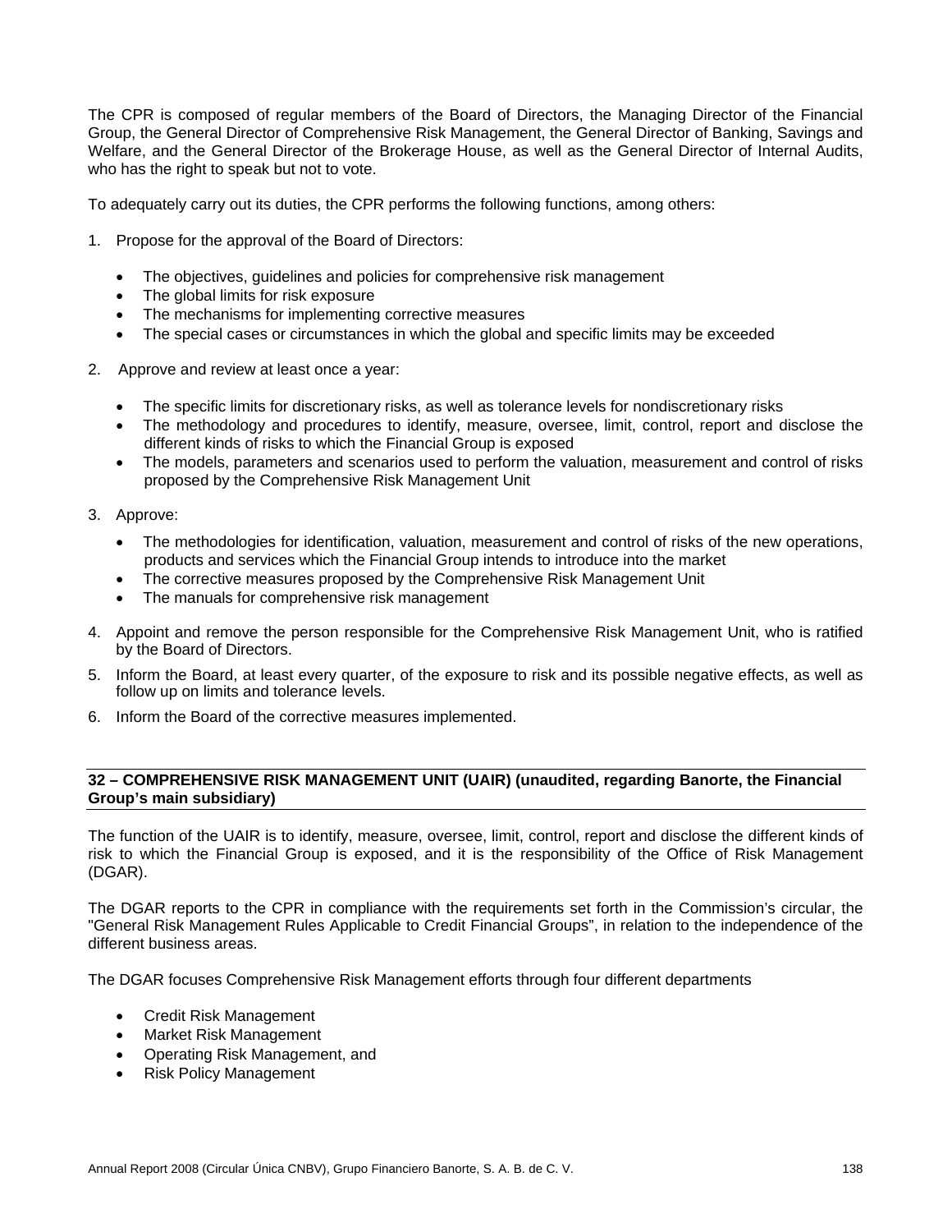The CPR is composed of regular members of the Board of Directors, the Managing Director of the Financial Group, the General Director of Comprehensive Risk Management, the General Director of Banking, Savings and Welfare, and the General Director of the Brokerage House, as well as the General Director of Internal Audits, who has the right to speak but not to vote.

To adequately carry out its duties, the CPR performs the following functions, among others:

1. Propose for the approval of the Board of Directors:
   - The objectives, guidelines and policies for comprehensive risk management
   - The global limits for risk exposure
   - The mechanisms for implementing corrective measures
   - The special cases or circumstances in which the global and specific limits may be exceeded

2. Approve and review at least once a year:
   - The specific limits for discretionary risks, as well as tolerance levels for nondiscretionary risks
   - The methodology and procedures to identify, measure, oversee, limit, control, report and disclose the different kinds of risks to which the Financial Group is exposed
   - The models, parameters and scenarios used to perform the valuation, measurement and control of risks proposed by the Comprehensive Risk Management Unit

3. Approve:
   - The methodologies for identification, valuation, measurement and control of risks of the new operations, products and services which the Financial Group intends to introduce into the market
   - The corrective measures proposed by the Comprehensive Risk Management Unit
   - The manuals for comprehensive risk management

4. Appoint and remove the person responsible for the Comprehensive Risk Management Unit, who is ratified by the Board of Directors.
5. Inform the Board, at least every quarter, of the exposure to risk and its possible negative effects, as well as follow up on limits and tolerance levels.
6. Inform the Board of the corrective measures implemented.

## 32 – COMPREHENSIVE RISK MANAGEMENT UNIT (UAIR) (unaudited, regarding Banorte, the Financial Group's main subsidiary)

The function of the UAIR is to identify, measure, oversee, limit, control, report and disclose the different kinds of risk to which the Financial Group is exposed, and it is the responsibility of the Office of Risk Management (DGAR).

The DGAR reports to the CPR in compliance with the requirements set forth in the Commission's circular, the "General Risk Management Rules Applicable to Credit Financial Groups", in relation to the independence of the different business areas.

The DGAR focuses Comprehensive Risk Management efforts through four different departments

- Credit Risk Management
- Market Risk Management
- Operating Risk Management, and
- Risk Policy Management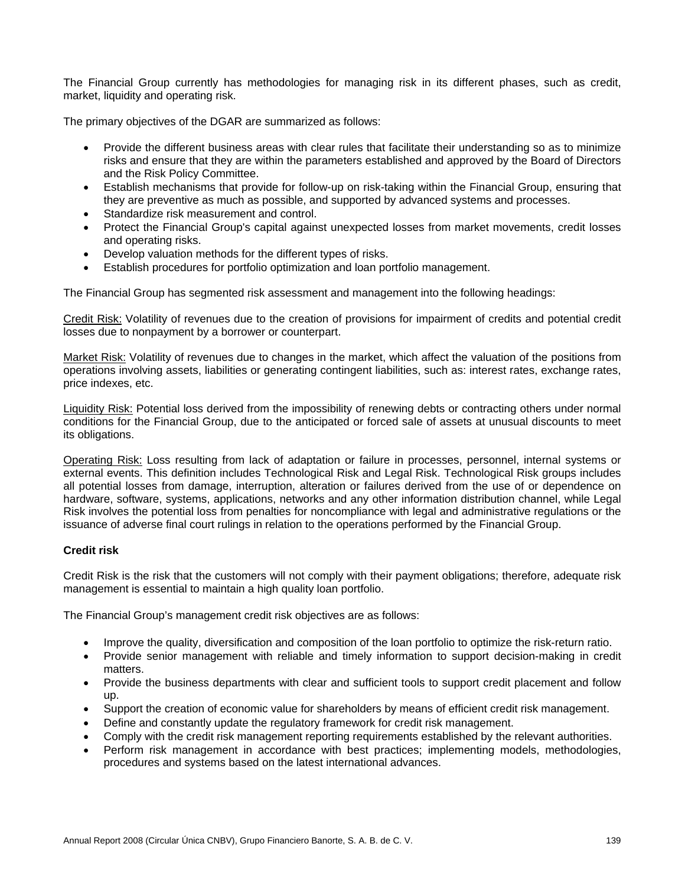The Financial Group currently has methodologies for managing risk in its different phases, such as credit, market, liquidity and operating risk.

The primary objectives of the DGAR are summarized as follows:

- Provide the different business areas with clear rules that facilitate their understanding so as to minimize risks and ensure that they are within the parameters established and approved by the Board of Directors and the Risk Policy Committee.
- Establish mechanisms that provide for follow-up on risk-taking within the Financial Group, ensuring that they are preventive as much as possible, and supported by advanced systems and processes.
- Standardize risk measurement and control.
- Protect the Financial Group's capital against unexpected losses from market movements, credit losses and operating risks.
- Develop valuation methods for the different types of risks.
- Establish procedures for portfolio optimization and loan portfolio management.

The Financial Group has segmented risk assessment and management into the following headings:

<u>Credit Risk:</u> Volatility of revenues due to the creation of provisions for impairment of credits and potential credit losses due to nonpayment by a borrower or counterpart.

<u>Market Risk:</u> Volatility of revenues due to changes in the market, which affect the valuation of the positions from operations involving assets, liabilities or generating contingent liabilities, such as: interest rates, exchange rates, price indexes, etc.

<u>Liquidity Risk:</u> Potential loss derived from the impossibility of renewing debts or contracting others under normal conditions for the Financial Group, due to the anticipated or forced sale of assets at unusual discounts to meet its obligations.

<u>Operating Risk:</u> Loss resulting from lack of adaptation or failure in processes, personnel, internal systems or external events. This definition includes Technological Risk and Legal Risk. Technological Risk groups includes all potential losses from damage, interruption, alteration or failures derived from the use of or dependence on hardware, software, systems, applications, networks and any other information distribution channel, while Legal Risk involves the potential loss from penalties for noncompliance with legal and administrative regulations or the issuance of adverse final court rulings in relation to the operations performed by the Financial Group.

**Credit risk**

Credit Risk is the risk that the customers will not comply with their payment obligations; therefore, adequate risk management is essential to maintain a high quality loan portfolio.

The Financial Group's management credit risk objectives are as follows:

- Improve the quality, diversification and composition of the loan portfolio to optimize the risk-return ratio.
- Provide senior management with reliable and timely information to support decision-making in credit matters.
- Provide the business departments with clear and sufficient tools to support credit placement and follow up.
- Support the creation of economic value for shareholders by means of efficient credit risk management.
- Define and constantly update the regulatory framework for credit risk management.
- Comply with the credit risk management reporting requirements established by the relevant authorities.
- Perform risk management in accordance with best practices; implementing models, methodologies, procedures and systems based on the latest international advances.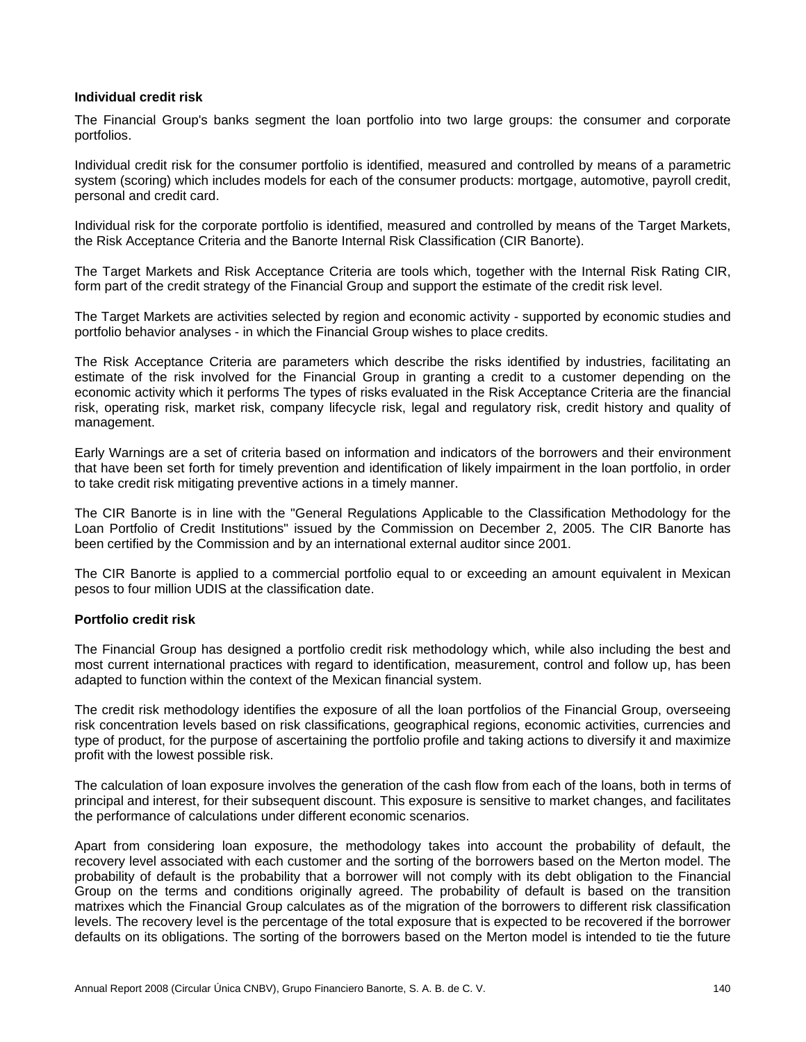**Individual credit risk**

The Financial Group's banks segment the loan portfolio into two large groups: the consumer and corporate portfolios.

Individual credit risk for the consumer portfolio is identified, measured and controlled by means of a parametric system (scoring) which includes models for each of the consumer products: mortgage, automotive, payroll credit, personal and credit card.

Individual risk for the corporate portfolio is identified, measured and controlled by means of the Target Markets, the Risk Acceptance Criteria and the Banorte Internal Risk Classification (CIR Banorte).

The Target Markets and Risk Acceptance Criteria are tools which, together with the Internal Risk Rating CIR, form part of the credit strategy of the Financial Group and support the estimate of the credit risk level.

The Target Markets are activities selected by region and economic activity - supported by economic studies and portfolio behavior analyses - in which the Financial Group wishes to place credits.

The Risk Acceptance Criteria are parameters which describe the risks identified by industries, facilitating an estimate of the risk involved for the Financial Group in granting a credit to a customer depending on the economic activity which it performs The types of risks evaluated in the Risk Acceptance Criteria are the financial risk, operating risk, market risk, company lifecycle risk, legal and regulatory risk, credit history and quality of management.

Early Warnings are a set of criteria based on information and indicators of the borrowers and their environment that have been set forth for timely prevention and identification of likely impairment in the loan portfolio, in order to take credit risk mitigating preventive actions in a timely manner.

The CIR Banorte is in line with the "General Regulations Applicable to the Classification Methodology for the Loan Portfolio of Credit Institutions" issued by the Commission on December 2, 2005. The CIR Banorte has been certified by the Commission and by an international external auditor since 2001.

The CIR Banorte is applied to a commercial portfolio equal to or exceeding an amount equivalent in Mexican pesos to four million UDIS at the classification date.

**Portfolio credit risk**

The Financial Group has designed a portfolio credit risk methodology which, while also including the best and most current international practices with regard to identification, measurement, control and follow up, has been adapted to function within the context of the Mexican financial system.

The credit risk methodology identifies the exposure of all the loan portfolios of the Financial Group, overseeing risk concentration levels based on risk classifications, geographical regions, economic activities, currencies and type of product, for the purpose of ascertaining the portfolio profile and taking actions to diversify it and maximize profit with the lowest possible risk.

The calculation of loan exposure involves the generation of the cash flow from each of the loans, both in terms of principal and interest, for their subsequent discount. This exposure is sensitive to market changes, and facilitates the performance of calculations under different economic scenarios.

Apart from considering loan exposure, the methodology takes into account the probability of default, the recovery level associated with each customer and the sorting of the borrowers based on the Merton model. The probability of default is the probability that a borrower will not comply with its debt obligation to the Financial Group on the terms and conditions originally agreed. The probability of default is based on the transition matrixes which the Financial Group calculates as of the migration of the borrowers to different risk classification levels. The recovery level is the percentage of the total exposure that is expected to be recovered if the borrower defaults on its obligations. The sorting of the borrowers based on the Merton model is intended to tie the future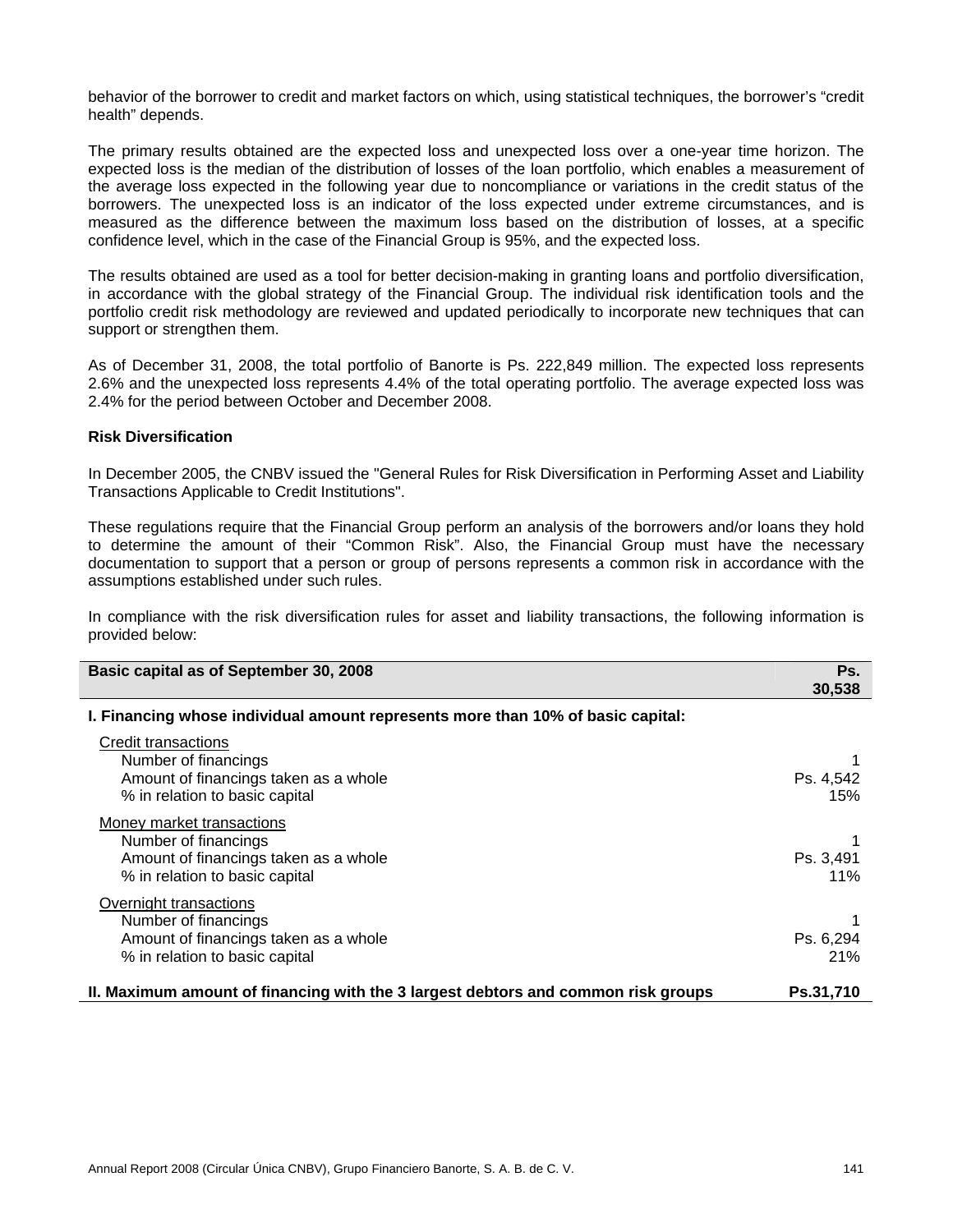behavior of the borrower to credit and market factors on which, using statistical techniques, the borrower's "credit health" depends.

The primary results obtained are the expected loss and unexpected loss over a one-year time horizon. The expected loss is the median of the distribution of losses of the loan portfolio, which enables a measurement of the average loss expected in the following year due to noncompliance or variations in the credit status of the borrowers. The unexpected loss is an indicator of the loss expected under extreme circumstances, and is measured as the difference between the maximum loss based on the distribution of losses, at a specific confidence level, which in the case of the Financial Group is 95%, and the expected loss.

The results obtained are used as a tool for better decision-making in granting loans and portfolio diversification, in accordance with the global strategy of the Financial Group. The individual risk identification tools and the portfolio credit risk methodology are reviewed and updated periodically to incorporate new techniques that can support or strengthen them.

As of December 31, 2008, the total portfolio of Banorte is Ps. 222,849 million. The expected loss represents 2.6% and the unexpected loss represents 4.4% of the total operating portfolio. The average expected loss was 2.4% for the period between October and December 2008.

**Risk Diversification**

In December 2005, the CNBV issued the "General Rules for Risk Diversification in Performing Asset and Liability Transactions Applicable to Credit Institutions".

These regulations require that the Financial Group perform an analysis of the borrowers and/or loans they hold to determine the amount of their "Common Risk". Also, the Financial Group must have the necessary documentation to support that a person or group of persons represents a common risk in accordance with the assumptions established under such rules.

In compliance with the risk diversification rules for asset and liability transactions, the following information is provided below:

| **Basic capital as of September 30, 2008** | **Ps. 30,538** |
|---|---|
| **I. Financing whose individual amount represents more than 10% of basic capital:** | |
| Credit transactions | |
| Number of financings | 1 |
| Amount of financings taken as a whole | Ps. 4,542 |
| % in relation to basic capital | 15% |
| Money market transactions | |
| Number of financings | 1 |
| Amount of financings taken as a whole | Ps. 3,491 |
| % in relation to basic capital | 11% |
| Overnight transactions | |
| Number of financings | 1 |
| Amount of financings taken as a whole | Ps. 6,294 |
| % in relation to basic capital | 21% |
| **II. Maximum amount of financing with the 3 largest debtors and common risk groups** | **Ps.31,710** |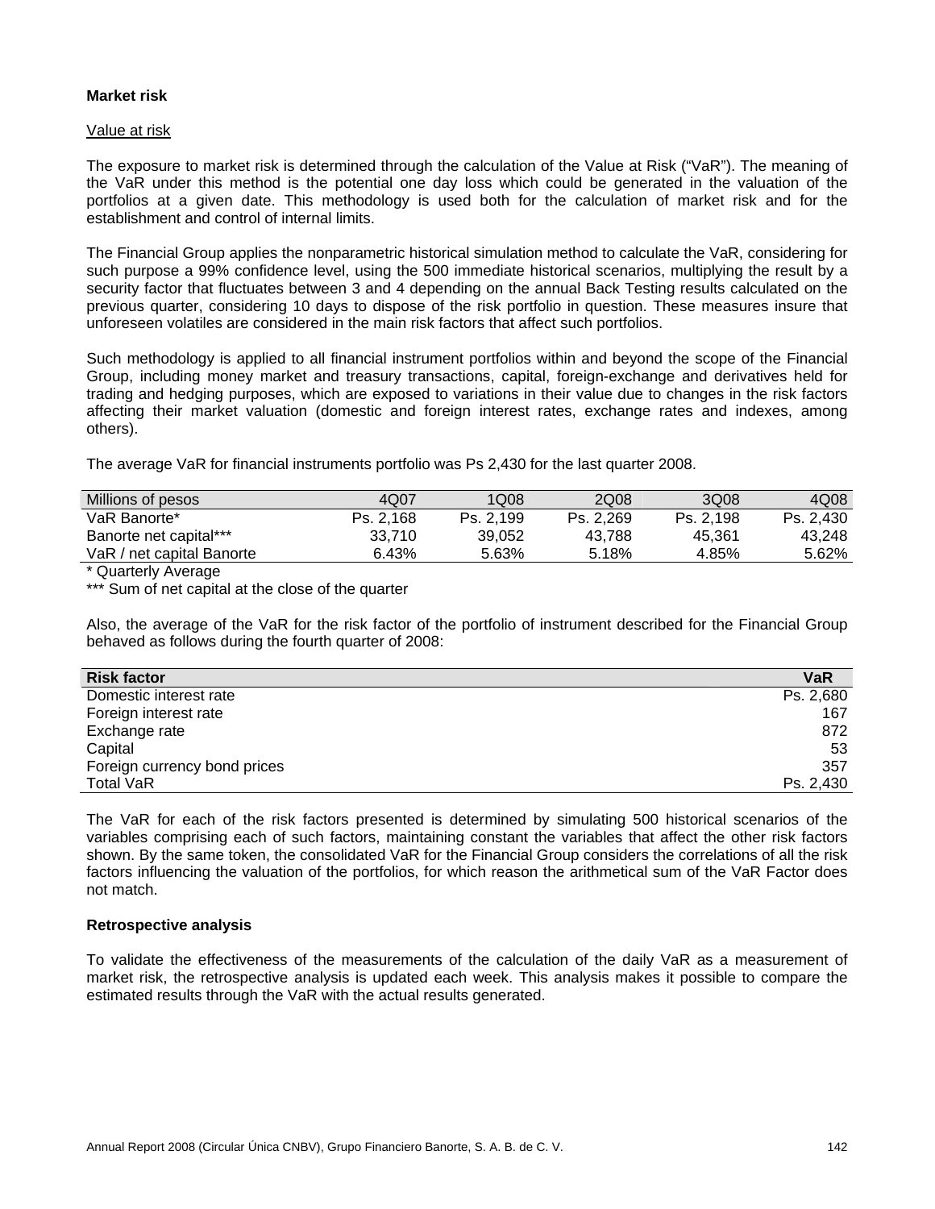**Market risk**

Value at risk

The exposure to market risk is determined through the calculation of the Value at Risk ("VaR"). The meaning of the VaR under this method is the potential one day loss which could be generated in the valuation of the portfolios at a given date. This methodology is used both for the calculation of market risk and for the establishment and control of internal limits.

The Financial Group applies the nonparametric historical simulation method to calculate the VaR, considering for such purpose a 99% confidence level, using the 500 immediate historical scenarios, multiplying the result by a security factor that fluctuates between 3 and 4 depending on the annual Back Testing results calculated on the previous quarter, considering 10 days to dispose of the risk portfolio in question. These measures insure that unforeseen volatiles are considered in the main risk factors that affect such portfolios.

Such methodology is applied to all financial instrument portfolios within and beyond the scope of the Financial Group, including money market and treasury transactions, capital, foreign-exchange and derivatives held for trading and hedging purposes, which are exposed to variations in their value due to changes in the risk factors affecting their market valuation (domestic and foreign interest rates, exchange rates and indexes, among others).

The average VaR for financial instruments portfolio was Ps 2,430 for the last quarter 2008.

| Millions of pesos | 4Q07 | 1Q08 | 2Q08 | 3Q08 | 4Q08 |
|---|---|---|---|---|---|
| VaR Banorte* | Ps. 2,168 | Ps. 2,199 | Ps. 2,269 | Ps. 2,198 | Ps. 2,430 |
| Banorte net capital*** | 33,710 | 39,052 | 43,788 | 45,361 | 43,248 |
| VaR / net capital Banorte | 6.43% | 5.63% | 5.18% | 4.85% | 5.62% |

* Quarterly Average

*** Sum of net capital at the close of the quarter

Also, the average of the VaR for the risk factor of the portfolio of instrument described for the Financial Group behaved as follows during the fourth quarter of 2008:

| Risk factor | VaR |
|---|---|
| Domestic interest rate | Ps. 2,680 |
| Foreign interest rate | 167 |
| Exchange rate | 872 |
| Capital | 53 |
| Foreign currency bond prices | 357 |
| Total VaR | Ps. 2,430 |

The VaR for each of the risk factors presented is determined by simulating 500 historical scenarios of the variables comprising each of such factors, maintaining constant the variables that affect the other risk factors shown. By the same token, the consolidated VaR for the Financial Group considers the correlations of all the risk factors influencing the valuation of the portfolios, for which reason the arithmetical sum of the VaR Factor does not match.

**Retrospective analysis**

To validate the effectiveness of the measurements of the calculation of the daily VaR as a measurement of market risk, the retrospective analysis is updated each week. This analysis makes it possible to compare the estimated results through the VaR with the actual results generated.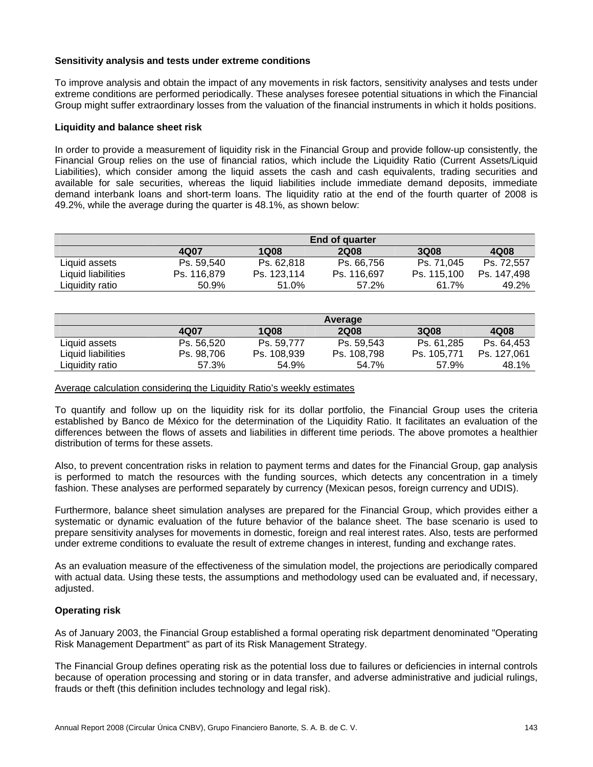**Sensitivity analysis and tests under extreme conditions**

To improve analysis and obtain the impact of any movements in risk factors, sensitivity analyses and tests under extreme conditions are performed periodically. These analyses foresee potential situations in which the Financial Group might suffer extraordinary losses from the valuation of the financial instruments in which it holds positions.

**Liquidity and balance sheet risk**

In order to provide a measurement of liquidity risk in the Financial Group and provide follow-up consistently, the Financial Group relies on the use of financial ratios, which include the Liquidity Ratio (Current Assets/Liquid Liabilities), which consider among the liquid assets the cash and cash equivalents, trading securities and available for sale securities, whereas the liquid liabilities include immediate demand deposits, immediate demand interbank loans and short-term loans. The liquidity ratio at the end of the fourth quarter of 2008 is 49.2%, while the average during the quarter is 48.1%, as shown below:

| | **End of quarter** | | | | |
|---|---|---|---|---|---|
| | **4Q07** | **1Q08** | **2Q08** | **3Q08** | **4Q08** |
| Liquid assets | Ps. 59,540 | Ps. 62,818 | Ps. 66,756 | Ps. 71,045 | Ps. 72,557 |
| Liquid liabilities | Ps. 116,879 | Ps. 123,114 | Ps. 116,697 | Ps. 115,100 | Ps. 147,498 |
| Liquidity ratio | 50.9% | 51.0% | 57.2% | 61.7% | 49.2% |

| | **Average** | | | | |
|---|---|---|---|---|---|
| | **4Q07** | **1Q08** | **2Q08** | **3Q08** | **4Q08** |
| Liquid assets | Ps. 56,520 | Ps. 59,777 | Ps. 59,543 | Ps. 61,285 | Ps. 64,453 |
| Liquid liabilities | Ps. 98,706 | Ps. 108,939 | Ps. 108,798 | Ps. 105,771 | Ps. 127,061 |
| Liquidity ratio | 57.3% | 54.9% | 54.7% | 57.9% | 48.1% |

Average calculation considering the Liquidity Ratio's weekly estimates

To quantify and follow up on the liquidity risk for its dollar portfolio, the Financial Group uses the criteria established by Banco de México for the determination of the Liquidity Ratio. It facilitates an evaluation of the differences between the flows of assets and liabilities in different time periods. The above promotes a healthier distribution of terms for these assets.

Also, to prevent concentration risks in relation to payment terms and dates for the Financial Group, gap analysis is performed to match the resources with the funding sources, which detects any concentration in a timely fashion. These analyses are performed separately by currency (Mexican pesos, foreign currency and UDIS).

Furthermore, balance sheet simulation analyses are prepared for the Financial Group, which provides either a systematic or dynamic evaluation of the future behavior of the balance sheet. The base scenario is used to prepare sensitivity analyses for movements in domestic, foreign and real interest rates. Also, tests are performed under extreme conditions to evaluate the result of extreme changes in interest, funding and exchange rates.

As an evaluation measure of the effectiveness of the simulation model, the projections are periodically compared with actual data. Using these tests, the assumptions and methodology used can be evaluated and, if necessary, adjusted.

**Operating risk**

As of January 2003, the Financial Group established a formal operating risk department denominated "Operating Risk Management Department" as part of its Risk Management Strategy.

The Financial Group defines operating risk as the potential loss due to failures or deficiencies in internal controls because of operation processing and storing or in data transfer, and adverse administrative and judicial rulings, frauds or theft (this definition includes technology and legal risk).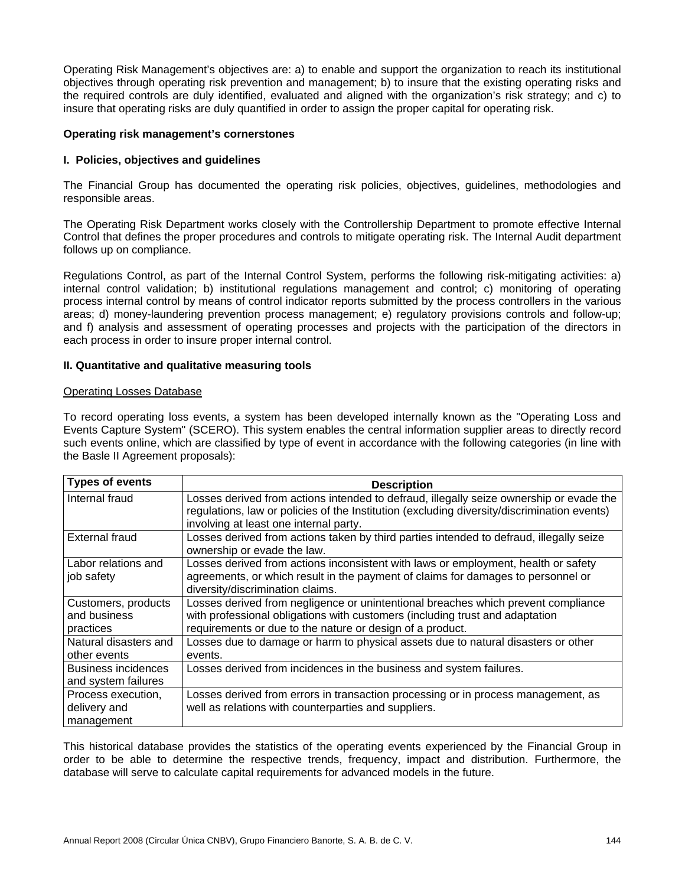Operating Risk Management's objectives are: a) to enable and support the organization to reach its institutional objectives through operating risk prevention and management; b) to insure that the existing operating risks and the required controls are duly identified, evaluated and aligned with the organization's risk strategy; and c) to insure that operating risks are duly quantified in order to assign the proper capital for operating risk.

**Operating risk management's cornerstones**

**I. Policies, objectives and guidelines**

The Financial Group has documented the operating risk policies, objectives, guidelines, methodologies and responsible areas.

The Operating Risk Department works closely with the Controllership Department to promote effective Internal Control that defines the proper procedures and controls to mitigate operating risk. The Internal Audit department follows up on compliance.

Regulations Control, as part of the Internal Control System, performs the following risk-mitigating activities: a) internal control validation; b) institutional regulations management and control; c) monitoring of operating process internal control by means of control indicator reports submitted by the process controllers in the various areas; d) money-laundering prevention process management; e) regulatory provisions controls and follow-up; and f) analysis and assessment of operating processes and projects with the participation of the directors in each process in order to insure proper internal control.

**II. Quantitative and qualitative measuring tools**

Operating Losses Database

To record operating loss events, a system has been developed internally known as the "Operating Loss and Events Capture System" (SCERO). This system enables the central information supplier areas to directly record such events online, which are classified by type of event in accordance with the following categories (in line with the Basle II Agreement proposals):

| Types of events | Description |
|---|---|
| Internal fraud | Losses derived from actions intended to defraud, illegally seize ownership or evade the regulations, law or policies of the Institution (excluding diversity/discrimination events) involving at least one internal party. |
| External fraud | Losses derived from actions taken by third parties intended to defraud, illegally seize ownership or evade the law. |
| Labor relations and job safety | Losses derived from actions inconsistent with laws or employment, health or safety agreements, or which result in the payment of claims for damages to personnel or diversity/discrimination claims. |
| Customers, products and business practices | Losses derived from negligence or unintentional breaches which prevent compliance with professional obligations with customers (including trust and adaptation requirements or due to the nature or design of a product. |
| Natural disasters and other events | Losses due to damage or harm to physical assets due to natural disasters or other events. |
| Business incidences and system failures | Losses derived from incidences in the business and system failures. |
| Process execution, delivery and management | Losses derived from errors in transaction processing or in process management, as well as relations with counterparties and suppliers. |

This historical database provides the statistics of the operating events experienced by the Financial Group in order to be able to determine the respective trends, frequency, impact and distribution. Furthermore, the database will serve to calculate capital requirements for advanced models in the future.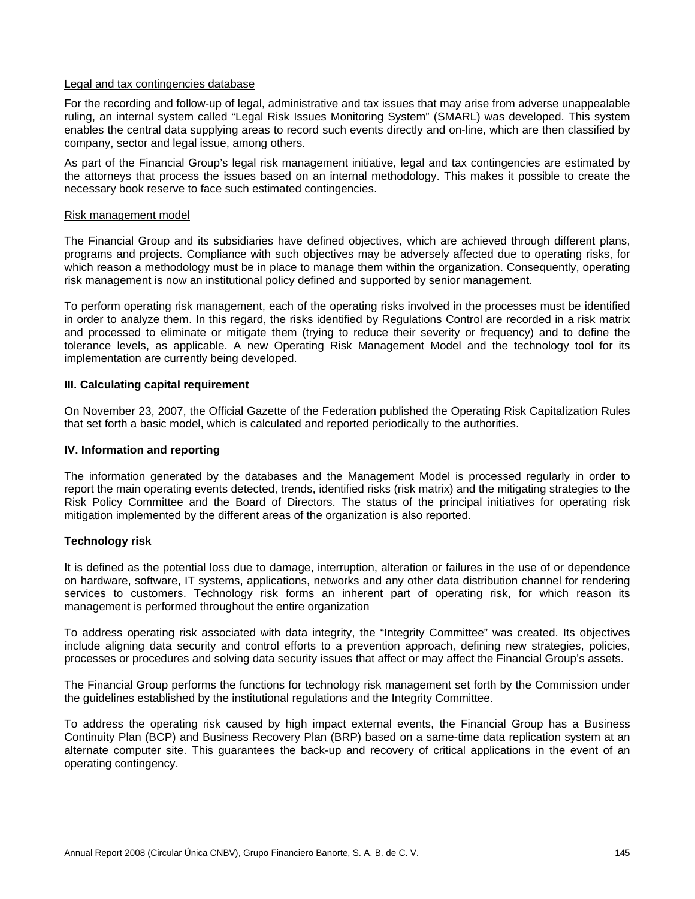Legal and tax contingencies database

For the recording and follow-up of legal, administrative and tax issues that may arise from adverse unappealable ruling, an internal system called "Legal Risk Issues Monitoring System" (SMARL) was developed. This system enables the central data supplying areas to record such events directly and on-line, which are then classified by company, sector and legal issue, among others.

As part of the Financial Group's legal risk management initiative, legal and tax contingencies are estimated by the attorneys that process the issues based on an internal methodology. This makes it possible to create the necessary book reserve to face such estimated contingencies.

Risk management model

The Financial Group and its subsidiaries have defined objectives, which are achieved through different plans, programs and projects. Compliance with such objectives may be adversely affected due to operating risks, for which reason a methodology must be in place to manage them within the organization. Consequently, operating risk management is now an institutional policy defined and supported by senior management.

To perform operating risk management, each of the operating risks involved in the processes must be identified in order to analyze them. In this regard, the risks identified by Regulations Control are recorded in a risk matrix and processed to eliminate or mitigate them (trying to reduce their severity or frequency) and to define the tolerance levels, as applicable. A new Operating Risk Management Model and the technology tool for its implementation are currently being developed.

**III. Calculating capital requirement**

On November 23, 2007, the Official Gazette of the Federation published the Operating Risk Capitalization Rules that set forth a basic model, which is calculated and reported periodically to the authorities.

**IV. Information and reporting**

The information generated by the databases and the Management Model is processed regularly in order to report the main operating events detected, trends, identified risks (risk matrix) and the mitigating strategies to the Risk Policy Committee and the Board of Directors. The status of the principal initiatives for operating risk mitigation implemented by the different areas of the organization is also reported.

**Technology risk**

It is defined as the potential loss due to damage, interruption, alteration or failures in the use of or dependence on hardware, software, IT systems, applications, networks and any other data distribution channel for rendering services to customers. Technology risk forms an inherent part of operating risk, for which reason its management is performed throughout the entire organization

To address operating risk associated with data integrity, the "Integrity Committee" was created. Its objectives include aligning data security and control efforts to a prevention approach, defining new strategies, policies, processes or procedures and solving data security issues that affect or may affect the Financial Group's assets.

The Financial Group performs the functions for technology risk management set forth by the Commission under the guidelines established by the institutional regulations and the Integrity Committee.

To address the operating risk caused by high impact external events, the Financial Group has a Business Continuity Plan (BCP) and Business Recovery Plan (BRP) based on a same-time data replication system at an alternate computer site. This guarantees the back-up and recovery of critical applications in the event of an operating contingency.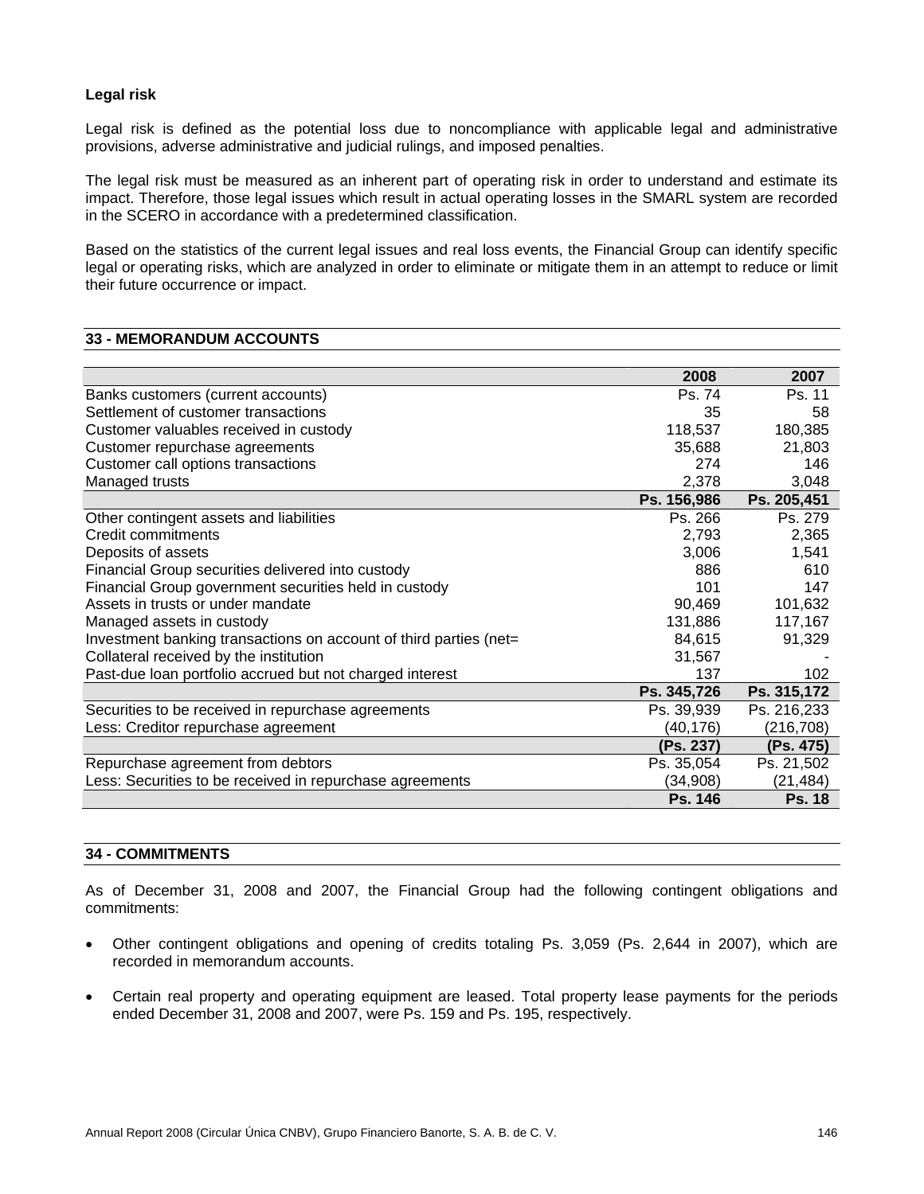**Legal risk**

Legal risk is defined as the potential loss due to noncompliance with applicable legal and administrative provisions, adverse administrative and judicial rulings, and imposed penalties.

The legal risk must be measured as an inherent part of operating risk in order to understand and estimate its impact. Therefore, those legal issues which result in actual operating losses in the SMARL system are recorded in the SCERO in accordance with a predetermined classification.

Based on the statistics of the current legal issues and real loss events, the Financial Group can identify specific legal or operating risks, which are analyzed in order to eliminate or mitigate them in an attempt to reduce or limit their future occurrence or impact.

## 33 - MEMORANDUM ACCOUNTS

| | 2008 | 2007 |
|---|---|---|
| Banks customers (current accounts) | Ps. 74 | Ps. 11 |
| Settlement of customer transactions | 35 | 58 |
| Customer valuables received in custody | 118,537 | 180,385 |
| Customer repurchase agreements | 35,688 | 21,803 |
| Customer call options transactions | 274 | 146 |
| Managed trusts | 2,378 | 3,048 |
| | **Ps. 156,986** | **Ps. 205,451** |
| Other contingent assets and liabilities | Ps. 266 | Ps. 279 |
| Credit commitments | 2,793 | 2,365 |
| Deposits of assets | 3,006 | 1,541 |
| Financial Group securities delivered into custody | 886 | 610 |
| Financial Group government securities held in custody | 101 | 147 |
| Assets in trusts or under mandate | 90,469 | 101,632 |
| Managed assets in custody | 131,886 | 117,167 |
| Investment banking transactions on account of third parties (net= | 84,615 | 91,329 |
| Collateral received by the institution | 31,567 | - |
| Past-due loan portfolio accrued but not charged interest | 137 | 102 |
| | **Ps. 345,726** | **Ps. 315,172** |
| Securities to be received in repurchase agreements | Ps. 39,939 | Ps. 216,233 |
| Less: Creditor repurchase agreement | (40,176) | (216,708) |
| | **(Ps. 237)** | **(Ps. 475)** |
| Repurchase agreement from debtors | Ps. 35,054 | Ps. 21,502 |
| Less: Securities to be received in repurchase agreements | (34,908) | (21,484) |
| | **Ps. 146** | **Ps. 18** |

## 34 - COMMITMENTS

As of December 31, 2008 and 2007, the Financial Group had the following contingent obligations and commitments:

- Other contingent obligations and opening of credits totaling Ps. 3,059 (Ps. 2,644 in 2007), which are recorded in memorandum accounts.
- Certain real property and operating equipment are leased. Total property lease payments for the periods ended December 31, 2008 and 2007, were Ps. 159 and Ps. 195, respectively.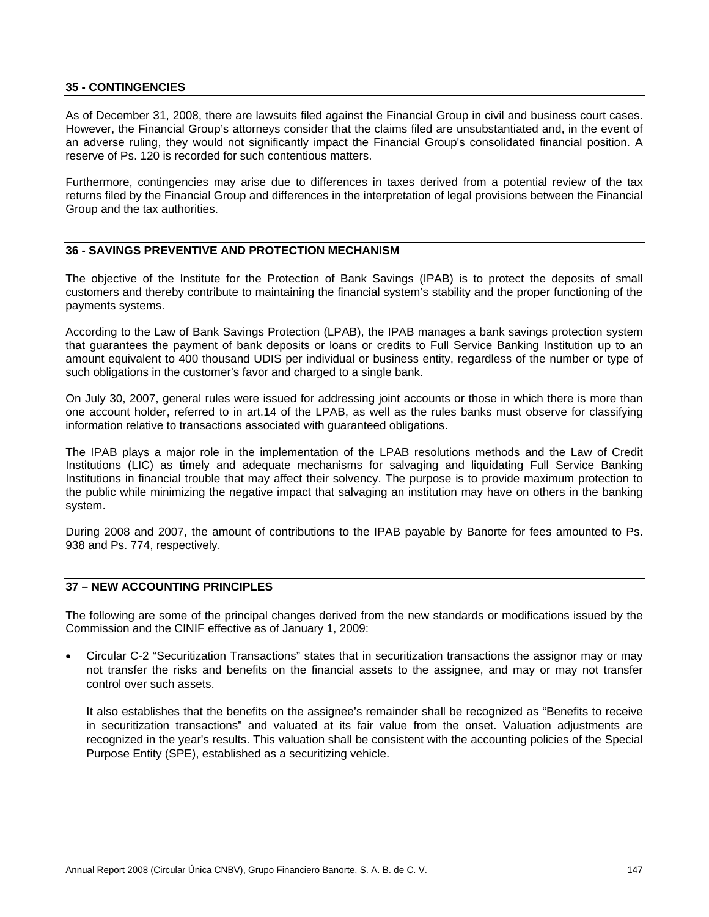## 35 - CONTINGENCIES

As of December 31, 2008, there are lawsuits filed against the Financial Group in civil and business court cases. However, the Financial Group's attorneys consider that the claims filed are unsubstantiated and, in the event of an adverse ruling, they would not significantly impact the Financial Group's consolidated financial position. A reserve of Ps. 120 is recorded for such contentious matters.

Furthermore, contingencies may arise due to differences in taxes derived from a potential review of the tax returns filed by the Financial Group and differences in the interpretation of legal provisions between the Financial Group and the tax authorities.

## 36 - SAVINGS PREVENTIVE AND PROTECTION MECHANISM

The objective of the Institute for the Protection of Bank Savings (IPAB) is to protect the deposits of small customers and thereby contribute to maintaining the financial system's stability and the proper functioning of the payments systems.

According to the Law of Bank Savings Protection (LPAB), the IPAB manages a bank savings protection system that guarantees the payment of bank deposits or loans or credits to Full Service Banking Institution up to an amount equivalent to 400 thousand UDIS per individual or business entity, regardless of the number or type of such obligations in the customer's favor and charged to a single bank.

On July 30, 2007, general rules were issued for addressing joint accounts or those in which there is more than one account holder, referred to in art.14 of the LPAB, as well as the rules banks must observe for classifying information relative to transactions associated with guaranteed obligations.

The IPAB plays a major role in the implementation of the LPAB resolutions methods and the Law of Credit Institutions (LIC) as timely and adequate mechanisms for salvaging and liquidating Full Service Banking Institutions in financial trouble that may affect their solvency. The purpose is to provide maximum protection to the public while minimizing the negative impact that salvaging an institution may have on others in the banking system.

During 2008 and 2007, the amount of contributions to the IPAB payable by Banorte for fees amounted to Ps. 938 and Ps. 774, respectively.

## 37 – NEW ACCOUNTING PRINCIPLES

The following are some of the principal changes derived from the new standards or modifications issued by the Commission and the CINIF effective as of January 1, 2009:

- Circular C-2 "Securitization Transactions" states that in securitization transactions the assignor may or may not transfer the risks and benefits on the financial assets to the assignee, and may or may not transfer control over such assets.

  It also establishes that the benefits on the assignee's remainder shall be recognized as "Benefits to receive in securitization transactions" and valuated at its fair value from the onset. Valuation adjustments are recognized in the year's results. This valuation shall be consistent with the accounting policies of the Special Purpose Entity (SPE), established as a securitizing vehicle.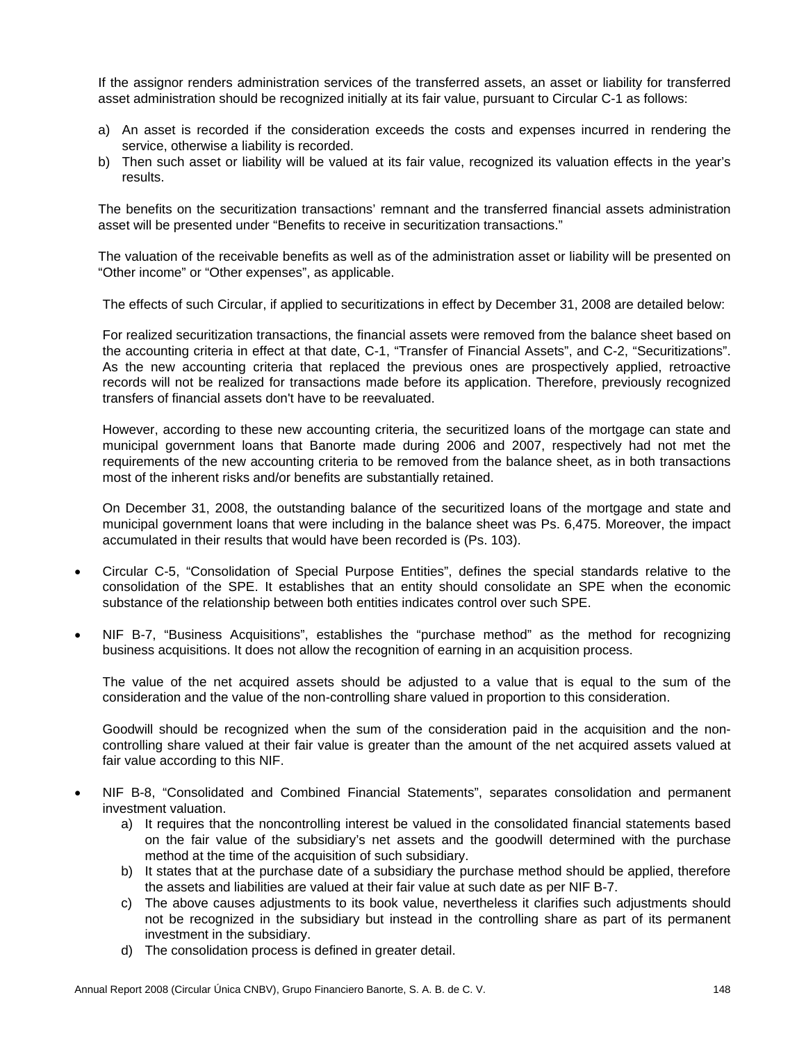If the assignor renders administration services of the transferred assets, an asset or liability for transferred asset administration should be recognized initially at its fair value, pursuant to Circular C-1 as follows:

a) An asset is recorded if the consideration exceeds the costs and expenses incurred in rendering the service, otherwise a liability is recorded.
b) Then such asset or liability will be valued at its fair value, recognized its valuation effects in the year's results.

The benefits on the securitization transactions' remnant and the transferred financial assets administration asset will be presented under "Benefits to receive in securitization transactions."

The valuation of the receivable benefits as well as of the administration asset or liability will be presented on "Other income" or "Other expenses", as applicable.

The effects of such Circular, if applied to securitizations in effect by December 31, 2008 are detailed below:

For realized securitization transactions, the financial assets were removed from the balance sheet based on the accounting criteria in effect at that date, C-1, "Transfer of Financial Assets", and C-2, "Securitizations". As the new accounting criteria that replaced the previous ones are prospectively applied, retroactive records will not be realized for transactions made before its application. Therefore, previously recognized transfers of financial assets don't have to be reevaluated.

However, according to these new accounting criteria, the securitized loans of the mortgage can state and municipal government loans that Banorte made during 2006 and 2007, respectively had not met the requirements of the new accounting criteria to be removed from the balance sheet, as in both transactions most of the inherent risks and/or benefits are substantially retained.

On December 31, 2008, the outstanding balance of the securitized loans of the mortgage and state and municipal government loans that were including in the balance sheet was Ps. 6,475. Moreover, the impact accumulated in their results that would have been recorded is (Ps. 103).

- Circular C-5, "Consolidation of Special Purpose Entities", defines the special standards relative to the consolidation of the SPE. It establishes that an entity should consolidate an SPE when the economic substance of the relationship between both entities indicates control over such SPE.

- NIF B-7, "Business Acquisitions", establishes the "purchase method" as the method for recognizing business acquisitions. It does not allow the recognition of earning in an acquisition process.

  The value of the net acquired assets should be adjusted to a value that is equal to the sum of the consideration and the value of the non-controlling share valued in proportion to this consideration.

  Goodwill should be recognized when the sum of the consideration paid in the acquisition and the non-controlling share valued at their fair value is greater than the amount of the net acquired assets valued at fair value according to this NIF.

- NIF B-8, "Consolidated and Combined Financial Statements", separates consolidation and permanent investment valuation.
  a) It requires that the noncontrolling interest be valued in the consolidated financial statements based on the fair value of the subsidiary's net assets and the goodwill determined with the purchase method at the time of the acquisition of such subsidiary.
  b) It states that at the purchase date of a subsidiary the purchase method should be applied, therefore the assets and liabilities are valued at their fair value at such date as per NIF B-7.
  c) The above causes adjustments to its book value, nevertheless it clarifies such adjustments should not be recognized in the subsidiary but instead in the controlling share as part of its permanent investment in the subsidiary.
  d) The consolidation process is defined in greater detail.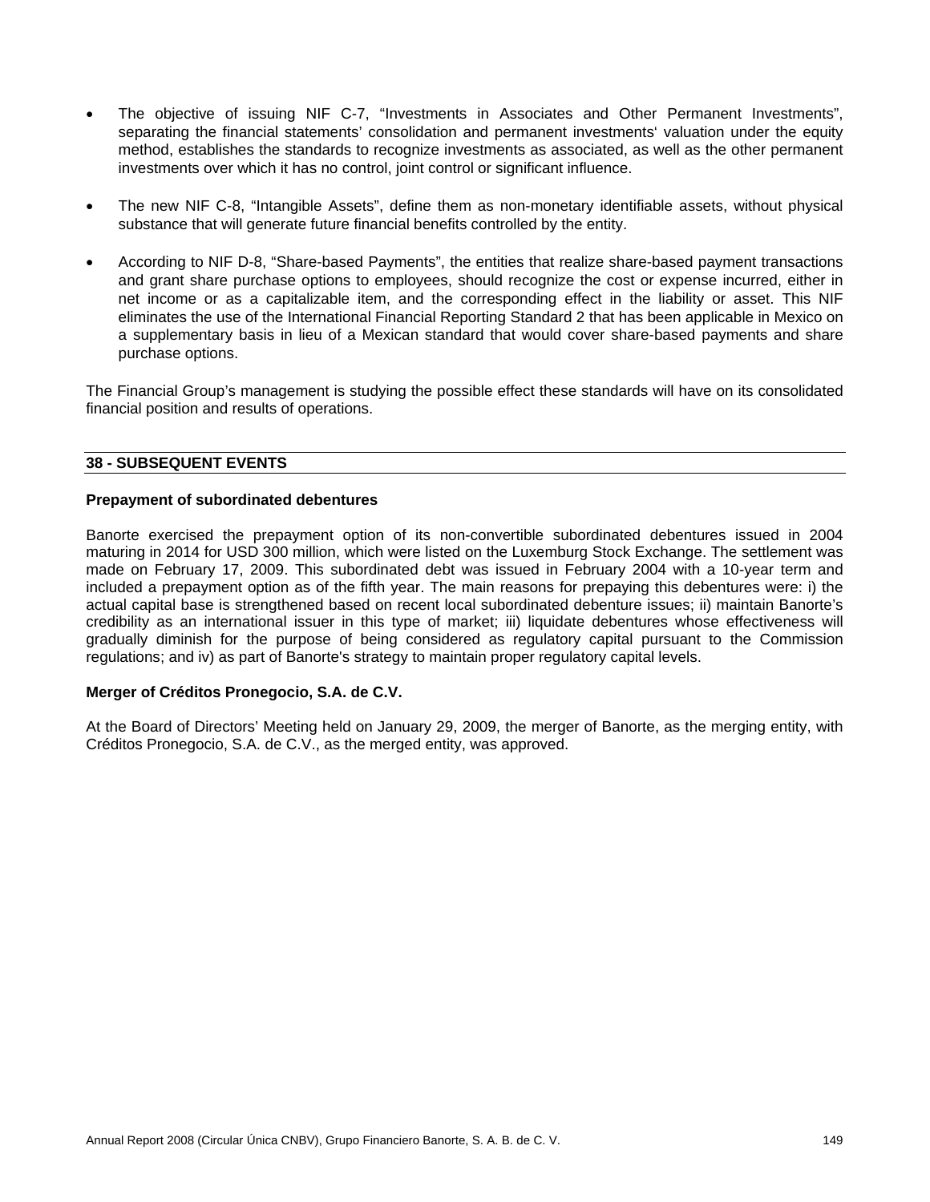- The objective of issuing NIF C-7, “Investments in Associates and Other Permanent Investments”, separating the financial statements’ consolidation and permanent investments‘ valuation under the equity method, establishes the standards to recognize investments as associated, as well as the other permanent investments over which it has no control, joint control or significant influence.

- The new NIF C-8, “Intangible Assets”, define them as non-monetary identifiable assets, without physical substance that will generate future financial benefits controlled by the entity.

- According to NIF D-8, “Share-based Payments”, the entities that realize share-based payment transactions and grant share purchase options to employees, should recognize the cost or expense incurred, either in net income or as a capitalizable item, and the corresponding effect in the liability or asset. This NIF eliminates the use of the International Financial Reporting Standard 2 that has been applicable in Mexico on a supplementary basis in lieu of a Mexican standard that would cover share-based payments and share purchase options.

The Financial Group’s management is studying the possible effect these standards will have on its consolidated financial position and results of operations.

## 38 - SUBSEQUENT EVENTS

**Prepayment of subordinated debentures**

Banorte exercised the prepayment option of its non-convertible subordinated debentures issued in 2004 maturing in 2014 for USD 300 million, which were listed on the Luxemburg Stock Exchange. The settlement was made on February 17, 2009. This subordinated debt was issued in February 2004 with a 10-year term and included a prepayment option as of the fifth year. The main reasons for prepaying this debentures were: i) the actual capital base is strengthened based on recent local subordinated debenture issues; ii) maintain Banorte’s credibility as an international issuer in this type of market; iii) liquidate debentures whose effectiveness will gradually diminish for the purpose of being considered as regulatory capital pursuant to the Commission regulations; and iv) as part of Banorte's strategy to maintain proper regulatory capital levels.

**Merger of Créditos Pronegocio, S.A. de C.V.**

At the Board of Directors’ Meeting held on January 29, 2009, the merger of Banorte, as the merging entity, with Créditos Pronegocio, S.A. de C.V., as the merged entity, was approved.